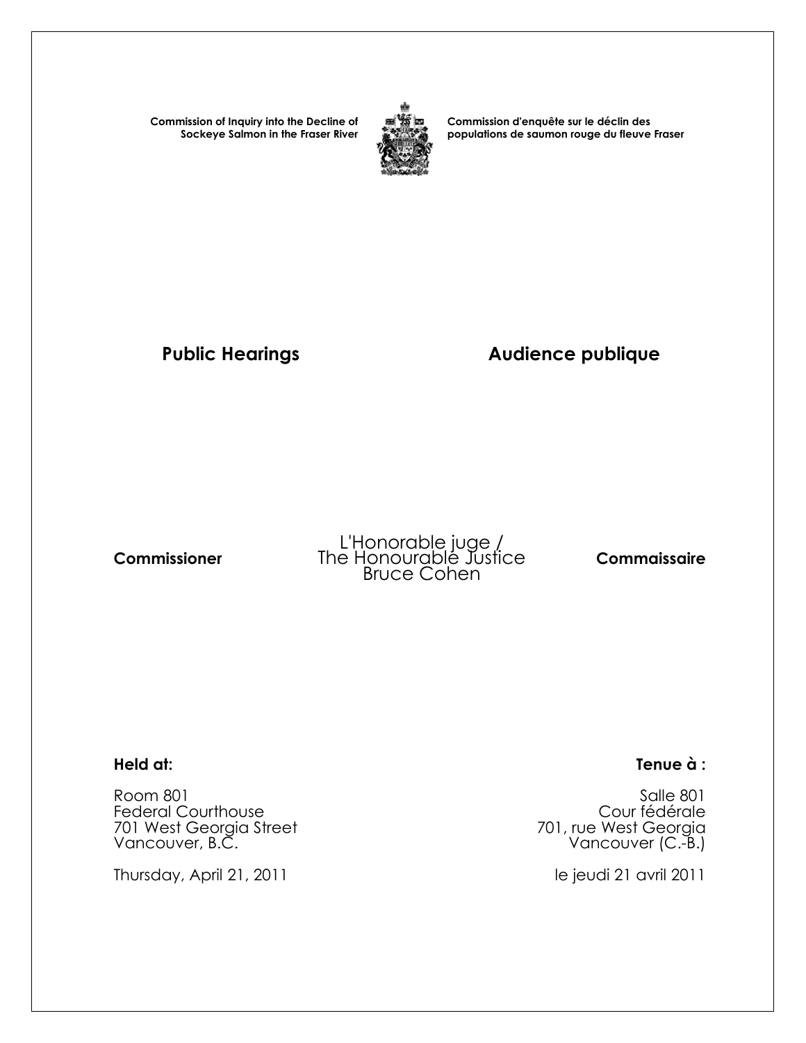**Commission of Inquiry into the Decline of Sockeye Salmon in the Fraser River**

**Commission d'enquête sur le déclin des populations de saumon rouge du fleuve Fraser**

## Public Hearings

## Audience publique

**Commissioner**

L'Honorable juge /
The Honourable Justice
Bruce Cohen

**Commissaire**

**Held at:**

Room 801
Federal Courthouse
701 West Georgia Street
Vancouver, B.C.

Thursday, April 21, 2011

**Tenue à :**

Salle 801
Cour fédérale
701, rue West Georgia
Vancouver (C.-B.)

le jeudi 21 avril 2011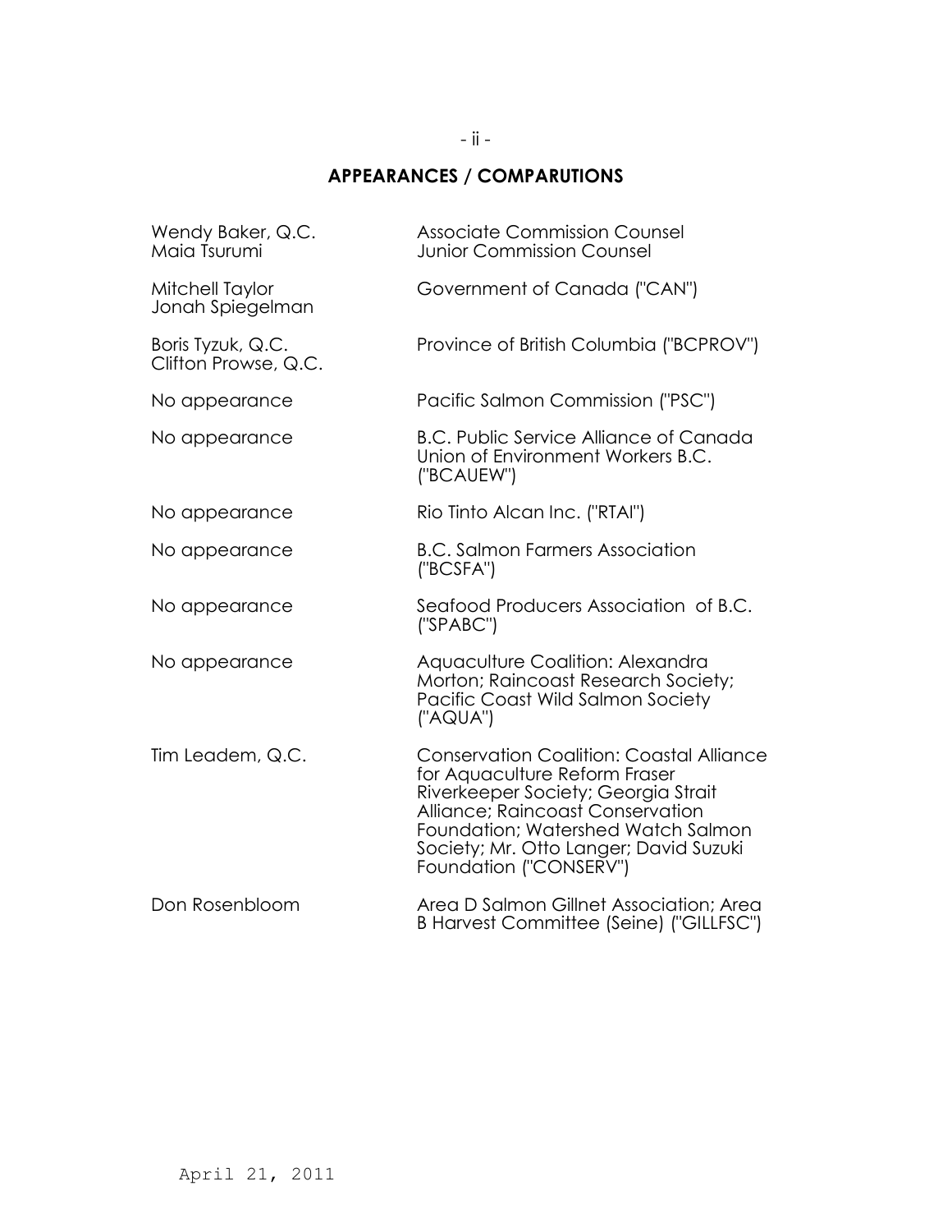## APPEARANCES / COMPARUTIONS

| | |
|---|---|
| Wendy Baker, Q.C.<br>Maia Tsurumi | Associate Commission Counsel<br>Junior Commission Counsel |
| Mitchell Taylor<br>Jonah Spiegelman | Government of Canada ("CAN") |
| Boris Tyzuk, Q.C.<br>Clifton Prowse, Q.C. | Province of British Columbia ("BCPROV") |
| No appearance | Pacific Salmon Commission ("PSC") |
| No appearance | B.C. Public Service Alliance of Canada Union of Environment Workers B.C. ("BCAUEW") |
| No appearance | Rio Tinto Alcan Inc. ("RTAI") |
| No appearance | B.C. Salmon Farmers Association ("BCSFA") |
| No appearance | Seafood Producers Association of B.C. ("SPABC") |
| No appearance | Aquaculture Coalition: Alexandra Morton; Raincoast Research Society; Pacific Coast Wild Salmon Society ("AQUA") |
| Tim Leadem, Q.C. | Conservation Coalition: Coastal Alliance for Aquaculture Reform Fraser Riverkeeper Society; Georgia Strait Alliance; Raincoast Conservation Foundation; Watershed Watch Salmon Society; Mr. Otto Langer; David Suzuki Foundation ("CONSERV") |
| Don Rosenbloom | Area D Salmon Gillnet Association; Area B Harvest Committee (Seine) ("GILLFSC") |

April 21, 2011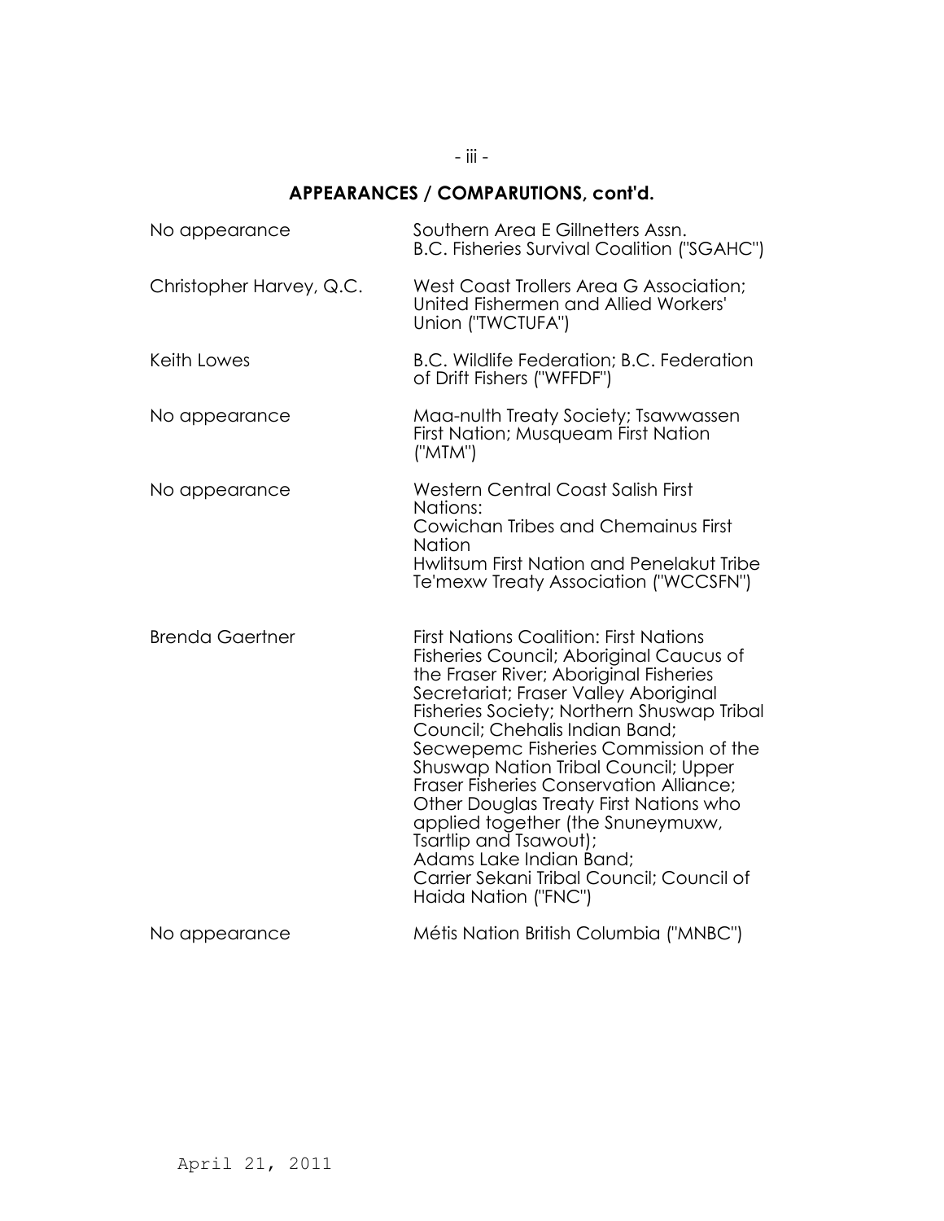## APPEARANCES / COMPARUTIONS, cont'd.

| | |
|---|---|
| No appearance | Southern Area E Gillnetters Assn.<br>B.C. Fisheries Survival Coalition ("SGAHC") |
| Christopher Harvey, Q.C. | West Coast Trollers Area G Association; United Fishermen and Allied Workers' Union ("TWCTUFA") |
| Keith Lowes | B.C. Wildlife Federation; B.C. Federation of Drift Fishers ("WFFDF") |
| No appearance | Maa-nulth Treaty Society; Tsawwassen First Nation; Musqueam First Nation ("MTM") |
| No appearance | Western Central Coast Salish First Nations:<br>Cowichan Tribes and Chemainus First Nation<br>Hwlitsum First Nation and Penelakut Tribe<br>Te'mexw Treaty Association ("WCCSFN") |
| Brenda Gaertner | First Nations Coalition: First Nations Fisheries Council; Aboriginal Caucus of the Fraser River; Aboriginal Fisheries Secretariat; Fraser Valley Aboriginal Fisheries Society; Northern Shuswap Tribal Council; Chehalis Indian Band; Secwepemc Fisheries Commission of the Shuswap Nation Tribal Council; Upper Fraser Fisheries Conservation Alliance; Other Douglas Treaty First Nations who applied together (the Snuneymuxw, Tsartlip and Tsawout);<br>Adams Lake Indian Band;<br>Carrier Sekani Tribal Council; Council of Haida Nation ("FNC") |
| No appearance | Métis Nation British Columbia ("MNBC") |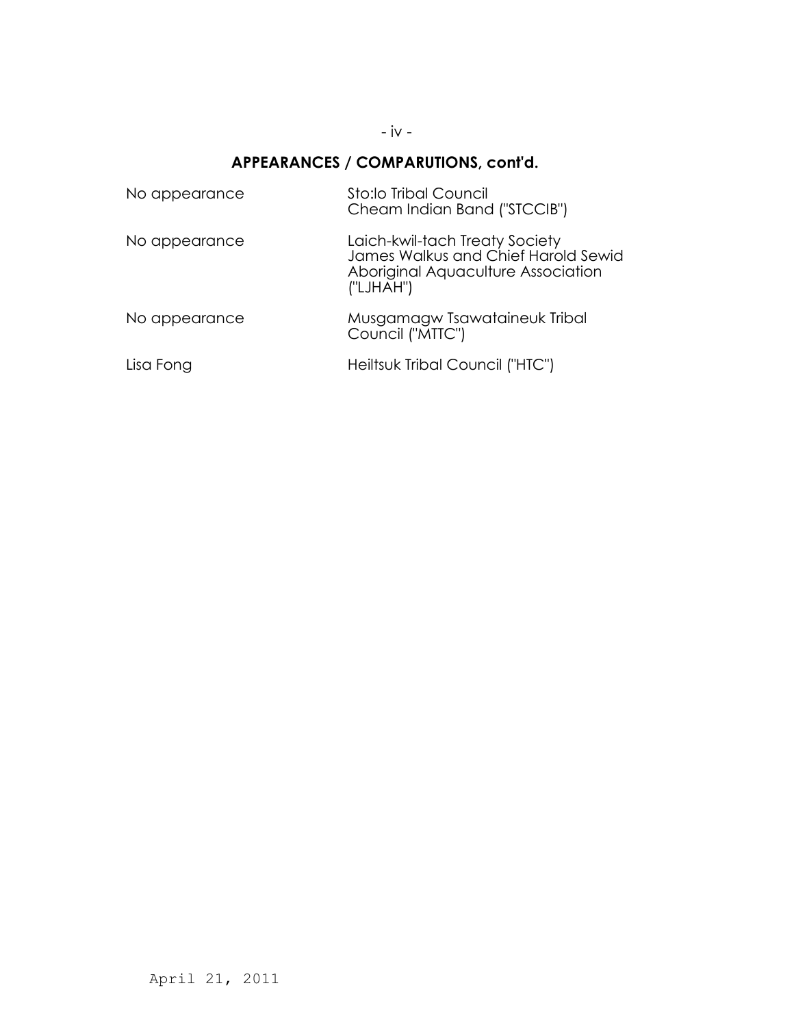## APPEARANCES / COMPARUTIONS, cont'd.

| | |
|---|---|
| No appearance | Sto:lo Tribal Council<br>Cheam Indian Band ("STCCIB") |
| No appearance | Laich-kwil-tach Treaty Society<br>James Walkus and Chief Harold Sewid<br>Aboriginal Aquaculture Association<br>("LJHAH") |
| No appearance | Musgamagw Tsawataineuk Tribal<br>Council ("MTTC") |
| Lisa Fong | Heiltsuk Tribal Council ("HTC") |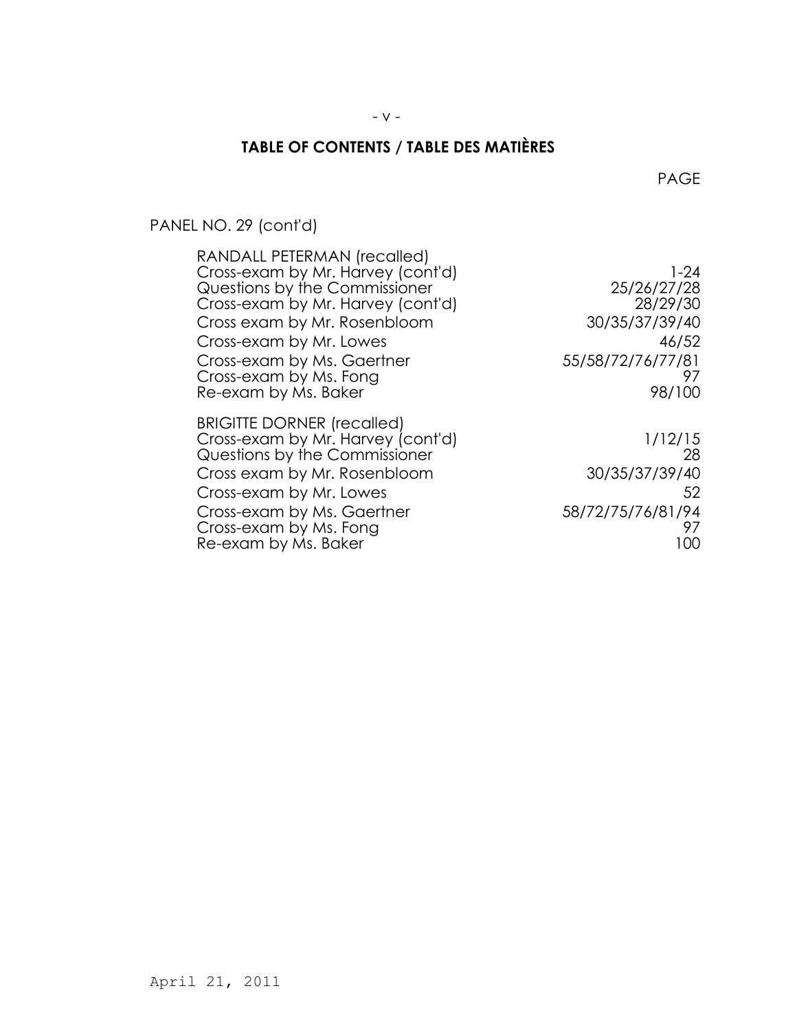# TABLE OF CONTENTS / TABLE DES MATIÈRES

| | PAGE |
|---|---|
| PANEL NO. 29 (cont'd) | |
| RANDALL PETERMAN (recalled) | |
| Cross-exam by Mr. Harvey (cont'd) | 1-24 |
| Questions by the Commissioner | 25/26/27/28 |
| Cross-exam by Mr. Harvey (cont'd) | 28/29/30 |
| Cross exam by Mr. Rosenbloom | 30/35/37/39/40 |
| Cross-exam by Mr. Lowes | 46/52 |
| Cross-exam by Ms. Gaertner | 55/58/72/76/77/81 |
| Cross-exam by Ms. Fong | 97 |
| Re-exam by Ms. Baker | 98/100 |
| BRIGITTE DORNER (recalled) | |
| Cross-exam by Mr. Harvey (cont'd) | 1/12/15 |
| Questions by the Commissioner | 28 |
| Cross exam by Mr. Rosenbloom | 30/35/37/39/40 |
| Cross-exam by Mr. Lowes | 52 |
| Cross-exam by Ms. Gaertner | 58/72/75/76/81/94 |
| Cross-exam by Ms. Fong | 97 |
| Re-exam by Ms. Baker | 100 |

April 21, 2011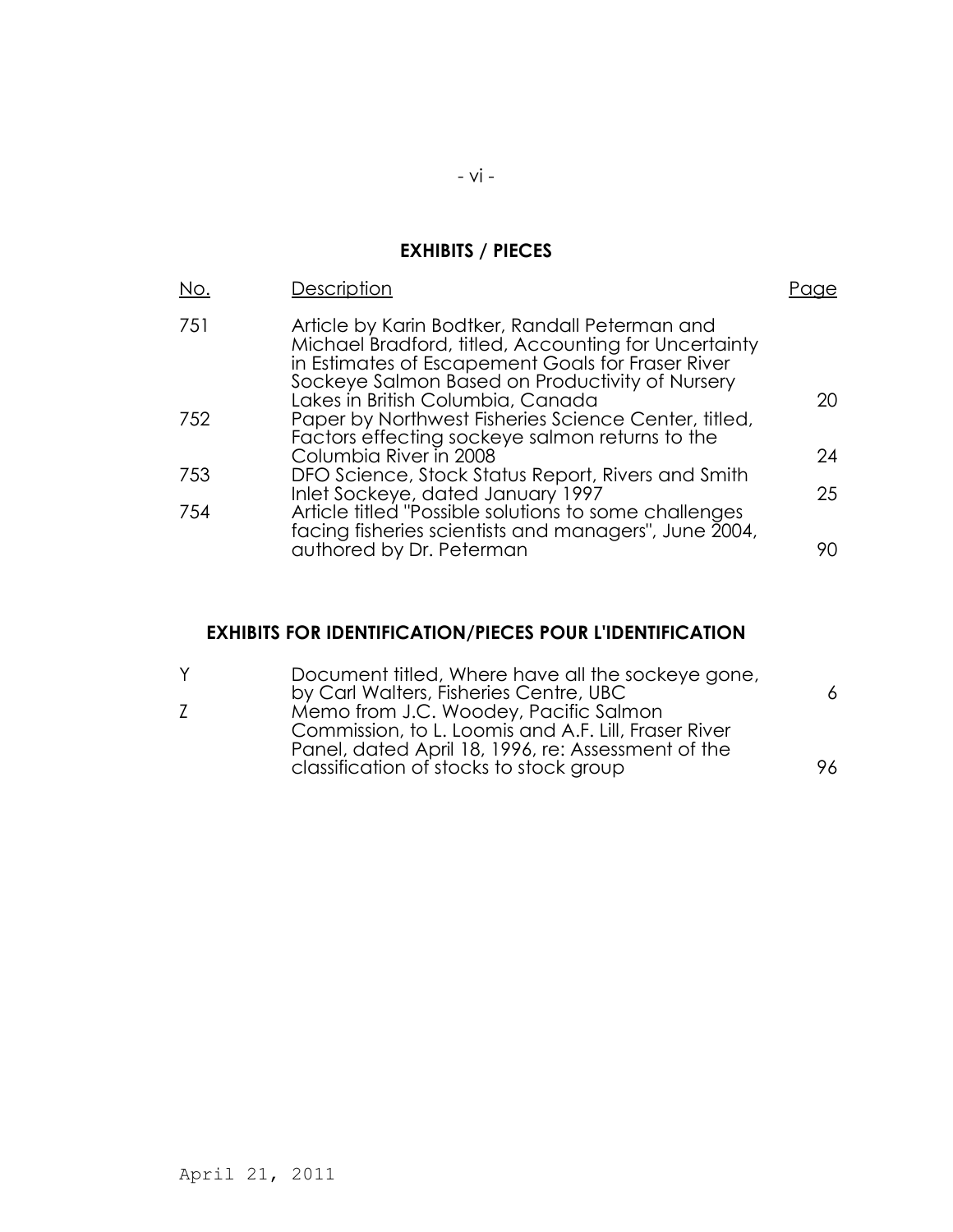## EXHIBITS / PIECES

| No. | Description | Page |
|---|---|---|
| 751 | Article by Karin Bodtker, Randall Peterman and Michael Bradford, titled, Accounting for Uncertainty in Estimates of Escapement Goals for Fraser River Sockeye Salmon Based on Productivity of Nursery Lakes in British Columbia, Canada | 20 |
| 752 | Paper by Northwest Fisheries Science Center, titled, Factors effecting sockeye salmon returns to the Columbia River in 2008 | 24 |
| 753 | DFO Science, Stock Status Report, Rivers and Smith Inlet Sockeye, dated January 1997 | 25 |
| 754 | Article titled "Possible solutions to some challenges facing fisheries scientists and managers", June 2004, authored by Dr. Peterman | 90 |

## EXHIBITS FOR IDENTIFICATION/PIECES POUR L'IDENTIFICATION

| | | |
|---|---|---|
| Y | Document titled, Where have all the sockeye gone, by Carl Walters, Fisheries Centre, UBC | 6 |
| Z | Memo from J.C. Woodey, Pacific Salmon Commission, to L. Loomis and A.F. Lill, Fraser River Panel, dated April 18, 1996, re: Assessment of the classification of stocks to stock group | 96 |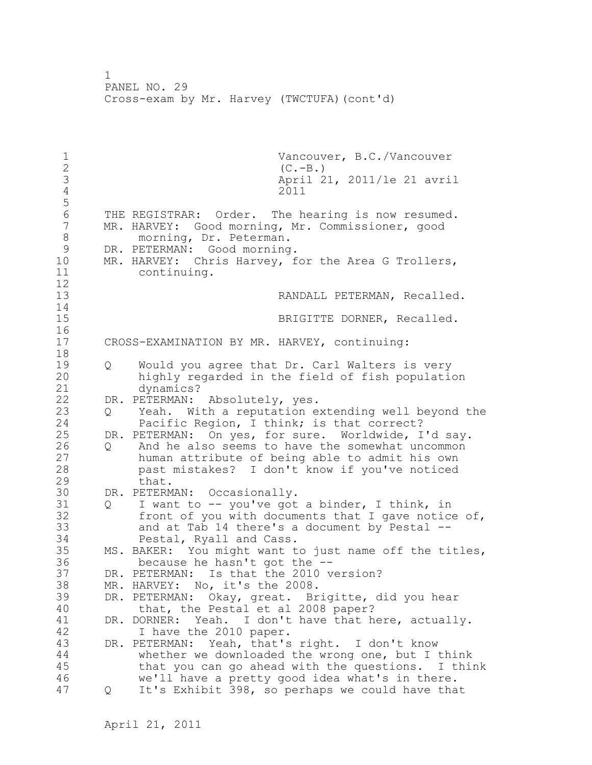Vancouver, B.C./Vancouver (C.-B.)
April 21, 2011/le 21 avril 2011

THE REGISTRAR: Order. The hearing is now resumed.
MR. HARVEY: Good morning, Mr. Commissioner, good morning, Dr. Peterman.
DR. PETERMAN: Good morning.
MR. HARVEY: Chris Harvey, for the Area G Trollers, continuing.

RANDALL PETERMAN, Recalled.

BRIGITTE DORNER, Recalled.

CROSS-EXAMINATION BY MR. HARVEY, continuing:

Q Would you agree that Dr. Carl Walters is very highly regarded in the field of fish population dynamics?
DR. PETERMAN: Absolutely, yes.
Q Yeah. With a reputation extending well beyond the Pacific Region, I think; is that correct?
DR. PETERMAN: On yes, for sure. Worldwide, I'd say.
Q And he also seems to have the somewhat uncommon human attribute of being able to admit his own past mistakes? I don't know if you've noticed that.
DR. PETERMAN: Occasionally.
Q I want to -- you've got a binder, I think, in front of you with documents that I gave notice of, and at Tab 14 there's a document by Pestal -- Pestal, Ryall and Cass.
MS. BAKER: You might want to just name off the titles, because he hasn't got the --
DR. PETERMAN: Is that the 2010 version?
MR. HARVEY: No, it's the 2008.
DR. PETERMAN: Okay, great. Brigitte, did you hear that, the Pestal et al 2008 paper?
DR. DORNER: Yeah. I don't have that here, actually. I have the 2010 paper.
DR. PETERMAN: Yeah, that's right. I don't know whether we downloaded the wrong one, but I think that you can go ahead with the questions. I think we'll have a pretty good idea what's in there.
Q It's Exhibit 398, so perhaps we could have that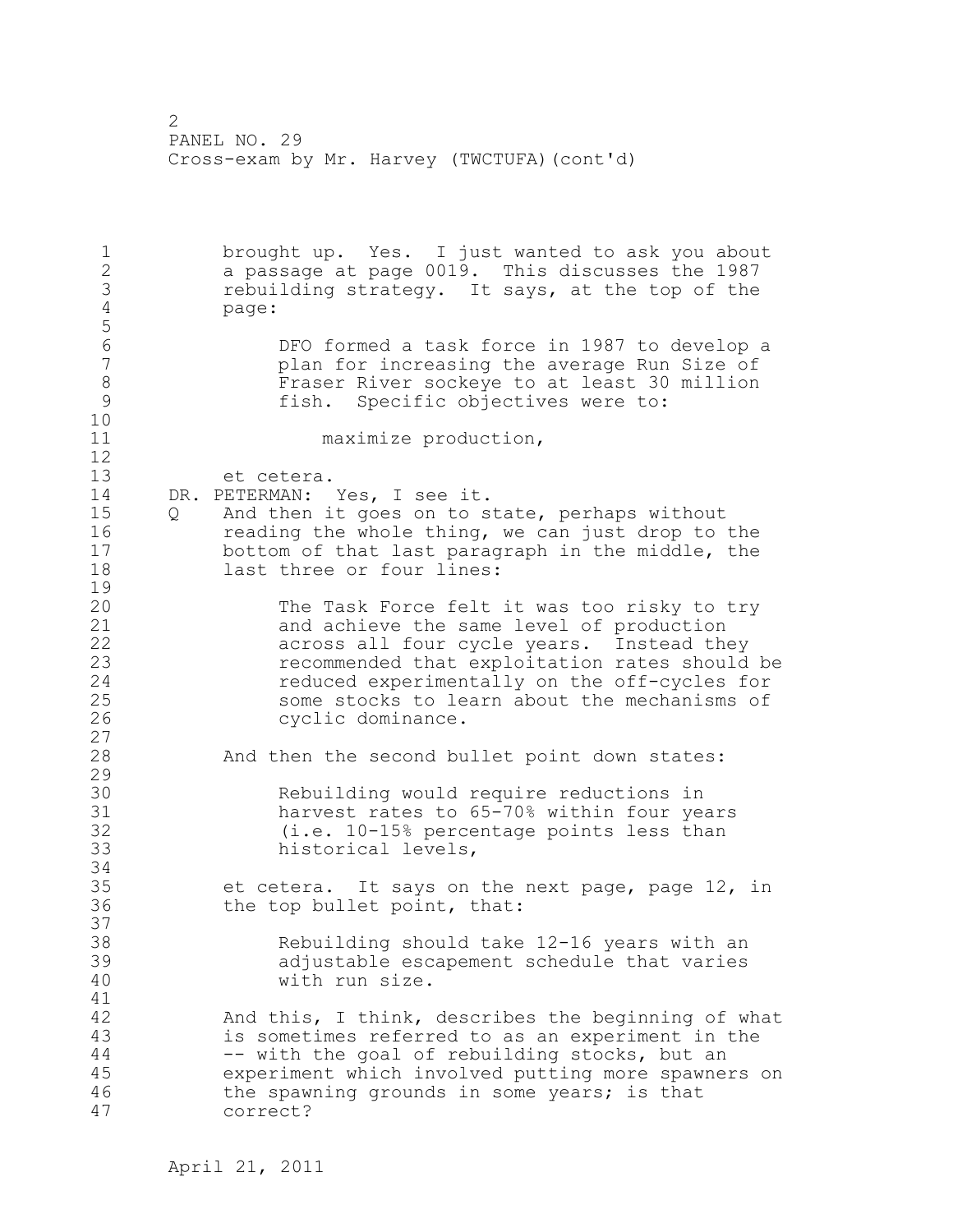brought up. Yes. I just wanted to ask you about a passage at page 0019. This discusses the 1987 rebuilding strategy. It says, at the top of the page:

> DFO formed a task force in 1987 to develop a plan for increasing the average Run Size of Fraser River sockeye to at least 30 million fish. Specific objectives were to:
>
> > maximize production,

et cetera.

DR. PETERMAN: Yes, I see it.

Q And then it goes on to state, perhaps without reading the whole thing, we can just drop to the bottom of that last paragraph in the middle, the last three or four lines:

> The Task Force felt it was too risky to try and achieve the same level of production across all four cycle years. Instead they recommended that exploitation rates should be reduced experimentally on the off-cycles for some stocks to learn about the mechanisms of cyclic dominance.

And then the second bullet point down states:

> Rebuilding would require reductions in harvest rates to 65-70% within four years (i.e. 10-15% percentage points less than historical levels,

et cetera. It says on the next page, page 12, in the top bullet point, that:

> Rebuilding should take 12-16 years with an adjustable escapement schedule that varies with run size.

And this, I think, describes the beginning of what is sometimes referred to as an experiment in the -- with the goal of rebuilding stocks, but an experiment which involved putting more spawners on the spawning grounds in some years; is that correct?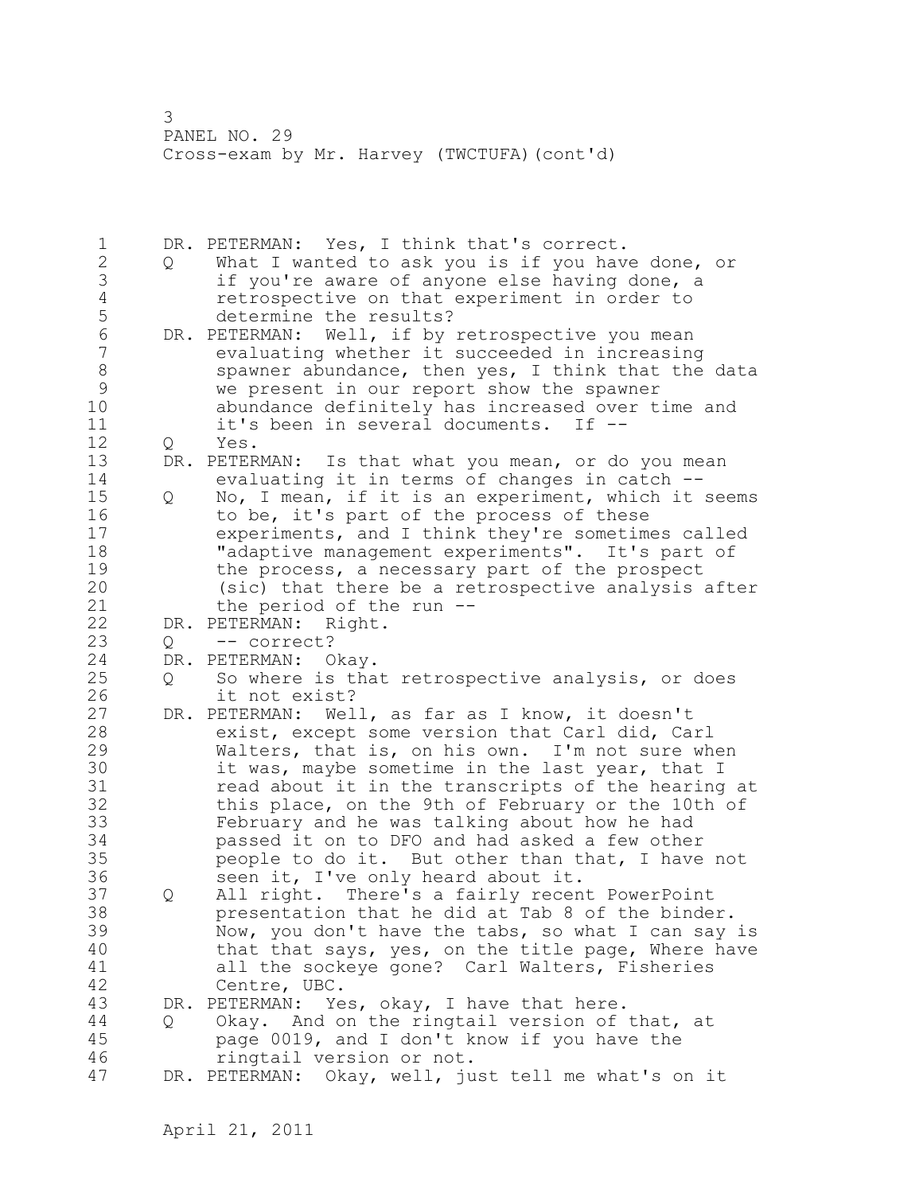DR. PETERMAN: Yes, I think that's correct.

Q What I wanted to ask you is if you have done, or if you're aware of anyone else having done, a retrospective on that experiment in order to determine the results?

DR. PETERMAN: Well, if by retrospective you mean evaluating whether it succeeded in increasing spawner abundance, then yes, I think that the data we present in our report show the spawner abundance definitely has increased over time and it's been in several documents. If --

Q Yes.

DR. PETERMAN: Is that what you mean, or do you mean evaluating it in terms of changes in catch --

Q No, I mean, if it is an experiment, which it seems to be, it's part of the process of these experiments, and I think they're sometimes called "adaptive management experiments". It's part of the process, a necessary part of the prospect (sic) that there be a retrospective analysis after the period of the run --

DR. PETERMAN: Right.

Q -- correct?

DR. PETERMAN: Okay.

Q So where is that retrospective analysis, or does it not exist?

DR. PETERMAN: Well, as far as I know, it doesn't exist, except some version that Carl did, Carl Walters, that is, on his own. I'm not sure when it was, maybe sometime in the last year, that I read about it in the transcripts of the hearing at this place, on the 9th of February or the 10th of February and he was talking about how he had passed it on to DFO and had asked a few other people to do it. But other than that, I have not seen it, I've only heard about it.

Q All right. There's a fairly recent PowerPoint presentation that he did at Tab 8 of the binder. Now, you don't have the tabs, so what I can say is that that says, yes, on the title page, Where have all the sockeye gone? Carl Walters, Fisheries Centre, UBC.

DR. PETERMAN: Yes, okay, I have that here.

Q Okay. And on the ringtail version of that, at page 0019, and I don't know if you have the ringtail version or not.

DR. PETERMAN: Okay, well, just tell me what's on it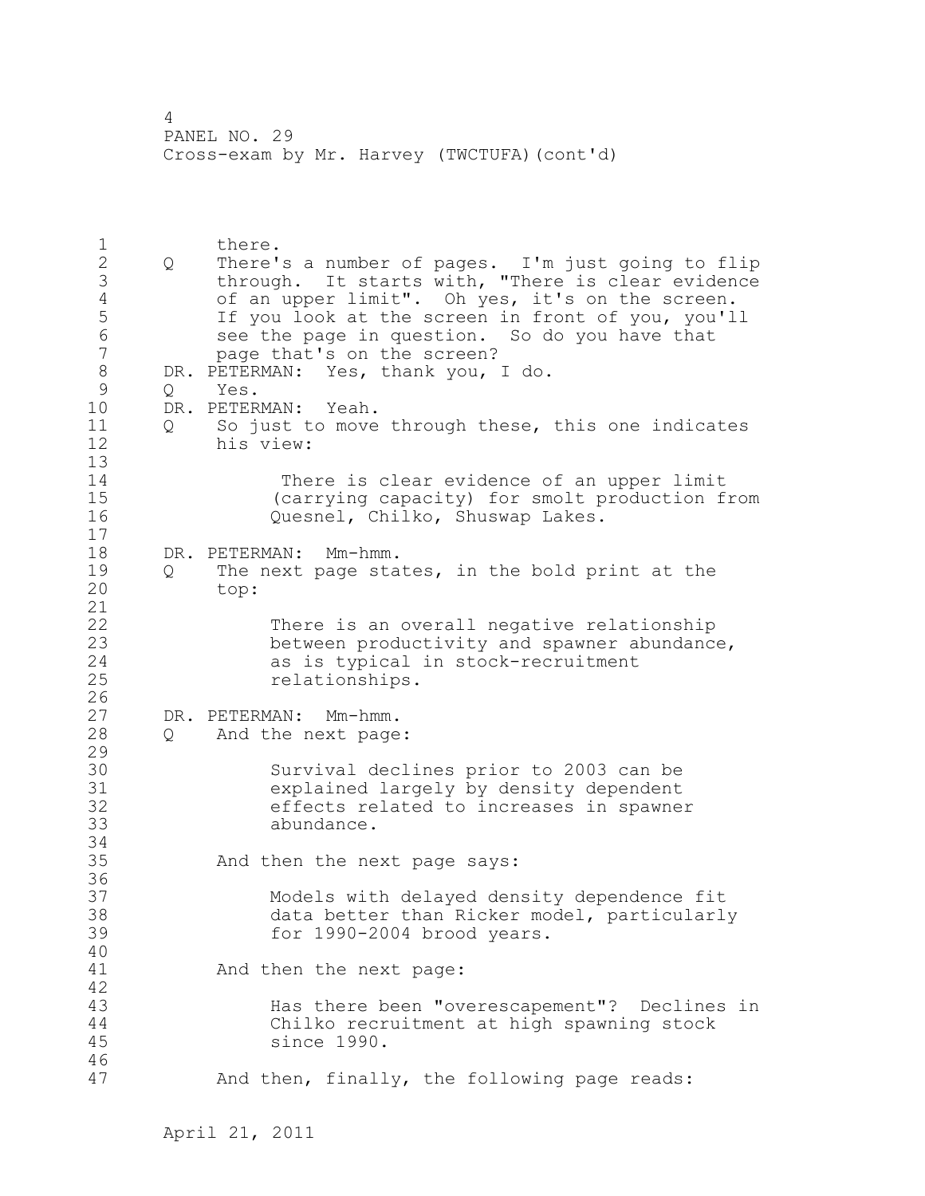there.

Q There's a number of pages. I'm just going to flip through. It starts with, "There is clear evidence of an upper limit". Oh yes, it's on the screen. If you look at the screen in front of you, you'll see the page in question. So do you have that page that's on the screen?

DR. PETERMAN: Yes, thank you, I do.

Q Yes.

DR. PETERMAN: Yeah.

Q So just to move through these, this one indicates his view:

> There is clear evidence of an upper limit (carrying capacity) for smolt production from Quesnel, Chilko, Shuswap Lakes.

DR. PETERMAN: Mm-hmm.

Q The next page states, in the bold print at the top:

> There is an overall negative relationship between productivity and spawner abundance, as is typical in stock-recruitment relationships.

DR. PETERMAN: Mm-hmm.

Q And the next page:

> Survival declines prior to 2003 can be explained largely by density dependent effects related to increases in spawner abundance.

And then the next page says:

> Models with delayed density dependence fit data better than Ricker model, particularly for 1990-2004 brood years.

And then the next page:

> Has there been "overescapement"? Declines in Chilko recruitment at high spawning stock since 1990.

And then, finally, the following page reads: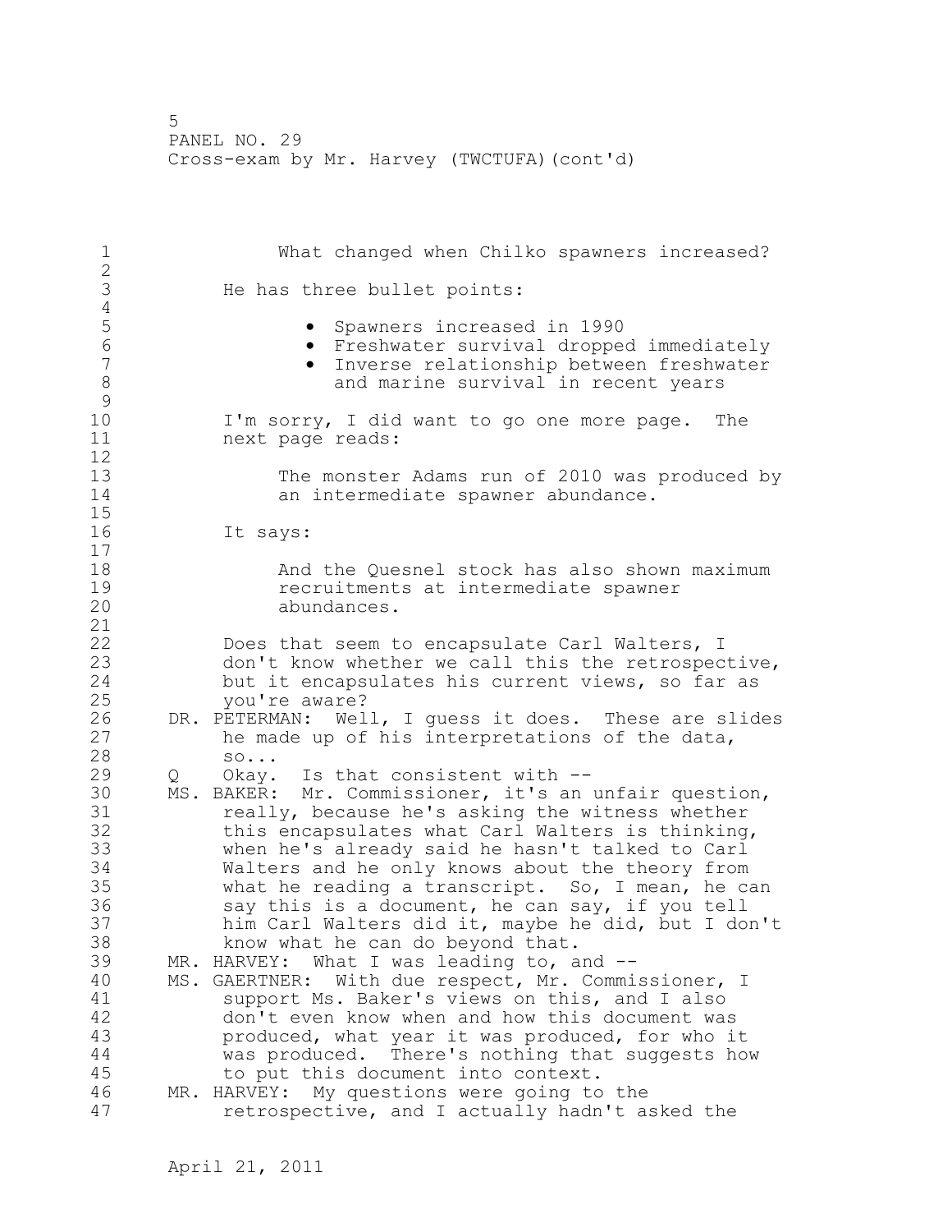What changed when Chilko spawners increased?

He has three bullet points:

- Spawners increased in 1990
- Freshwater survival dropped immediately
- Inverse relationship between freshwater and marine survival in recent years

I'm sorry, I did want to go one more page. The next page reads:

> The monster Adams run of 2010 was produced by an intermediate spawner abundance.

It says:

> And the Quesnel stock has also shown maximum recruitments at intermediate spawner abundances.

Does that seem to encapsulate Carl Walters, I don't know whether we call this the retrospective, but it encapsulates his current views, so far as you're aware?

DR. PETERMAN: Well, I guess it does. These are slides he made up of his interpretations of the data, so...

Q Okay. Is that consistent with --

MS. BAKER: Mr. Commissioner, it's an unfair question, really, because he's asking the witness whether this encapsulates what Carl Walters is thinking, when he's already said he hasn't talked to Carl Walters and he only knows about the theory from what he reading a transcript. So, I mean, he can say this is a document, he can say, if you tell him Carl Walters did it, maybe he did, but I don't know what he can do beyond that.

MR. HARVEY: What I was leading to, and --

MS. GAERTNER: With due respect, Mr. Commissioner, I support Ms. Baker's views on this, and I also don't even know when and how this document was produced, what year it was produced, for who it was produced. There's nothing that suggests how to put this document into context.

MR. HARVEY: My questions were going to the retrospective, and I actually hadn't asked the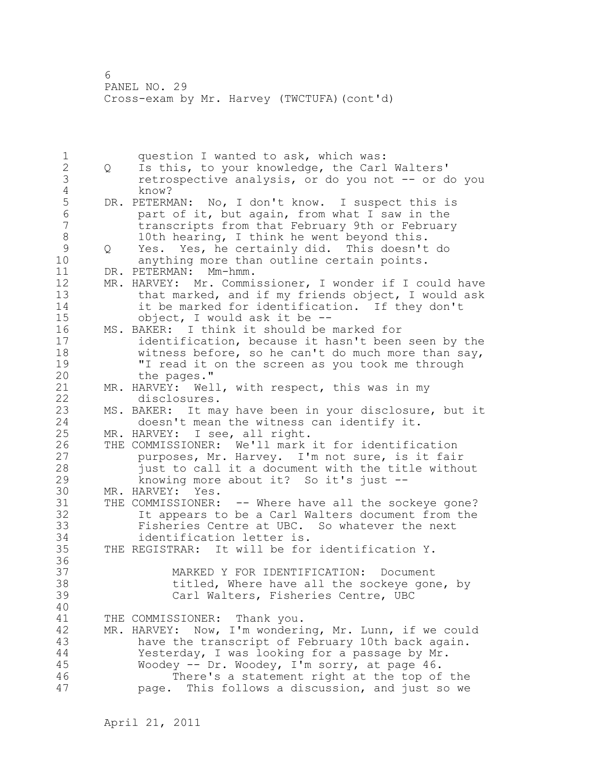question I wanted to ask, which was:

Q Is this, to your knowledge, the Carl Walters' retrospective analysis, or do you not -- or do you know?

DR. PETERMAN: No, I don't know. I suspect this is part of it, but again, from what I saw in the transcripts from that February 9th or February 10th hearing, I think he went beyond this.

Q Yes. Yes, he certainly did. This doesn't do anything more than outline certain points.

DR. PETERMAN: Mm-hmm.

MR. HARVEY: Mr. Commissioner, I wonder if I could have that marked, and if my friends object, I would ask it be marked for identification. If they don't object, I would ask it be --

MS. BAKER: I think it should be marked for identification, because it hasn't been seen by the witness before, so he can't do much more than say, "I read it on the screen as you took me through the pages."

MR. HARVEY: Well, with respect, this was in my disclosures.

MS. BAKER: It may have been in your disclosure, but it doesn't mean the witness can identify it.

MR. HARVEY: I see, all right.

THE COMMISSIONER: We'll mark it for identification purposes, Mr. Harvey. I'm not sure, is it fair just to call it a document with the title without knowing more about it? So it's just --

MR. HARVEY: Yes.

THE COMMISSIONER: -- Where have all the sockeye gone? It appears to be a Carl Walters document from the Fisheries Centre at UBC. So whatever the next identification letter is.

THE REGISTRAR: It will be for identification Y.

MARKED Y FOR IDENTIFICATION: Document titled, Where have all the sockeye gone, by Carl Walters, Fisheries Centre, UBC

THE COMMISSIONER: Thank you.

MR. HARVEY: Now, I'm wondering, Mr. Lunn, if we could have the transcript of February 10th back again. Yesterday, I was looking for a passage by Mr. Woodey -- Dr. Woodey, I'm sorry, at page 46.

There's a statement right at the top of the page. This follows a discussion, and just so we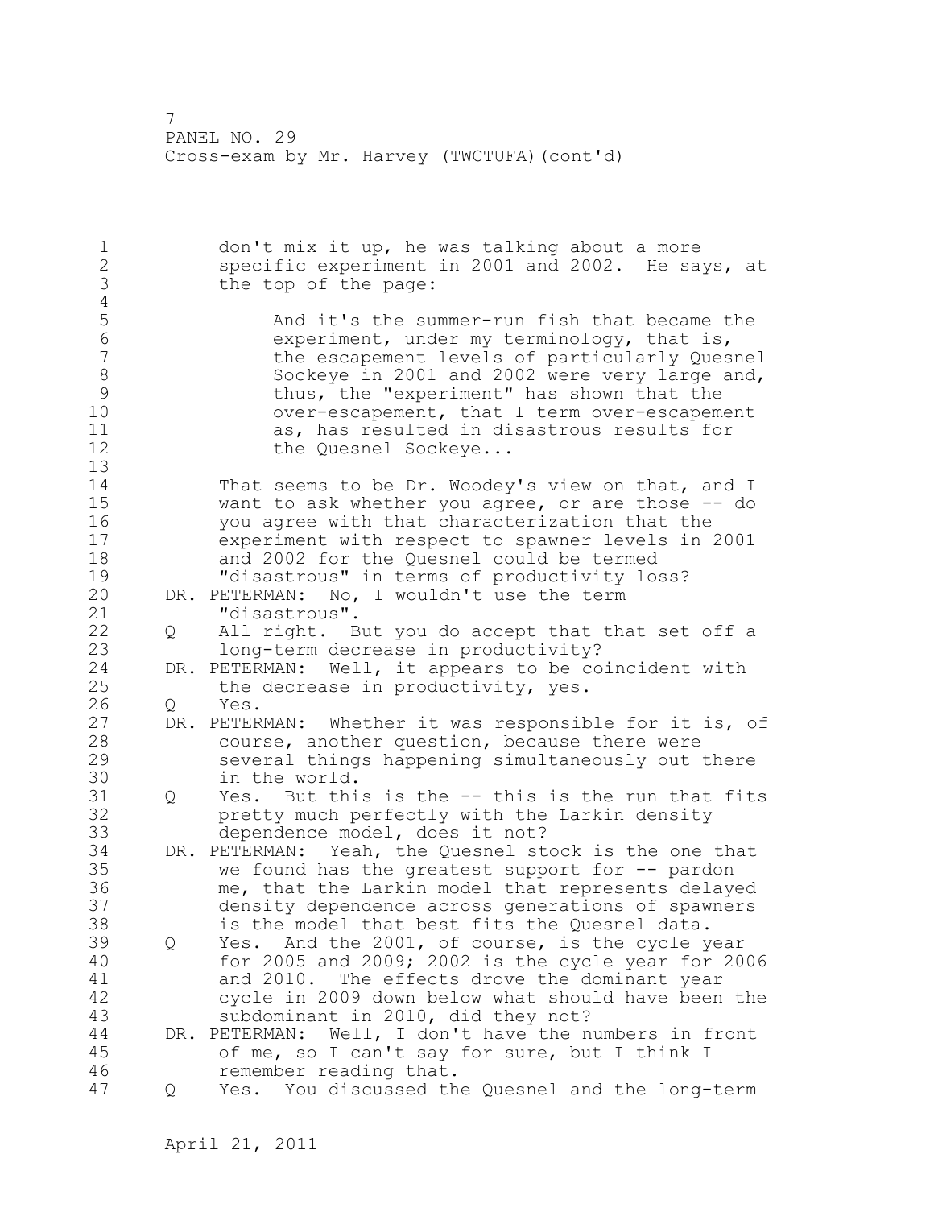don't mix it up, he was talking about a more specific experiment in 2001 and 2002. He says, at the top of the page:

> And it's the summer-run fish that became the experiment, under my terminology, that is, the escapement levels of particularly Quesnel Sockeye in 2001 and 2002 were very large and, thus, the "experiment" has shown that the over-escapement, that I term over-escapement as, has resulted in disastrous results for the Quesnel Sockeye...

That seems to be Dr. Woodey's view on that, and I want to ask whether you agree, or are those -- do you agree with that characterization that the experiment with respect to spawner levels in 2001 and 2002 for the Quesnel could be termed "disastrous" in terms of productivity loss?

DR. PETERMAN: No, I wouldn't use the term "disastrous".

Q All right. But you do accept that that set off a long-term decrease in productivity?

DR. PETERMAN: Well, it appears to be coincident with the decrease in productivity, yes.

Q Yes.

DR. PETERMAN: Whether it was responsible for it is, of course, another question, because there were several things happening simultaneously out there in the world.

Q Yes. But this is the -- this is the run that fits pretty much perfectly with the Larkin density dependence model, does it not?

DR. PETERMAN: Yeah, the Quesnel stock is the one that we found has the greatest support for -- pardon me, that the Larkin model that represents delayed density dependence across generations of spawners is the model that best fits the Quesnel data.

Q Yes. And the 2001, of course, is the cycle year for 2005 and 2009; 2002 is the cycle year for 2006 and 2010. The effects drove the dominant year cycle in 2009 down below what should have been the subdominant in 2010, did they not?

DR. PETERMAN: Well, I don't have the numbers in front of me, so I can't say for sure, but I think I remember reading that.

Q Yes. You discussed the Quesnel and the long-term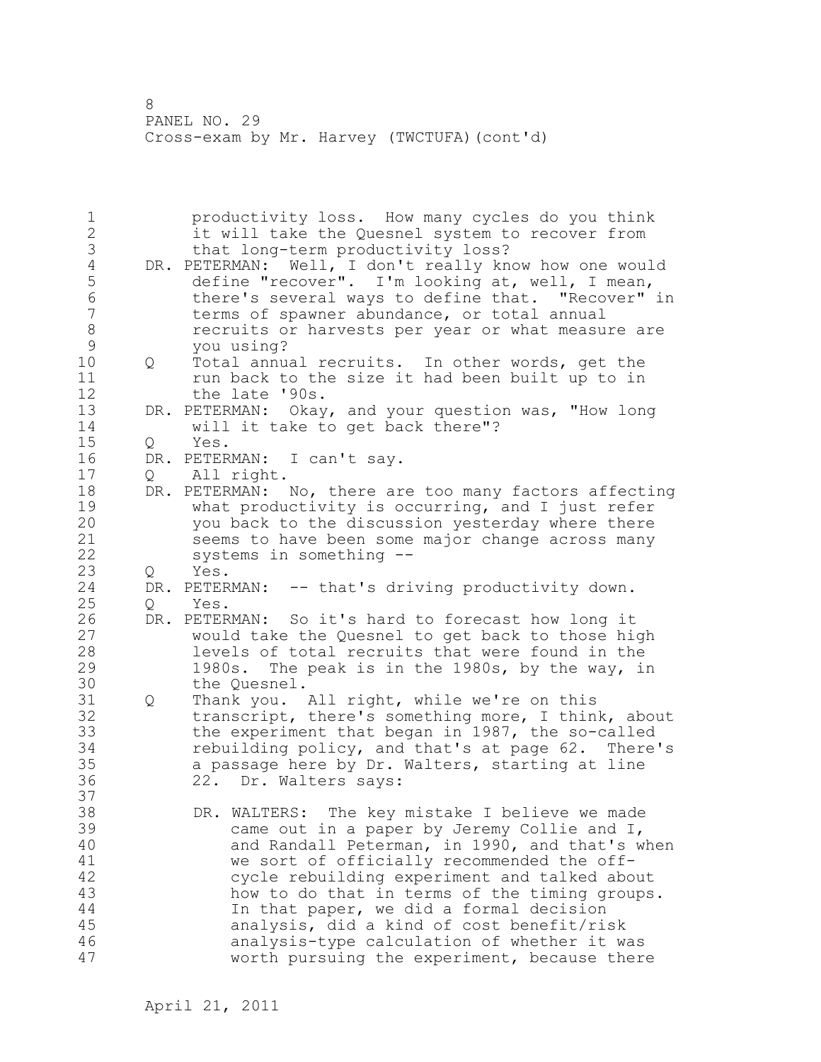productivity loss. How many cycles do you think it will take the Quesnel system to recover from that long-term productivity loss?

DR. PETERMAN: Well, I don't really know how one would define "recover". I'm looking at, well, I mean, there's several ways to define that. "Recover" in terms of spawner abundance, or total annual recruits or harvests per year or what measure are you using?

Q Total annual recruits. In other words, get the run back to the size it had been built up to in the late '90s.

DR. PETERMAN: Okay, and your question was, "How long will it take to get back there"?

Q Yes.

DR. PETERMAN: I can't say.

Q All right.

DR. PETERMAN: No, there are too many factors affecting what productivity is occurring, and I just refer you back to the discussion yesterday where there seems to have been some major change across many systems in something --

Q Yes.

DR. PETERMAN: -- that's driving productivity down.

Q Yes.

DR. PETERMAN: So it's hard to forecast how long it would take the Quesnel to get back to those high levels of total recruits that were found in the 1980s. The peak is in the 1980s, by the way, in the Quesnel.

Q Thank you. All right, while we're on this transcript, there's something more, I think, about the experiment that began in 1987, the so-called rebuilding policy, and that's at page 62. There's a passage here by Dr. Walters, starting at line 22. Dr. Walters says:

> DR. WALTERS: The key mistake I believe we made came out in a paper by Jeremy Collie and I, and Randall Peterman, in 1990, and that's when we sort of officially recommended the off-cycle rebuilding experiment and talked about how to do that in terms of the timing groups. In that paper, we did a formal decision analysis, did a kind of cost benefit/risk analysis-type calculation of whether it was worth pursuing the experiment, because there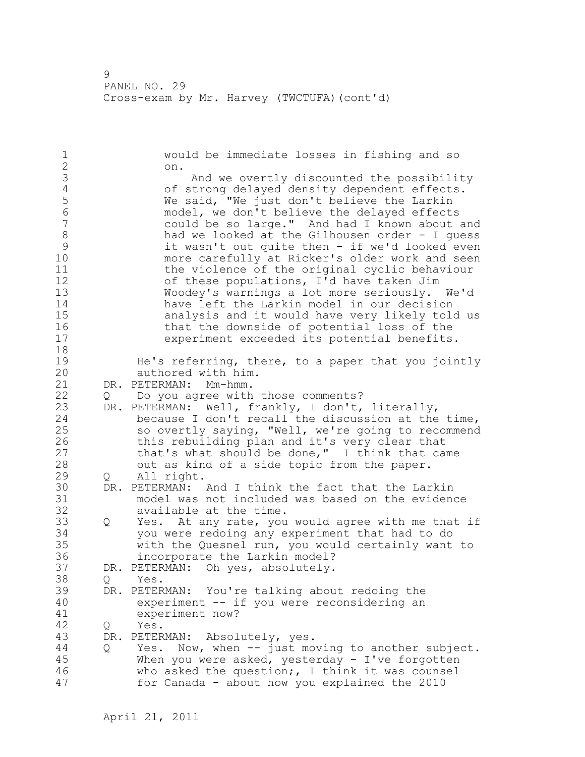would be immediate losses in fishing and so on.

And we overtly discounted the possibility of strong delayed density dependent effects. We said, "We just don't believe the Larkin model, we don't believe the delayed effects could be so large." And had I known about and had we looked at the Gilhousen order - I guess it wasn't out quite then - if we'd looked even more carefully at Ricker's older work and seen the violence of the original cyclic behaviour of these populations, I'd have taken Jim Woodey's warnings a lot more seriously. We'd have left the Larkin model in our decision analysis and it would have very likely told us that the downside of potential loss of the experiment exceeded its potential benefits.

He's referring, there, to a paper that you jointly authored with him.

DR. PETERMAN: Mm-hmm.

Q Do you agree with those comments?

DR. PETERMAN: Well, frankly, I don't, literally, because I don't recall the discussion at the time, so overtly saying, "Well, we're going to recommend this rebuilding plan and it's very clear that that's what should be done," I think that came out as kind of a side topic from the paper.

Q All right.

DR. PETERMAN: And I think the fact that the Larkin model was not included was based on the evidence available at the time.

Q Yes. At any rate, you would agree with me that if you were redoing any experiment that had to do with the Quesnel run, you would certainly want to incorporate the Larkin model?

DR. PETERMAN: Oh yes, absolutely.

Q Yes.

DR. PETERMAN: You're talking about redoing the experiment -- if you were reconsidering an experiment now?

Q Yes.

DR. PETERMAN: Absolutely, yes.

Q Yes. Now, when -- just moving to another subject. When you were asked, yesterday - I've forgotten who asked the question;, I think it was counsel for Canada - about how you explained the 2010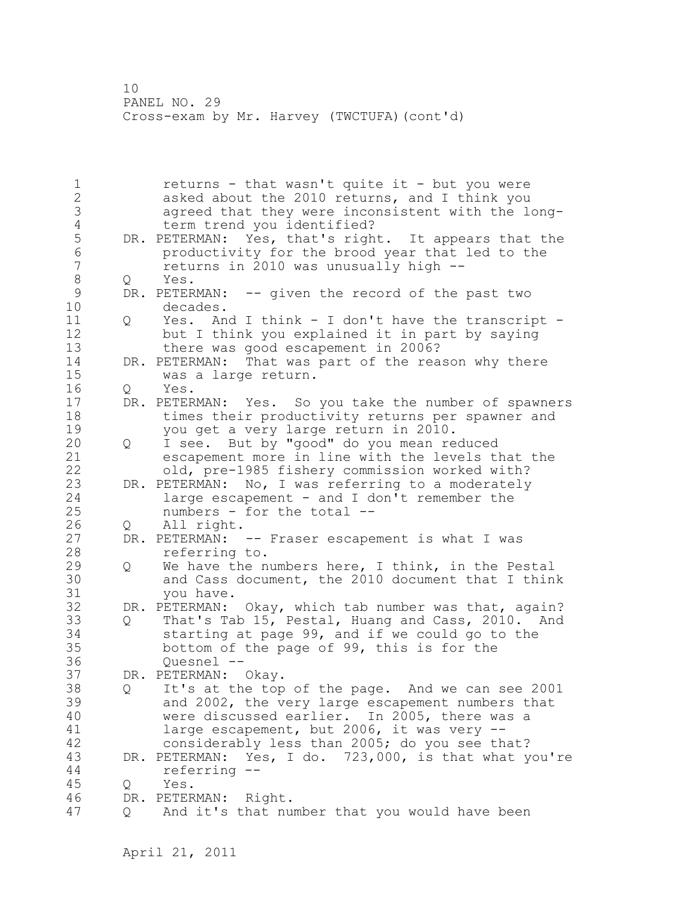returns - that wasn't quite it - but you were asked about the 2010 returns, and I think you agreed that they were inconsistent with the long-term trend you identified?

DR. PETERMAN: Yes, that's right. It appears that the productivity for the brood year that led to the returns in 2010 was unusually high --

Q Yes.

DR. PETERMAN: -- given the record of the past two decades.

Q Yes. And I think - I don't have the transcript - but I think you explained it in part by saying there was good escapement in 2006?

DR. PETERMAN: That was part of the reason why there was a large return.

Q Yes.

DR. PETERMAN: Yes. So you take the number of spawners times their productivity returns per spawner and you get a very large return in 2010.

Q I see. But by "good" do you mean reduced escapement more in line with the levels that the old, pre-1985 fishery commission worked with?

DR. PETERMAN: No, I was referring to a moderately large escapement - and I don't remember the numbers - for the total --

Q All right.

DR. PETERMAN: -- Fraser escapement is what I was referring to.

Q We have the numbers here, I think, in the Pestal and Cass document, the 2010 document that I think you have.

DR. PETERMAN: Okay, which tab number was that, again?

Q That's Tab 15, Pestal, Huang and Cass, 2010. And starting at page 99, and if we could go to the bottom of the page of 99, this is for the Quesnel --

DR. PETERMAN: Okay.

Q It's at the top of the page. And we can see 2001 and 2002, the very large escapement numbers that were discussed earlier. In 2005, there was a large escapement, but 2006, it was very -- considerably less than 2005; do you see that?

DR. PETERMAN: Yes, I do. 723,000, is that what you're referring --

Q Yes.

DR. PETERMAN: Right.

Q And it's that number that you would have been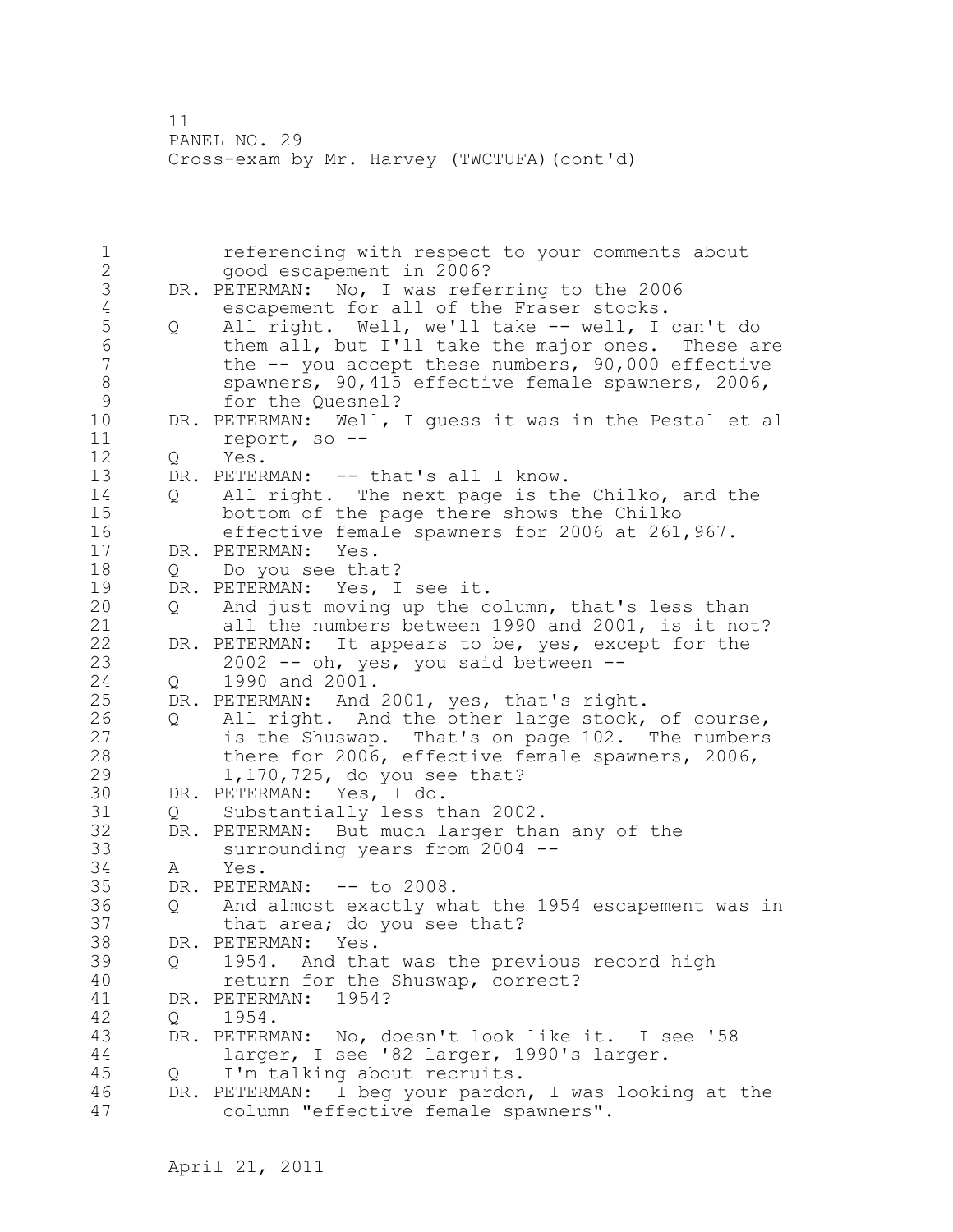referencing with respect to your comments about good escapement in 2006?

DR. PETERMAN: No, I was referring to the 2006 escapement for all of the Fraser stocks.

Q All right. Well, we'll take -- well, I can't do them all, but I'll take the major ones. These are the -- you accept these numbers, 90,000 effective spawners, 90,415 effective female spawners, 2006, for the Quesnel?

DR. PETERMAN: Well, I guess it was in the Pestal et al report, so --

Q Yes.

DR. PETERMAN: -- that's all I know.

Q All right. The next page is the Chilko, and the bottom of the page there shows the Chilko effective female spawners for 2006 at 261,967.

DR. PETERMAN: Yes.

Q Do you see that?

DR. PETERMAN: Yes, I see it.

Q And just moving up the column, that's less than all the numbers between 1990 and 2001, is it not?

DR. PETERMAN: It appears to be, yes, except for the 2002 -- oh, yes, you said between --

Q 1990 and 2001.

DR. PETERMAN: And 2001, yes, that's right.

Q All right. And the other large stock, of course, is the Shuswap. That's on page 102. The numbers there for 2006, effective female spawners, 2006, 1,170,725, do you see that?

DR. PETERMAN: Yes, I do.

Q Substantially less than 2002.

DR. PETERMAN: But much larger than any of the surrounding years from 2004 --

A Yes.

DR. PETERMAN: -- to 2008.

Q And almost exactly what the 1954 escapement was in that area; do you see that?

DR. PETERMAN: Yes.

Q 1954. And that was the previous record high return for the Shuswap, correct?

DR. PETERMAN: 1954?

Q 1954.

DR. PETERMAN: No, doesn't look like it. I see '58 larger, I see '82 larger, 1990's larger.

Q I'm talking about recruits.

DR. PETERMAN: I beg your pardon, I was looking at the column "effective female spawners".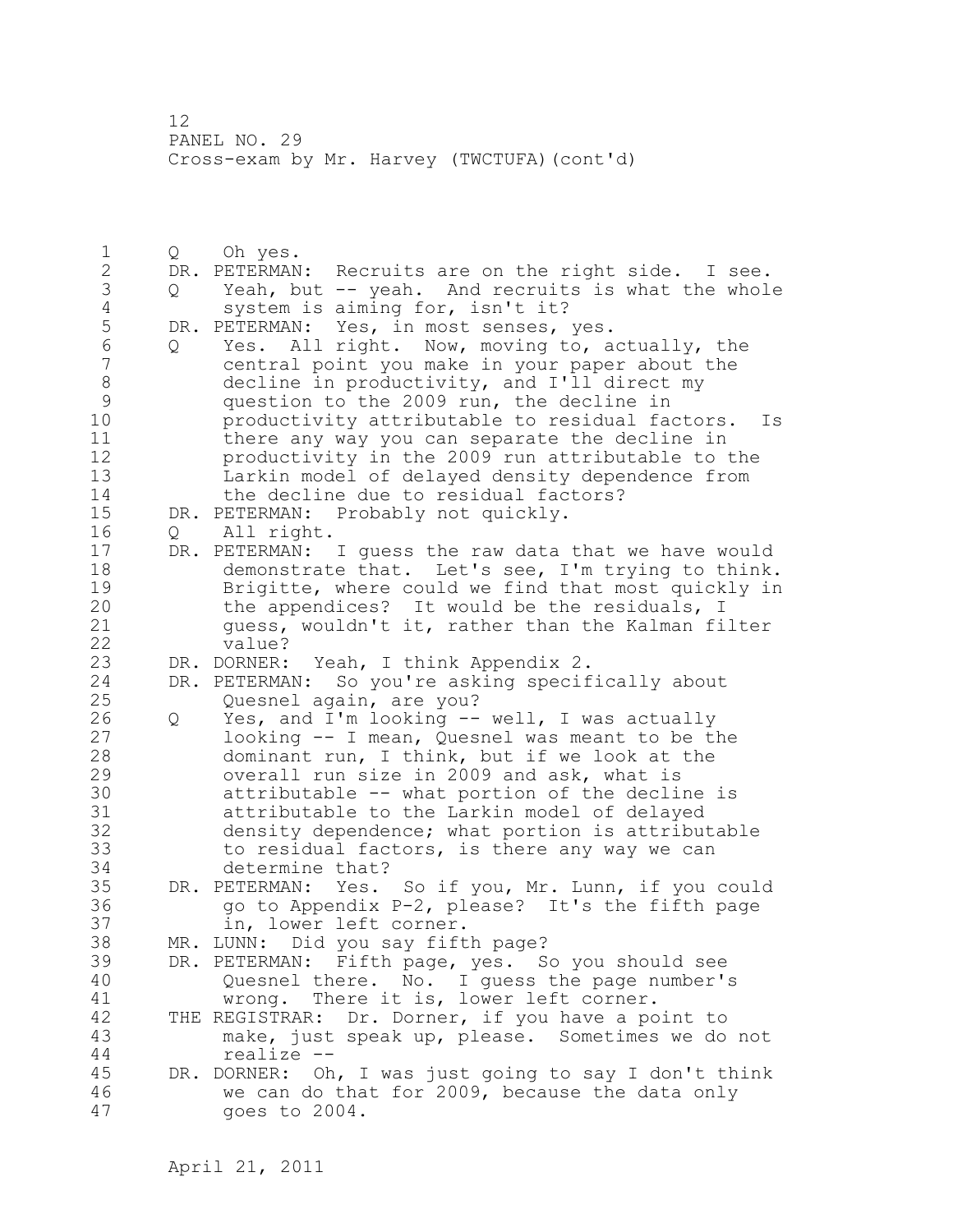Q Oh yes.

DR. PETERMAN: Recruits are on the right side. I see.

Q Yeah, but -- yeah. And recruits is what the whole system is aiming for, isn't it?

DR. PETERMAN: Yes, in most senses, yes.

Q Yes. All right. Now, moving to, actually, the central point you make in your paper about the decline in productivity, and I'll direct my question to the 2009 run, the decline in productivity attributable to residual factors. Is there any way you can separate the decline in productivity in the 2009 run attributable to the Larkin model of delayed density dependence from the decline due to residual factors?

DR. PETERMAN: Probably not quickly.

Q All right.

DR. PETERMAN: I guess the raw data that we have would demonstrate that. Let's see, I'm trying to think. Brigitte, where could we find that most quickly in the appendices? It would be the residuals, I guess, wouldn't it, rather than the Kalman filter value?

DR. DORNER: Yeah, I think Appendix 2.

DR. PETERMAN: So you're asking specifically about Quesnel again, are you?

Q Yes, and I'm looking -- well, I was actually looking -- I mean, Quesnel was meant to be the dominant run, I think, but if we look at the overall run size in 2009 and ask, what is attributable -- what portion of the decline is attributable to the Larkin model of delayed density dependence; what portion is attributable to residual factors, is there any way we can determine that?

DR. PETERMAN: Yes. So if you, Mr. Lunn, if you could go to Appendix P-2, please? It's the fifth page in, lower left corner.

MR. LUNN: Did you say fifth page?

DR. PETERMAN: Fifth page, yes. So you should see Quesnel there. No. I guess the page number's wrong. There it is, lower left corner.

THE REGISTRAR: Dr. Dorner, if you have a point to make, just speak up, please. Sometimes we do not realize --

DR. DORNER: Oh, I was just going to say I don't think we can do that for 2009, because the data only goes to 2004.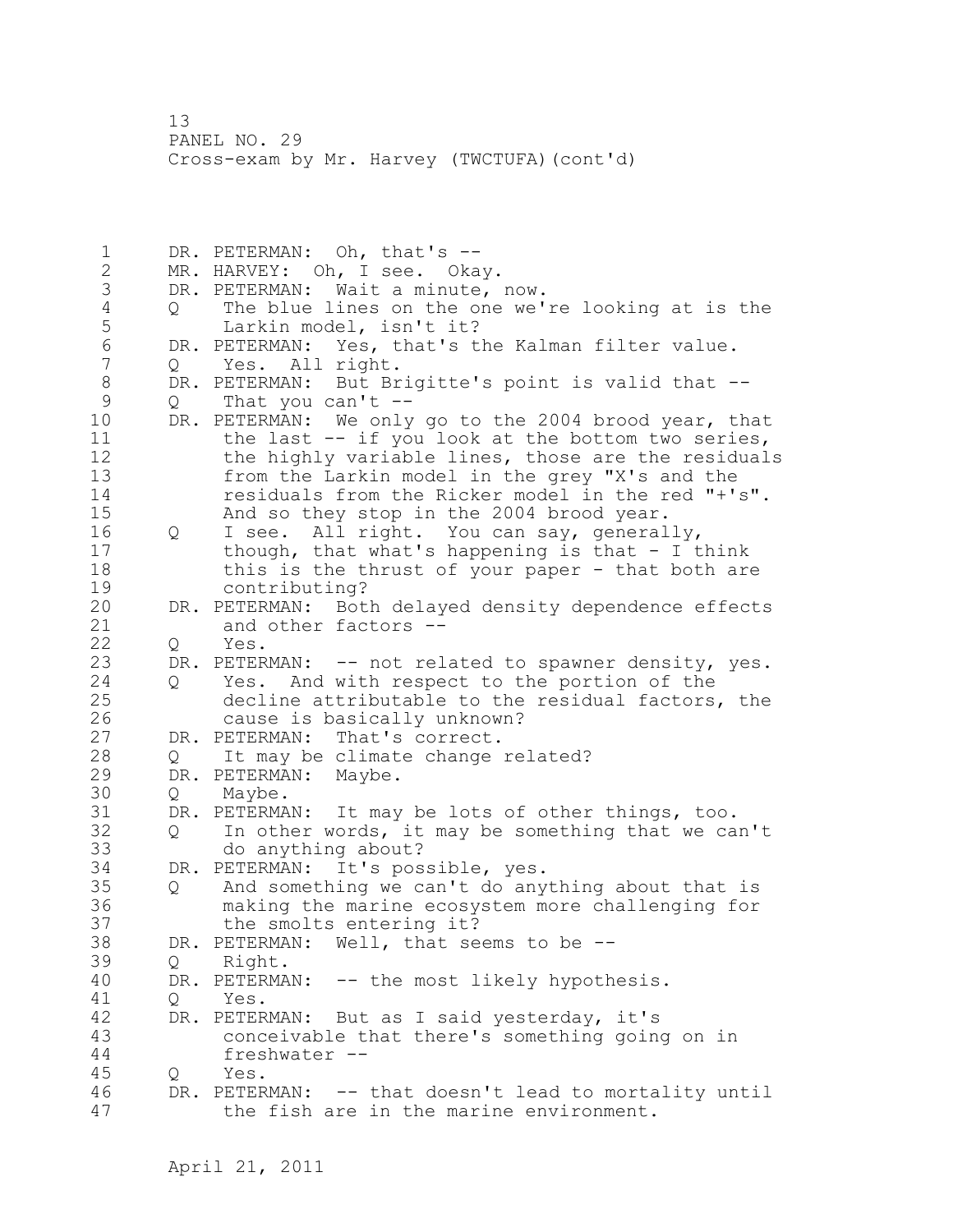DR. PETERMAN: Oh, that's --
MR. HARVEY: Oh, I see. Okay.
DR. PETERMAN: Wait a minute, now.
Q The blue lines on the one we're looking at is the Larkin model, isn't it?
DR. PETERMAN: Yes, that's the Kalman filter value.
Q Yes. All right.
DR. PETERMAN: But Brigitte's point is valid that --
Q That you can't --
DR. PETERMAN: We only go to the 2004 brood year, that the last -- if you look at the bottom two series, the highly variable lines, those are the residuals from the Larkin model in the grey "X's and the residuals from the Ricker model in the red "+'s". And so they stop in the 2004 brood year.
Q I see. All right. You can say, generally, though, that what's happening is that - I think this is the thrust of your paper - that both are contributing?
DR. PETERMAN: Both delayed density dependence effects and other factors --
Q Yes.
DR. PETERMAN: -- not related to spawner density, yes.
Q Yes. And with respect to the portion of the decline attributable to the residual factors, the cause is basically unknown?
DR. PETERMAN: That's correct.
Q It may be climate change related?
DR. PETERMAN: Maybe.
Q Maybe.
DR. PETERMAN: It may be lots of other things, too.
Q In other words, it may be something that we can't do anything about?
DR. PETERMAN: It's possible, yes.
Q And something we can't do anything about that is making the marine ecosystem more challenging for the smolts entering it?
DR. PETERMAN: Well, that seems to be --
Q Right.
DR. PETERMAN: -- the most likely hypothesis.
Q Yes.
DR. PETERMAN: But as I said yesterday, it's conceivable that there's something going on in freshwater --
Q Yes.
DR. PETERMAN: -- that doesn't lead to mortality until the fish are in the marine environment.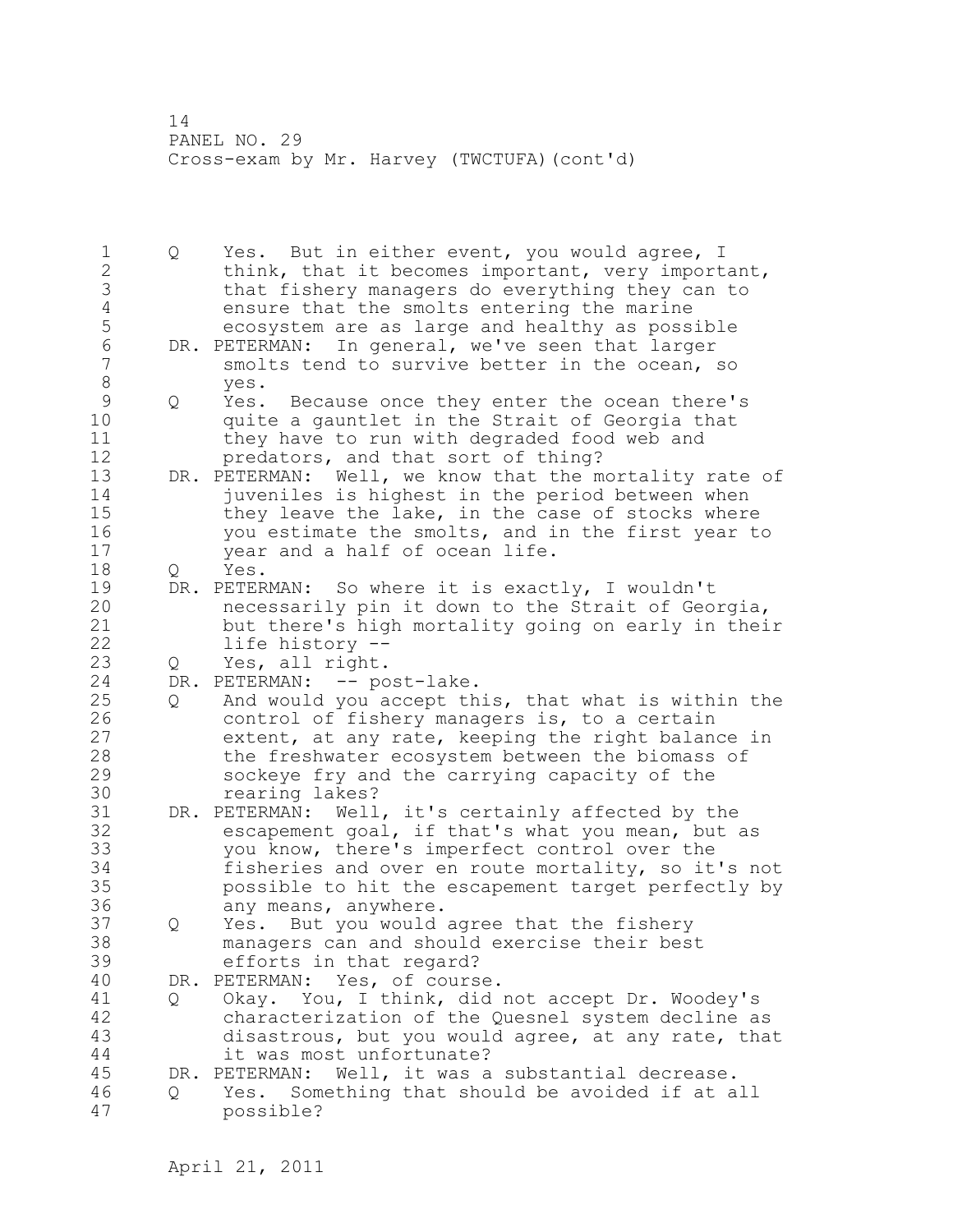PANEL NO. 29
Cross-exam by Mr. Harvey (TWCTUFA)(cont'd)

Q Yes. But in either event, you would agree, I think, that it becomes important, very important, that fishery managers do everything they can to ensure that the smolts entering the marine ecosystem are as large and healthy as possible

DR. PETERMAN: In general, we've seen that larger smolts tend to survive better in the ocean, so yes.

Q Yes. Because once they enter the ocean there's quite a gauntlet in the Strait of Georgia that they have to run with degraded food web and predators, and that sort of thing?

DR. PETERMAN: Well, we know that the mortality rate of juveniles is highest in the period between when they leave the lake, in the case of stocks where you estimate the smolts, and in the first year to year and a half of ocean life.

Q Yes.

DR. PETERMAN: So where it is exactly, I wouldn't necessarily pin it down to the Strait of Georgia, but there's high mortality going on early in their life history --

Q Yes, all right.

DR. PETERMAN: -- post-lake.

Q And would you accept this, that what is within the control of fishery managers is, to a certain extent, at any rate, keeping the right balance in the freshwater ecosystem between the biomass of sockeye fry and the carrying capacity of the rearing lakes?

DR. PETERMAN: Well, it's certainly affected by the escapement goal, if that's what you mean, but as you know, there's imperfect control over the fisheries and over en route mortality, so it's not possible to hit the escapement target perfectly by any means, anywhere.

Q Yes. But you would agree that the fishery managers can and should exercise their best efforts in that regard?

DR. PETERMAN: Yes, of course.

Q Okay. You, I think, did not accept Dr. Woodey's characterization of the Quesnel system decline as disastrous, but you would agree, at any rate, that it was most unfortunate?

DR. PETERMAN: Well, it was a substantial decrease.

Q Yes. Something that should be avoided if at all possible?

April 21, 2011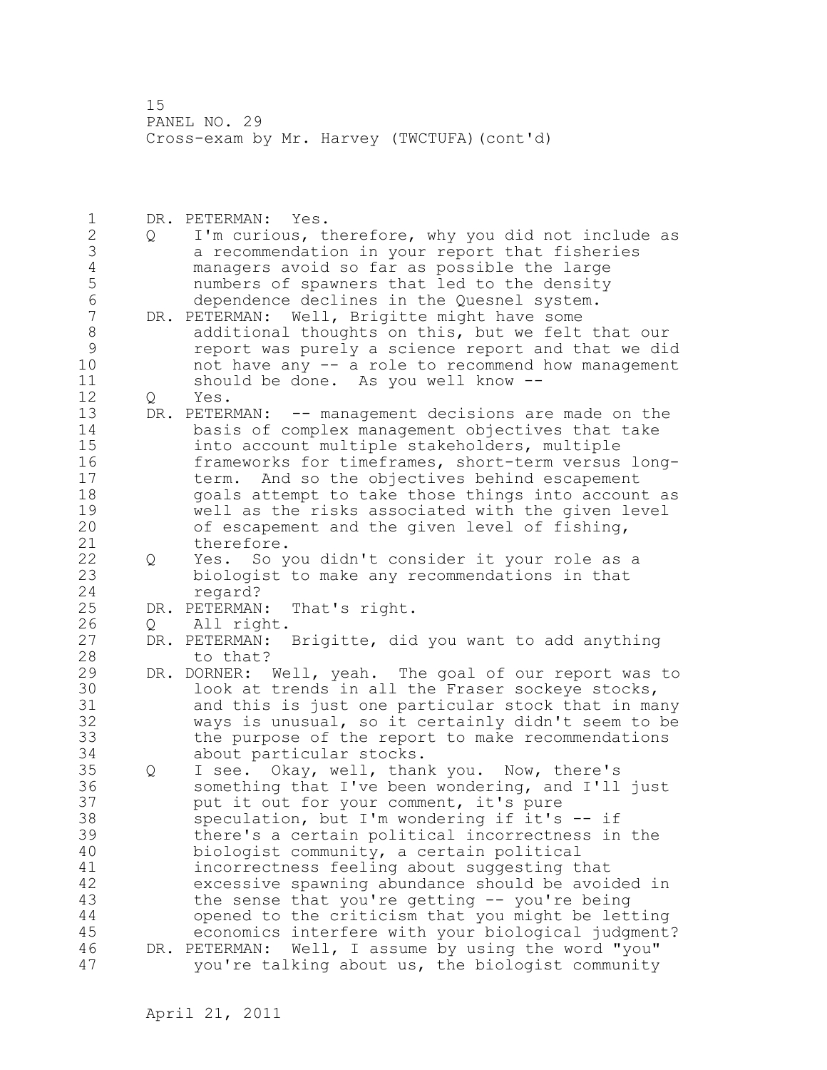DR. PETERMAN: Yes.

Q I'm curious, therefore, why you did not include as a recommendation in your report that fisheries managers avoid so far as possible the large numbers of spawners that led to the density dependence declines in the Quesnel system.

DR. PETERMAN: Well, Brigitte might have some additional thoughts on this, but we felt that our report was purely a science report and that we did not have any -- a role to recommend how management should be done. As you well know --

Q Yes.

DR. PETERMAN: -- management decisions are made on the basis of complex management objectives that take into account multiple stakeholders, multiple frameworks for timeframes, short-term versus long-term. And so the objectives behind escapement goals attempt to take those things into account as well as the risks associated with the given level of escapement and the given level of fishing, therefore.

Q Yes. So you didn't consider it your role as a biologist to make any recommendations in that regard?

DR. PETERMAN: That's right.

Q All right.

DR. PETERMAN: Brigitte, did you want to add anything to that?

DR. DORNER: Well, yeah. The goal of our report was to look at trends in all the Fraser sockeye stocks, and this is just one particular stock that in many ways is unusual, so it certainly didn't seem to be the purpose of the report to make recommendations about particular stocks.

Q I see. Okay, well, thank you. Now, there's something that I've been wondering, and I'll just put it out for your comment, it's pure speculation, but I'm wondering if it's -- if there's a certain political incorrectness in the biologist community, a certain political incorrectness feeling about suggesting that excessive spawning abundance should be avoided in the sense that you're getting -- you're being opened to the criticism that you might be letting economics interfere with your biological judgment?

DR. PETERMAN: Well, I assume by using the word "you" you're talking about us, the biologist community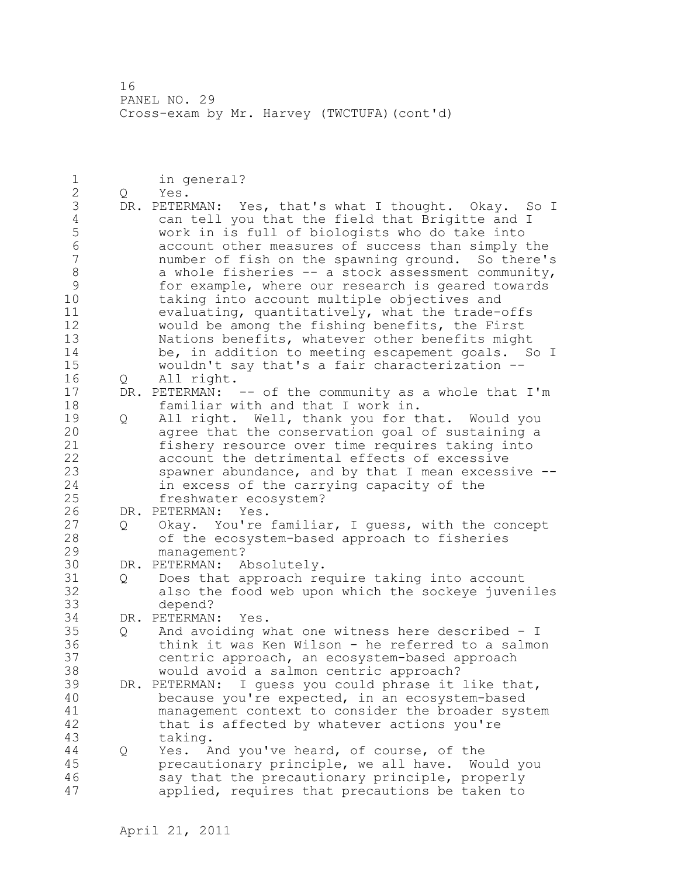in general?

Q Yes.

DR. PETERMAN: Yes, that's what I thought. Okay. So I can tell you that the field that Brigitte and I work in is full of biologists who do take into account other measures of success than simply the number of fish on the spawning ground. So there's a whole fisheries -- a stock assessment community, for example, where our research is geared towards taking into account multiple objectives and evaluating, quantitatively, what the trade-offs would be among the fishing benefits, the First Nations benefits, whatever other benefits might be, in addition to meeting escapement goals. So I wouldn't say that's a fair characterization --

Q All right.

DR. PETERMAN: -- of the community as a whole that I'm familiar with and that I work in.

Q All right. Well, thank you for that. Would you agree that the conservation goal of sustaining a fishery resource over time requires taking into account the detrimental effects of excessive spawner abundance, and by that I mean excessive -- in excess of the carrying capacity of the freshwater ecosystem?

DR. PETERMAN: Yes.

Q Okay. You're familiar, I guess, with the concept of the ecosystem-based approach to fisheries management?

DR. PETERMAN: Absolutely.

Q Does that approach require taking into account also the food web upon which the sockeye juveniles depend?

DR. PETERMAN: Yes.

Q And avoiding what one witness here described - I think it was Ken Wilson - he referred to a salmon centric approach, an ecosystem-based approach would avoid a salmon centric approach?

DR. PETERMAN: I guess you could phrase it like that, because you're expected, in an ecosystem-based management context to consider the broader system that is affected by whatever actions you're taking.

Q Yes. And you've heard, of course, of the precautionary principle, we all have. Would you say that the precautionary principle, properly applied, requires that precautions be taken to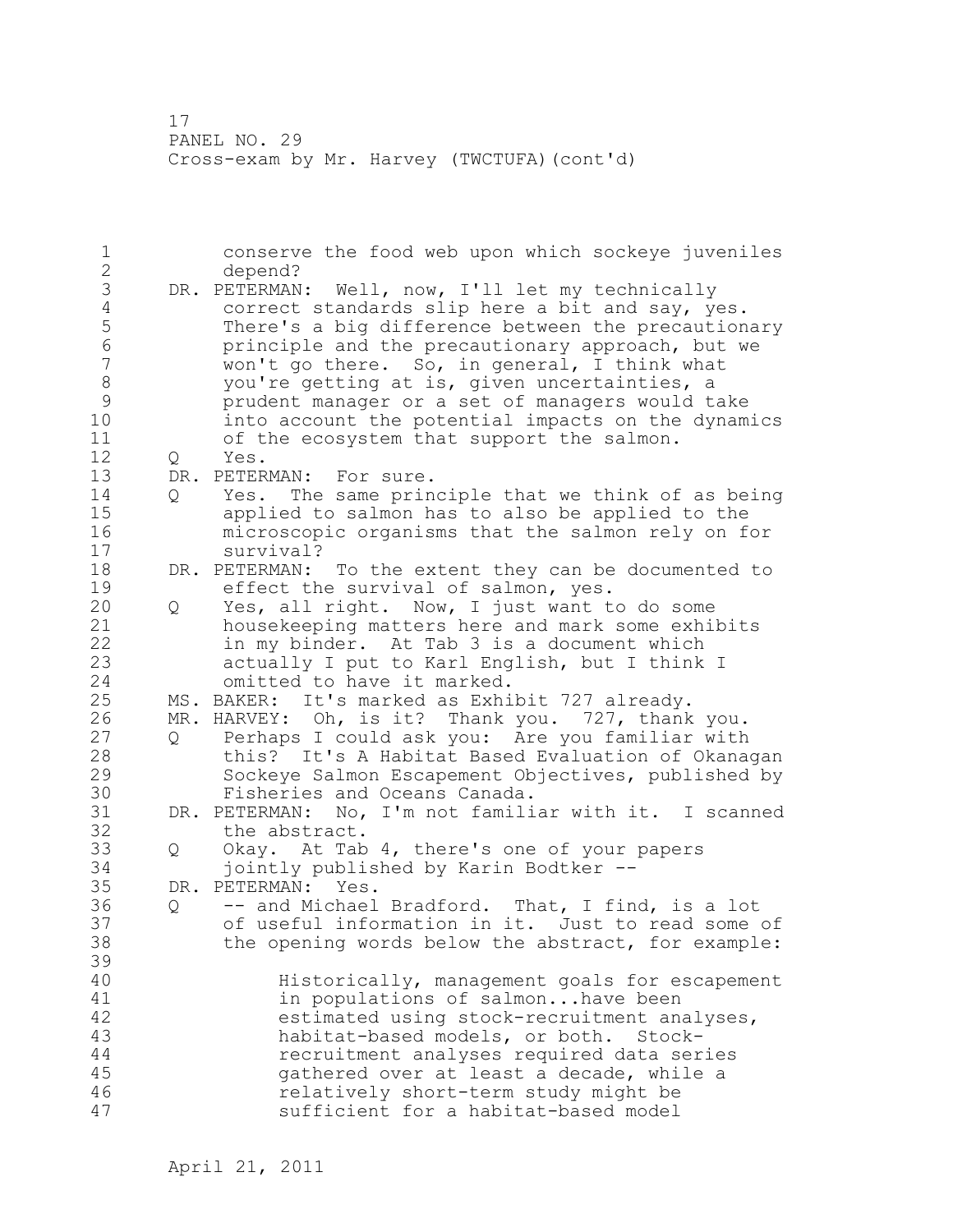conserve the food web upon which sockeye juveniles depend?

DR. PETERMAN: Well, now, I'll let my technically correct standards slip here a bit and say, yes. There's a big difference between the precautionary principle and the precautionary approach, but we won't go there. So, in general, I think what you're getting at is, given uncertainties, a prudent manager or a set of managers would take into account the potential impacts on the dynamics of the ecosystem that support the salmon.

Q Yes.

DR. PETERMAN: For sure.

Q Yes. The same principle that we think of as being applied to salmon has to also be applied to the microscopic organisms that the salmon rely on for survival?

DR. PETERMAN: To the extent they can be documented to effect the survival of salmon, yes.

Q Yes, all right. Now, I just want to do some housekeeping matters here and mark some exhibits in my binder. At Tab 3 is a document which actually I put to Karl English, but I think I omitted to have it marked.

MS. BAKER: It's marked as Exhibit 727 already.

MR. HARVEY: Oh, is it? Thank you. 727, thank you.

Q Perhaps I could ask you: Are you familiar with this? It's A Habitat Based Evaluation of Okanagan Sockeye Salmon Escapement Objectives, published by Fisheries and Oceans Canada.

DR. PETERMAN: No, I'm not familiar with it. I scanned the abstract.

Q Okay. At Tab 4, there's one of your papers jointly published by Karin Bodtker --

DR. PETERMAN: Yes.

Q -- and Michael Bradford. That, I find, is a lot of useful information in it. Just to read some of the opening words below the abstract, for example:

> Historically, management goals for escapement in populations of salmon...have been estimated using stock-recruitment analyses, habitat-based models, or both. Stock-recruitment analyses required data series gathered over at least a decade, while a relatively short-term study might be sufficient for a habitat-based model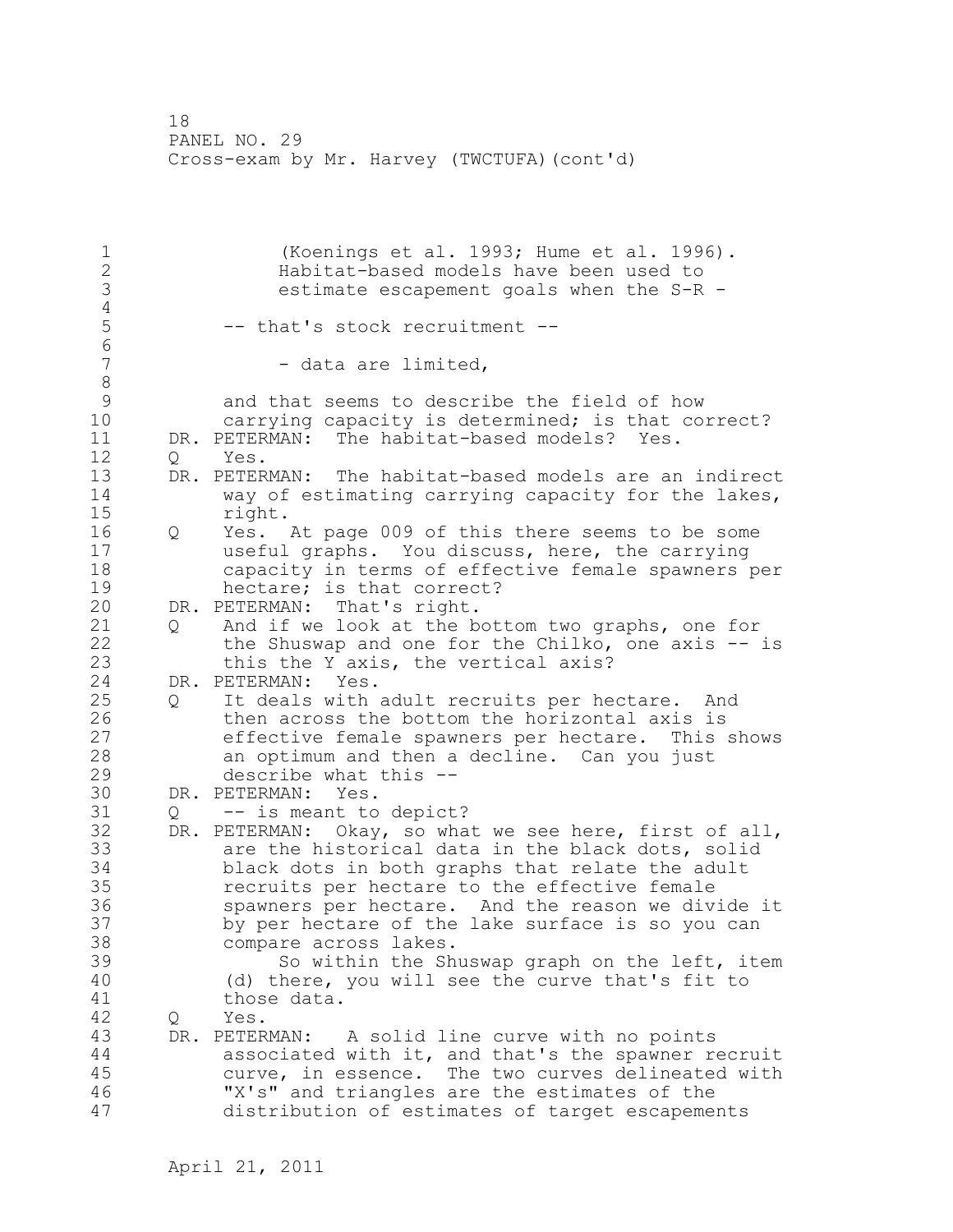(Koenings et al. 1993; Hume et al. 1996). Habitat-based models have been used to estimate escapement goals when the S-R -

-- that's stock recruitment --

- data are limited,

and that seems to describe the field of how carrying capacity is determined; is that correct?

DR. PETERMAN: The habitat-based models? Yes.

Q Yes.

DR. PETERMAN: The habitat-based models are an indirect way of estimating carrying capacity for the lakes, right.

Q Yes. At page 009 of this there seems to be some useful graphs. You discuss, here, the carrying capacity in terms of effective female spawners per hectare; is that correct?

DR. PETERMAN: That's right.

Q And if we look at the bottom two graphs, one for the Shuswap and one for the Chilko, one axis -- is this the Y axis, the vertical axis?

DR. PETERMAN: Yes.

Q It deals with adult recruits per hectare. And then across the bottom the horizontal axis is effective female spawners per hectare. This shows an optimum and then a decline. Can you just describe what this --

DR. PETERMAN: Yes.

Q -- is meant to depict?

DR. PETERMAN: Okay, so what we see here, first of all, are the historical data in the black dots, solid black dots in both graphs that relate the adult recruits per hectare to the effective female spawners per hectare. And the reason we divide it by per hectare of the lake surface is so you can compare across lakes.

So within the Shuswap graph on the left, item (d) there, you will see the curve that's fit to those data.

Q Yes.

DR. PETERMAN: A solid line curve with no points associated with it, and that's the spawner recruit curve, in essence. The two curves delineated with "X's" and triangles are the estimates of the distribution of estimates of target escapements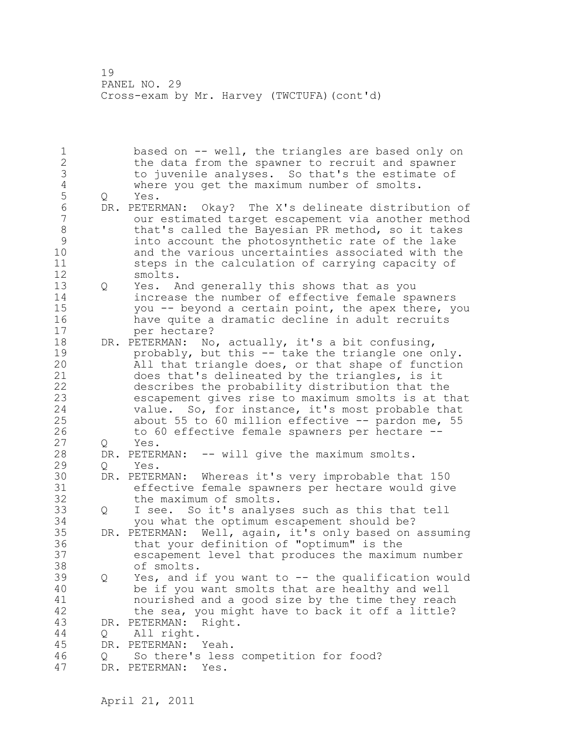based on -- well, the triangles are based only on the data from the spawner to recruit and spawner to juvenile analyses. So that's the estimate of where you get the maximum number of smolts.

Q Yes.

DR. PETERMAN: Okay? The X's delineate distribution of our estimated target escapement via another method that's called the Bayesian PR method, so it takes into account the photosynthetic rate of the lake and the various uncertainties associated with the steps in the calculation of carrying capacity of smolts.

Q Yes. And generally this shows that as you increase the number of effective female spawners you -- beyond a certain point, the apex there, you have quite a dramatic decline in adult recruits per hectare?

DR. PETERMAN: No, actually, it's a bit confusing, probably, but this -- take the triangle one only. All that triangle does, or that shape of function does that's delineated by the triangles, is it describes the probability distribution that the escapement gives rise to maximum smolts is at that value. So, for instance, it's most probable that about 55 to 60 million effective -- pardon me, 55 to 60 effective female spawners per hectare --

Q Yes.

DR. PETERMAN: -- will give the maximum smolts.

Q Yes.

DR. PETERMAN: Whereas it's very improbable that 150 effective female spawners per hectare would give the maximum of smolts.

Q I see. So it's analyses such as this that tell you what the optimum escapement should be?

DR. PETERMAN: Well, again, it's only based on assuming that your definition of "optimum" is the escapement level that produces the maximum number of smolts.

Q Yes, and if you want to -- the qualification would be if you want smolts that are healthy and well nourished and a good size by the time they reach the sea, you might have to back it off a little?

DR. PETERMAN: Right.

Q All right.

DR. PETERMAN: Yeah.

Q So there's less competition for food?

DR. PETERMAN: Yes.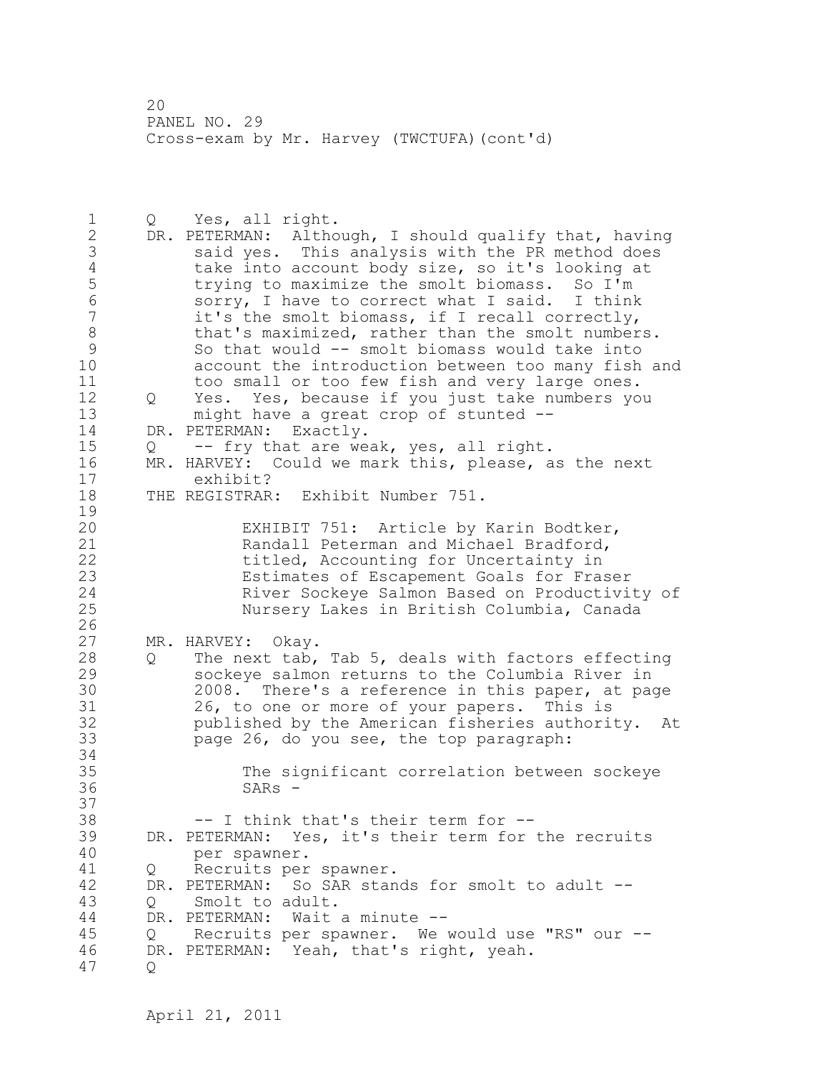Q Yes, all right.

DR. PETERMAN: Although, I should qualify that, having said yes. This analysis with the PR method does take into account body size, so it's looking at trying to maximize the smolt biomass. So I'm sorry, I have to correct what I said. I think it's the smolt biomass, if I recall correctly, that's maximized, rather than the smolt numbers. So that would -- smolt biomass would take into account the introduction between too many fish and too small or too few fish and very large ones.

Q Yes. Yes, because if you just take numbers you might have a great crop of stunted --

DR. PETERMAN: Exactly.

Q -- fry that are weak, yes, all right.

MR. HARVEY: Could we mark this, please, as the next exhibit?

THE REGISTRAR: Exhibit Number 751.

> EXHIBIT 751: Article by Karin Bodtker, Randall Peterman and Michael Bradford, titled, Accounting for Uncertainty in Estimates of Escapement Goals for Fraser River Sockeye Salmon Based on Productivity of Nursery Lakes in British Columbia, Canada

MR. HARVEY: Okay.

Q The next tab, Tab 5, deals with factors effecting sockeye salmon returns to the Columbia River in 2008. There's a reference in this paper, at page 26, to one or more of your papers. This is published by the American fisheries authority. At page 26, do you see, the top paragraph:

> The significant correlation between sockeye SARs -

-- I think that's their term for --

DR. PETERMAN: Yes, it's their term for the recruits per spawner.

Q Recruits per spawner.

DR. PETERMAN: So SAR stands for smolt to adult --

Q Smolt to adult.

DR. PETERMAN: Wait a minute --

Q Recruits per spawner. We would use "RS" our --

DR. PETERMAN: Yeah, that's right, yeah.

Q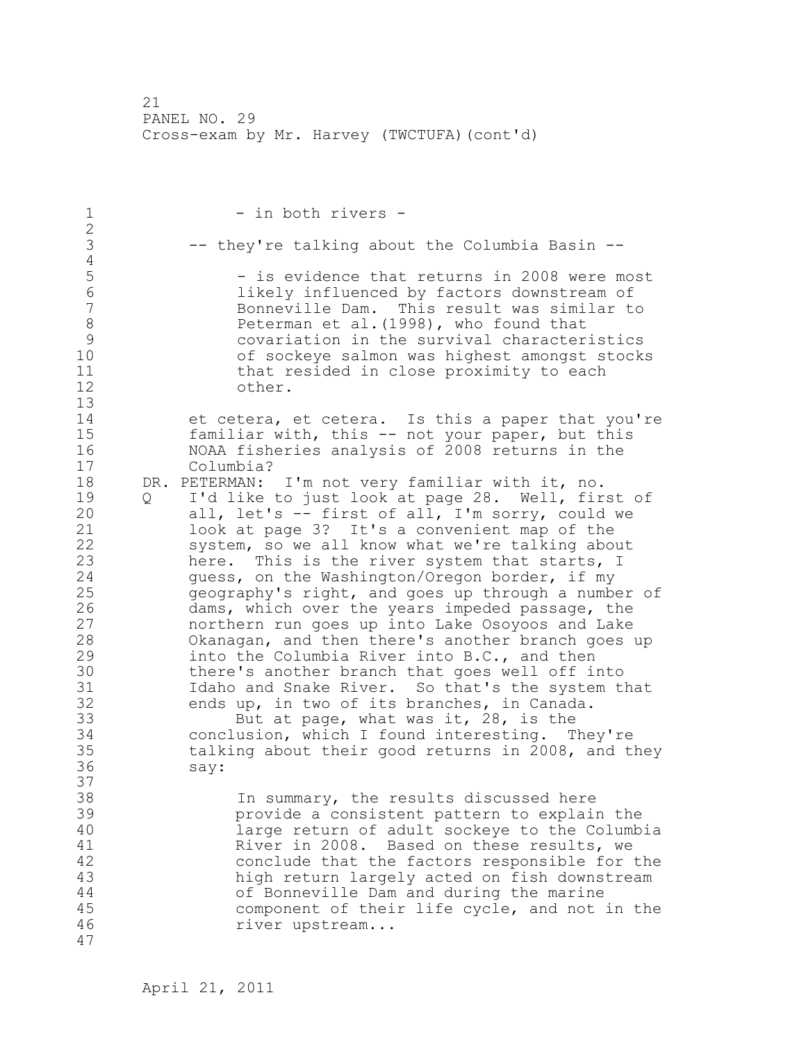- in both rivers -

-- they're talking about the Columbia Basin --

> - is evidence that returns in 2008 were most likely influenced by factors downstream of Bonneville Dam. This result was similar to Peterman et al.(1998), who found that covariation in the survival characteristics of sockeye salmon was highest amongst stocks that resided in close proximity to each other.

et cetera, et cetera. Is this a paper that you're familiar with, this -- not your paper, but this NOAA fisheries analysis of 2008 returns in the Columbia?

DR. PETERMAN: I'm not very familiar with it, no.

Q I'd like to just look at page 28. Well, first of all, let's -- first of all, I'm sorry, could we look at page 3? It's a convenient map of the system, so we all know what we're talking about here. This is the river system that starts, I guess, on the Washington/Oregon border, if my geography's right, and goes up through a number of dams, which over the years impeded passage, the northern run goes up into Lake Osoyoos and Lake Okanagan, and then there's another branch goes up into the Columbia River into B.C., and then there's another branch that goes well off into Idaho and Snake River. So that's the system that ends up, in two of its branches, in Canada.

But at page, what was it, 28, is the conclusion, which I found interesting. They're talking about their good returns in 2008, and they say:

> In summary, the results discussed here provide a consistent pattern to explain the large return of adult sockeye to the Columbia River in 2008. Based on these results, we conclude that the factors responsible for the high return largely acted on fish downstream of Bonneville Dam and during the marine component of their life cycle, and not in the river upstream...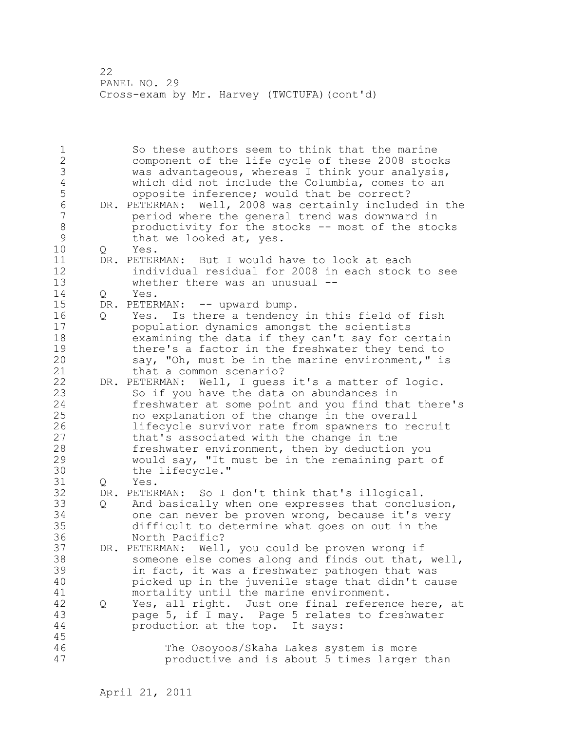So these authors seem to think that the marine component of the life cycle of these 2008 stocks was advantageous, whereas I think your analysis, which did not include the Columbia, comes to an opposite inference; would that be correct?

DR. PETERMAN: Well, 2008 was certainly included in the period where the general trend was downward in productivity for the stocks -- most of the stocks that we looked at, yes.

Q Yes.

DR. PETERMAN: But I would have to look at each individual residual for 2008 in each stock to see whether there was an unusual --

Q Yes.

DR. PETERMAN: -- upward bump.

Q Yes. Is there a tendency in this field of fish population dynamics amongst the scientists examining the data if they can't say for certain there's a factor in the freshwater they tend to say, "Oh, must be in the marine environment," is that a common scenario?

DR. PETERMAN: Well, I guess it's a matter of logic. So if you have the data on abundances in freshwater at some point and you find that there's no explanation of the change in the overall lifecycle survivor rate from spawners to recruit that's associated with the change in the freshwater environment, then by deduction you would say, "It must be in the remaining part of the lifecycle."

Q Yes.

DR. PETERMAN: So I don't think that's illogical.

Q And basically when one expresses that conclusion, one can never be proven wrong, because it's very difficult to determine what goes on out in the North Pacific?

DR. PETERMAN: Well, you could be proven wrong if someone else comes along and finds out that, well, in fact, it was a freshwater pathogen that was picked up in the juvenile stage that didn't cause mortality until the marine environment.

Q Yes, all right. Just one final reference here, at page 5, if I may. Page 5 relates to freshwater production at the top. It says:

> The Osoyoos/Skaha Lakes system is more productive and is about 5 times larger than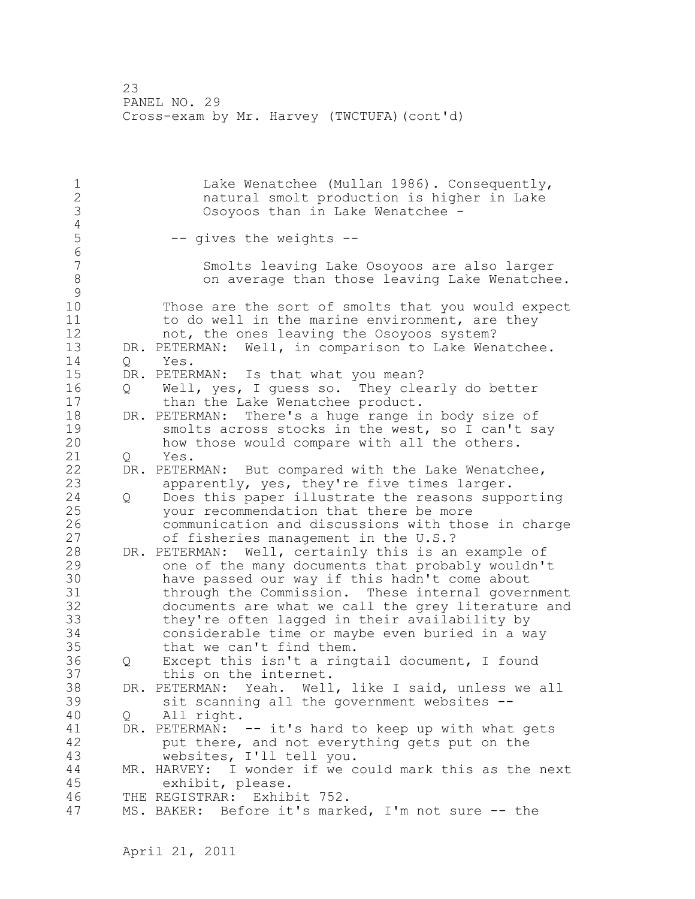> Lake Wenatchee (Mullan 1986). Consequently, natural smolt production is higher in Lake Osoyoos than in Lake Wenatchee -

-- gives the weights --

> Smolts leaving Lake Osoyoos are also larger on average than those leaving Lake Wenatchee.

Those are the sort of smolts that you would expect to do well in the marine environment, are they not, the ones leaving the Osoyoos system?

DR. PETERMAN: Well, in comparison to Lake Wenatchee.

Q Yes.

DR. PETERMAN: Is that what you mean?

Q Well, yes, I guess so. They clearly do better than the Lake Wenatchee product.

DR. PETERMAN: There's a huge range in body size of smolts across stocks in the west, so I can't say how those would compare with all the others.

Q Yes.

DR. PETERMAN: But compared with the Lake Wenatchee, apparently, yes, they're five times larger.

Q Does this paper illustrate the reasons supporting your recommendation that there be more communication and discussions with those in charge of fisheries management in the U.S.?

DR. PETERMAN: Well, certainly this is an example of one of the many documents that probably wouldn't have passed our way if this hadn't come about through the Commission. These internal government documents are what we call the grey literature and they're often lagged in their availability by considerable time or maybe even buried in a way that we can't find them.

Q Except this isn't a ringtail document, I found this on the internet.

DR. PETERMAN: Yeah. Well, like I said, unless we all sit scanning all the government websites --

Q All right.

DR. PETERMAN: -- it's hard to keep up with what gets put there, and not everything gets put on the websites, I'll tell you.

MR. HARVEY: I wonder if we could mark this as the next exhibit, please.

THE REGISTRAR: Exhibit 752.

MS. BAKER: Before it's marked, I'm not sure -- the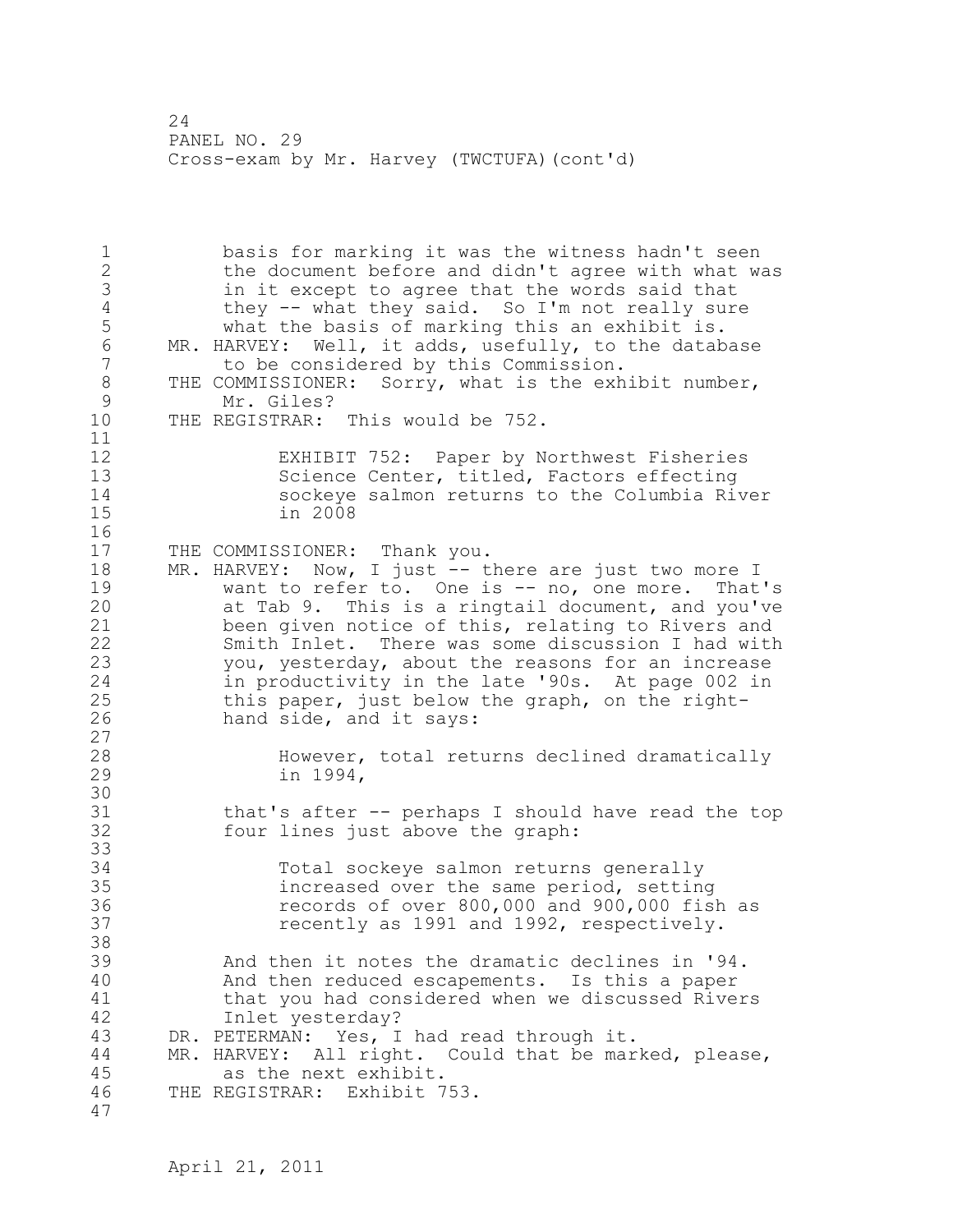basis for marking it was the witness hadn't seen the document before and didn't agree with what was in it except to agree that the words said that they -- what they said. So I'm not really sure what the basis of marking this an exhibit is.

MR. HARVEY: Well, it adds, usefully, to the database to be considered by this Commission.

THE COMMISSIONER: Sorry, what is the exhibit number, Mr. Giles?

THE REGISTRAR: This would be 752.

> EXHIBIT 752: Paper by Northwest Fisheries Science Center, titled, Factors effecting sockeye salmon returns to the Columbia River in 2008

THE COMMISSIONER: Thank you.

MR. HARVEY: Now, I just -- there are just two more I want to refer to. One is -- no, one more. That's at Tab 9. This is a ringtail document, and you've been given notice of this, relating to Rivers and Smith Inlet. There was some discussion I had with you, yesterday, about the reasons for an increase in productivity in the late '90s. At page 002 in this paper, just below the graph, on the right-hand side, and it says:

> However, total returns declined dramatically in 1994,

that's after -- perhaps I should have read the top four lines just above the graph:

> Total sockeye salmon returns generally increased over the same period, setting records of over 800,000 and 900,000 fish as recently as 1991 and 1992, respectively.

And then it notes the dramatic declines in '94. And then reduced escapements. Is this a paper that you had considered when we discussed Rivers Inlet yesterday?

DR. PETERMAN: Yes, I had read through it.

MR. HARVEY: All right. Could that be marked, please, as the next exhibit.

THE REGISTRAR: Exhibit 753.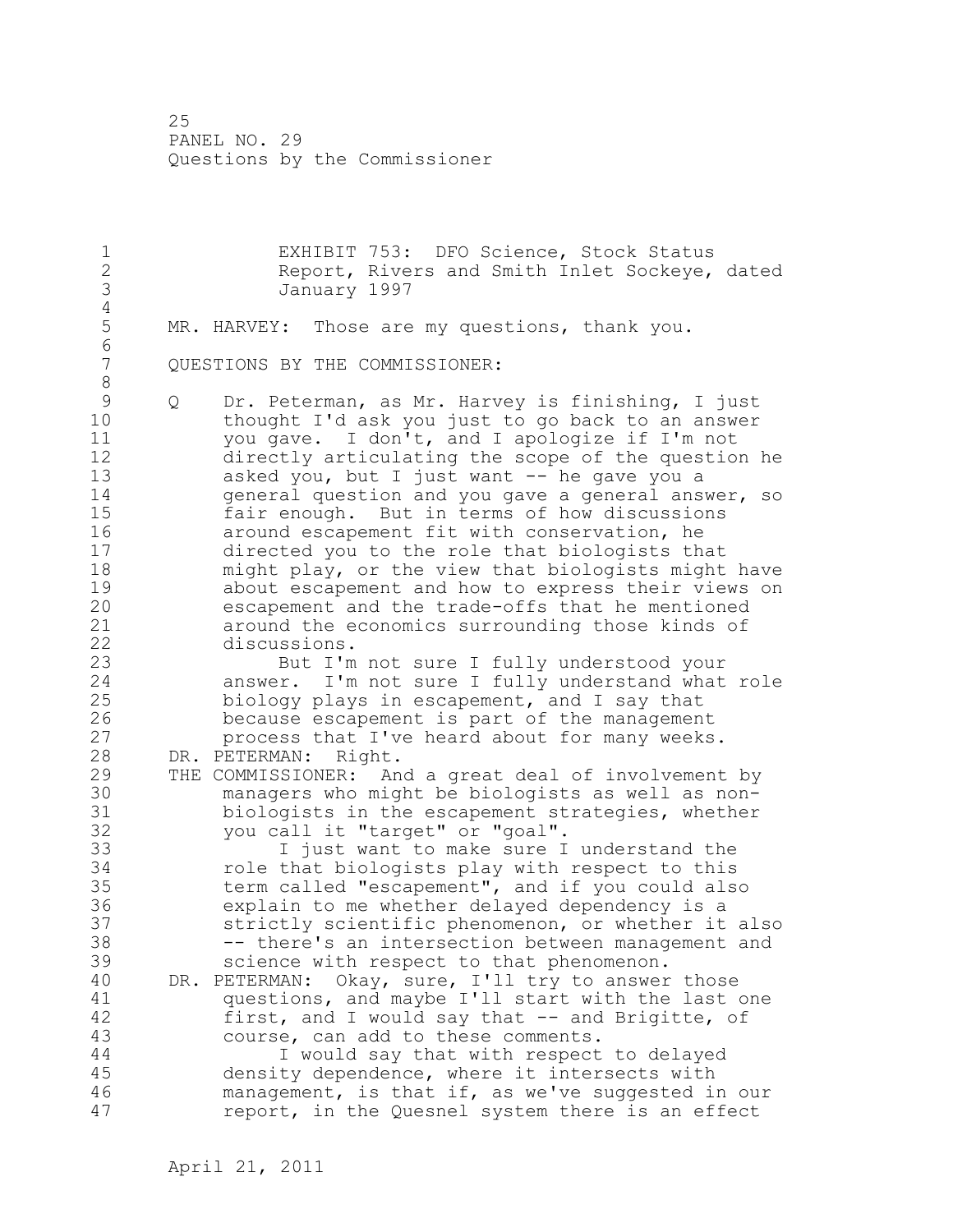EXHIBIT 753: DFO Science, Stock Status Report, Rivers and Smith Inlet Sockeye, dated January 1997

MR. HARVEY: Those are my questions, thank you.

QUESTIONS BY THE COMMISSIONER:

Q Dr. Peterman, as Mr. Harvey is finishing, I just thought I'd ask you just to go back to an answer you gave. I don't, and I apologize if I'm not directly articulating the scope of the question he asked you, but I just want -- he gave you a general question and you gave a general answer, so fair enough. But in terms of how discussions around escapement fit with conservation, he directed you to the role that biologists that might play, or the view that biologists might have about escapement and how to express their views on escapement and the trade-offs that he mentioned around the economics surrounding those kinds of discussions.

But I'm not sure I fully understood your answer. I'm not sure I fully understand what role biology plays in escapement, and I say that because escapement is part of the management process that I've heard about for many weeks.

DR. PETERMAN: Right.

THE COMMISSIONER: And a great deal of involvement by managers who might be biologists as well as non-biologists in the escapement strategies, whether you call it "target" or "goal".

I just want to make sure I understand the role that biologists play with respect to this term called "escapement", and if you could also explain to me whether delayed dependency is a strictly scientific phenomenon, or whether it also -- there's an intersection between management and science with respect to that phenomenon.

DR. PETERMAN: Okay, sure, I'll try to answer those questions, and maybe I'll start with the last one first, and I would say that -- and Brigitte, of course, can add to these comments.

I would say that with respect to delayed density dependence, where it intersects with management, is that if, as we've suggested in our report, in the Quesnel system there is an effect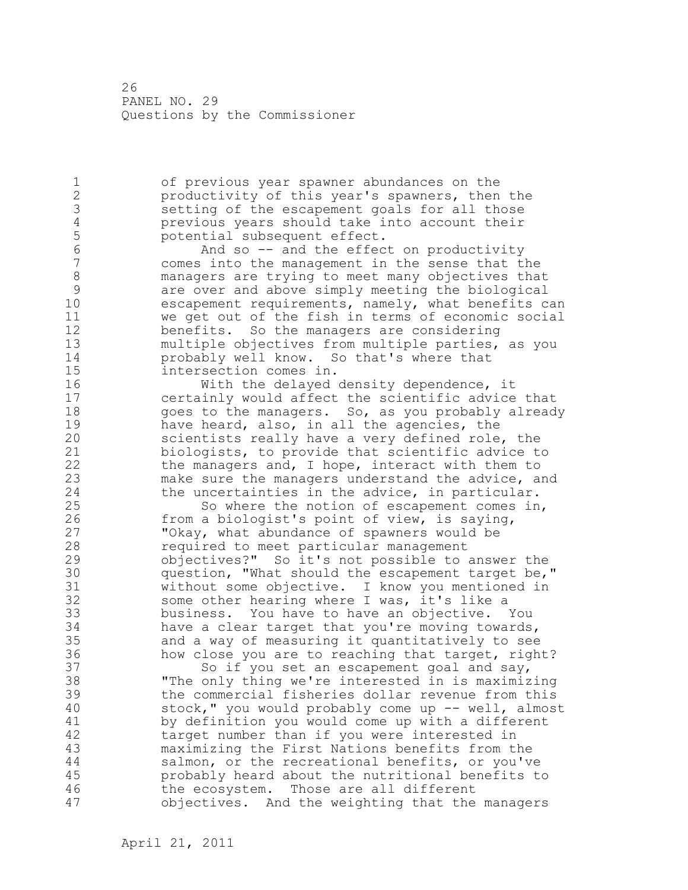of previous year spawner abundances on the productivity of this year's spawners, then the setting of the escapement goals for all those previous years should take into account their potential subsequent effect.

And so -- and the effect on productivity comes into the management in the sense that the managers are trying to meet many objectives that are over and above simply meeting the biological escapement requirements, namely, what benefits can we get out of the fish in terms of economic social benefits. So the managers are considering multiple objectives from multiple parties, as you probably well know. So that's where that intersection comes in.

With the delayed density dependence, it certainly would affect the scientific advice that goes to the managers. So, as you probably already have heard, also, in all the agencies, the scientists really have a very defined role, the biologists, to provide that scientific advice to the managers and, I hope, interact with them to make sure the managers understand the advice, and the uncertainties in the advice, in particular.

So where the notion of escapement comes in, from a biologist's point of view, is saying, "Okay, what abundance of spawners would be required to meet particular management objectives?" So it's not possible to answer the question, "What should the escapement target be," without some objective. I know you mentioned in some other hearing where I was, it's like a business. You have to have an objective. You have a clear target that you're moving towards, and a way of measuring it quantitatively to see how close you are to reaching that target, right?

So if you set an escapement goal and say, "The only thing we're interested in is maximizing the commercial fisheries dollar revenue from this stock," you would probably come up -- well, almost by definition you would come up with a different target number than if you were interested in maximizing the First Nations benefits from the salmon, or the recreational benefits, or you've probably heard about the nutritional benefits to the ecosystem. Those are all different objectives. And the weighting that the managers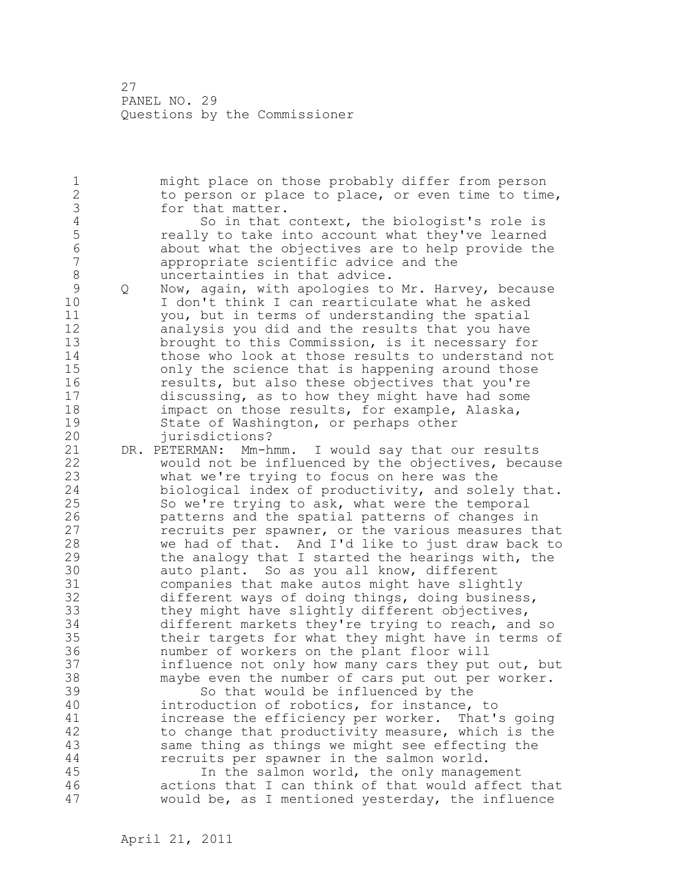might place on those probably differ from person to person or place to place, or even time to time, for that matter.

So in that context, the biologist's role is really to take into account what they've learned about what the objectives are to help provide the appropriate scientific advice and the uncertainties in that advice.

Q Now, again, with apologies to Mr. Harvey, because I don't think I can rearticulate what he asked you, but in terms of understanding the spatial analysis you did and the results that you have brought to this Commission, is it necessary for those who look at those results to understand not only the science that is happening around those results, but also these objectives that you're discussing, as to how they might have had some impact on those results, for example, Alaska, State of Washington, or perhaps other jurisdictions?

DR. PETERMAN: Mm-hmm. I would say that our results would not be influenced by the objectives, because what we're trying to focus on here was the biological index of productivity, and solely that. So we're trying to ask, what were the temporal patterns and the spatial patterns of changes in recruits per spawner, or the various measures that we had of that. And I'd like to just draw back to the analogy that I started the hearings with, the auto plant. So as you all know, different companies that make autos might have slightly different ways of doing things, doing business, they might have slightly different objectives, different markets they're trying to reach, and so their targets for what they might have in terms of number of workers on the plant floor will influence not only how many cars they put out, but maybe even the number of cars put out per worker.

So that would be influenced by the introduction of robotics, for instance, to increase the efficiency per worker. That's going to change that productivity measure, which is the same thing as things we might see effecting the recruits per spawner in the salmon world.

In the salmon world, the only management actions that I can think of that would affect that would be, as I mentioned yesterday, the influence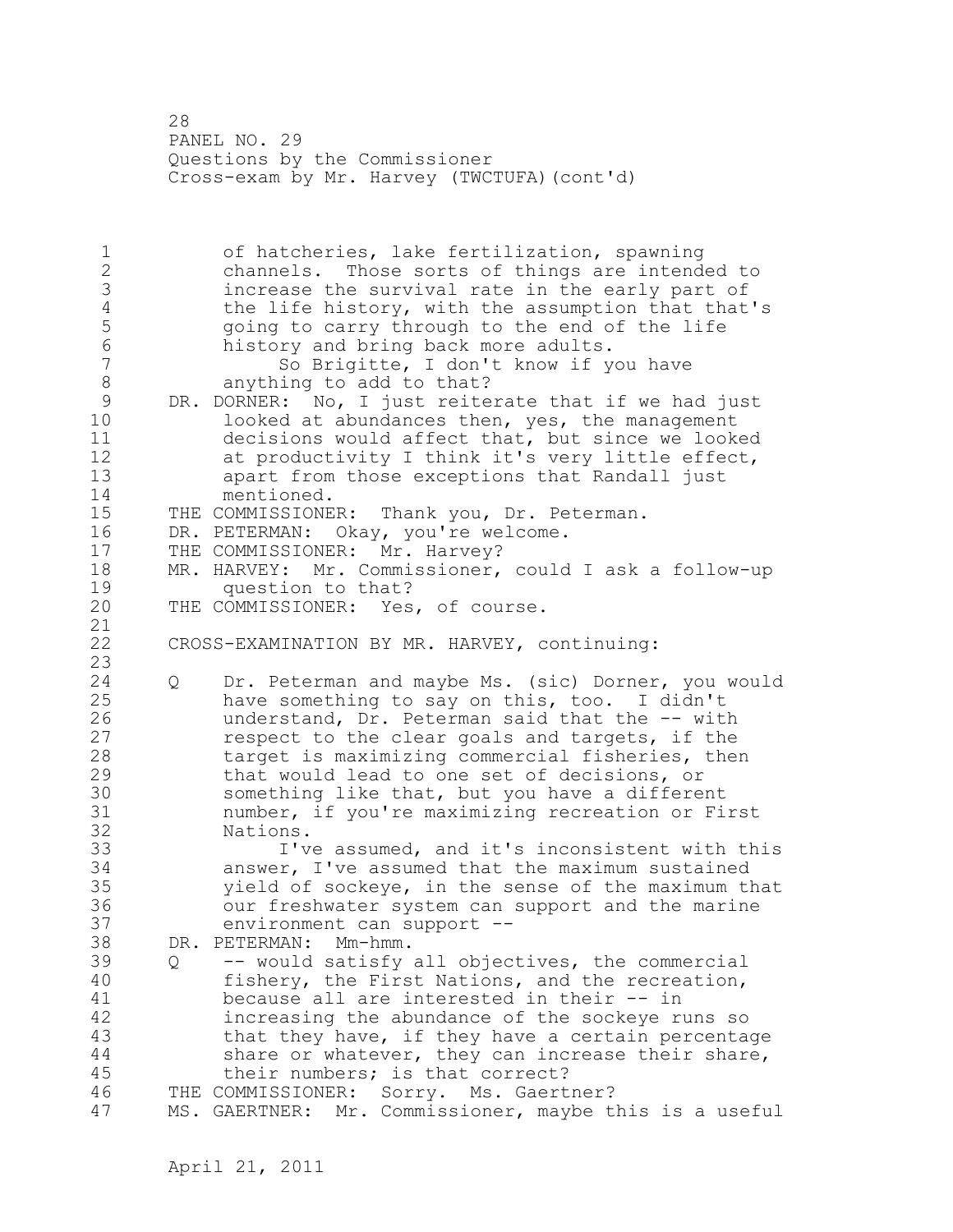of hatcheries, lake fertilization, spawning channels. Those sorts of things are intended to increase the survival rate in the early part of the life history, with the assumption that that's going to carry through to the end of the life history and bring back more adults.

So Brigitte, I don't know if you have anything to add to that?

DR. DORNER: No, I just reiterate that if we had just looked at abundances then, yes, the management decisions would affect that, but since we looked at productivity I think it's very little effect, apart from those exceptions that Randall just mentioned.

THE COMMISSIONER: Thank you, Dr. Peterman.

DR. PETERMAN: Okay, you're welcome.

THE COMMISSIONER: Mr. Harvey?

MR. HARVEY: Mr. Commissioner, could I ask a follow-up question to that?

THE COMMISSIONER: Yes, of course.

CROSS-EXAMINATION BY MR. HARVEY, continuing:

Q Dr. Peterman and maybe Ms. (sic) Dorner, you would have something to say on this, too. I didn't understand, Dr. Peterman said that the -- with respect to the clear goals and targets, if the target is maximizing commercial fisheries, then that would lead to one set of decisions, or something like that, but you have a different number, if you're maximizing recreation or First Nations.

I've assumed, and it's inconsistent with this answer, I've assumed that the maximum sustained yield of sockeye, in the sense of the maximum that our freshwater system can support and the marine environment can support --

DR. PETERMAN: Mm-hmm.

Q -- would satisfy all objectives, the commercial fishery, the First Nations, and the recreation, because all are interested in their -- in increasing the abundance of the sockeye runs so that they have, if they have a certain percentage share or whatever, they can increase their share, their numbers; is that correct?

THE COMMISSIONER: Sorry. Ms. Gaertner?

MS. GAERTNER: Mr. Commissioner, maybe this is a useful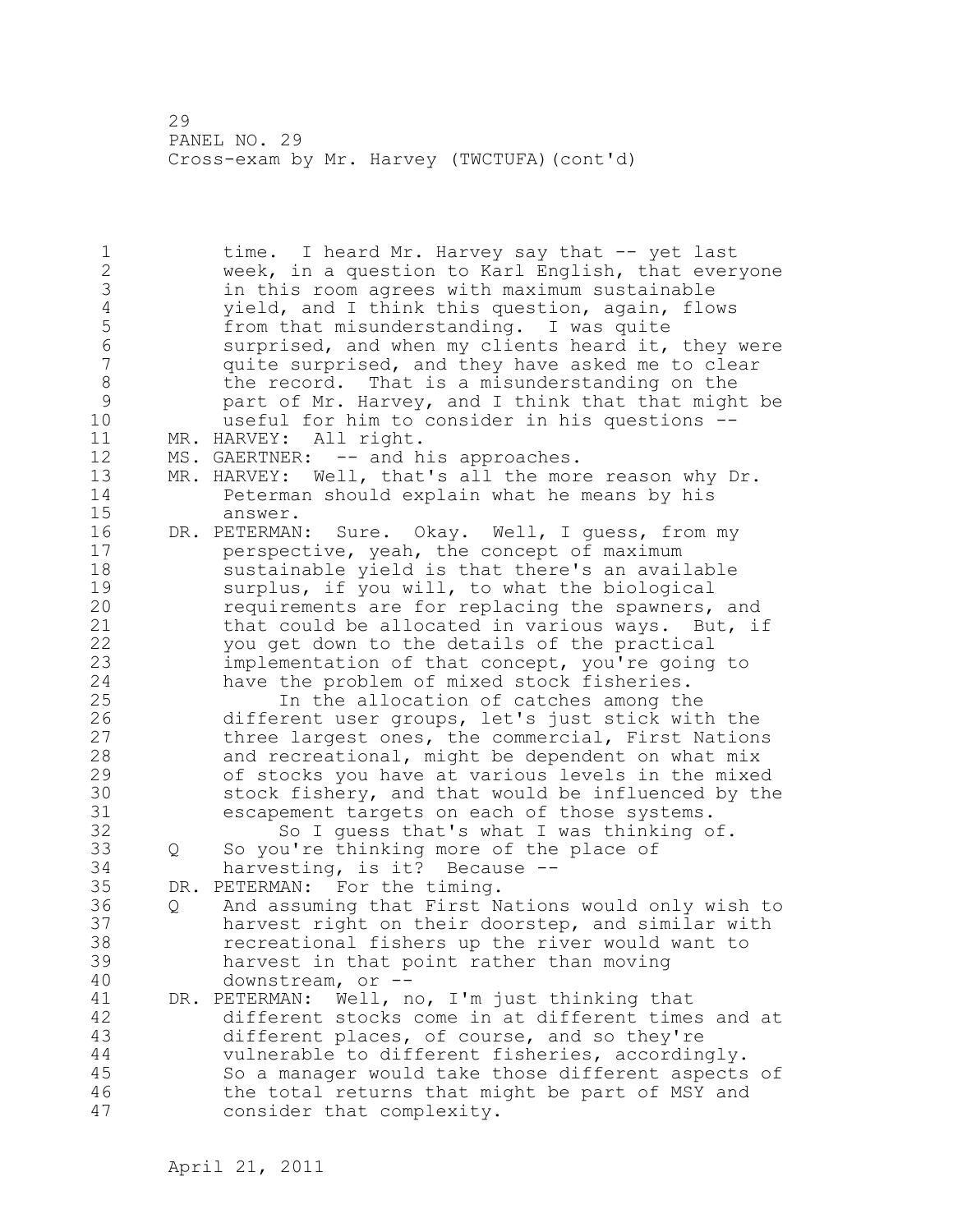time. I heard Mr. Harvey say that -- yet last week, in a question to Karl English, that everyone in this room agrees with maximum sustainable yield, and I think this question, again, flows from that misunderstanding. I was quite surprised, and when my clients heard it, they were quite surprised, and they have asked me to clear the record. That is a misunderstanding on the part of Mr. Harvey, and I think that that might be useful for him to consider in his questions --

MR. HARVEY: All right.

MS. GAERTNER: -- and his approaches.

MR. HARVEY: Well, that's all the more reason why Dr. Peterman should explain what he means by his answer.

DR. PETERMAN: Sure. Okay. Well, I guess, from my perspective, yeah, the concept of maximum sustainable yield is that there's an available surplus, if you will, to what the biological requirements are for replacing the spawners, and that could be allocated in various ways. But, if you get down to the details of the practical implementation of that concept, you're going to have the problem of mixed stock fisheries.

In the allocation of catches among the different user groups, let's just stick with the three largest ones, the commercial, First Nations and recreational, might be dependent on what mix of stocks you have at various levels in the mixed stock fishery, and that would be influenced by the escapement targets on each of those systems.

So I guess that's what I was thinking of.

Q So you're thinking more of the place of harvesting, is it? Because --

DR. PETERMAN: For the timing.

Q And assuming that First Nations would only wish to harvest right on their doorstep, and similar with recreational fishers up the river would want to harvest in that point rather than moving downstream, or --

DR. PETERMAN: Well, no, I'm just thinking that different stocks come in at different times and at different places, of course, and so they're vulnerable to different fisheries, accordingly. So a manager would take those different aspects of the total returns that might be part of MSY and consider that complexity.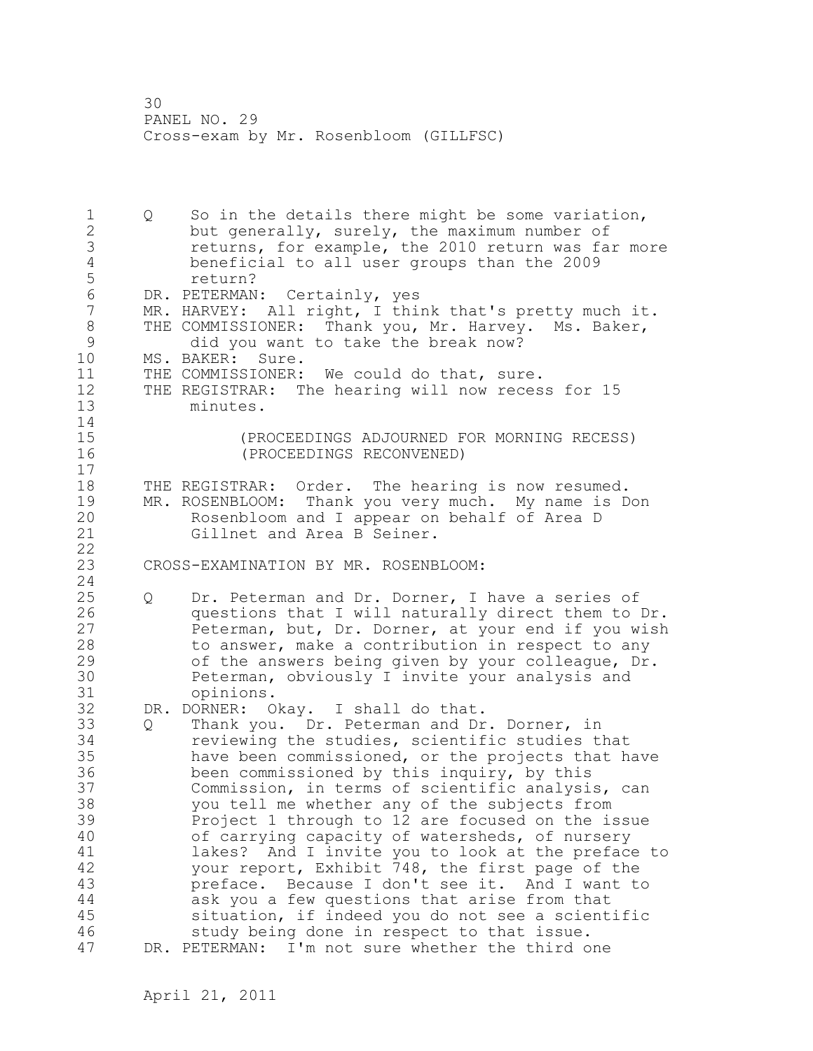Q So in the details there might be some variation, but generally, surely, the maximum number of returns, for example, the 2010 return was far more beneficial to all user groups than the 2009 return?

DR. PETERMAN: Certainly, yes

MR. HARVEY: All right, I think that's pretty much it.

THE COMMISSIONER: Thank you, Mr. Harvey. Ms. Baker, did you want to take the break now?

MS. BAKER: Sure.

THE COMMISSIONER: We could do that, sure.

THE REGISTRAR: The hearing will now recess for 15 minutes.

(PROCEEDINGS ADJOURNED FOR MORNING RECESS)
(PROCEEDINGS RECONVENED)

THE REGISTRAR: Order. The hearing is now resumed.

MR. ROSENBLOOM: Thank you very much. My name is Don Rosenbloom and I appear on behalf of Area D Gillnet and Area B Seiner.

CROSS-EXAMINATION BY MR. ROSENBLOOM:

Q Dr. Peterman and Dr. Dorner, I have a series of questions that I will naturally direct them to Dr. Peterman, but, Dr. Dorner, at your end if you wish to answer, make a contribution in respect to any of the answers being given by your colleague, Dr. Peterman, obviously I invite your analysis and opinions.

DR. DORNER: Okay. I shall do that.

Q Thank you. Dr. Peterman and Dr. Dorner, in reviewing the studies, scientific studies that have been commissioned, or the projects that have been commissioned by this inquiry, by this Commission, in terms of scientific analysis, can you tell me whether any of the subjects from Project 1 through to 12 are focused on the issue of carrying capacity of watersheds, of nursery lakes? And I invite you to look at the preface to your report, Exhibit 748, the first page of the preface. Because I don't see it. And I want to ask you a few questions that arise from that situation, if indeed you do not see a scientific study being done in respect to that issue.

DR. PETERMAN: I'm not sure whether the third one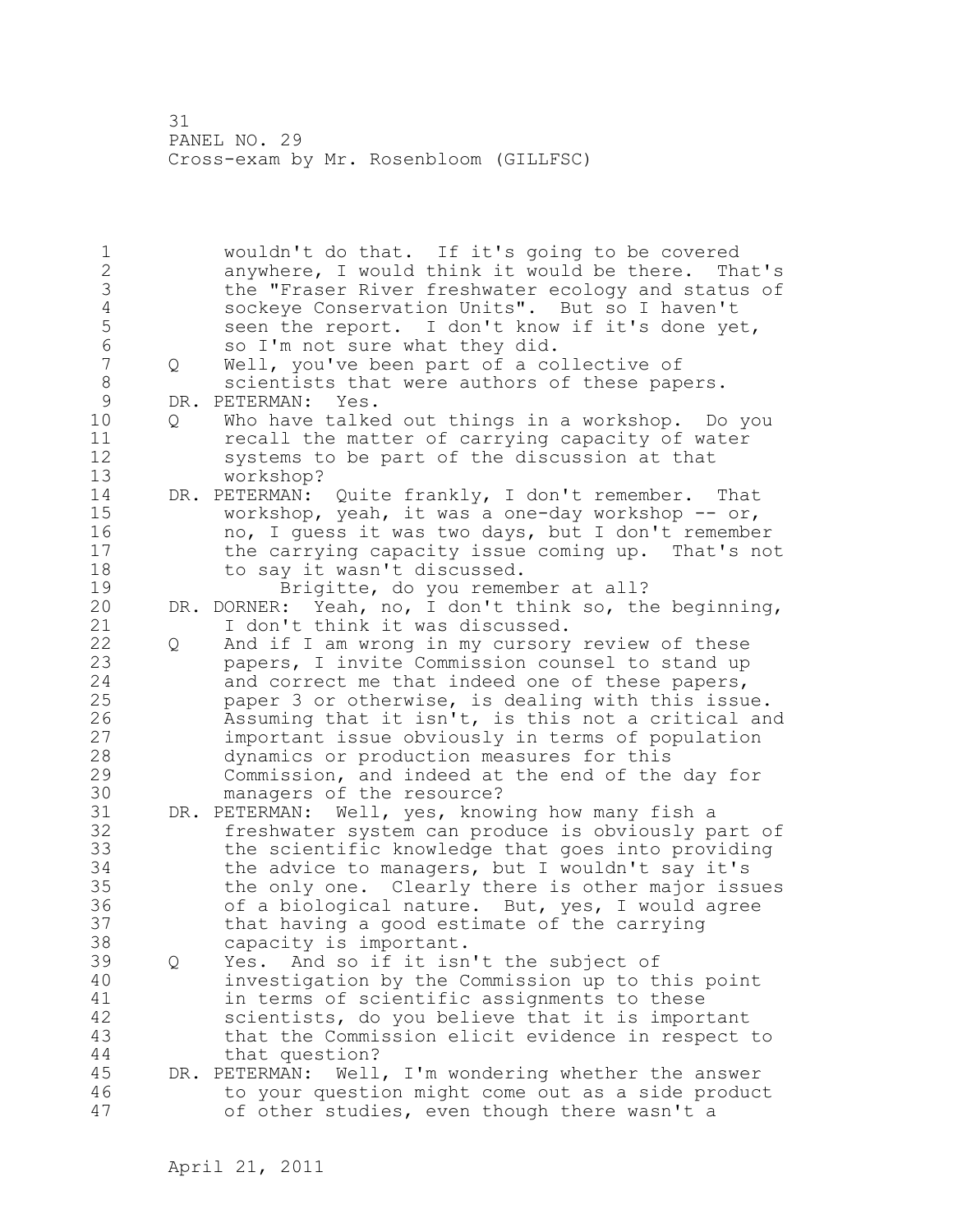wouldn't do that. If it's going to be covered anywhere, I would think it would be there. That's the "Fraser River freshwater ecology and status of sockeye Conservation Units". But so I haven't seen the report. I don't know if it's done yet, so I'm not sure what they did.

Q Well, you've been part of a collective of scientists that were authors of these papers.

DR. PETERMAN: Yes.

Q Who have talked out things in a workshop. Do you recall the matter of carrying capacity of water systems to be part of the discussion at that workshop?

DR. PETERMAN: Quite frankly, I don't remember. That workshop, yeah, it was a one-day workshop -- or, no, I guess it was two days, but I don't remember the carrying capacity issue coming up. That's not to say it wasn't discussed.

Brigitte, do you remember at all?

DR. DORNER: Yeah, no, I don't think so, the beginning, I don't think it was discussed.

Q And if I am wrong in my cursory review of these papers, I invite Commission counsel to stand up and correct me that indeed one of these papers, paper 3 or otherwise, is dealing with this issue. Assuming that it isn't, is this not a critical and important issue obviously in terms of population dynamics or production measures for this Commission, and indeed at the end of the day for managers of the resource?

DR. PETERMAN: Well, yes, knowing how many fish a freshwater system can produce is obviously part of the scientific knowledge that goes into providing the advice to managers, but I wouldn't say it's the only one. Clearly there is other major issues of a biological nature. But, yes, I would agree that having a good estimate of the carrying capacity is important.

Q Yes. And so if it isn't the subject of investigation by the Commission up to this point in terms of scientific assignments to these scientists, do you believe that it is important that the Commission elicit evidence in respect to that question?

DR. PETERMAN: Well, I'm wondering whether the answer to your question might come out as a side product of other studies, even though there wasn't a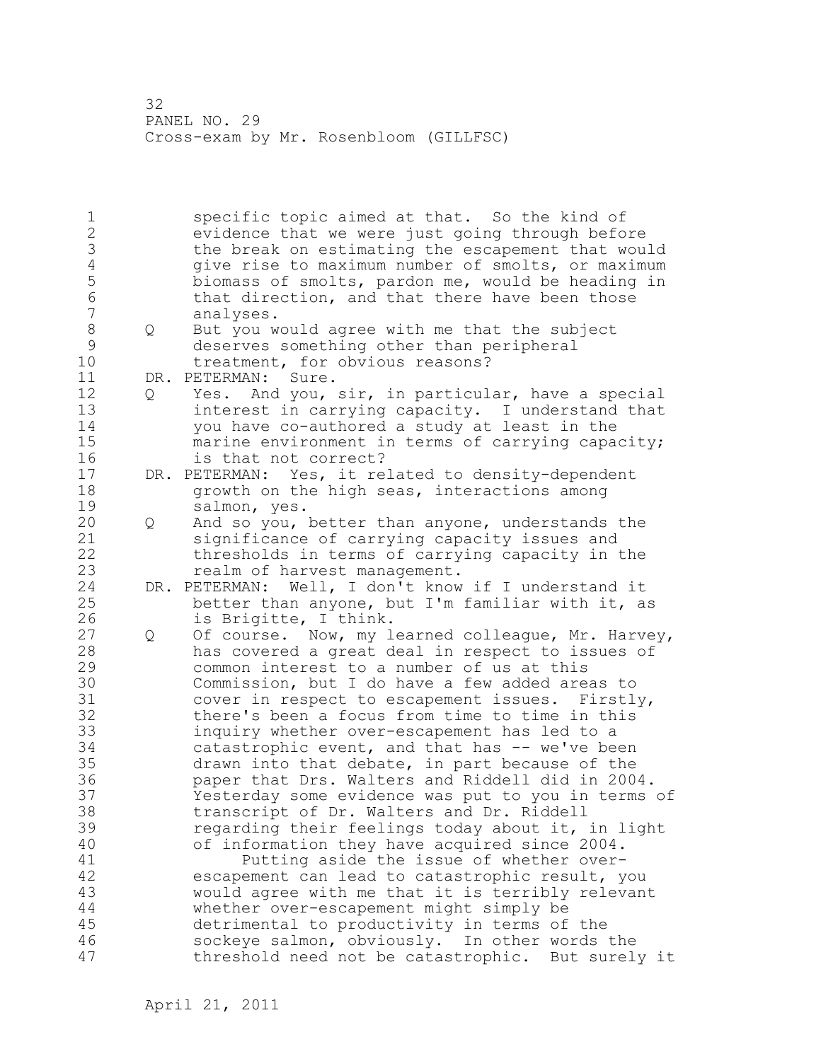specific topic aimed at that. So the kind of evidence that we were just going through before the break on estimating the escapement that would give rise to maximum number of smolts, or maximum biomass of smolts, pardon me, would be heading in that direction, and that there have been those analyses.

Q But you would agree with me that the subject deserves something other than peripheral treatment, for obvious reasons?

DR. PETERMAN: Sure.

Q Yes. And you, sir, in particular, have a special interest in carrying capacity. I understand that you have co-authored a study at least in the marine environment in terms of carrying capacity; is that not correct?

DR. PETERMAN: Yes, it related to density-dependent growth on the high seas, interactions among salmon, yes.

Q And so you, better than anyone, understands the significance of carrying capacity issues and thresholds in terms of carrying capacity in the realm of harvest management.

DR. PETERMAN: Well, I don't know if I understand it better than anyone, but I'm familiar with it, as is Brigitte, I think.

Q Of course. Now, my learned colleague, Mr. Harvey, has covered a great deal in respect to issues of common interest to a number of us at this Commission, but I do have a few added areas to cover in respect to escapement issues. Firstly, there's been a focus from time to time in this inquiry whether over-escapement has led to a catastrophic event, and that has -- we've been drawn into that debate, in part because of the paper that Drs. Walters and Riddell did in 2004. Yesterday some evidence was put to you in terms of transcript of Dr. Walters and Dr. Riddell regarding their feelings today about it, in light of information they have acquired since 2004.

Putting aside the issue of whether over-escapement can lead to catastrophic result, you would agree with me that it is terribly relevant whether over-escapement might simply be detrimental to productivity in terms of the sockeye salmon, obviously. In other words the threshold need not be catastrophic. But surely it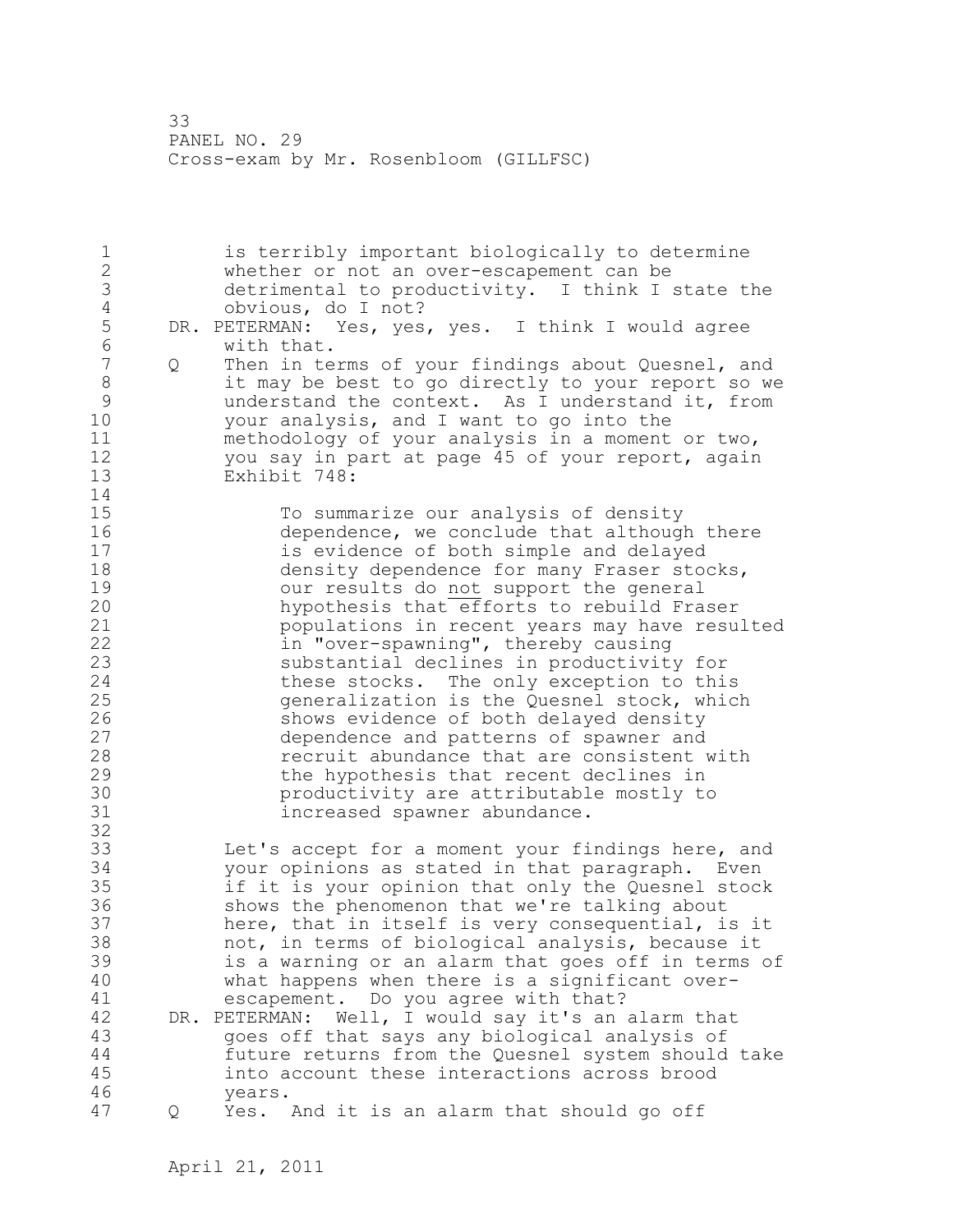is terribly important biologically to determine whether or not an over-escapement can be detrimental to productivity. I think I state the obvious, do I not?

DR. PETERMAN: Yes, yes, yes. I think I would agree with that.

Q Then in terms of your findings about Quesnel, and it may be best to go directly to your report so we understand the context. As I understand it, from your analysis, and I want to go into the methodology of your analysis in a moment or two, you say in part at page 45 of your report, again Exhibit 748:

> To summarize our analysis of density dependence, we conclude that although there is evidence of both simple and delayed density dependence for many Fraser stocks, our results do not support the general hypothesis that efforts to rebuild Fraser populations in recent years may have resulted in "over-spawning", thereby causing substantial declines in productivity for these stocks. The only exception to this generalization is the Quesnel stock, which shows evidence of both delayed density dependence and patterns of spawner and recruit abundance that are consistent with the hypothesis that recent declines in productivity are attributable mostly to increased spawner abundance.

Let's accept for a moment your findings here, and your opinions as stated in that paragraph. Even if it is your opinion that only the Quesnel stock shows the phenomenon that we're talking about here, that in itself is very consequential, is it not, in terms of biological analysis, because it is a warning or an alarm that goes off in terms of what happens when there is a significant over-escapement. Do you agree with that?

DR. PETERMAN: Well, I would say it's an alarm that goes off that says any biological analysis of future returns from the Quesnel system should take into account these interactions across brood years.

Q Yes. And it is an alarm that should go off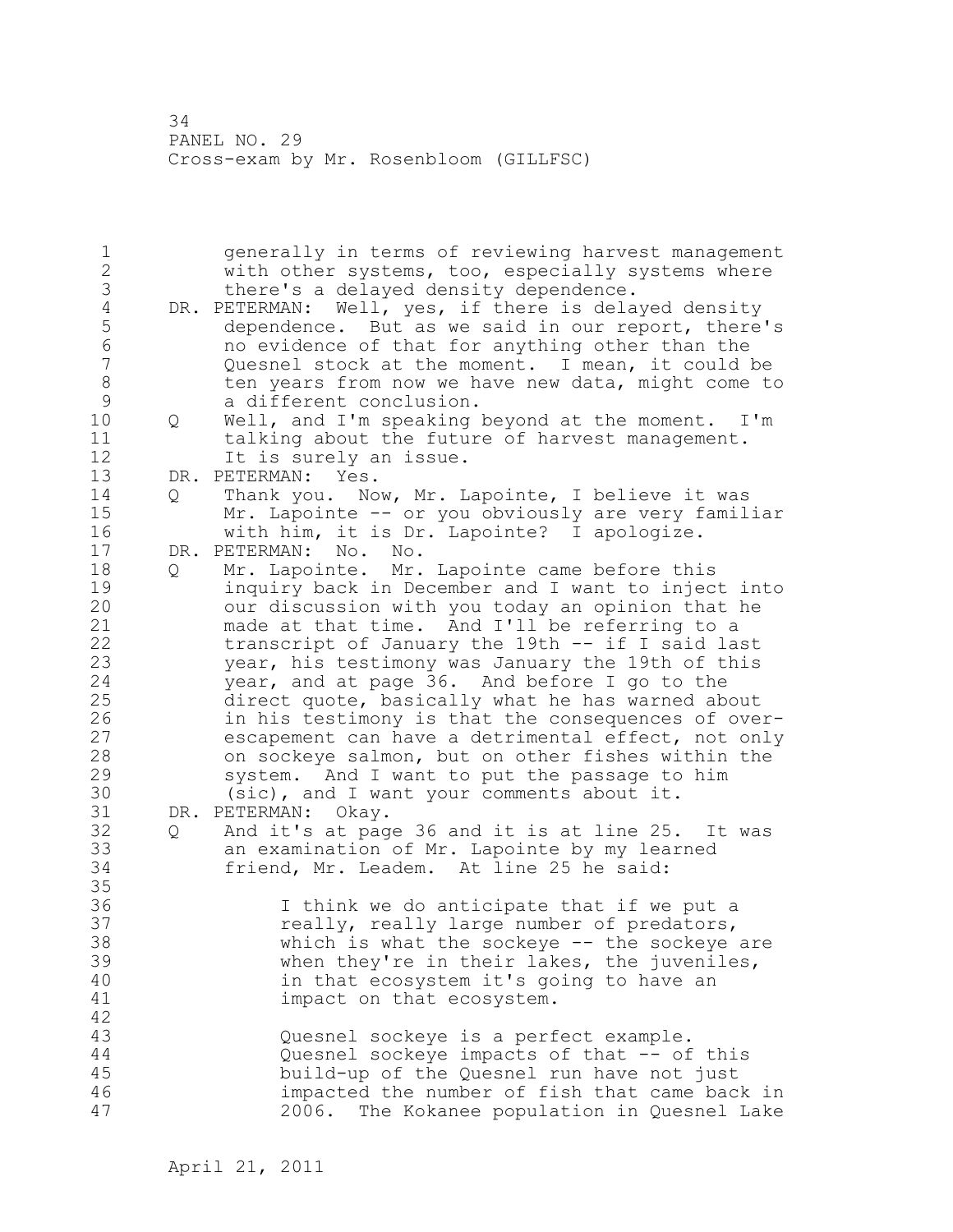generally in terms of reviewing harvest management with other systems, too, especially systems where there's a delayed density dependence.

DR. PETERMAN: Well, yes, if there is delayed density dependence. But as we said in our report, there's no evidence of that for anything other than the Quesnel stock at the moment. I mean, it could be ten years from now we have new data, might come to a different conclusion.

Q Well, and I'm speaking beyond at the moment. I'm talking about the future of harvest management. It is surely an issue.

DR. PETERMAN: Yes.

Q Thank you. Now, Mr. Lapointe, I believe it was Mr. Lapointe -- or you obviously are very familiar with him, it is Dr. Lapointe? I apologize.

DR. PETERMAN: No. No.

Q Mr. Lapointe. Mr. Lapointe came before this inquiry back in December and I want to inject into our discussion with you today an opinion that he made at that time. And I'll be referring to a transcript of January the 19th -- if I said last year, his testimony was January the 19th of this year, and at page 36. And before I go to the direct quote, basically what he has warned about in his testimony is that the consequences of over-escapement can have a detrimental effect, not only on sockeye salmon, but on other fishes within the system. And I want to put the passage to him (sic), and I want your comments about it.

DR. PETERMAN: Okay.

Q And it's at page 36 and it is at line 25. It was an examination of Mr. Lapointe by my learned friend, Mr. Leadem. At line 25 he said:

> I think we do anticipate that if we put a really, really large number of predators, which is what the sockeye -- the sockeye are when they're in their lakes, the juveniles, in that ecosystem it's going to have an impact on that ecosystem.
>
> Quesnel sockeye is a perfect example. Quesnel sockeye impacts of that -- of this build-up of the Quesnel run have not just impacted the number of fish that came back in 2006. The Kokanee population in Quesnel Lake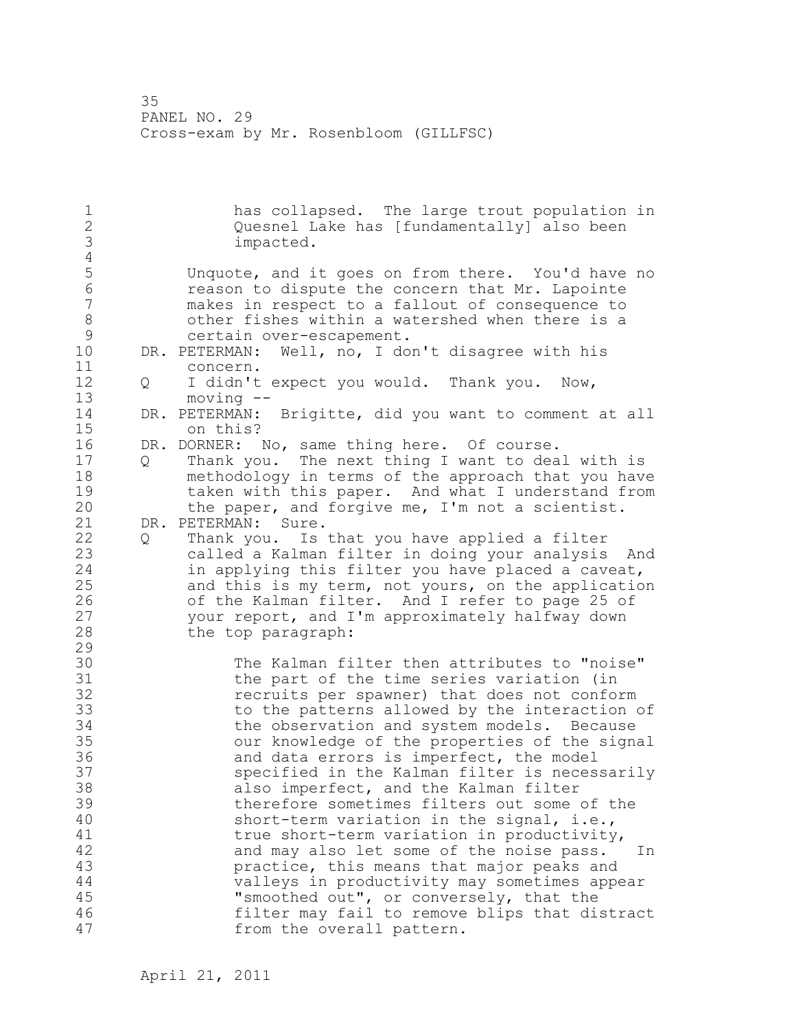has collapsed. The large trout population in Quesnel Lake has [fundamentally] also been impacted.

Unquote, and it goes on from there. You'd have no reason to dispute the concern that Mr. Lapointe makes in respect to a fallout of consequence to other fishes within a watershed when there is a certain over-escapement.

DR. PETERMAN: Well, no, I don't disagree with his concern.

Q I didn't expect you would. Thank you. Now, moving --

DR. PETERMAN: Brigitte, did you want to comment at all on this?

DR. DORNER: No, same thing here. Of course.

Q Thank you. The next thing I want to deal with is methodology in terms of the approach that you have taken with this paper. And what I understand from the paper, and forgive me, I'm not a scientist.

DR. PETERMAN: Sure.

Q Thank you. Is that you have applied a filter called a Kalman filter in doing your analysis And in applying this filter you have placed a caveat, and this is my term, not yours, on the application of the Kalman filter. And I refer to page 25 of your report, and I'm approximately halfway down the top paragraph:

> The Kalman filter then attributes to "noise" the part of the time series variation (in recruits per spawner) that does not conform to the patterns allowed by the interaction of the observation and system models. Because our knowledge of the properties of the signal and data errors is imperfect, the model specified in the Kalman filter is necessarily also imperfect, and the Kalman filter therefore sometimes filters out some of the short-term variation in the signal, i.e., true short-term variation in productivity, and may also let some of the noise pass. In practice, this means that major peaks and valleys in productivity may sometimes appear "smoothed out", or conversely, that the filter may fail to remove blips that distract from the overall pattern.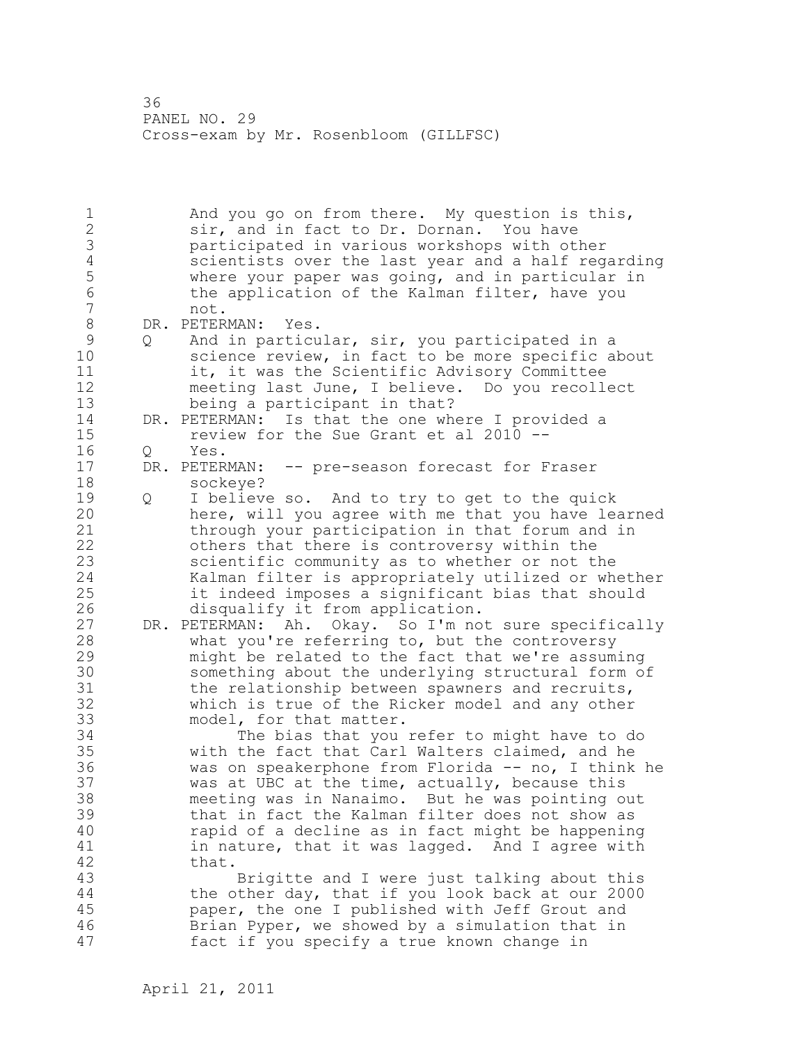And you go on from there. My question is this, sir, and in fact to Dr. Dornan. You have participated in various workshops with other scientists over the last year and a half regarding where your paper was going, and in particular in the application of the Kalman filter, have you not.

DR. PETERMAN: Yes.

Q And in particular, sir, you participated in a science review, in fact to be more specific about it, it was the Scientific Advisory Committee meeting last June, I believe. Do you recollect being a participant in that?

DR. PETERMAN: Is that the one where I provided a review for the Sue Grant et al 2010 --

Q Yes.

DR. PETERMAN: -- pre-season forecast for Fraser sockeye?

Q I believe so. And to try to get to the quick here, will you agree with me that you have learned through your participation in that forum and in others that there is controversy within the scientific community as to whether or not the Kalman filter is appropriately utilized or whether it indeed imposes a significant bias that should disqualify it from application.

DR. PETERMAN: Ah. Okay. So I'm not sure specifically what you're referring to, but the controversy might be related to the fact that we're assuming something about the underlying structural form of the relationship between spawners and recruits, which is true of the Ricker model and any other model, for that matter.

The bias that you refer to might have to do with the fact that Carl Walters claimed, and he was on speakerphone from Florida -- no, I think he was at UBC at the time, actually, because this meeting was in Nanaimo. But he was pointing out that in fact the Kalman filter does not show as rapid of a decline as in fact might be happening in nature, that it was lagged. And I agree with that.

Brigitte and I were just talking about this the other day, that if you look back at our 2000 paper, the one I published with Jeff Grout and Brian Pyper, we showed by a simulation that in fact if you specify a true known change in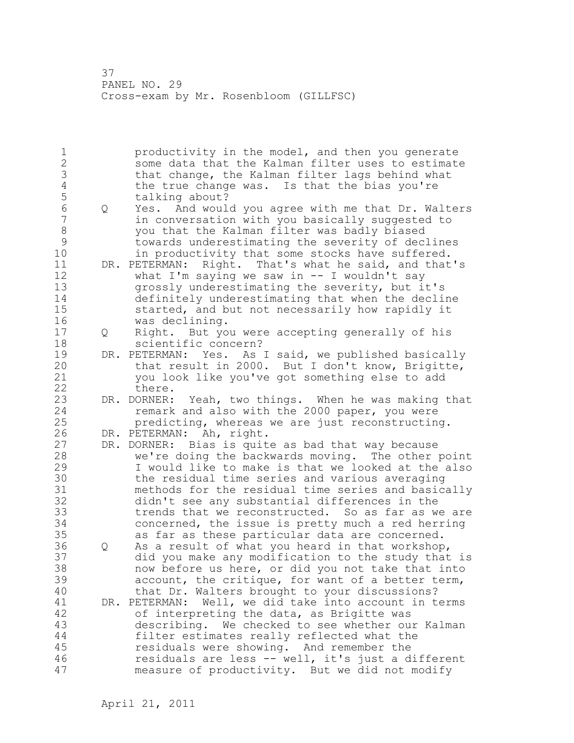productivity in the model, and then you generate some data that the Kalman filter uses to estimate that change, the Kalman filter lags behind what the true change was. Is that the bias you're talking about?

Q Yes. And would you agree with me that Dr. Walters in conversation with you basically suggested to you that the Kalman filter was badly biased towards underestimating the severity of declines in productivity that some stocks have suffered.

DR. PETERMAN: Right. That's what he said, and that's what I'm saying we saw in -- I wouldn't say grossly underestimating the severity, but it's definitely underestimating that when the decline started, and but not necessarily how rapidly it was declining.

Q Right. But you were accepting generally of his scientific concern?

DR. PETERMAN: Yes. As I said, we published basically that result in 2000. But I don't know, Brigitte, you look like you've got something else to add there.

DR. DORNER: Yeah, two things. When he was making that remark and also with the 2000 paper, you were predicting, whereas we are just reconstructing.

DR. PETERMAN: Ah, right.

DR. DORNER: Bias is quite as bad that way because we're doing the backwards moving. The other point I would like to make is that we looked at the also the residual time series and various averaging methods for the residual time series and basically didn't see any substantial differences in the trends that we reconstructed. So as far as we are concerned, the issue is pretty much a red herring as far as these particular data are concerned.

Q As a result of what you heard in that workshop, did you make any modification to the study that is now before us here, or did you not take that into account, the critique, for want of a better term, that Dr. Walters brought to your discussions?

DR. PETERMAN: Well, we did take into account in terms of interpreting the data, as Brigitte was describing. We checked to see whether our Kalman filter estimates really reflected what the residuals were showing. And remember the residuals are less -- well, it's just a different measure of productivity. But we did not modify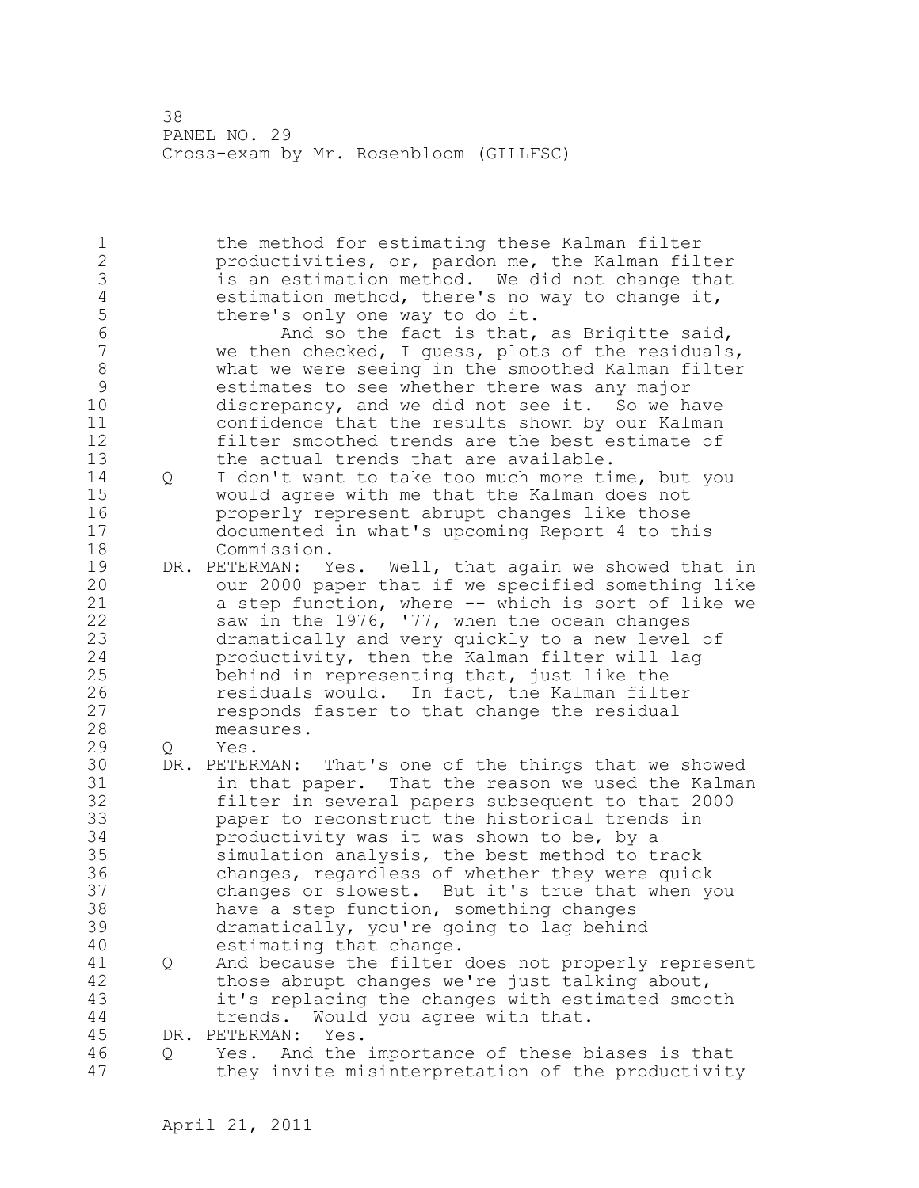the method for estimating these Kalman filter productivities, or, pardon me, the Kalman filter is an estimation method. We did not change that estimation method, there's no way to change it, there's only one way to do it.

And so the fact is that, as Brigitte said, we then checked, I guess, plots of the residuals, what we were seeing in the smoothed Kalman filter estimates to see whether there was any major discrepancy, and we did not see it. So we have confidence that the results shown by our Kalman filter smoothed trends are the best estimate of the actual trends that are available.

Q I don't want to take too much more time, but you would agree with me that the Kalman does not properly represent abrupt changes like those documented in what's upcoming Report 4 to this Commission.

DR. PETERMAN: Yes. Well, that again we showed that in our 2000 paper that if we specified something like a step function, where -- which is sort of like we saw in the 1976, '77, when the ocean changes dramatically and very quickly to a new level of productivity, then the Kalman filter will lag behind in representing that, just like the residuals would. In fact, the Kalman filter responds faster to that change the residual measures.

Q Yes.

DR. PETERMAN: That's one of the things that we showed in that paper. That the reason we used the Kalman filter in several papers subsequent to that 2000 paper to reconstruct the historical trends in productivity was it was shown to be, by a simulation analysis, the best method to track changes, regardless of whether they were quick changes or slowest. But it's true that when you have a step function, something changes dramatically, you're going to lag behind estimating that change.

Q And because the filter does not properly represent those abrupt changes we're just talking about, it's replacing the changes with estimated smooth trends. Would you agree with that.

DR. PETERMAN: Yes.

Q Yes. And the importance of these biases is that they invite misinterpretation of the productivity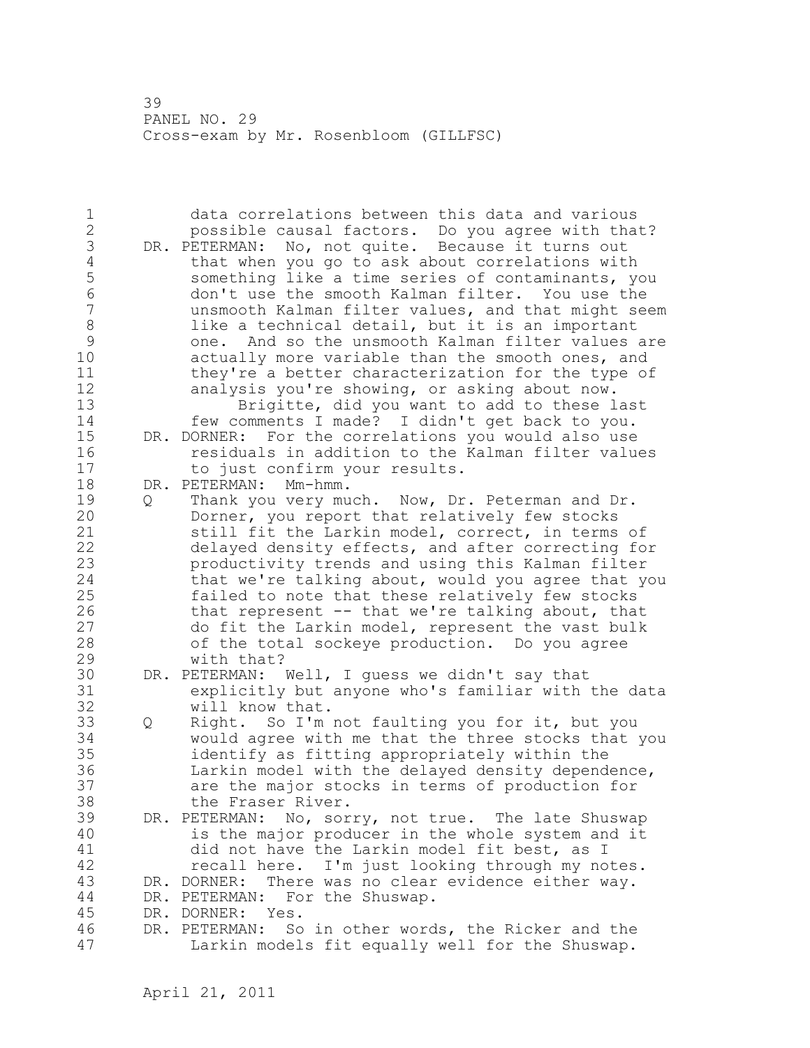data correlations between this data and various possible causal factors. Do you agree with that?

DR. PETERMAN: No, not quite. Because it turns out that when you go to ask about correlations with something like a time series of contaminants, you don't use the smooth Kalman filter. You use the unsmooth Kalman filter values, and that might seem like a technical detail, but it is an important one. And so the unsmooth Kalman filter values are actually more variable than the smooth ones, and they're a better characterization for the type of analysis you're showing, or asking about now.

Brigitte, did you want to add to these last few comments I made? I didn't get back to you.

DR. DORNER: For the correlations you would also use residuals in addition to the Kalman filter values to just confirm your results.

DR. PETERMAN: Mm-hmm.

Q Thank you very much. Now, Dr. Peterman and Dr. Dorner, you report that relatively few stocks still fit the Larkin model, correct, in terms of delayed density effects, and after correcting for productivity trends and using this Kalman filter that we're talking about, would you agree that you failed to note that these relatively few stocks that represent -- that we're talking about, that do fit the Larkin model, represent the vast bulk of the total sockeye production. Do you agree with that?

DR. PETERMAN: Well, I guess we didn't say that explicitly but anyone who's familiar with the data will know that.

Q Right. So I'm not faulting you for it, but you would agree with me that the three stocks that you identify as fitting appropriately within the Larkin model with the delayed density dependence, are the major stocks in terms of production for the Fraser River.

DR. PETERMAN: No, sorry, not true. The late Shuswap is the major producer in the whole system and it did not have the Larkin model fit best, as I recall here. I'm just looking through my notes.

DR. DORNER: There was no clear evidence either way.

DR. PETERMAN: For the Shuswap.

DR. DORNER: Yes.

DR. PETERMAN: So in other words, the Ricker and the Larkin models fit equally well for the Shuswap.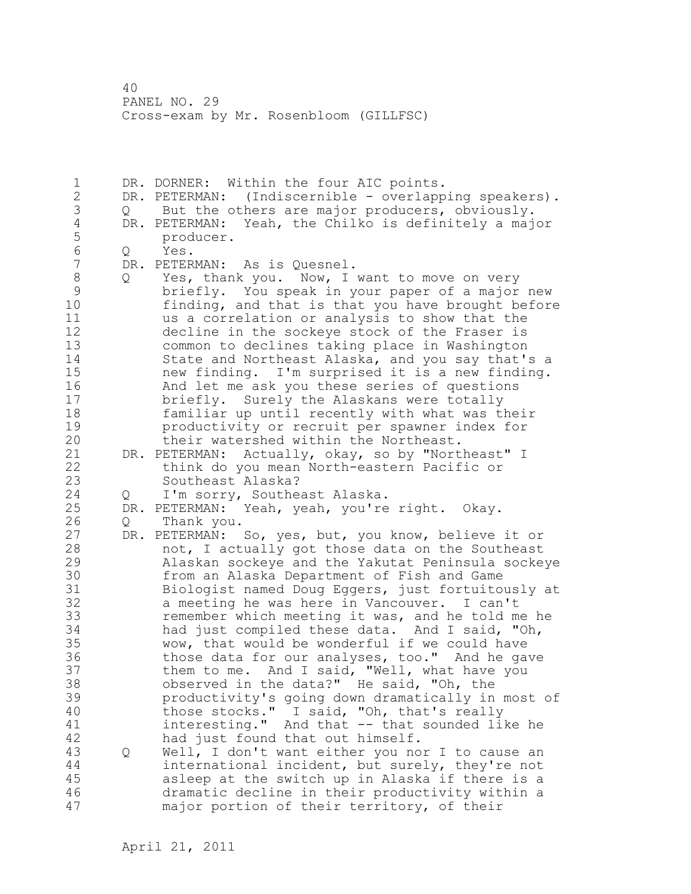DR. DORNER: Within the four AIC points.
DR. PETERMAN: (Indiscernible - overlapping speakers).
Q But the others are major producers, obviously.
DR. PETERMAN: Yeah, the Chilko is definitely a major producer.
Q Yes.
DR. PETERMAN: As is Quesnel.
Q Yes, thank you. Now, I want to move on very briefly. You speak in your paper of a major new finding, and that is that you have brought before us a correlation or analysis to show that the decline in the sockeye stock of the Fraser is common to declines taking place in Washington State and Northeast Alaska, and you say that's a new finding. I'm surprised it is a new finding. And let me ask you these series of questions briefly. Surely the Alaskans were totally familiar up until recently with what was their productivity or recruit per spawner index for their watershed within the Northeast.
DR. PETERMAN: Actually, okay, so by "Northeast" I think do you mean North-eastern Pacific or Southeast Alaska?
Q I'm sorry, Southeast Alaska.
DR. PETERMAN: Yeah, yeah, you're right. Okay.
Q Thank you.
DR. PETERMAN: So, yes, but, you know, believe it or not, I actually got those data on the Southeast Alaskan sockeye and the Yakutat Peninsula sockeye from an Alaska Department of Fish and Game Biologist named Doug Eggers, just fortuitously at a meeting he was here in Vancouver. I can't remember which meeting it was, and he told me he had just compiled these data. And I said, "Oh, wow, that would be wonderful if we could have those data for our analyses, too." And he gave them to me. And I said, "Well, what have you observed in the data?" He said, "Oh, the productivity's going down dramatically in most of those stocks." I said, "Oh, that's really interesting." And that -- that sounded like he had just found that out himself.
Q Well, I don't want either you nor I to cause an international incident, but surely, they're not asleep at the switch up in Alaska if there is a dramatic decline in their productivity within a major portion of their territory, of their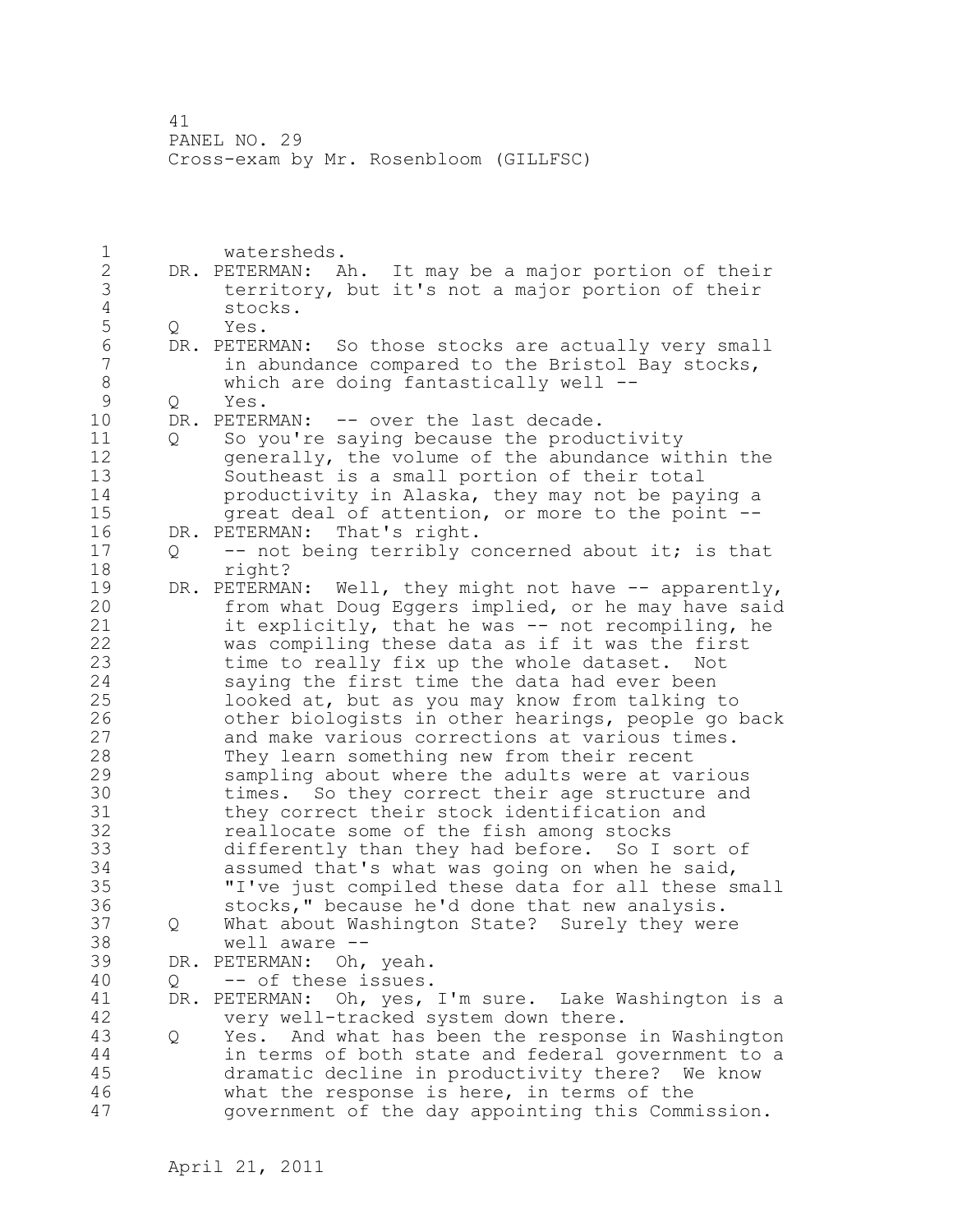watersheds.

DR. PETERMAN: Ah. It may be a major portion of their territory, but it's not a major portion of their stocks.

Q Yes.

DR. PETERMAN: So those stocks are actually very small in abundance compared to the Bristol Bay stocks, which are doing fantastically well --

Q Yes.

DR. PETERMAN: -- over the last decade.

Q So you're saying because the productivity generally, the volume of the abundance within the Southeast is a small portion of their total productivity in Alaska, they may not be paying a great deal of attention, or more to the point --

DR. PETERMAN: That's right.

Q -- not being terribly concerned about it; is that right?

DR. PETERMAN: Well, they might not have -- apparently, from what Doug Eggers implied, or he may have said it explicitly, that he was -- not recompiling, he was compiling these data as if it was the first time to really fix up the whole dataset. Not saying the first time the data had ever been looked at, but as you may know from talking to other biologists in other hearings, people go back and make various corrections at various times. They learn something new from their recent sampling about where the adults were at various times. So they correct their age structure and they correct their stock identification and reallocate some of the fish among stocks differently than they had before. So I sort of assumed that's what was going on when he said, "I've just compiled these data for all these small stocks," because he'd done that new analysis.

Q What about Washington State? Surely they were well aware --

DR. PETERMAN: Oh, yeah.

Q -- of these issues.

DR. PETERMAN: Oh, yes, I'm sure. Lake Washington is a very well-tracked system down there.

Q Yes. And what has been the response in Washington in terms of both state and federal government to a dramatic decline in productivity there? We know what the response is here, in terms of the government of the day appointing this Commission.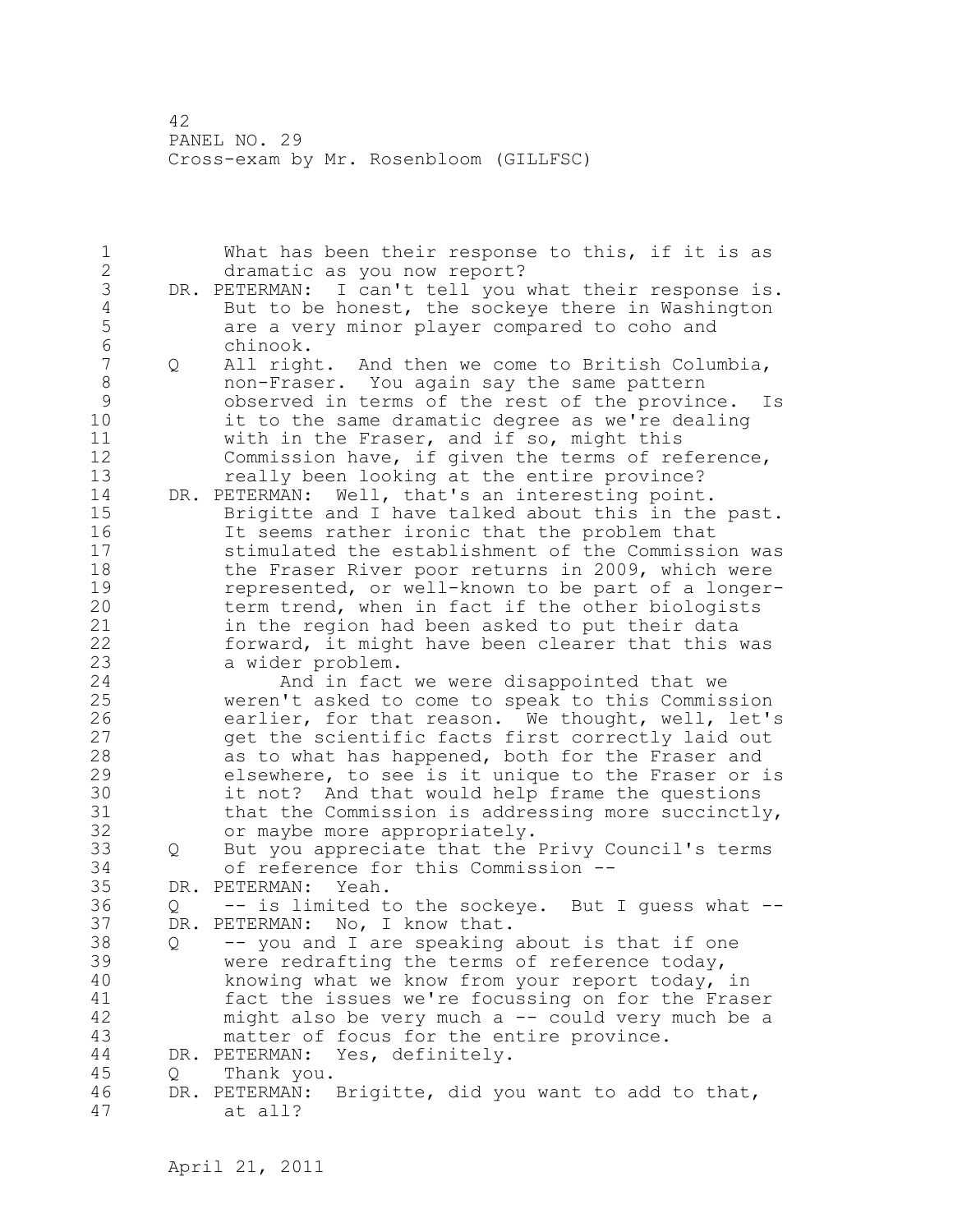What has been their response to this, if it is as dramatic as you now report?

DR. PETERMAN: I can't tell you what their response is. But to be honest, the sockeye there in Washington are a very minor player compared to coho and chinook.

Q All right. And then we come to British Columbia, non-Fraser. You again say the same pattern observed in terms of the rest of the province. Is it to the same dramatic degree as we're dealing with in the Fraser, and if so, might this Commission have, if given the terms of reference, really been looking at the entire province?

DR. PETERMAN: Well, that's an interesting point. Brigitte and I have talked about this in the past. It seems rather ironic that the problem that stimulated the establishment of the Commission was the Fraser River poor returns in 2009, which were represented, or well-known to be part of a longer-term trend, when in fact if the other biologists in the region had been asked to put their data forward, it might have been clearer that this was a wider problem.

And in fact we were disappointed that we weren't asked to come to speak to this Commission earlier, for that reason. We thought, well, let's get the scientific facts first correctly laid out as to what has happened, both for the Fraser and elsewhere, to see is it unique to the Fraser or is it not? And that would help frame the questions that the Commission is addressing more succinctly, or maybe more appropriately.

Q But you appreciate that the Privy Council's terms of reference for this Commission --

DR. PETERMAN: Yeah.

Q -- is limited to the sockeye. But I guess what --

DR. PETERMAN: No, I know that.

Q -- you and I are speaking about is that if one were redrafting the terms of reference today, knowing what we know from your report today, in fact the issues we're focussing on for the Fraser might also be very much a -- could very much be a matter of focus for the entire province.

DR. PETERMAN: Yes, definitely.

Q Thank you.

DR. PETERMAN: Brigitte, did you want to add to that, at all?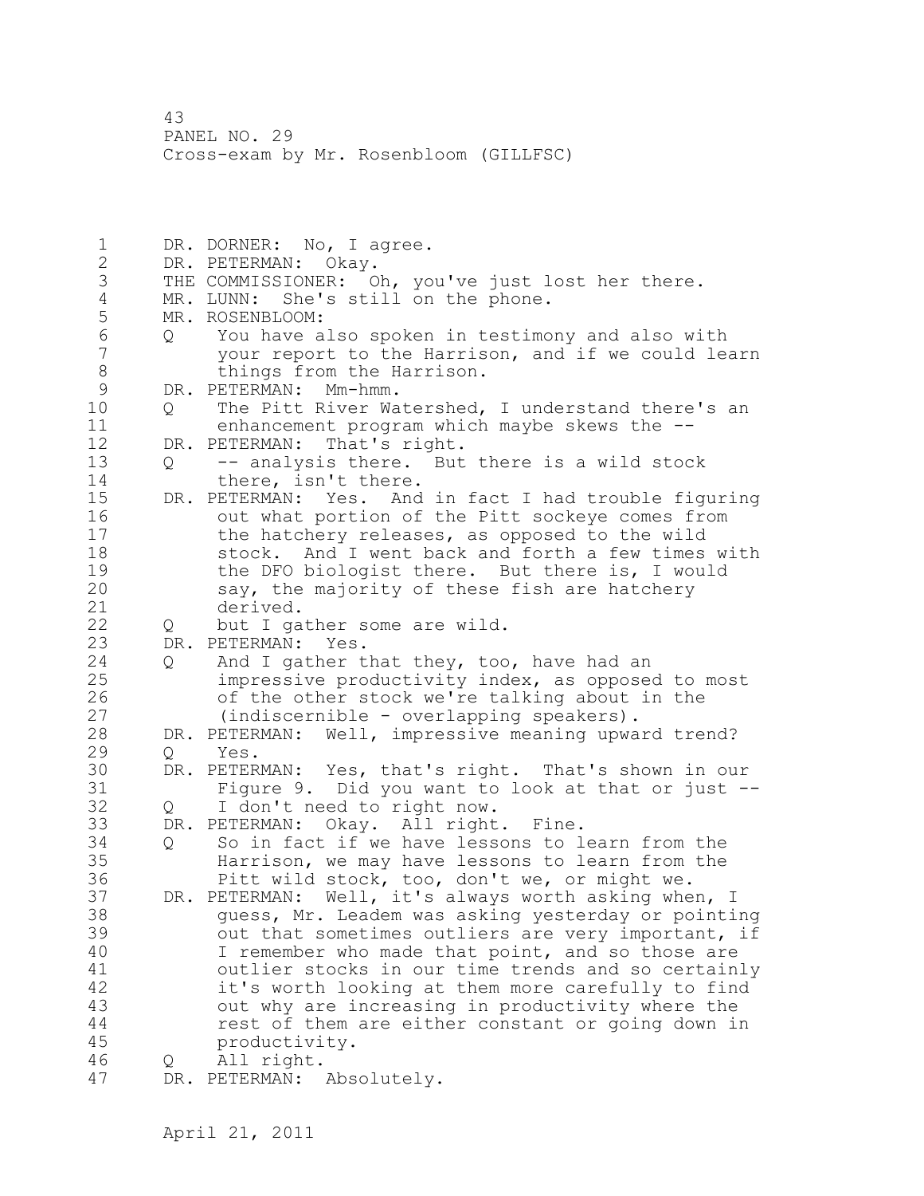DR. DORNER: No, I agree.
DR. PETERMAN: Okay.
THE COMMISSIONER: Oh, you've just lost her there.
MR. LUNN: She's still on the phone.
MR. ROSENBLOOM:
Q You have also spoken in testimony and also with your report to the Harrison, and if we could learn things from the Harrison.
DR. PETERMAN: Mm-hmm.
Q The Pitt River Watershed, I understand there's an enhancement program which maybe skews the --
DR. PETERMAN: That's right.
Q -- analysis there. But there is a wild stock there, isn't there.
DR. PETERMAN: Yes. And in fact I had trouble figuring out what portion of the Pitt sockeye comes from the hatchery releases, as opposed to the wild stock. And I went back and forth a few times with the DFO biologist there. But there is, I would say, the majority of these fish are hatchery derived.
Q but I gather some are wild.
DR. PETERMAN: Yes.
Q And I gather that they, too, have had an impressive productivity index, as opposed to most of the other stock we're talking about in the (indiscernible - overlapping speakers).
DR. PETERMAN: Well, impressive meaning upward trend?
Q Yes.
DR. PETERMAN: Yes, that's right. That's shown in our Figure 9. Did you want to look at that or just --
Q I don't need to right now.
DR. PETERMAN: Okay. All right. Fine.
Q So in fact if we have lessons to learn from the Harrison, we may have lessons to learn from the Pitt wild stock, too, don't we, or might we.
DR. PETERMAN: Well, it's always worth asking when, I guess, Mr. Leadem was asking yesterday or pointing out that sometimes outliers are very important, if I remember who made that point, and so those are outlier stocks in our time trends and so certainly it's worth looking at them more carefully to find out why are increasing in productivity where the rest of them are either constant or going down in productivity.
Q All right.
DR. PETERMAN: Absolutely.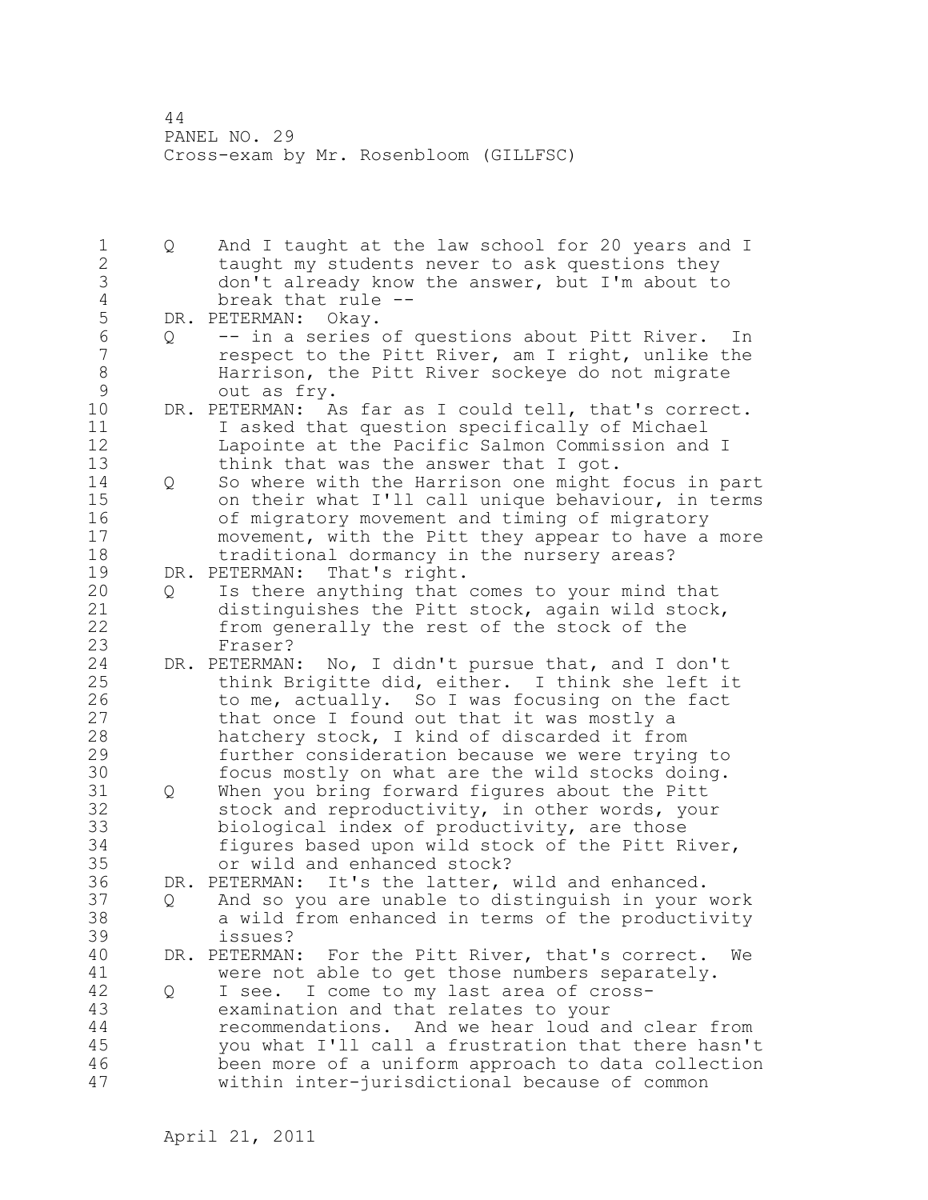Q And I taught at the law school for 20 years and I taught my students never to ask questions they don't already know the answer, but I'm about to break that rule --

DR. PETERMAN: Okay.

Q -- in a series of questions about Pitt River. In respect to the Pitt River, am I right, unlike the Harrison, the Pitt River sockeye do not migrate out as fry.

DR. PETERMAN: As far as I could tell, that's correct. I asked that question specifically of Michael Lapointe at the Pacific Salmon Commission and I think that was the answer that I got.

Q So where with the Harrison one might focus in part on their what I'll call unique behaviour, in terms of migratory movement and timing of migratory movement, with the Pitt they appear to have a more traditional dormancy in the nursery areas?

DR. PETERMAN: That's right.

Q Is there anything that comes to your mind that distinguishes the Pitt stock, again wild stock, from generally the rest of the stock of the Fraser?

DR. PETERMAN: No, I didn't pursue that, and I don't think Brigitte did, either. I think she left it to me, actually. So I was focusing on the fact that once I found out that it was mostly a hatchery stock, I kind of discarded it from further consideration because we were trying to focus mostly on what are the wild stocks doing.

Q When you bring forward figures about the Pitt stock and reproductivity, in other words, your biological index of productivity, are those figures based upon wild stock of the Pitt River, or wild and enhanced stock?

DR. PETERMAN: It's the latter, wild and enhanced.

Q And so you are unable to distinguish in your work a wild from enhanced in terms of the productivity issues?

DR. PETERMAN: For the Pitt River, that's correct. We were not able to get those numbers separately.

Q I see. I come to my last area of cross-examination and that relates to your recommendations. And we hear loud and clear from you what I'll call a frustration that there hasn't been more of a uniform approach to data collection within inter-jurisdictional because of common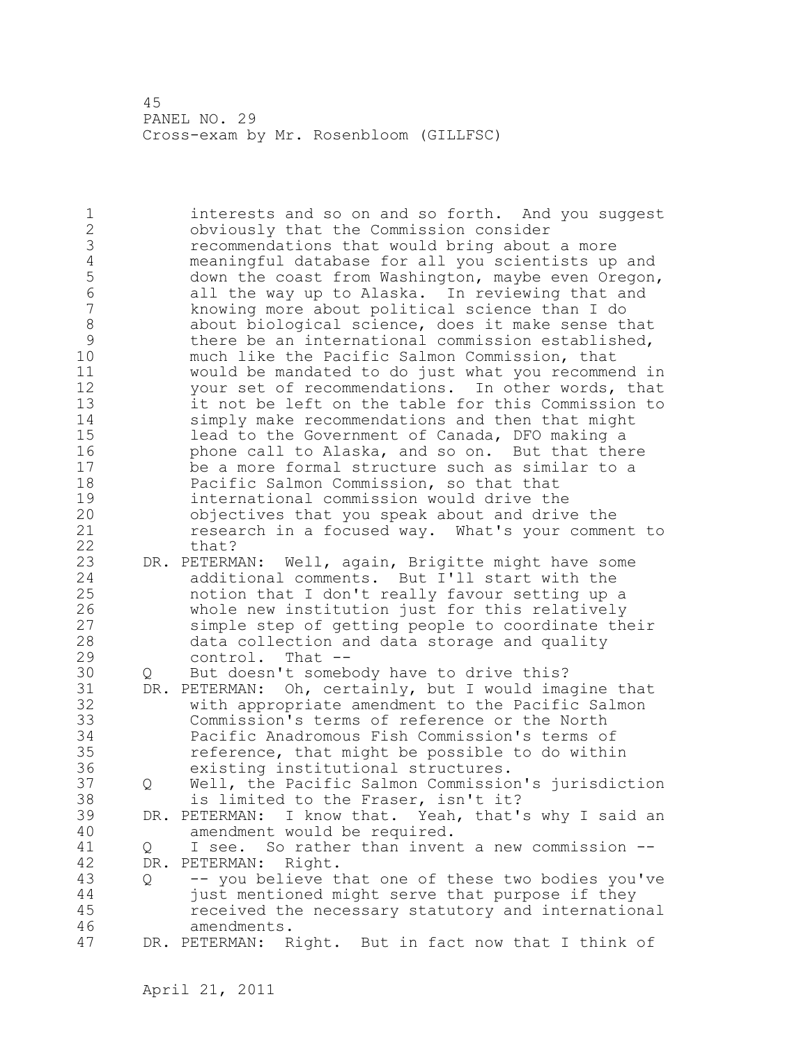interests and so on and so forth. And you suggest obviously that the Commission consider recommendations that would bring about a more meaningful database for all you scientists up and down the coast from Washington, maybe even Oregon, all the way up to Alaska. In reviewing that and knowing more about political science than I do about biological science, does it make sense that there be an international commission established, much like the Pacific Salmon Commission, that would be mandated to do just what you recommend in your set of recommendations. In other words, that it not be left on the table for this Commission to simply make recommendations and then that might lead to the Government of Canada, DFO making a phone call to Alaska, and so on. But that there be a more formal structure such as similar to a Pacific Salmon Commission, so that that international commission would drive the objectives that you speak about and drive the research in a focused way. What's your comment to that?

DR. PETERMAN: Well, again, Brigitte might have some additional comments. But I'll start with the notion that I don't really favour setting up a whole new institution just for this relatively simple step of getting people to coordinate their data collection and data storage and quality control. That --

Q But doesn't somebody have to drive this?

DR. PETERMAN: Oh, certainly, but I would imagine that with appropriate amendment to the Pacific Salmon Commission's terms of reference or the North Pacific Anadromous Fish Commission's terms of reference, that might be possible to do within existing institutional structures.

Q Well, the Pacific Salmon Commission's jurisdiction is limited to the Fraser, isn't it?

DR. PETERMAN: I know that. Yeah, that's why I said an amendment would be required.

Q I see. So rather than invent a new commission --

DR. PETERMAN: Right.

Q -- you believe that one of these two bodies you've just mentioned might serve that purpose if they received the necessary statutory and international amendments.

DR. PETERMAN: Right. But in fact now that I think of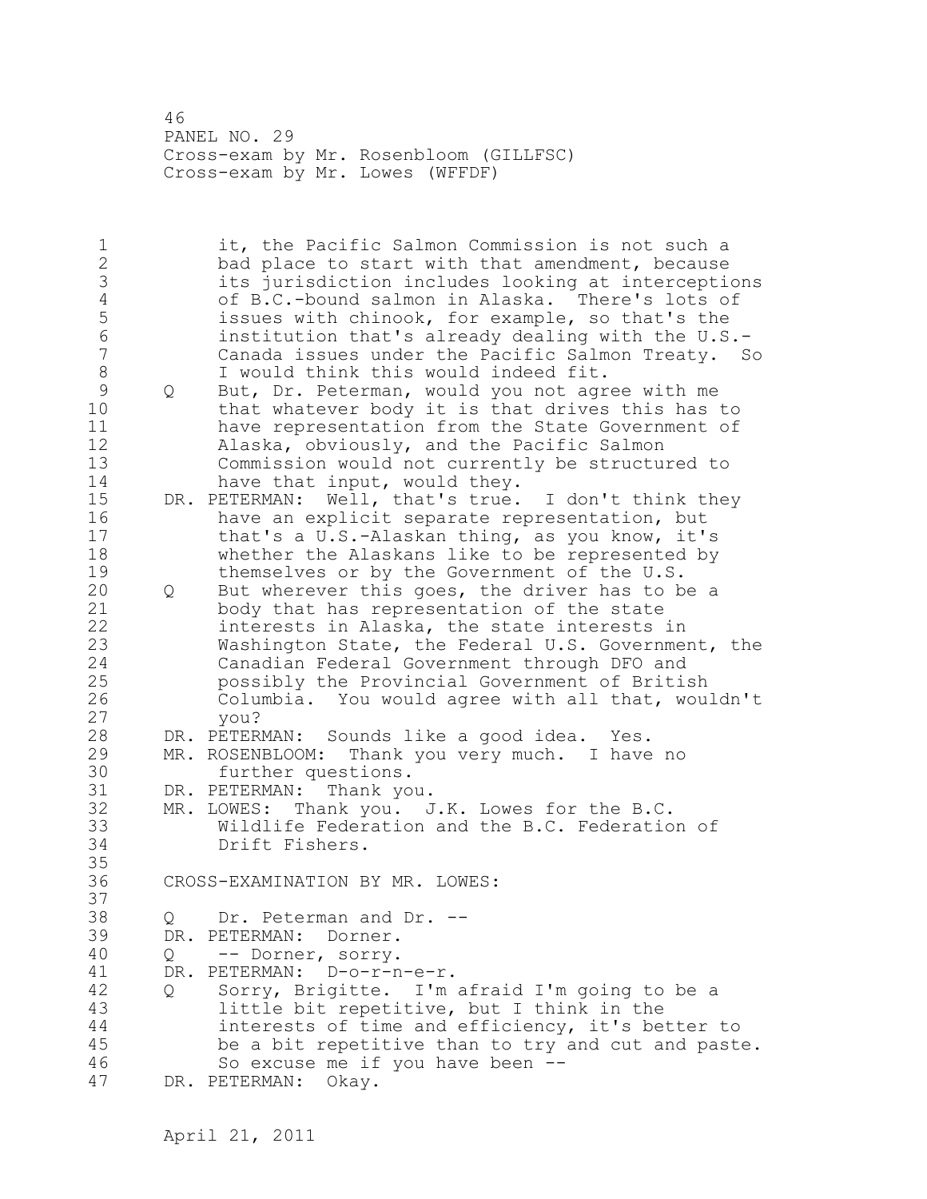it, the Pacific Salmon Commission is not such a bad place to start with that amendment, because its jurisdiction includes looking at interceptions of B.C.-bound salmon in Alaska. There's lots of issues with chinook, for example, so that's the institution that's already dealing with the U.S.-Canada issues under the Pacific Salmon Treaty. So I would think this would indeed fit.

Q But, Dr. Peterman, would you not agree with me that whatever body it is that drives this has to have representation from the State Government of Alaska, obviously, and the Pacific Salmon Commission would not currently be structured to have that input, would they.

DR. PETERMAN: Well, that's true. I don't think they have an explicit separate representation, but that's a U.S.-Alaskan thing, as you know, it's whether the Alaskans like to be represented by themselves or by the Government of the U.S.

Q But wherever this goes, the driver has to be a body that has representation of the state interests in Alaska, the state interests in Washington State, the Federal U.S. Government, the Canadian Federal Government through DFO and possibly the Provincial Government of British Columbia. You would agree with all that, wouldn't you?

DR. PETERMAN: Sounds like a good idea. Yes.

MR. ROSENBLOOM: Thank you very much. I have no further questions.

DR. PETERMAN: Thank you.

MR. LOWES: Thank you. J.K. Lowes for the B.C. Wildlife Federation and the B.C. Federation of Drift Fishers.

CROSS-EXAMINATION BY MR. LOWES:

Q Dr. Peterman and Dr. --

DR. PETERMAN: Dorner.

Q -- Dorner, sorry.

DR. PETERMAN: D-o-r-n-e-r.

Q Sorry, Brigitte. I'm afraid I'm going to be a little bit repetitive, but I think in the interests of time and efficiency, it's better to be a bit repetitive than to try and cut and paste. So excuse me if you have been --

DR. PETERMAN: Okay.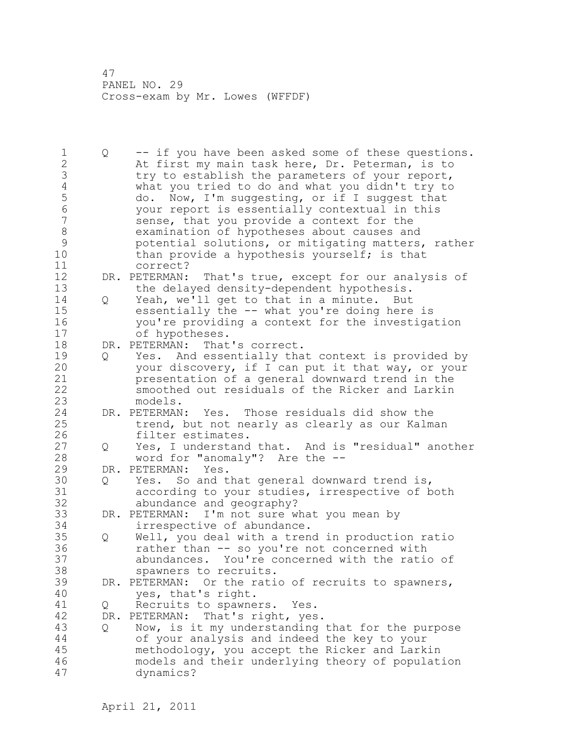Q -- if you have been asked some of these questions. At first my main task here, Dr. Peterman, is to try to establish the parameters of your report, what you tried to do and what you didn't try to do. Now, I'm suggesting, or if I suggest that your report is essentially contextual in this sense, that you provide a context for the examination of hypotheses about causes and potential solutions, or mitigating matters, rather than provide a hypothesis yourself; is that correct?

DR. PETERMAN: That's true, except for our analysis of the delayed density-dependent hypothesis.

Q Yeah, we'll get to that in a minute. But essentially the -- what you're doing here is you're providing a context for the investigation of hypotheses.

DR. PETERMAN: That's correct.

Q Yes. And essentially that context is provided by your discovery, if I can put it that way, or your presentation of a general downward trend in the smoothed out residuals of the Ricker and Larkin models.

DR. PETERMAN: Yes. Those residuals did show the trend, but not nearly as clearly as our Kalman filter estimates.

Q Yes, I understand that. And is "residual" another word for "anomaly"? Are the --

DR. PETERMAN: Yes.

Q Yes. So and that general downward trend is, according to your studies, irrespective of both abundance and geography?

DR. PETERMAN: I'm not sure what you mean by irrespective of abundance.

Q Well, you deal with a trend in production ratio rather than -- so you're not concerned with abundances. You're concerned with the ratio of spawners to recruits.

DR. PETERMAN: Or the ratio of recruits to spawners, yes, that's right.

Q Recruits to spawners. Yes.

DR. PETERMAN: That's right, yes.

Q Now, is it my understanding that for the purpose of your analysis and indeed the key to your methodology, you accept the Ricker and Larkin models and their underlying theory of population dynamics?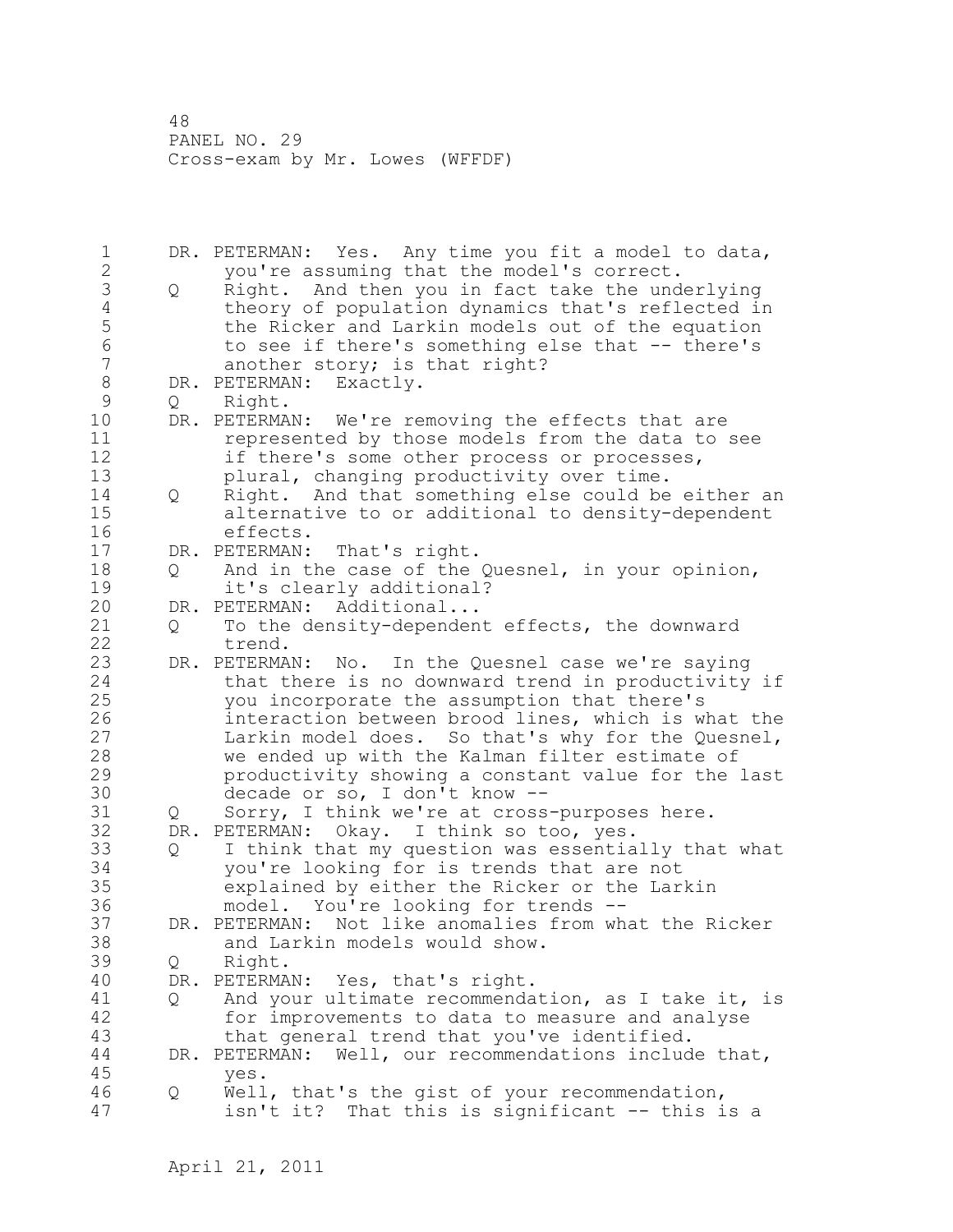DR. PETERMAN: Yes. Any time you fit a model to data, you're assuming that the model's correct.

Q Right. And then you in fact take the underlying theory of population dynamics that's reflected in the Ricker and Larkin models out of the equation to see if there's something else that -- there's another story; is that right?

DR. PETERMAN: Exactly.

Q Right.

DR. PETERMAN: We're removing the effects that are represented by those models from the data to see if there's some other process or processes, plural, changing productivity over time.

Q Right. And that something else could be either an alternative to or additional to density-dependent effects.

DR. PETERMAN: That's right.

Q And in the case of the Quesnel, in your opinion, it's clearly additional?

DR. PETERMAN: Additional...

Q To the density-dependent effects, the downward trend.

DR. PETERMAN: No. In the Quesnel case we're saying that there is no downward trend in productivity if you incorporate the assumption that there's interaction between brood lines, which is what the Larkin model does. So that's why for the Quesnel, we ended up with the Kalman filter estimate of productivity showing a constant value for the last decade or so, I don't know --

Q Sorry, I think we're at cross-purposes here.

DR. PETERMAN: Okay. I think so too, yes.

Q I think that my question was essentially that what you're looking for is trends that are not explained by either the Ricker or the Larkin model. You're looking for trends --

DR. PETERMAN: Not like anomalies from what the Ricker and Larkin models would show.

Q Right.

DR. PETERMAN: Yes, that's right.

Q And your ultimate recommendation, as I take it, is for improvements to data to measure and analyse that general trend that you've identified.

DR. PETERMAN: Well, our recommendations include that, yes.

Q Well, that's the gist of your recommendation, isn't it? That this is significant -- this is a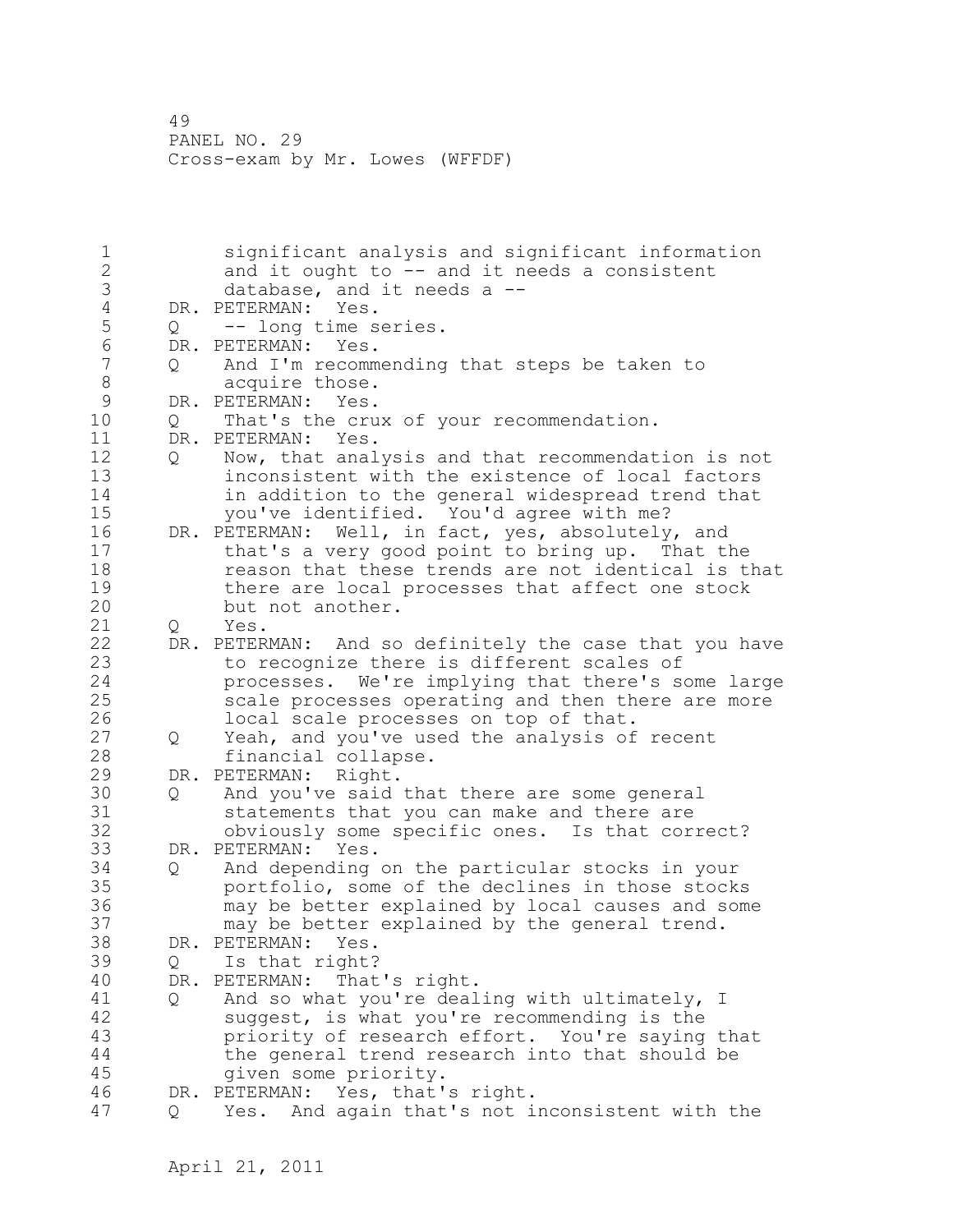significant analysis and significant information and it ought to -- and it needs a consistent database, and it needs a --

DR. PETERMAN: Yes.

Q -- long time series.

DR. PETERMAN: Yes.

Q And I'm recommending that steps be taken to acquire those.

DR. PETERMAN: Yes.

Q That's the crux of your recommendation.

DR. PETERMAN: Yes.

Q Now, that analysis and that recommendation is not inconsistent with the existence of local factors in addition to the general widespread trend that you've identified. You'd agree with me?

DR. PETERMAN: Well, in fact, yes, absolutely, and that's a very good point to bring up. That the reason that these trends are not identical is that there are local processes that affect one stock but not another.

Q Yes.

DR. PETERMAN: And so definitely the case that you have to recognize there is different scales of processes. We're implying that there's some large scale processes operating and then there are more local scale processes on top of that.

Q Yeah, and you've used the analysis of recent financial collapse.

DR. PETERMAN: Right.

Q And you've said that there are some general statements that you can make and there are obviously some specific ones. Is that correct?

DR. PETERMAN: Yes.

Q And depending on the particular stocks in your portfolio, some of the declines in those stocks may be better explained by local causes and some may be better explained by the general trend.

DR. PETERMAN: Yes.

Q Is that right?

DR. PETERMAN: That's right.

Q And so what you're dealing with ultimately, I suggest, is what you're recommending is the priority of research effort. You're saying that the general trend research into that should be given some priority.

DR. PETERMAN: Yes, that's right.

Q Yes. And again that's not inconsistent with the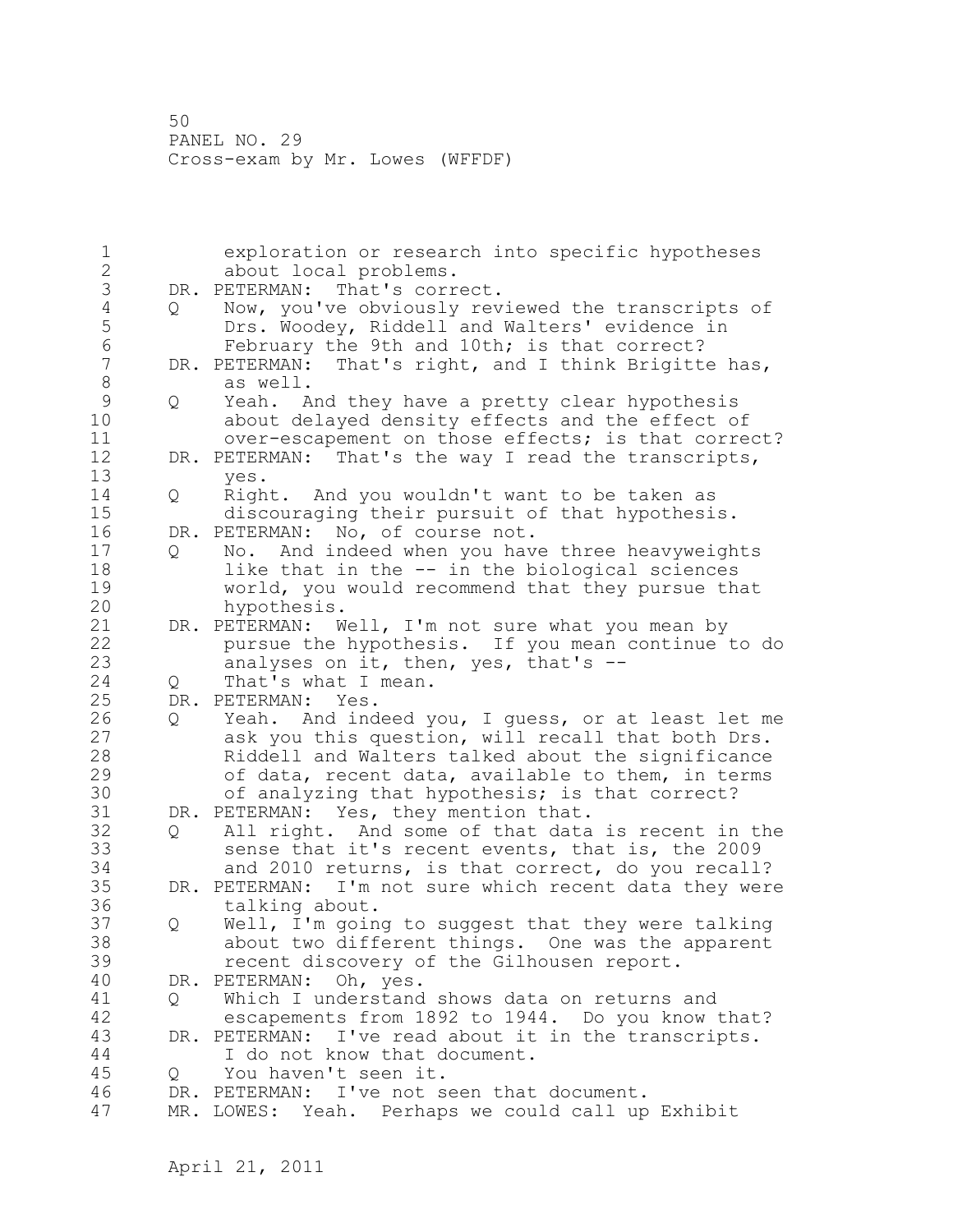exploration or research into specific hypotheses about local problems.

DR. PETERMAN: That's correct.

Q Now, you've obviously reviewed the transcripts of Drs. Woodey, Riddell and Walters' evidence in February the 9th and 10th; is that correct?

DR. PETERMAN: That's right, and I think Brigitte has, as well.

Q Yeah. And they have a pretty clear hypothesis about delayed density effects and the effect of over-escapement on those effects; is that correct?

DR. PETERMAN: That's the way I read the transcripts, yes.

Q Right. And you wouldn't want to be taken as discouraging their pursuit of that hypothesis.

DR. PETERMAN: No, of course not.

Q No. And indeed when you have three heavyweights like that in the -- in the biological sciences world, you would recommend that they pursue that hypothesis.

DR. PETERMAN: Well, I'm not sure what you mean by pursue the hypothesis. If you mean continue to do analyses on it, then, yes, that's --

Q That's what I mean.

DR. PETERMAN: Yes.

Q Yeah. And indeed you, I guess, or at least let me ask you this question, will recall that both Drs. Riddell and Walters talked about the significance of data, recent data, available to them, in terms of analyzing that hypothesis; is that correct?

DR. PETERMAN: Yes, they mention that.

Q All right. And some of that data is recent in the sense that it's recent events, that is, the 2009 and 2010 returns, is that correct, do you recall?

DR. PETERMAN: I'm not sure which recent data they were talking about.

Q Well, I'm going to suggest that they were talking about two different things. One was the apparent recent discovery of the Gilhousen report.

DR. PETERMAN: Oh, yes.

Q Which I understand shows data on returns and escapements from 1892 to 1944. Do you know that?

DR. PETERMAN: I've read about it in the transcripts. I do not know that document.

Q You haven't seen it.

DR. PETERMAN: I've not seen that document.

MR. LOWES: Yeah. Perhaps we could call up Exhibit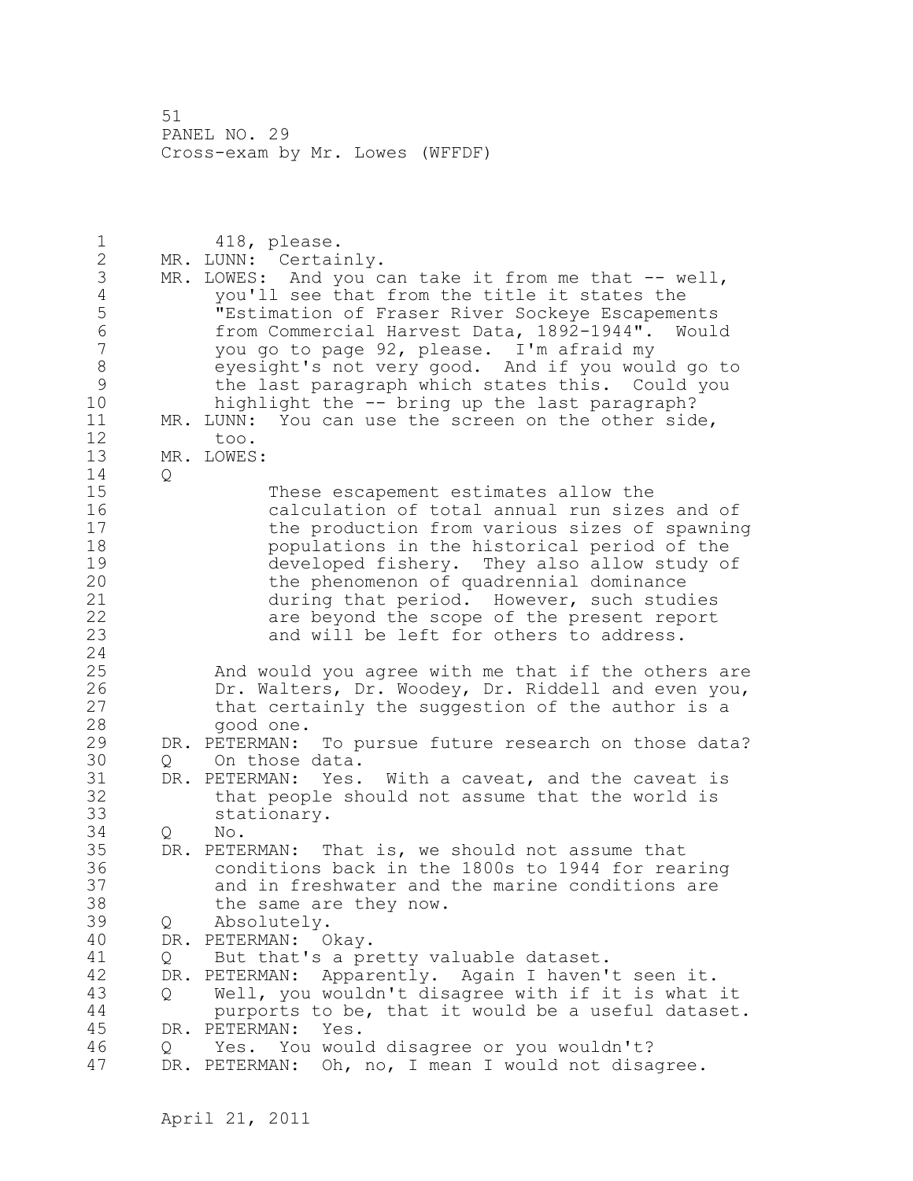418, please.

MR. LUNN: Certainly.

MR. LOWES: And you can take it from me that -- well, you'll see that from the title it states the "Estimation of Fraser River Sockeye Escapements from Commercial Harvest Data, 1892-1944". Would you go to page 92, please. I'm afraid my eyesight's not very good. And if you would go to the last paragraph which states this. Could you highlight the -- bring up the last paragraph?

MR. LUNN: You can use the screen on the other side, too.

MR. LOWES:

Q

> These escapement estimates allow the calculation of total annual run sizes and of the production from various sizes of spawning populations in the historical period of the developed fishery. They also allow study of the phenomenon of quadrennial dominance during that period. However, such studies are beyond the scope of the present report and will be left for others to address.

And would you agree with me that if the others are Dr. Walters, Dr. Woodey, Dr. Riddell and even you, that certainly the suggestion of the author is a good one.

DR. PETERMAN: To pursue future research on those data?

Q On those data.

DR. PETERMAN: Yes. With a caveat, and the caveat is that people should not assume that the world is stationary.

Q No.

DR. PETERMAN: That is, we should not assume that conditions back in the 1800s to 1944 for rearing and in freshwater and the marine conditions are the same are they now.

Q Absolutely.

DR. PETERMAN: Okay.

Q But that's a pretty valuable dataset.

DR. PETERMAN: Apparently. Again I haven't seen it.

Q Well, you wouldn't disagree with if it is what it purports to be, that it would be a useful dataset.

DR. PETERMAN: Yes.

Q Yes. You would disagree or you wouldn't?

DR. PETERMAN: Oh, no, I mean I would not disagree.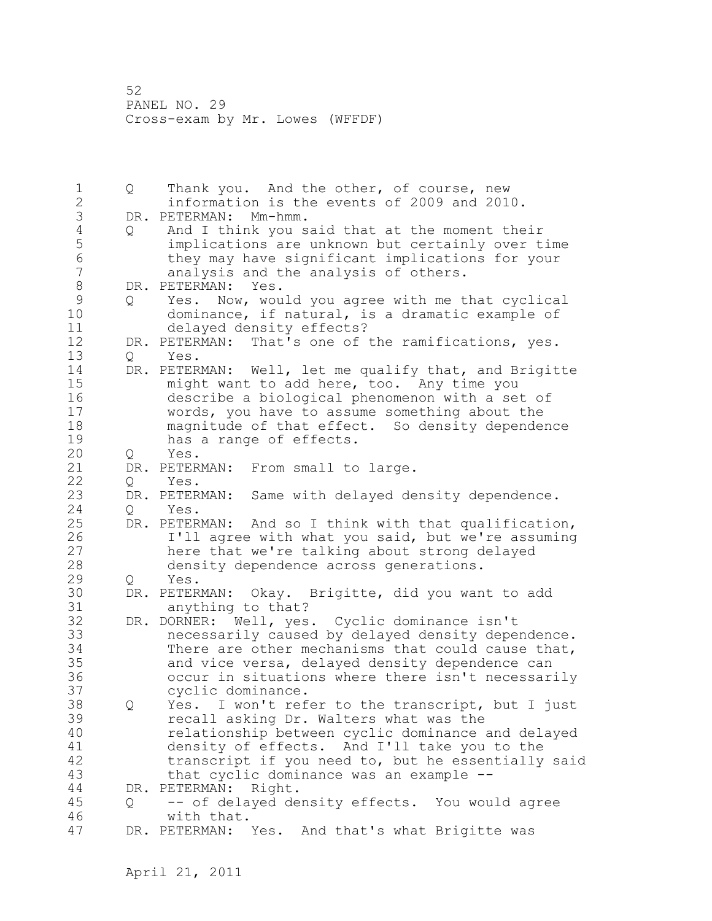Q Thank you. And the other, of course, new information is the events of 2009 and 2010.

DR. PETERMAN: Mm-hmm.

Q And I think you said that at the moment their implications are unknown but certainly over time they may have significant implications for your analysis and the analysis of others.

DR. PETERMAN: Yes.

Q Yes. Now, would you agree with me that cyclical dominance, if natural, is a dramatic example of delayed density effects?

DR. PETERMAN: That's one of the ramifications, yes.

Q Yes.

DR. PETERMAN: Well, let me qualify that, and Brigitte might want to add here, too. Any time you describe a biological phenomenon with a set of words, you have to assume something about the magnitude of that effect. So density dependence has a range of effects.

Q Yes.

DR. PETERMAN: From small to large.

Q Yes.

DR. PETERMAN: Same with delayed density dependence.

Q Yes.

DR. PETERMAN: And so I think with that qualification, I'll agree with what you said, but we're assuming here that we're talking about strong delayed density dependence across generations.

Q Yes.

DR. PETERMAN: Okay. Brigitte, did you want to add anything to that?

DR. DORNER: Well, yes. Cyclic dominance isn't necessarily caused by delayed density dependence. There are other mechanisms that could cause that, and vice versa, delayed density dependence can occur in situations where there isn't necessarily cyclic dominance.

Q Yes. I won't refer to the transcript, but I just recall asking Dr. Walters what was the relationship between cyclic dominance and delayed density of effects. And I'll take you to the transcript if you need to, but he essentially said that cyclic dominance was an example --

DR. PETERMAN: Right.

Q -- of delayed density effects. You would agree with that.

DR. PETERMAN: Yes. And that's what Brigitte was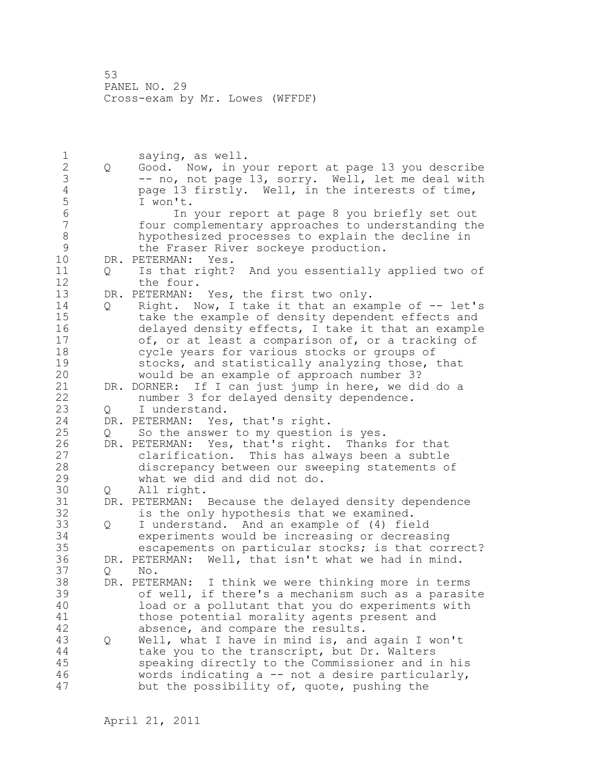saying, as well.

Q Good. Now, in your report at page 13 you describe -- no, not page 13, sorry. Well, let me deal with page 13 firstly. Well, in the interests of time, I won't.

In your report at page 8 you briefly set out four complementary approaches to understanding the hypothesized processes to explain the decline in the Fraser River sockeye production.

DR. PETERMAN: Yes.

Q Is that right? And you essentially applied two of the four.

DR. PETERMAN: Yes, the first two only.

Q Right. Now, I take it that an example of -- let's take the example of density dependent effects and delayed density effects, I take it that an example of, or at least a comparison of, or a tracking of cycle years for various stocks or groups of stocks, and statistically analyzing those, that would be an example of approach number 3?

DR. DORNER: If I can just jump in here, we did do a number 3 for delayed density dependence.

Q I understand.

DR. PETERMAN: Yes, that's right.

Q So the answer to my question is yes.

DR. PETERMAN: Yes, that's right. Thanks for that clarification. This has always been a subtle discrepancy between our sweeping statements of what we did and did not do.

Q All right.

DR. PETERMAN: Because the delayed density dependence is the only hypothesis that we examined.

Q I understand. And an example of (4) field experiments would be increasing or decreasing escapements on particular stocks; is that correct?

DR. PETERMAN: Well, that isn't what we had in mind.

Q No.

DR. PETERMAN: I think we were thinking more in terms of well, if there's a mechanism such as a parasite load or a pollutant that you do experiments with those potential morality agents present and absence, and compare the results.

Q Well, what I have in mind is, and again I won't take you to the transcript, but Dr. Walters speaking directly to the Commissioner and in his words indicating a -- not a desire particularly, but the possibility of, quote, pushing the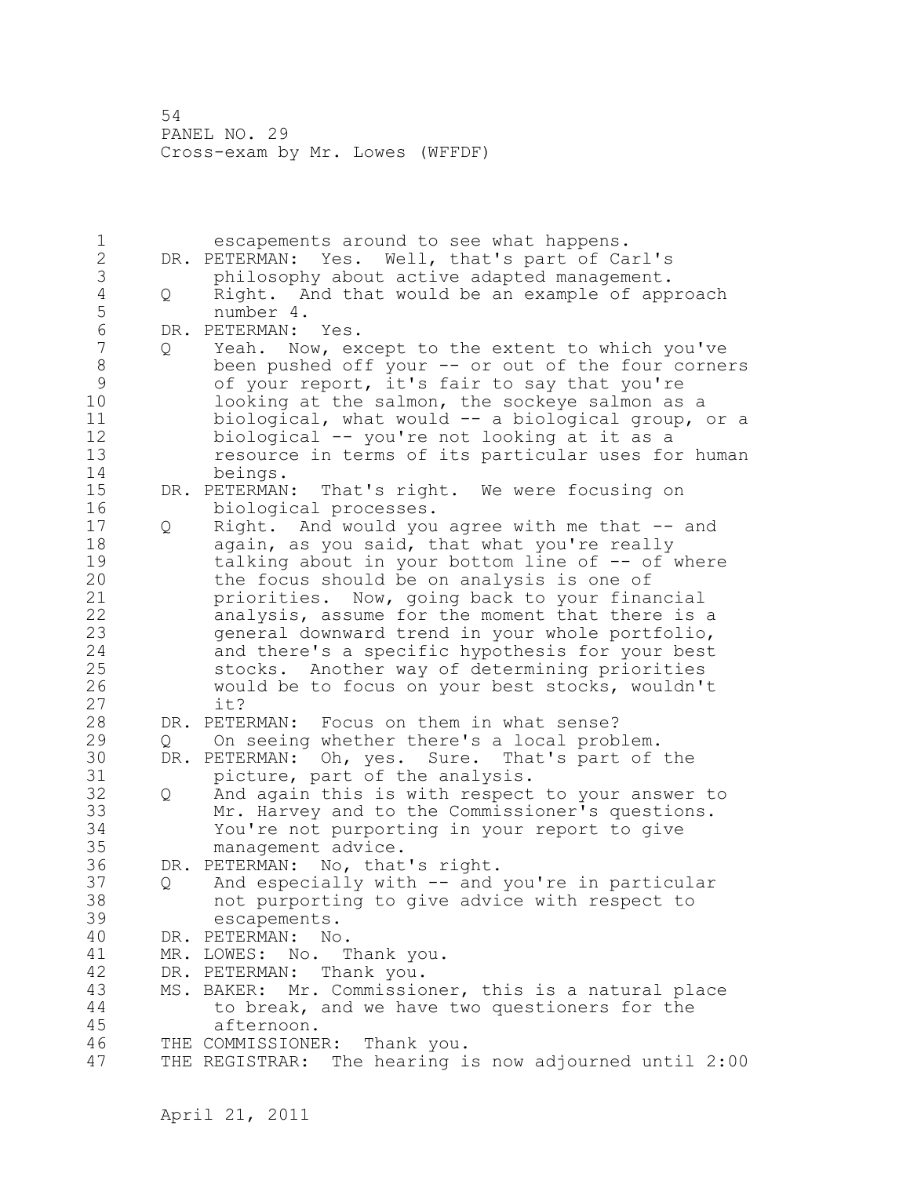escapements around to see what happens.

DR. PETERMAN: Yes. Well, that's part of Carl's philosophy about active adapted management.

Q Right. And that would be an example of approach number 4.

DR. PETERMAN: Yes.

Q Yeah. Now, except to the extent to which you've been pushed off your -- or out of the four corners of your report, it's fair to say that you're looking at the salmon, the sockeye salmon as a biological, what would -- a biological group, or a biological -- you're not looking at it as a resource in terms of its particular uses for human beings.

DR. PETERMAN: That's right. We were focusing on biological processes.

Q Right. And would you agree with me that -- and again, as you said, that what you're really talking about in your bottom line of -- of where the focus should be on analysis is one of priorities. Now, going back to your financial analysis, assume for the moment that there is a general downward trend in your whole portfolio, and there's a specific hypothesis for your best stocks. Another way of determining priorities would be to focus on your best stocks, wouldn't it?

DR. PETERMAN: Focus on them in what sense?

Q On seeing whether there's a local problem.

DR. PETERMAN: Oh, yes. Sure. That's part of the picture, part of the analysis.

Q And again this is with respect to your answer to Mr. Harvey and to the Commissioner's questions. You're not purporting in your report to give management advice.

DR. PETERMAN: No, that's right.

Q And especially with -- and you're in particular not purporting to give advice with respect to escapements.

DR. PETERMAN: No.

MR. LOWES: No. Thank you.

DR. PETERMAN: Thank you.

MS. BAKER: Mr. Commissioner, this is a natural place to break, and we have two questioners for the afternoon.

THE COMMISSIONER: Thank you.

THE REGISTRAR: The hearing is now adjourned until 2:00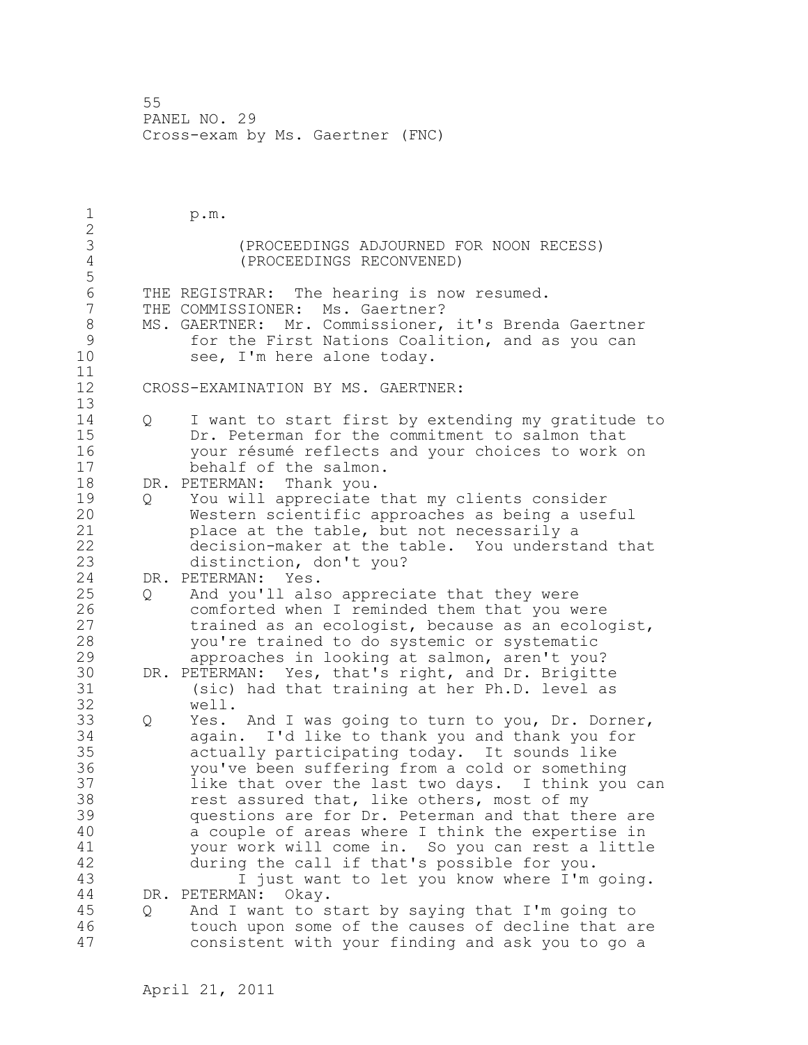p.m.

(PROCEEDINGS ADJOURNED FOR NOON RECESS)
(PROCEEDINGS RECONVENED)

THE REGISTRAR: The hearing is now resumed.
THE COMMISSIONER: Ms. Gaertner?
MS. GAERTNER: Mr. Commissioner, it's Brenda Gaertner for the First Nations Coalition, and as you can see, I'm here alone today.

CROSS-EXAMINATION BY MS. GAERTNER:

Q I want to start first by extending my gratitude to Dr. Peterman for the commitment to salmon that your résumé reflects and your choices to work on behalf of the salmon.
DR. PETERMAN: Thank you.
Q You will appreciate that my clients consider Western scientific approaches as being a useful place at the table, but not necessarily a decision-maker at the table. You understand that distinction, don't you?
DR. PETERMAN: Yes.
Q And you'll also appreciate that they were comforted when I reminded them that you were trained as an ecologist, because as an ecologist, you're trained to do systemic or systematic approaches in looking at salmon, aren't you?
DR. PETERMAN: Yes, that's right, and Dr. Brigitte (sic) had that training at her Ph.D. level as well.
Q Yes. And I was going to turn to you, Dr. Dorner, again. I'd like to thank you and thank you for actually participating today. It sounds like you've been suffering from a cold or something like that over the last two days. I think you can rest assured that, like others, most of my questions are for Dr. Peterman and that there are a couple of areas where I think the expertise in your work will come in. So you can rest a little during the call if that's possible for you.
I just want to let you know where I'm going.
DR. PETERMAN: Okay.
Q And I want to start by saying that I'm going to touch upon some of the causes of decline that are consistent with your finding and ask you to go a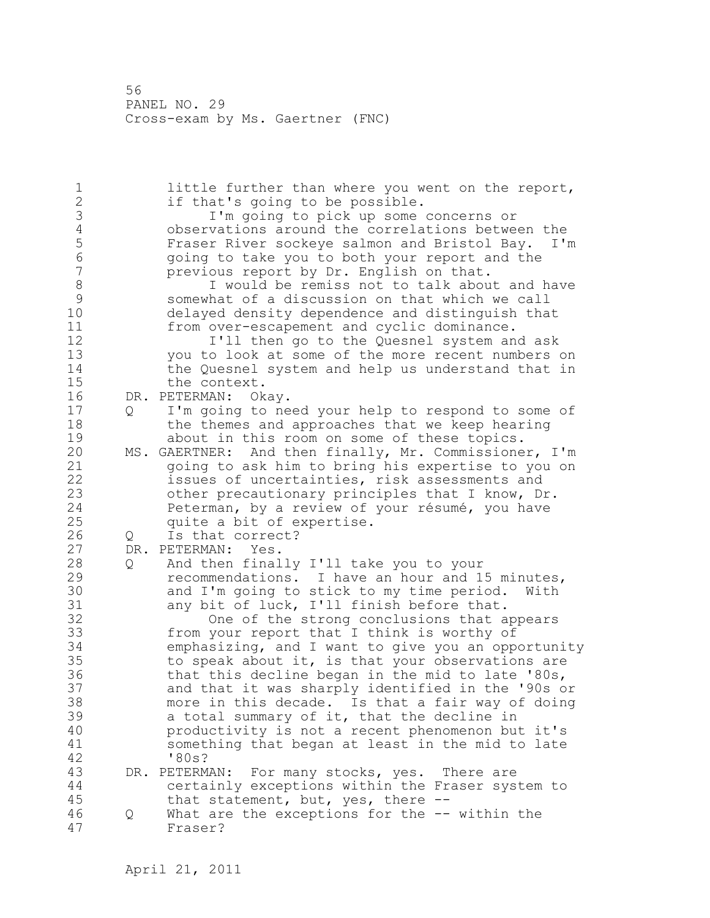little further than where you went on the report, if that's going to be possible.

I'm going to pick up some concerns or observations around the correlations between the Fraser River sockeye salmon and Bristol Bay. I'm going to take you to both your report and the previous report by Dr. English on that.

I would be remiss not to talk about and have somewhat of a discussion on that which we call delayed density dependence and distinguish that from over-escapement and cyclic dominance.

I'll then go to the Quesnel system and ask you to look at some of the more recent numbers on the Quesnel system and help us understand that in the context.

DR. PETERMAN: Okay.

Q I'm going to need your help to respond to some of the themes and approaches that we keep hearing about in this room on some of these topics.

MS. GAERTNER: And then finally, Mr. Commissioner, I'm going to ask him to bring his expertise to you on issues of uncertainties, risk assessments and other precautionary principles that I know, Dr. Peterman, by a review of your résumé, you have quite a bit of expertise.

Q Is that correct?

DR. PETERMAN: Yes.

Q And then finally I'll take you to your recommendations. I have an hour and 15 minutes, and I'm going to stick to my time period. With any bit of luck, I'll finish before that.

One of the strong conclusions that appears from your report that I think is worthy of emphasizing, and I want to give you an opportunity to speak about it, is that your observations are that this decline began in the mid to late '80s, and that it was sharply identified in the '90s or more in this decade. Is that a fair way of doing a total summary of it, that the decline in productivity is not a recent phenomenon but it's something that began at least in the mid to late '80s?

DR. PETERMAN: For many stocks, yes. There are certainly exceptions within the Fraser system to that statement, but, yes, there --

Q What are the exceptions for the -- within the Fraser?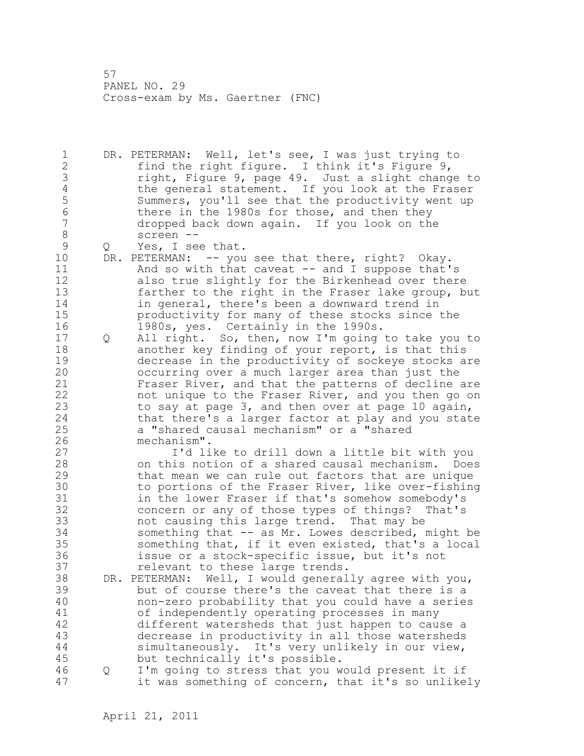DR. PETERMAN: Well, let's see, I was just trying to find the right figure. I think it's Figure 9, right, Figure 9, page 49. Just a slight change to the general statement. If you look at the Fraser Summers, you'll see that the productivity went up there in the 1980s for those, and then they dropped back down again. If you look on the screen --

Q Yes, I see that.

DR. PETERMAN: -- you see that there, right? Okay. And so with that caveat -- and I suppose that's also true slightly for the Birkenhead over there farther to the right in the Fraser lake group, but in general, there's been a downward trend in productivity for many of these stocks since the 1980s, yes. Certainly in the 1990s.

Q All right. So, then, now I'm going to take you to another key finding of your report, is that this decrease in the productivity of sockeye stocks are occurring over a much larger area than just the Fraser River, and that the patterns of decline are not unique to the Fraser River, and you then go on to say at page 3, and then over at page 10 again, that there's a larger factor at play and you state a "shared causal mechanism" or a "shared mechanism".

I'd like to drill down a little bit with you on this notion of a shared causal mechanism. Does that mean we can rule out factors that are unique to portions of the Fraser River, like over-fishing in the lower Fraser if that's somehow somebody's concern or any of those types of things? That's not causing this large trend. That may be something that -- as Mr. Lowes described, might be something that, if it even existed, that's a local issue or a stock-specific issue, but it's not relevant to these large trends.

DR. PETERMAN: Well, I would generally agree with you, but of course there's the caveat that there is a non-zero probability that you could have a series of independently operating processes in many different watersheds that just happen to cause a decrease in productivity in all those watersheds simultaneously. It's very unlikely in our view, but technically it's possible.

Q I'm going to stress that you would present it if it was something of concern, that it's so unlikely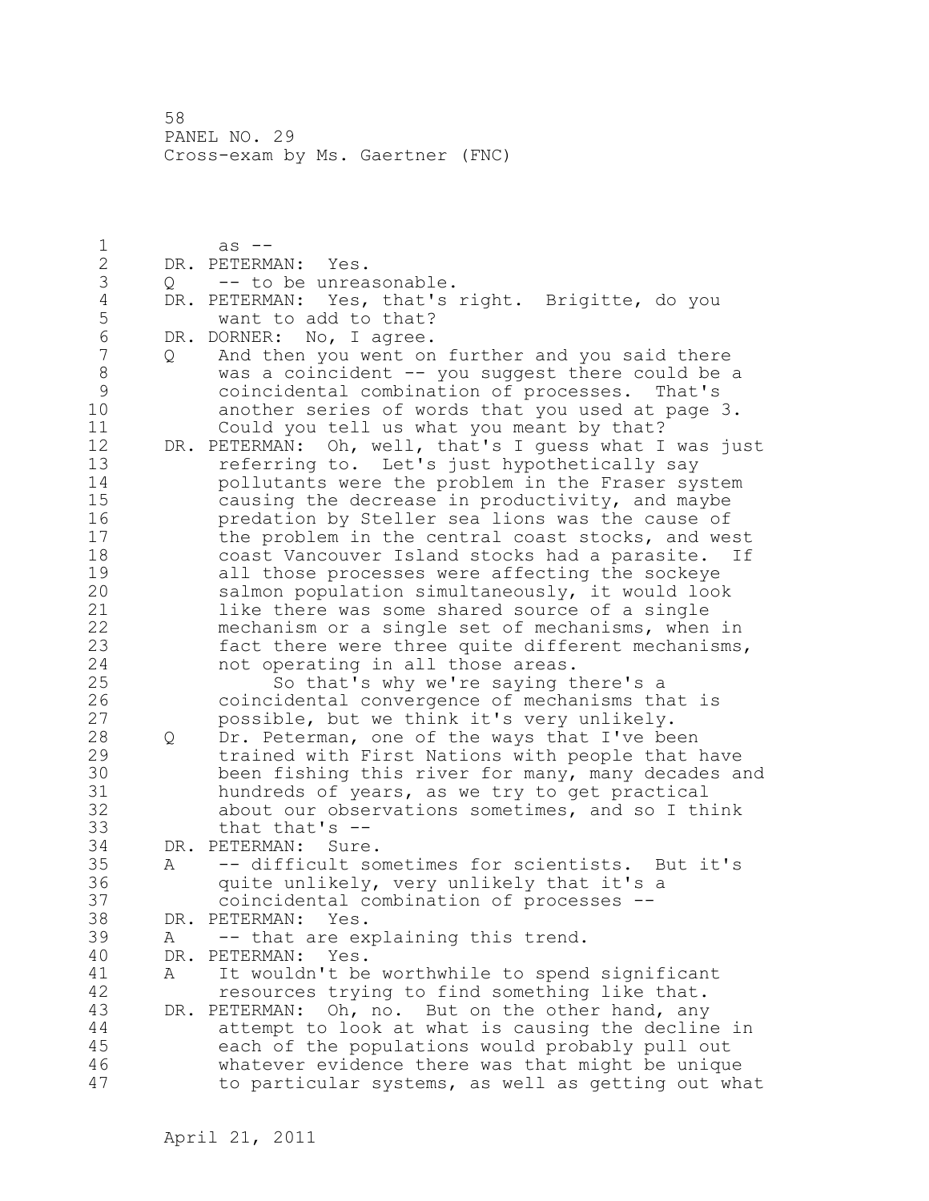as --

DR. PETERMAN: Yes.

Q -- to be unreasonable.

DR. PETERMAN: Yes, that's right. Brigitte, do you want to add to that?

DR. DORNER: No, I agree.

Q And then you went on further and you said there was a coincident -- you suggest there could be a coincidental combination of processes. That's another series of words that you used at page 3. Could you tell us what you meant by that?

DR. PETERMAN: Oh, well, that's I guess what I was just referring to. Let's just hypothetically say pollutants were the problem in the Fraser system causing the decrease in productivity, and maybe predation by Steller sea lions was the cause of the problem in the central coast stocks, and west coast Vancouver Island stocks had a parasite. If all those processes were affecting the sockeye salmon population simultaneously, it would look like there was some shared source of a single mechanism or a single set of mechanisms, when in fact there were three quite different mechanisms, not operating in all those areas.

So that's why we're saying there's a coincidental convergence of mechanisms that is possible, but we think it's very unlikely.

Q Dr. Peterman, one of the ways that I've been trained with First Nations with people that have been fishing this river for many, many decades and hundreds of years, as we try to get practical about our observations sometimes, and so I think that that's --

DR. PETERMAN: Sure.

A -- difficult sometimes for scientists. But it's quite unlikely, very unlikely that it's a coincidental combination of processes --

DR. PETERMAN: Yes.

A -- that are explaining this trend.

DR. PETERMAN: Yes.

A It wouldn't be worthwhile to spend significant resources trying to find something like that.

DR. PETERMAN: Oh, no. But on the other hand, any attempt to look at what is causing the decline in each of the populations would probably pull out whatever evidence there was that might be unique to particular systems, as well as getting out what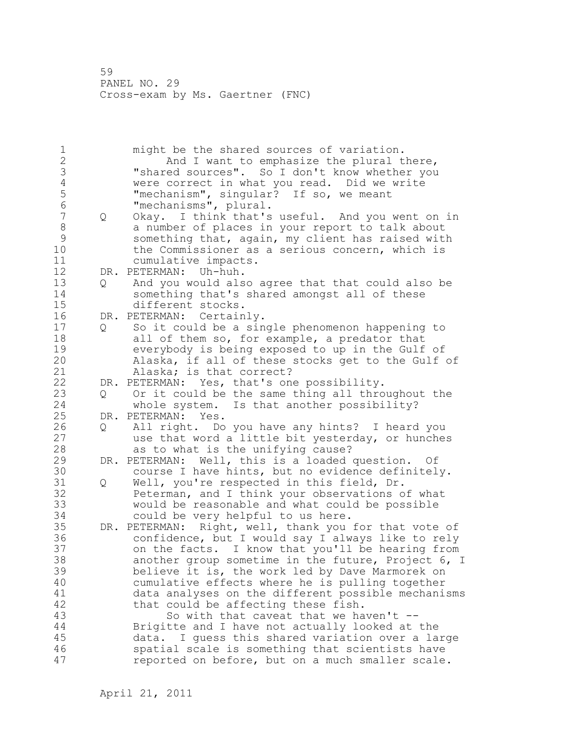might be the shared sources of variation.

And I want to emphasize the plural there, "shared sources". So I don't know whether you were correct in what you read. Did we write "mechanism", singular? If so, we meant "mechanisms", plural.

Q Okay. I think that's useful. And you went on in a number of places in your report to talk about something that, again, my client has raised with the Commissioner as a serious concern, which is cumulative impacts.

DR. PETERMAN: Uh-huh.

Q And you would also agree that that could also be something that's shared amongst all of these different stocks.

DR. PETERMAN: Certainly.

Q So it could be a single phenomenon happening to all of them so, for example, a predator that everybody is being exposed to up in the Gulf of Alaska, if all of these stocks get to the Gulf of Alaska; is that correct?

DR. PETERMAN: Yes, that's one possibility.

Q Or it could be the same thing all throughout the whole system. Is that another possibility?

DR. PETERMAN: Yes.

Q All right. Do you have any hints? I heard you use that word a little bit yesterday, or hunches as to what is the unifying cause?

DR. PETERMAN: Well, this is a loaded question. Of course I have hints, but no evidence definitely.

Q Well, you're respected in this field, Dr. Peterman, and I think your observations of what would be reasonable and what could be possible could be very helpful to us here.

DR. PETERMAN: Right, well, thank you for that vote of confidence, but I would say I always like to rely on the facts. I know that you'll be hearing from another group sometime in the future, Project 6, I believe it is, the work led by Dave Marmorek on cumulative effects where he is pulling together data analyses on the different possible mechanisms that could be affecting these fish.

So with that caveat that we haven't -- Brigitte and I have not actually looked at the data. I guess this shared variation over a large spatial scale is something that scientists have reported on before, but on a much smaller scale.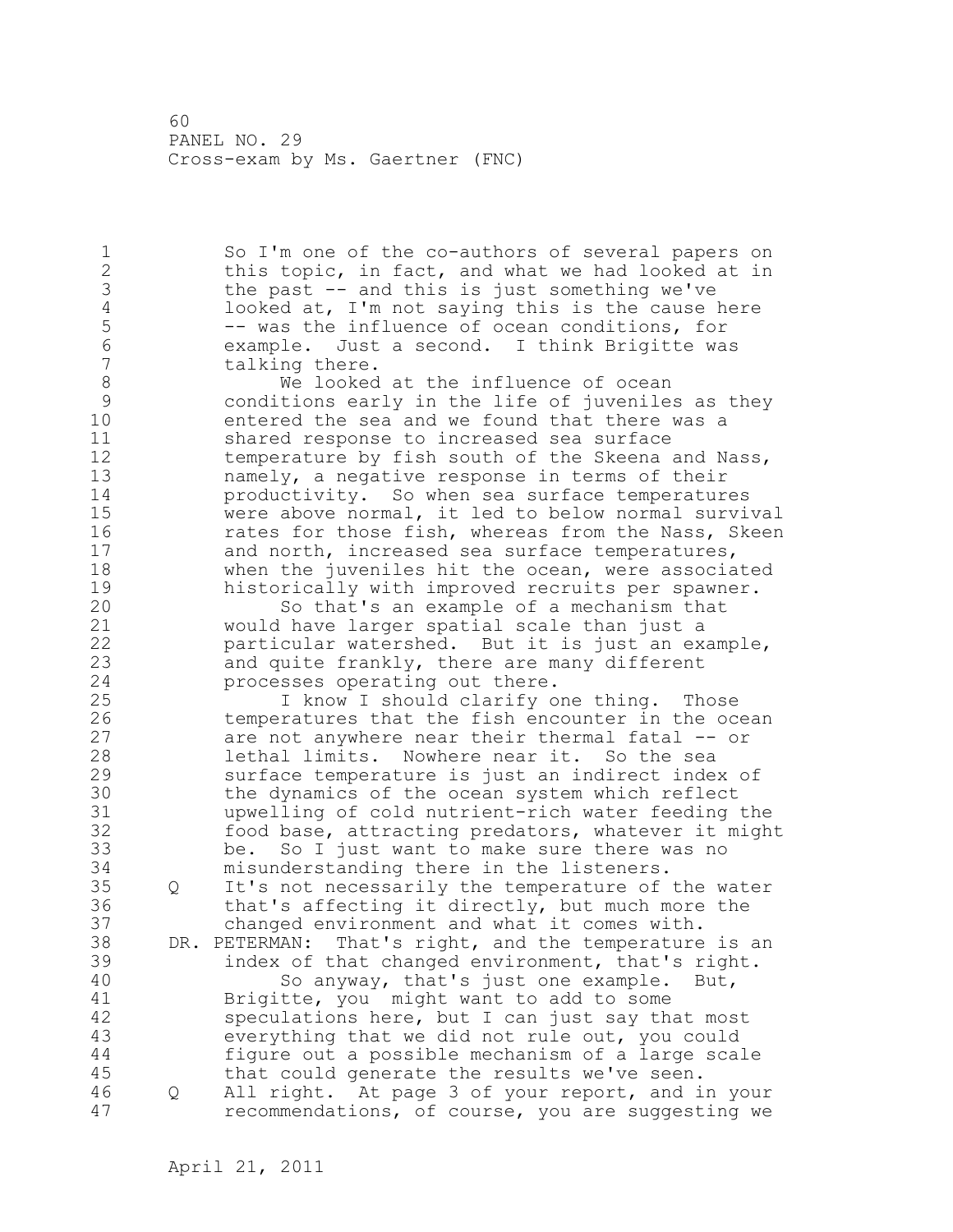So I'm one of the co-authors of several papers on this topic, in fact, and what we had looked at in the past -- and this is just something we've looked at, I'm not saying this is the cause here -- was the influence of ocean conditions, for example. Just a second. I think Brigitte was talking there.

We looked at the influence of ocean conditions early in the life of juveniles as they entered the sea and we found that there was a shared response to increased sea surface temperature by fish south of the Skeena and Nass, namely, a negative response in terms of their productivity. So when sea surface temperatures were above normal, it led to below normal survival rates for those fish, whereas from the Nass, Skeen and north, increased sea surface temperatures, when the juveniles hit the ocean, were associated historically with improved recruits per spawner.

So that's an example of a mechanism that would have larger spatial scale than just a particular watershed. But it is just an example, and quite frankly, there are many different processes operating out there.

I know I should clarify one thing. Those temperatures that the fish encounter in the ocean are not anywhere near their thermal fatal -- or lethal limits. Nowhere near it. So the sea surface temperature is just an indirect index of the dynamics of the ocean system which reflect upwelling of cold nutrient-rich water feeding the food base, attracting predators, whatever it might be. So I just want to make sure there was no misunderstanding there in the listeners.

Q It's not necessarily the temperature of the water that's affecting it directly, but much more the changed environment and what it comes with.

DR. PETERMAN: That's right, and the temperature is an index of that changed environment, that's right.

So anyway, that's just one example. But, Brigitte, you might want to add to some speculations here, but I can just say that most everything that we did not rule out, you could figure out a possible mechanism of a large scale that could generate the results we've seen.

Q All right. At page 3 of your report, and in your recommendations, of course, you are suggesting we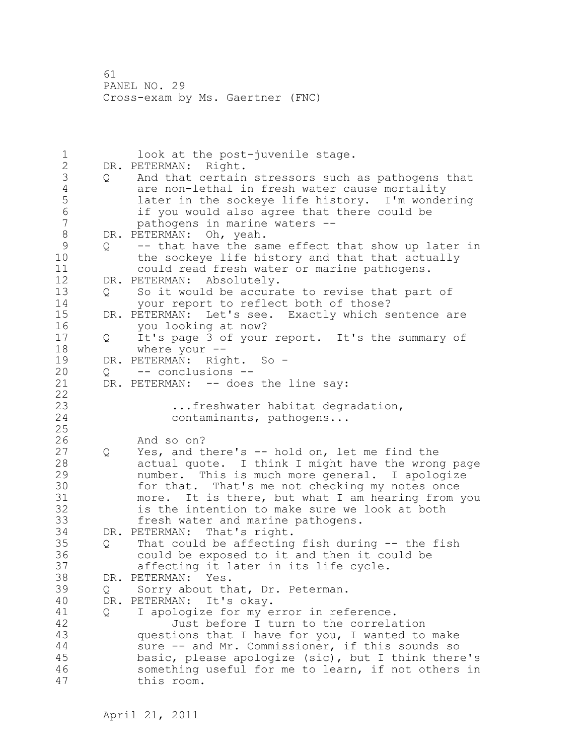look at the post-juvenile stage.

DR. PETERMAN: Right.

Q And that certain stressors such as pathogens that are non-lethal in fresh water cause mortality later in the sockeye life history. I'm wondering if you would also agree that there could be pathogens in marine waters --

DR. PETERMAN: Oh, yeah.

Q -- that have the same effect that show up later in the sockeye life history and that that actually could read fresh water or marine pathogens.

DR. PETERMAN: Absolutely.

Q So it would be accurate to revise that part of your report to reflect both of those?

DR. PETERMAN: Let's see. Exactly which sentence are you looking at now?

Q It's page 3 of your report. It's the summary of where your --

DR. PETERMAN: Right. So -

Q -- conclusions --

DR. PETERMAN: -- does the line say:

> ...freshwater habitat degradation, contaminants, pathogens...

And so on?

Q Yes, and there's -- hold on, let me find the actual quote. I think I might have the wrong page number. This is much more general. I apologize for that. That's me not checking my notes once more. It is there, but what I am hearing from you is the intention to make sure we look at both fresh water and marine pathogens.

DR. PETERMAN: That's right.

Q That could be affecting fish during -- the fish could be exposed to it and then it could be affecting it later in its life cycle.

DR. PETERMAN: Yes.

Q Sorry about that, Dr. Peterman.

DR. PETERMAN: It's okay.

Q I apologize for my error in reference.

Just before I turn to the correlation questions that I have for you, I wanted to make sure -- and Mr. Commissioner, if this sounds so basic, please apologize (sic), but I think there's something useful for me to learn, if not others in this room.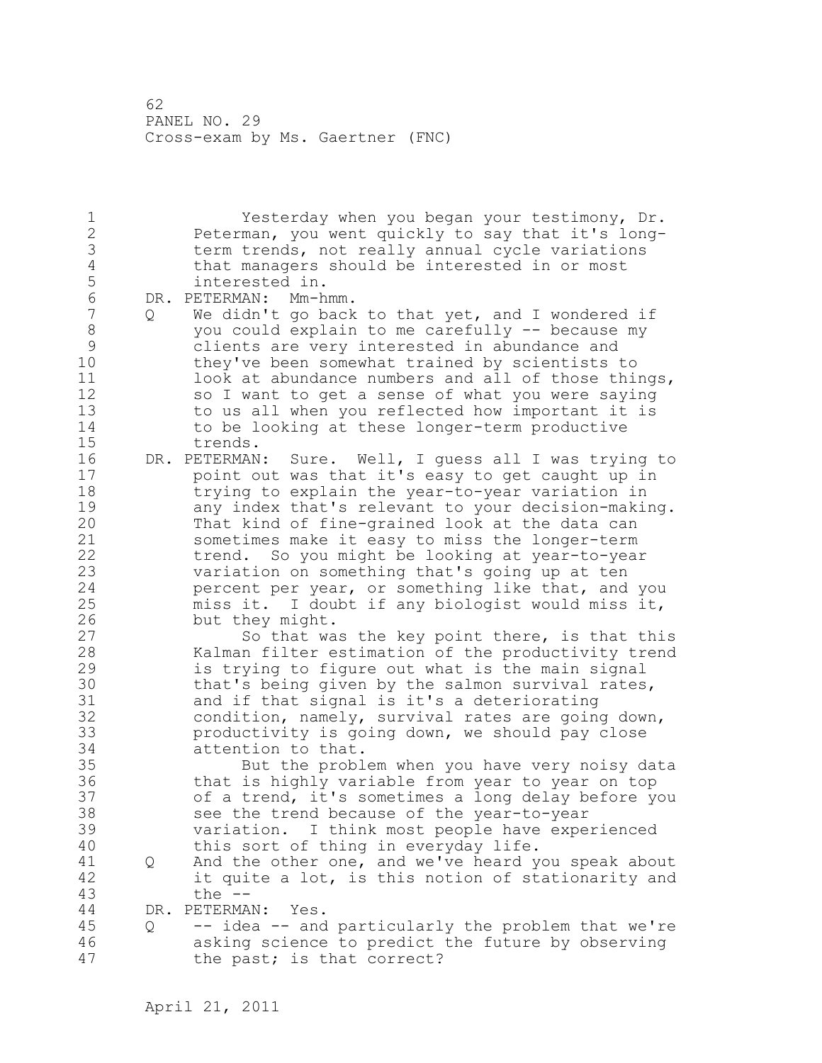Yesterday when you began your testimony, Dr. Peterman, you went quickly to say that it's long-term trends, not really annual cycle variations that managers should be interested in or most interested in.

DR. PETERMAN: Mm-hmm.

Q We didn't go back to that yet, and I wondered if you could explain to me carefully -- because my clients are very interested in abundance and they've been somewhat trained by scientists to look at abundance numbers and all of those things, so I want to get a sense of what you were saying to us all when you reflected how important it is to be looking at these longer-term productive trends.

DR. PETERMAN: Sure. Well, I guess all I was trying to point out was that it's easy to get caught up in trying to explain the year-to-year variation in any index that's relevant to your decision-making. That kind of fine-grained look at the data can sometimes make it easy to miss the longer-term trend. So you might be looking at year-to-year variation on something that's going up at ten percent per year, or something like that, and you miss it. I doubt if any biologist would miss it, but they might.

So that was the key point there, is that this Kalman filter estimation of the productivity trend is trying to figure out what is the main signal that's being given by the salmon survival rates, and if that signal is it's a deteriorating condition, namely, survival rates are going down, productivity is going down, we should pay close attention to that.

But the problem when you have very noisy data that is highly variable from year to year on top of a trend, it's sometimes a long delay before you see the trend because of the year-to-year variation. I think most people have experienced this sort of thing in everyday life.

Q And the other one, and we've heard you speak about it quite a lot, is this notion of stationarity and the --

DR. PETERMAN: Yes.

Q -- idea -- and particularly the problem that we're asking science to predict the future by observing the past; is that correct?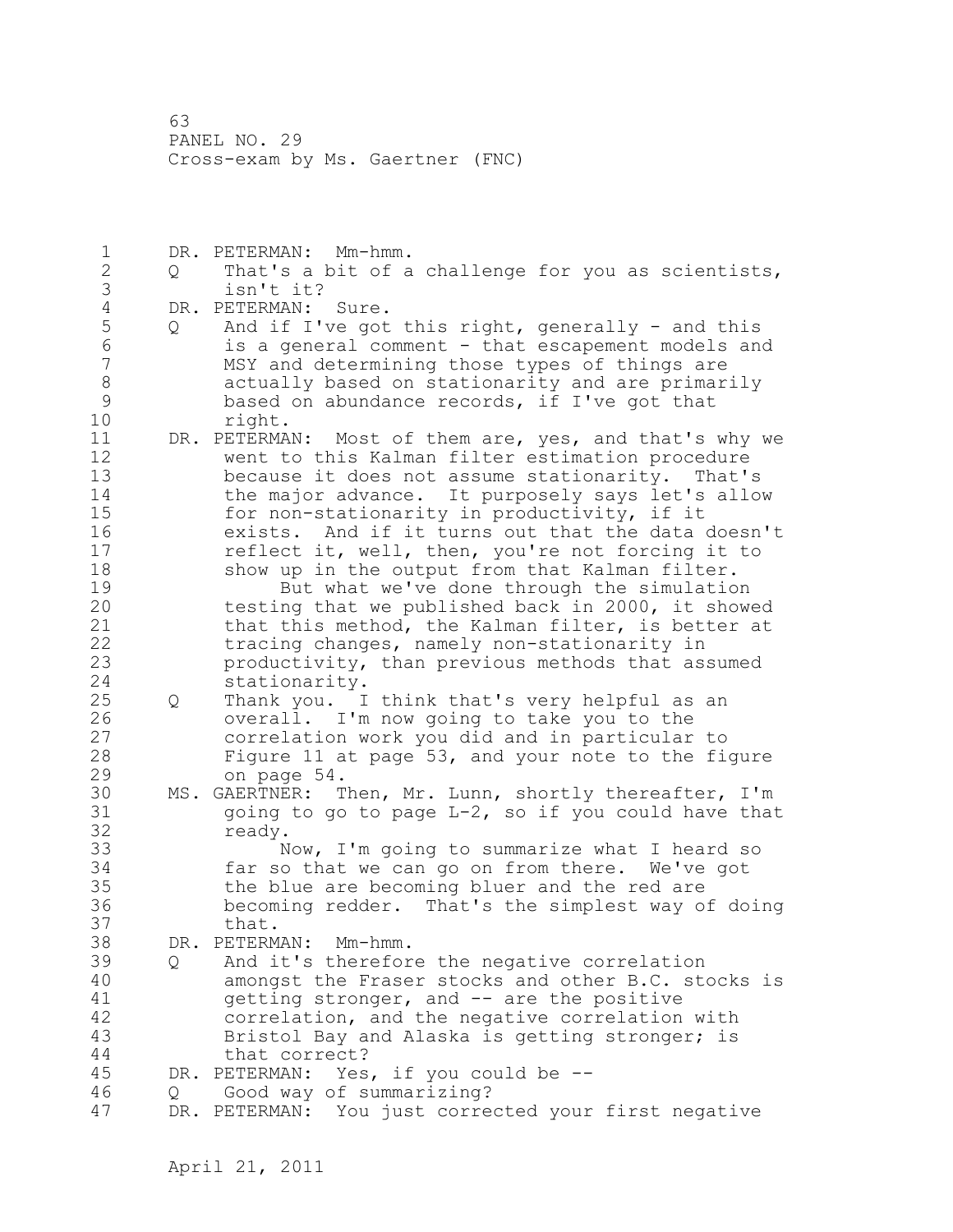DR. PETERMAN: Mm-hmm.

Q That's a bit of a challenge for you as scientists, isn't it?

DR. PETERMAN: Sure.

Q And if I've got this right, generally - and this is a general comment - that escapement models and MSY and determining those types of things are actually based on stationarity and are primarily based on abundance records, if I've got that right.

DR. PETERMAN: Most of them are, yes, and that's why we went to this Kalman filter estimation procedure because it does not assume stationarity. That's the major advance. It purposely says let's allow for non-stationarity in productivity, if it exists. And if it turns out that the data doesn't reflect it, well, then, you're not forcing it to show up in the output from that Kalman filter.

But what we've done through the simulation testing that we published back in 2000, it showed that this method, the Kalman filter, is better at tracing changes, namely non-stationarity in productivity, than previous methods that assumed stationarity.

Q Thank you. I think that's very helpful as an overall. I'm now going to take you to the correlation work you did and in particular to Figure 11 at page 53, and your note to the figure on page 54.

MS. GAERTNER: Then, Mr. Lunn, shortly thereafter, I'm going to go to page L-2, so if you could have that ready.

Now, I'm going to summarize what I heard so far so that we can go on from there. We've got the blue are becoming bluer and the red are becoming redder. That's the simplest way of doing that.

DR. PETERMAN: Mm-hmm.

Q And it's therefore the negative correlation amongst the Fraser stocks and other B.C. stocks is getting stronger, and -- are the positive correlation, and the negative correlation with Bristol Bay and Alaska is getting stronger; is that correct?

DR. PETERMAN: Yes, if you could be --

Q Good way of summarizing?

DR. PETERMAN: You just corrected your first negative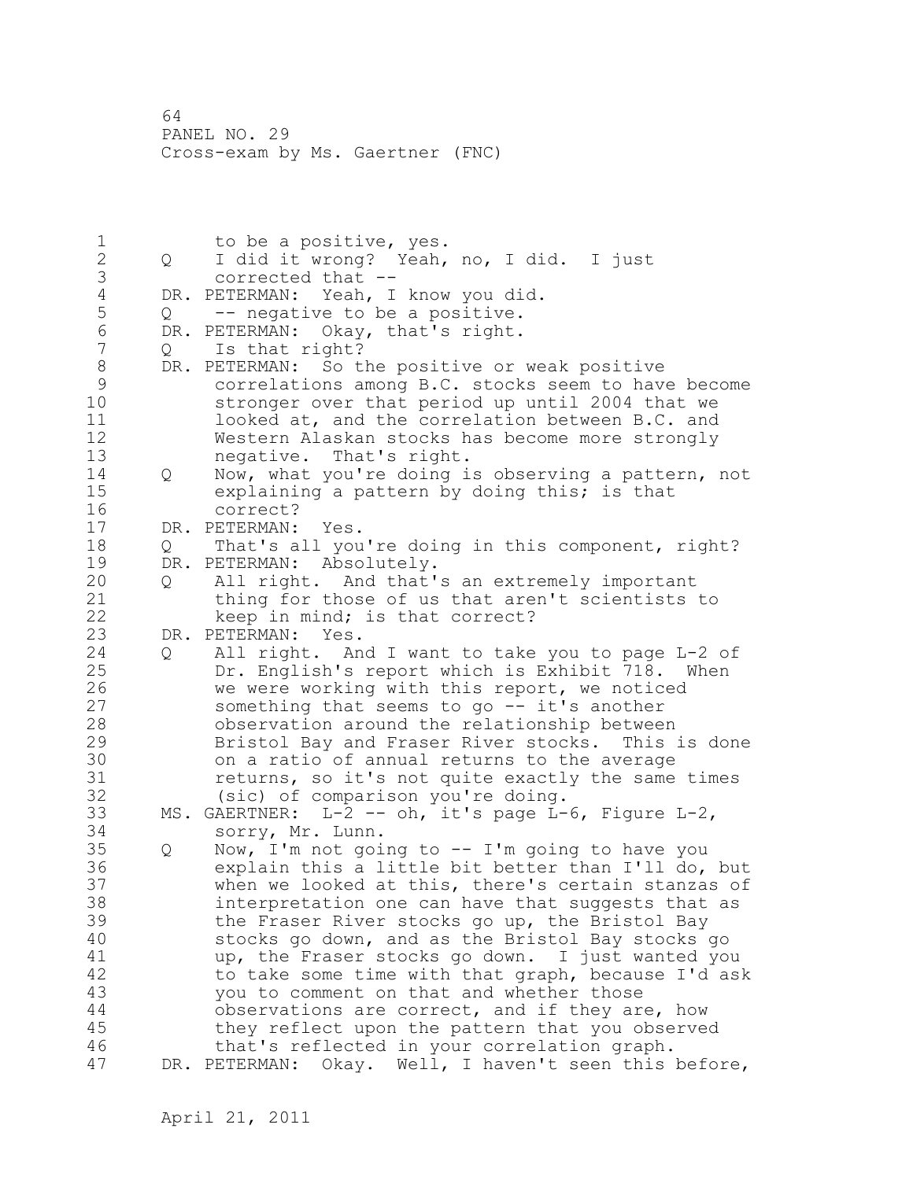to be a positive, yes.

Q I did it wrong? Yeah, no, I did. I just corrected that --

DR. PETERMAN: Yeah, I know you did.

Q -- negative to be a positive.

DR. PETERMAN: Okay, that's right.

Q Is that right?

DR. PETERMAN: So the positive or weak positive correlations among B.C. stocks seem to have become stronger over that period up until 2004 that we looked at, and the correlation between B.C. and Western Alaskan stocks has become more strongly negative. That's right.

Q Now, what you're doing is observing a pattern, not explaining a pattern by doing this; is that correct?

DR. PETERMAN: Yes.

Q That's all you're doing in this component, right?

DR. PETERMAN: Absolutely.

Q All right. And that's an extremely important thing for those of us that aren't scientists to keep in mind; is that correct?

DR. PETERMAN: Yes.

Q All right. And I want to take you to page L-2 of Dr. English's report which is Exhibit 718. When we were working with this report, we noticed something that seems to go -- it's another observation around the relationship between Bristol Bay and Fraser River stocks. This is done on a ratio of annual returns to the average returns, so it's not quite exactly the same times (sic) of comparison you're doing.

MS. GAERTNER: L-2 -- oh, it's page L-6, Figure L-2, sorry, Mr. Lunn.

Q Now, I'm not going to -- I'm going to have you explain this a little bit better than I'll do, but when we looked at this, there's certain stanzas of interpretation one can have that suggests that as the Fraser River stocks go up, the Bristol Bay stocks go down, and as the Bristol Bay stocks go up, the Fraser stocks go down. I just wanted you to take some time with that graph, because I'd ask you to comment on that and whether those observations are correct, and if they are, how they reflect upon the pattern that you observed that's reflected in your correlation graph.

DR. PETERMAN: Okay. Well, I haven't seen this before,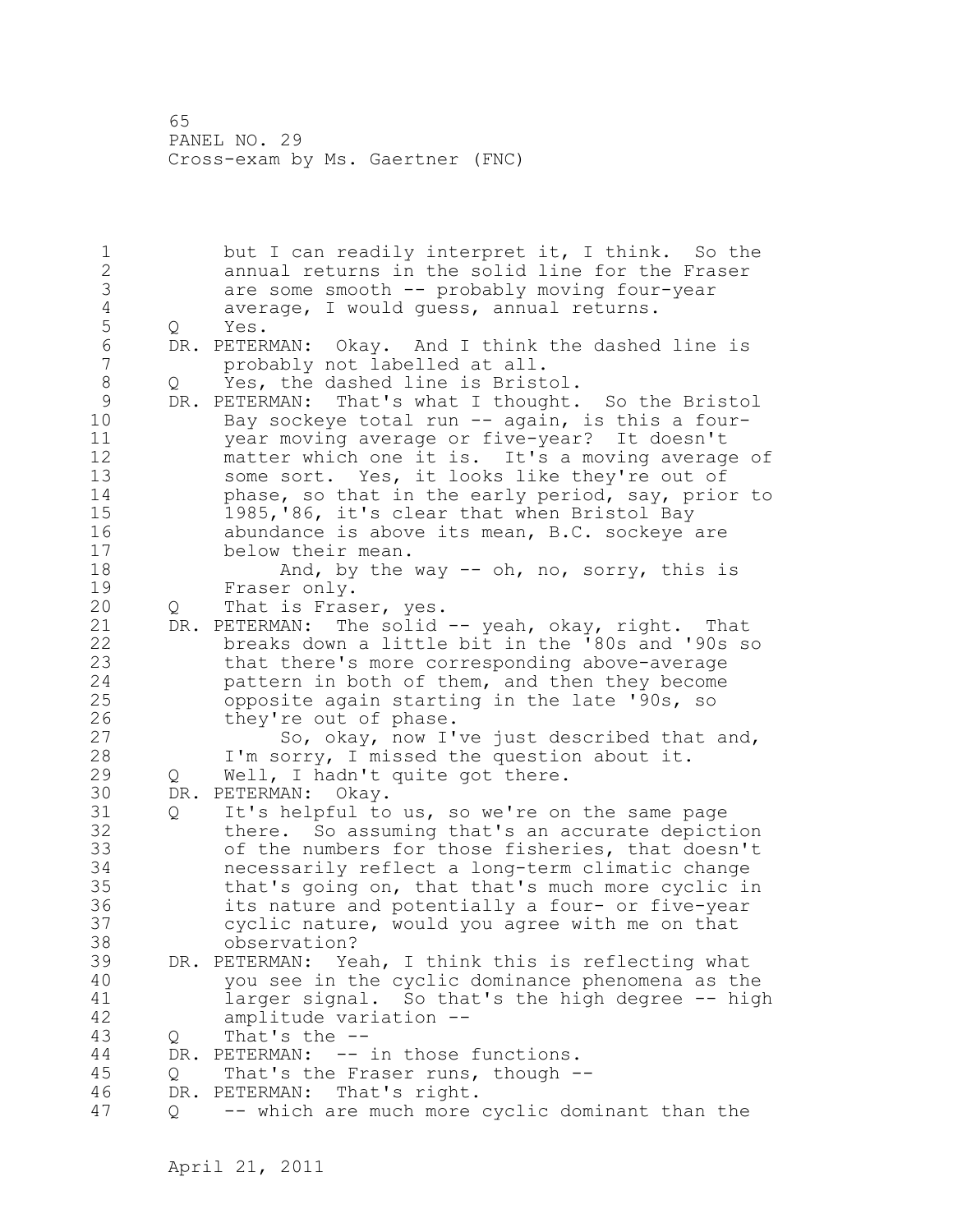but I can readily interpret it, I think. So the annual returns in the solid line for the Fraser are some smooth -- probably moving four-year average, I would guess, annual returns.

Q Yes.

DR. PETERMAN: Okay. And I think the dashed line is probably not labelled at all.

Q Yes, the dashed line is Bristol.

DR. PETERMAN: That's what I thought. So the Bristol Bay sockeye total run -- again, is this a four-year moving average or five-year? It doesn't matter which one it is. It's a moving average of some sort. Yes, it looks like they're out of phase, so that in the early period, say, prior to 1985,'86, it's clear that when Bristol Bay abundance is above its mean, B.C. sockeye are below their mean.

And, by the way -- oh, no, sorry, this is Fraser only.

Q That is Fraser, yes.

DR. PETERMAN: The solid -- yeah, okay, right. That breaks down a little bit in the '80s and '90s so that there's more corresponding above-average pattern in both of them, and then they become opposite again starting in the late '90s, so they're out of phase.

So, okay, now I've just described that and, I'm sorry, I missed the question about it.

Q Well, I hadn't quite got there.

DR. PETERMAN: Okay.

Q It's helpful to us, so we're on the same page there. So assuming that's an accurate depiction of the numbers for those fisheries, that doesn't necessarily reflect a long-term climatic change that's going on, that that's much more cyclic in its nature and potentially a four- or five-year cyclic nature, would you agree with me on that observation?

DR. PETERMAN: Yeah, I think this is reflecting what you see in the cyclic dominance phenomena as the larger signal. So that's the high degree -- high amplitude variation --

Q That's the --

DR. PETERMAN: -- in those functions.

Q That's the Fraser runs, though --

DR. PETERMAN: That's right.

Q -- which are much more cyclic dominant than the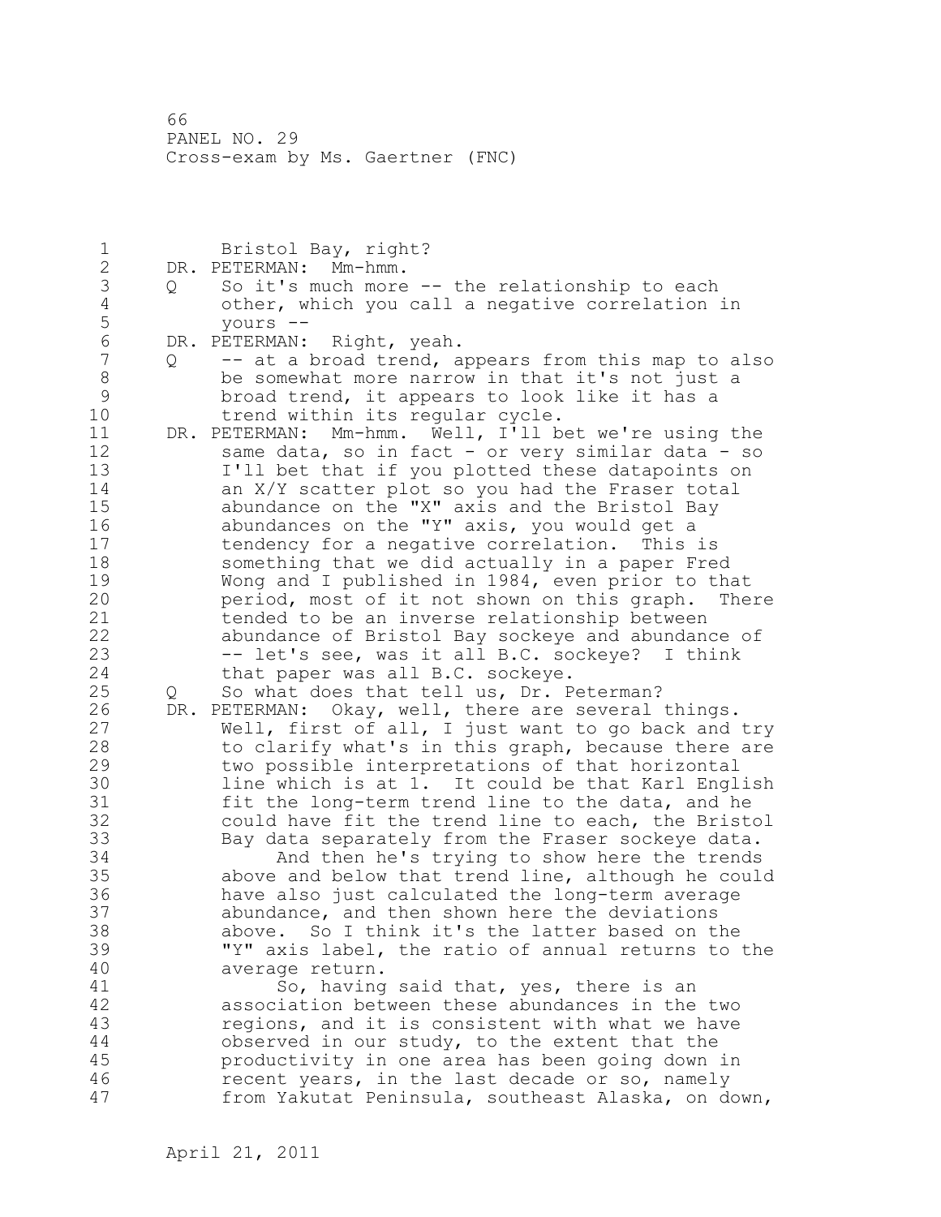Bristol Bay, right?

DR. PETERMAN: Mm-hmm.

Q So it's much more -- the relationship to each other, which you call a negative correlation in yours --

DR. PETERMAN: Right, yeah.

Q -- at a broad trend, appears from this map to also be somewhat more narrow in that it's not just a broad trend, it appears to look like it has a trend within its regular cycle.

DR. PETERMAN: Mm-hmm. Well, I'll bet we're using the same data, so in fact - or very similar data - so I'll bet that if you plotted these datapoints on an X/Y scatter plot so you had the Fraser total abundance on the "X" axis and the Bristol Bay abundances on the "Y" axis, you would get a tendency for a negative correlation. This is something that we did actually in a paper Fred Wong and I published in 1984, even prior to that period, most of it not shown on this graph. There tended to be an inverse relationship between abundance of Bristol Bay sockeye and abundance of -- let's see, was it all B.C. sockeye? I think that paper was all B.C. sockeye.

Q So what does that tell us, Dr. Peterman?

DR. PETERMAN: Okay, well, there are several things. Well, first of all, I just want to go back and try to clarify what's in this graph, because there are two possible interpretations of that horizontal line which is at 1. It could be that Karl English fit the long-term trend line to the data, and he could have fit the trend line to each, the Bristol Bay data separately from the Fraser sockeye data.

And then he's trying to show here the trends above and below that trend line, although he could have also just calculated the long-term average abundance, and then shown here the deviations above. So I think it's the latter based on the "Y" axis label, the ratio of annual returns to the average return.

So, having said that, yes, there is an association between these abundances in the two regions, and it is consistent with what we have observed in our study, to the extent that the productivity in one area has been going down in recent years, in the last decade or so, namely from Yakutat Peninsula, southeast Alaska, on down,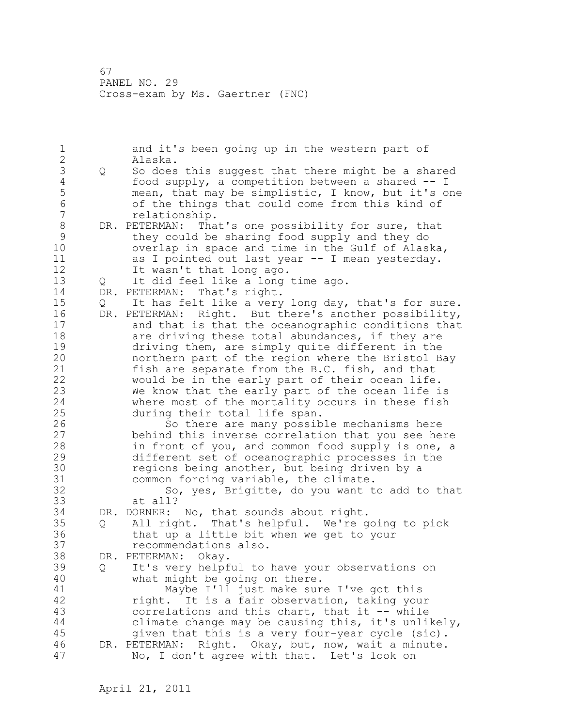and it's been going up in the western part of Alaska.

Q So does this suggest that there might be a shared food supply, a competition between a shared -- I mean, that may be simplistic, I know, but it's one of the things that could come from this kind of relationship.

DR. PETERMAN: That's one possibility for sure, that they could be sharing food supply and they do overlap in space and time in the Gulf of Alaska, as I pointed out last year -- I mean yesterday. It wasn't that long ago.

Q It did feel like a long time ago.

DR. PETERMAN: That's right.

Q It has felt like a very long day, that's for sure.

DR. PETERMAN: Right. But there's another possibility, and that is that the oceanographic conditions that are driving these total abundances, if they are driving them, are simply quite different in the northern part of the region where the Bristol Bay fish are separate from the B.C. fish, and that would be in the early part of their ocean life. We know that the early part of the ocean life is where most of the mortality occurs in these fish during their total life span.

So there are many possible mechanisms here behind this inverse correlation that you see here in front of you, and common food supply is one, a different set of oceanographic processes in the regions being another, but being driven by a common forcing variable, the climate.

So, yes, Brigitte, do you want to add to that at all?

DR. DORNER: No, that sounds about right.

Q All right. That's helpful. We're going to pick that up a little bit when we get to your recommendations also.

DR. PETERMAN: Okay.

Q It's very helpful to have your observations on what might be going on there.

Maybe I'll just make sure I've got this right. It is a fair observation, taking your correlations and this chart, that it -- while climate change may be causing this, it's unlikely, given that this is a very four-year cycle (sic).

DR. PETERMAN: Right. Okay, but, now, wait a minute. No, I don't agree with that. Let's look on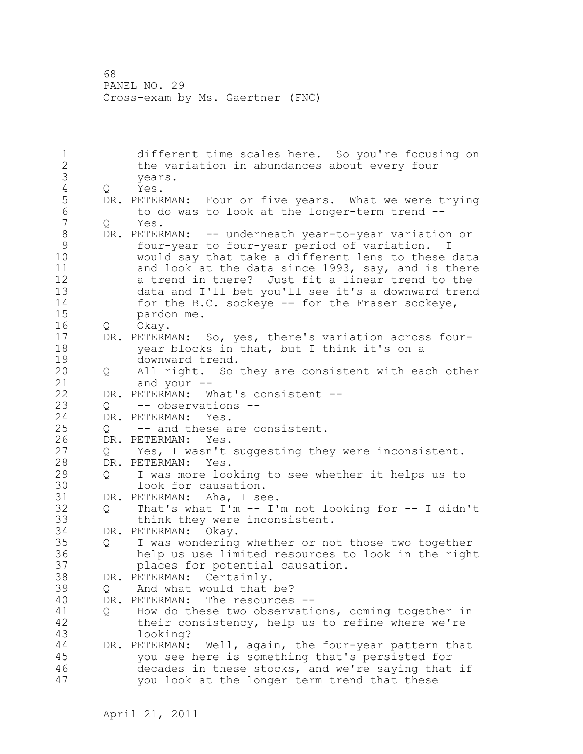different time scales here. So you're focusing on the variation in abundances about every four years.

Q Yes.

DR. PETERMAN: Four or five years. What we were trying to do was to look at the longer-term trend --

Q Yes.

DR. PETERMAN: -- underneath year-to-year variation or four-year to four-year period of variation. I would say that take a different lens to these data and look at the data since 1993, say, and is there a trend in there? Just fit a linear trend to the data and I'll bet you'll see it's a downward trend for the B.C. sockeye -- for the Fraser sockeye, pardon me.

Q Okay.

DR. PETERMAN: So, yes, there's variation across four-year blocks in that, but I think it's on a downward trend.

Q All right. So they are consistent with each other and your --

DR. PETERMAN: What's consistent --

Q -- observations --

DR. PETERMAN: Yes.

Q -- and these are consistent.

DR. PETERMAN: Yes.

Q Yes, I wasn't suggesting they were inconsistent.

DR. PETERMAN: Yes.

Q I was more looking to see whether it helps us to look for causation.

DR. PETERMAN: Aha, I see.

Q That's what I'm -- I'm not looking for -- I didn't think they were inconsistent.

DR. PETERMAN: Okay.

Q I was wondering whether or not those two together help us use limited resources to look in the right places for potential causation.

DR. PETERMAN: Certainly.

Q And what would that be?

DR. PETERMAN: The resources --

Q How do these two observations, coming together in their consistency, help us to refine where we're looking?

DR. PETERMAN: Well, again, the four-year pattern that you see here is something that's persisted for decades in these stocks, and we're saying that if you look at the longer term trend that these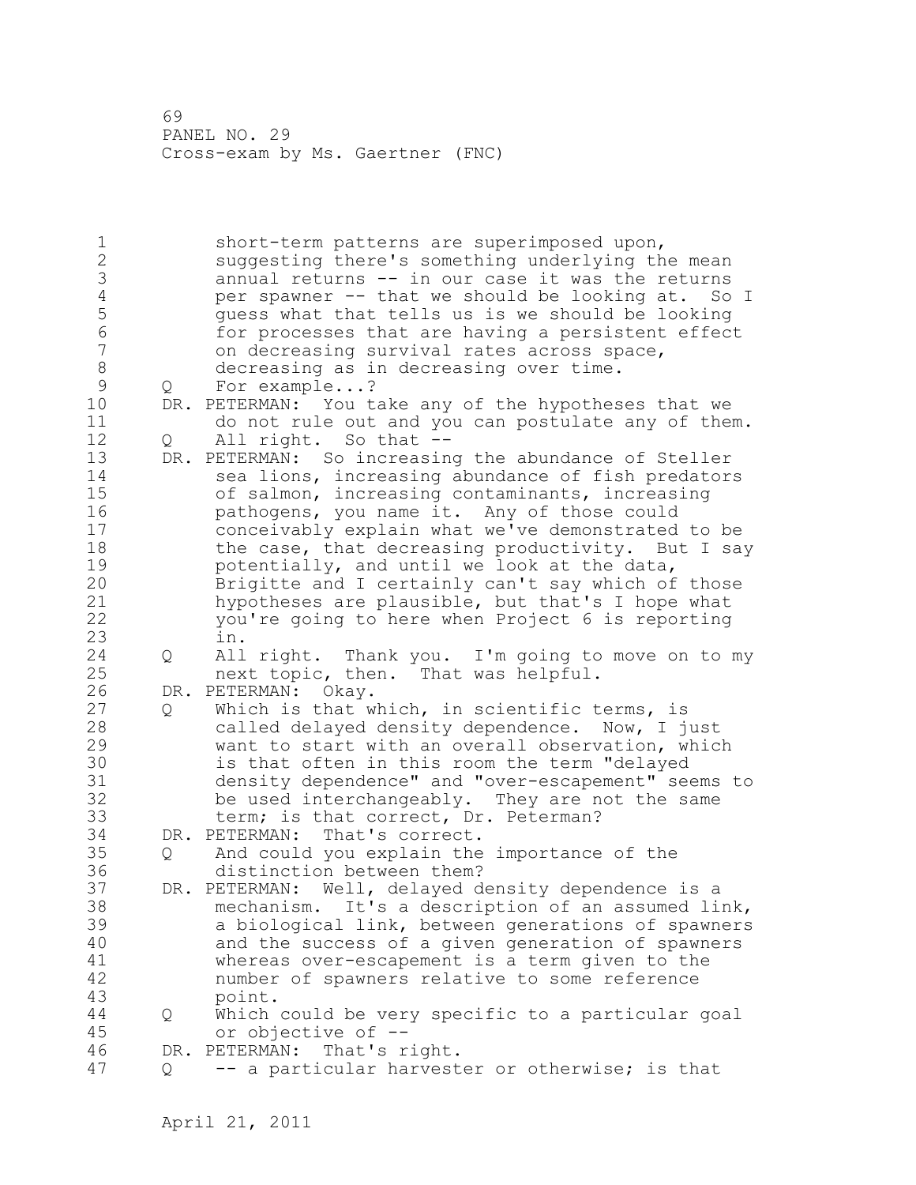short-term patterns are superimposed upon, suggesting there's something underlying the mean annual returns -- in our case it was the returns per spawner -- that we should be looking at. So I guess what that tells us is we should be looking for processes that are having a persistent effect on decreasing survival rates across space, decreasing as in decreasing over time.

Q For example...?

DR. PETERMAN: You take any of the hypotheses that we do not rule out and you can postulate any of them.

Q All right. So that --

DR. PETERMAN: So increasing the abundance of Steller sea lions, increasing abundance of fish predators of salmon, increasing contaminants, increasing pathogens, you name it. Any of those could conceivably explain what we've demonstrated to be the case, that decreasing productivity. But I say potentially, and until we look at the data, Brigitte and I certainly can't say which of those hypotheses are plausible, but that's I hope what you're going to here when Project 6 is reporting in.

Q All right. Thank you. I'm going to move on to my next topic, then. That was helpful.

DR. PETERMAN: Okay.

Q Which is that which, in scientific terms, is called delayed density dependence. Now, I just want to start with an overall observation, which is that often in this room the term "delayed density dependence" and "over-escapement" seems to be used interchangeably. They are not the same term; is that correct, Dr. Peterman?

DR. PETERMAN: That's correct.

Q And could you explain the importance of the distinction between them?

DR. PETERMAN: Well, delayed density dependence is a mechanism. It's a description of an assumed link, a biological link, between generations of spawners and the success of a given generation of spawners whereas over-escapement is a term given to the number of spawners relative to some reference point.

Q Which could be very specific to a particular goal or objective of --

DR. PETERMAN: That's right.

Q -- a particular harvester or otherwise; is that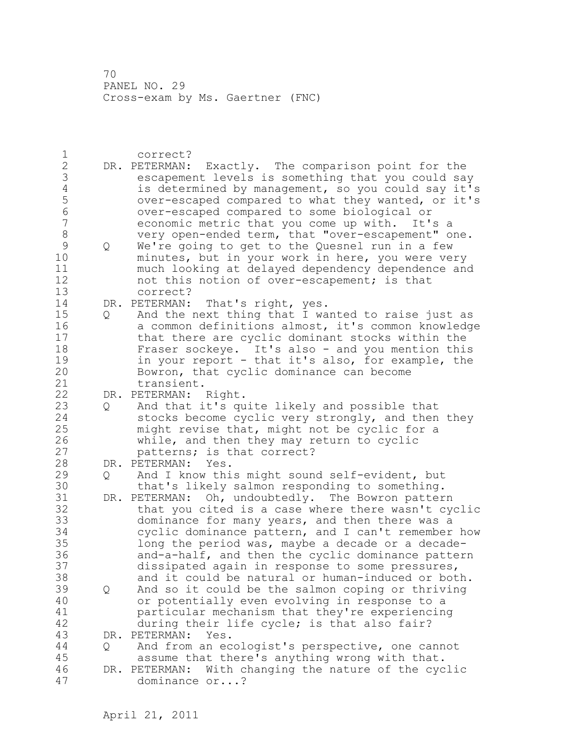correct?

DR. PETERMAN: Exactly. The comparison point for the escapement levels is something that you could say is determined by management, so you could say it's over-escaped compared to what they wanted, or it's over-escaped compared to some biological or economic metric that you come up with. It's a very open-ended term, that "over-escapement" one.

Q We're going to get to the Quesnel run in a few minutes, but in your work in here, you were very much looking at delayed dependency dependence and not this notion of over-escapement; is that correct?

DR. PETERMAN: That's right, yes.

Q And the next thing that I wanted to raise just as a common definitions almost, it's common knowledge that there are cyclic dominant stocks within the Fraser sockeye. It's also - and you mention this in your report - that it's also, for example, the Bowron, that cyclic dominance can become transient.

DR. PETERMAN: Right.

Q And that it's quite likely and possible that stocks become cyclic very strongly, and then they might revise that, might not be cyclic for a while, and then they may return to cyclic patterns; is that correct?

DR. PETERMAN: Yes.

Q And I know this might sound self-evident, but that's likely salmon responding to something.

DR. PETERMAN: Oh, undoubtedly. The Bowron pattern that you cited is a case where there wasn't cyclic dominance for many years, and then there was a cyclic dominance pattern, and I can't remember how long the period was, maybe a decade or a decade-and-a-half, and then the cyclic dominance pattern dissipated again in response to some pressures, and it could be natural or human-induced or both.

Q And so it could be the salmon coping or thriving or potentially even evolving in response to a particular mechanism that they're experiencing during their life cycle; is that also fair?

DR. PETERMAN: Yes.

Q And from an ecologist's perspective, one cannot assume that there's anything wrong with that.

DR. PETERMAN: With changing the nature of the cyclic dominance or...?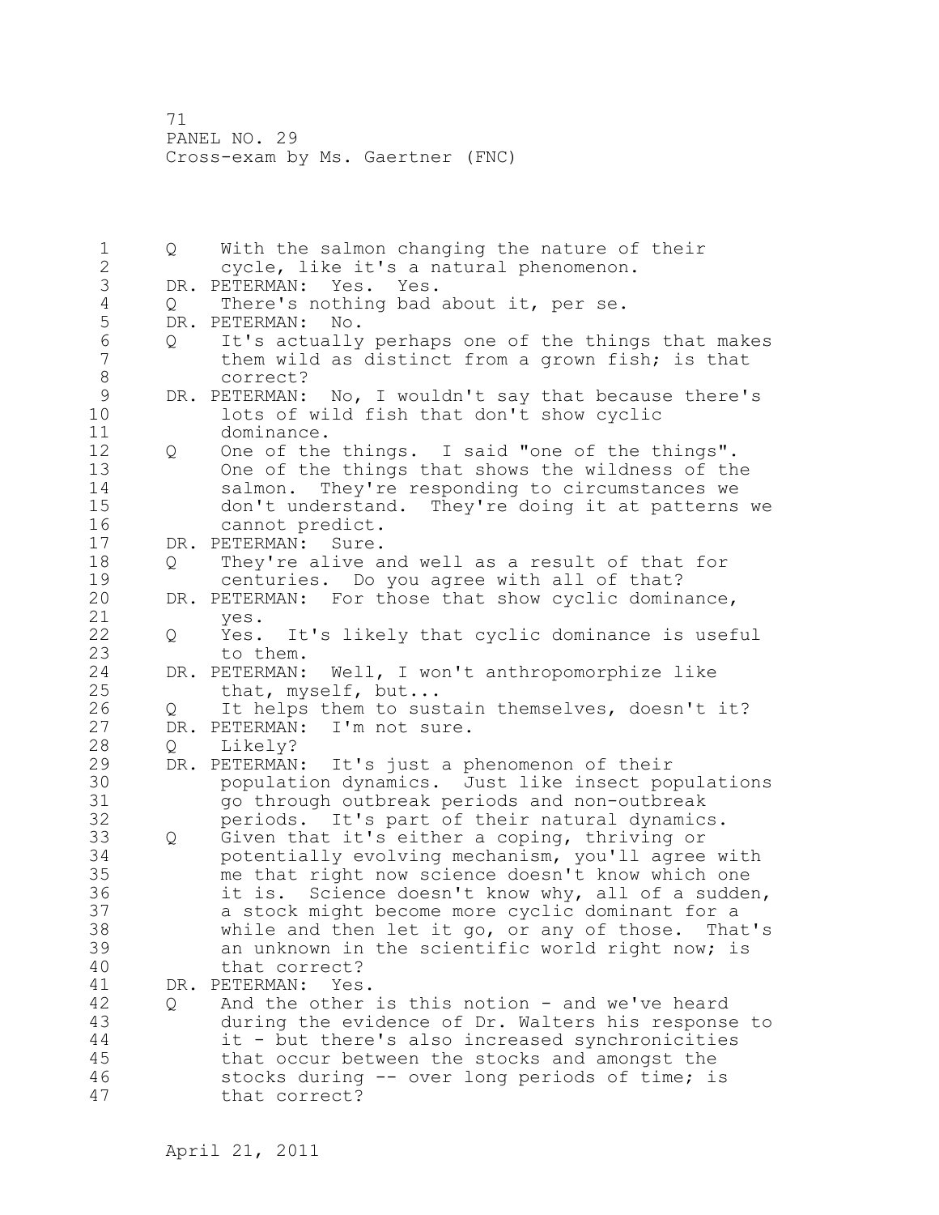Q With the salmon changing the nature of their cycle, like it's a natural phenomenon.

DR. PETERMAN: Yes. Yes.

Q There's nothing bad about it, per se.

DR. PETERMAN: No.

Q It's actually perhaps one of the things that makes them wild as distinct from a grown fish; is that correct?

DR. PETERMAN: No, I wouldn't say that because there's lots of wild fish that don't show cyclic dominance.

Q One of the things. I said "one of the things". One of the things that shows the wildness of the salmon. They're responding to circumstances we don't understand. They're doing it at patterns we cannot predict.

DR. PETERMAN: Sure.

Q They're alive and well as a result of that for centuries. Do you agree with all of that?

DR. PETERMAN: For those that show cyclic dominance, yes.

Q Yes. It's likely that cyclic dominance is useful to them.

DR. PETERMAN: Well, I won't anthropomorphize like that, myself, but...

Q It helps them to sustain themselves, doesn't it?

DR. PETERMAN: I'm not sure.

Q Likely?

DR. PETERMAN: It's just a phenomenon of their population dynamics. Just like insect populations go through outbreak periods and non-outbreak periods. It's part of their natural dynamics.

Q Given that it's either a coping, thriving or potentially evolving mechanism, you'll agree with me that right now science doesn't know which one it is. Science doesn't know why, all of a sudden, a stock might become more cyclic dominant for a while and then let it go, or any of those. That's an unknown in the scientific world right now; is that correct?

DR. PETERMAN: Yes.

Q And the other is this notion - and we've heard during the evidence of Dr. Walters his response to it - but there's also increased synchronicities that occur between the stocks and amongst the stocks during -- over long periods of time; is that correct?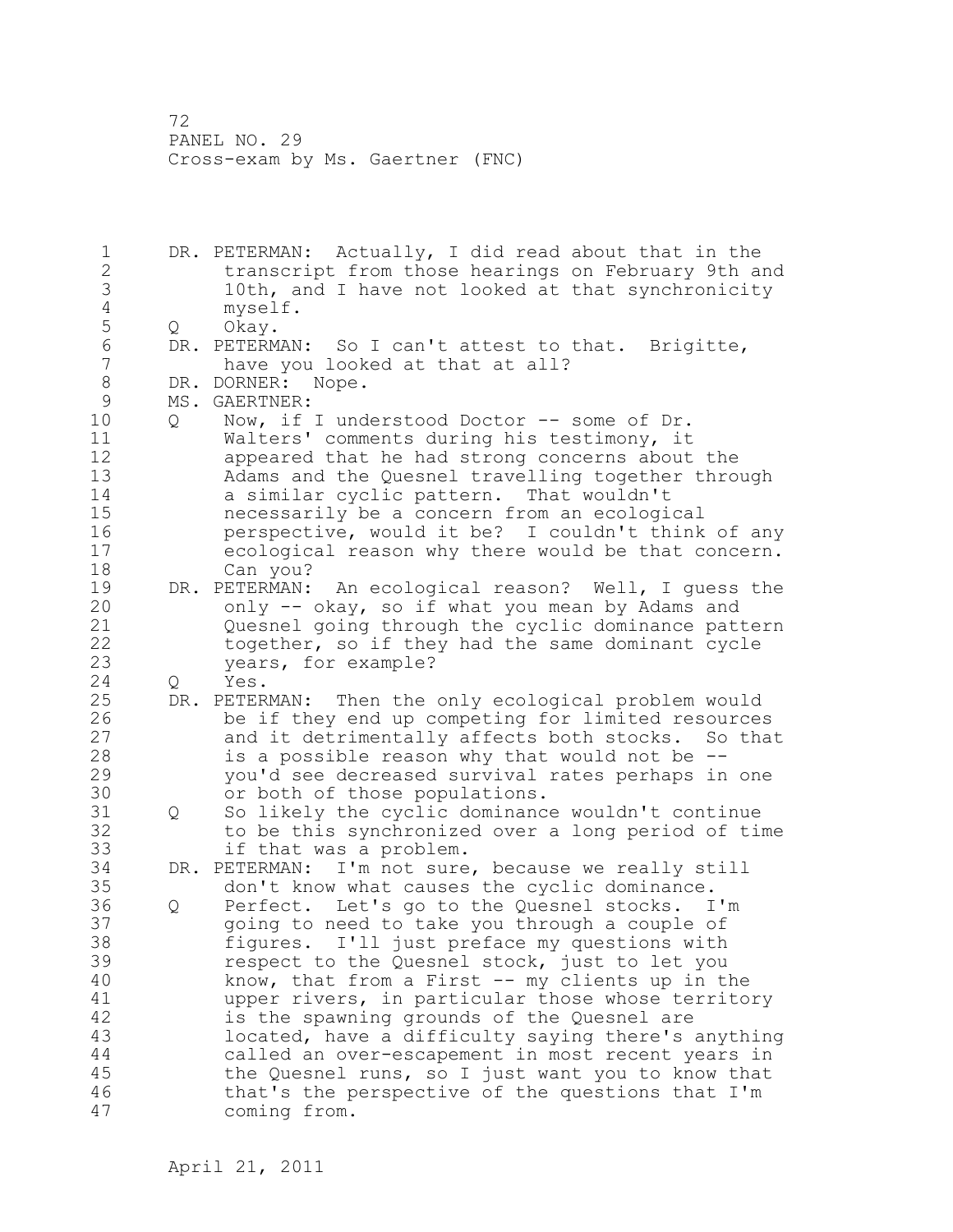DR. PETERMAN: Actually, I did read about that in the transcript from those hearings on February 9th and 10th, and I have not looked at that synchronicity myself.

Q Okay.

DR. PETERMAN: So I can't attest to that. Brigitte, have you looked at that at all?

DR. DORNER: Nope.

MS. GAERTNER:

Q Now, if I understood Doctor -- some of Dr. Walters' comments during his testimony, it appeared that he had strong concerns about the Adams and the Quesnel travelling together through a similar cyclic pattern. That wouldn't necessarily be a concern from an ecological perspective, would it be? I couldn't think of any ecological reason why there would be that concern. Can you?

DR. PETERMAN: An ecological reason? Well, I guess the only -- okay, so if what you mean by Adams and Quesnel going through the cyclic dominance pattern together, so if they had the same dominant cycle years, for example?

Q Yes.

DR. PETERMAN: Then the only ecological problem would be if they end up competing for limited resources and it detrimentally affects both stocks. So that is a possible reason why that would not be -- you'd see decreased survival rates perhaps in one or both of those populations.

Q So likely the cyclic dominance wouldn't continue to be this synchronized over a long period of time if that was a problem.

DR. PETERMAN: I'm not sure, because we really still don't know what causes the cyclic dominance.

Q Perfect. Let's go to the Quesnel stocks. I'm going to need to take you through a couple of figures. I'll just preface my questions with respect to the Quesnel stock, just to let you know, that from a First -- my clients up in the upper rivers, in particular those whose territory is the spawning grounds of the Quesnel are located, have a difficulty saying there's anything called an over-escapement in most recent years in the Quesnel runs, so I just want you to know that that's the perspective of the questions that I'm coming from.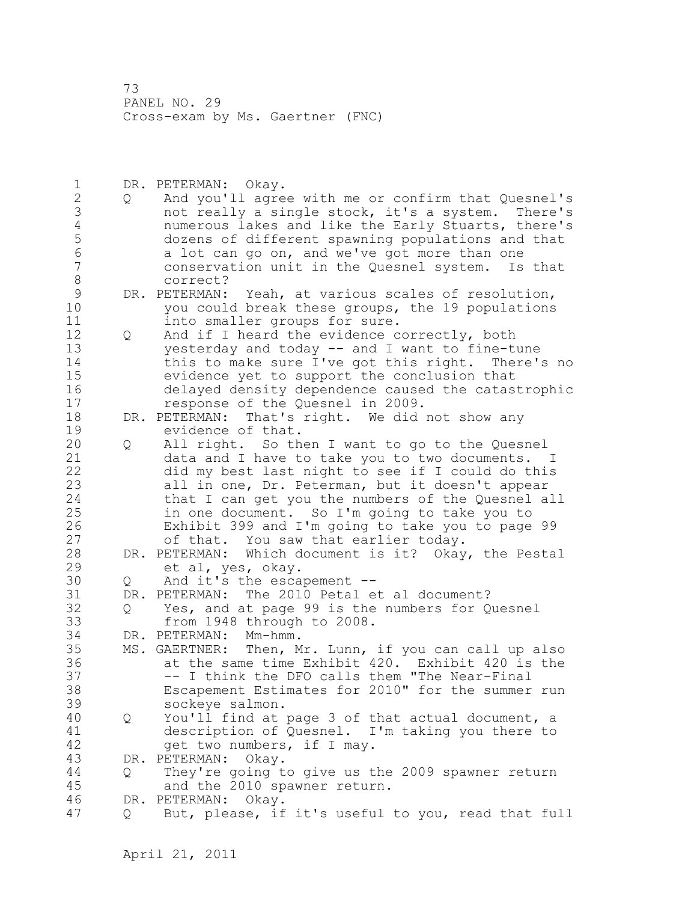DR. PETERMAN: Okay.

Q And you'll agree with me or confirm that Quesnel's not really a single stock, it's a system. There's numerous lakes and like the Early Stuarts, there's dozens of different spawning populations and that a lot can go on, and we've got more than one conservation unit in the Quesnel system. Is that correct?

DR. PETERMAN: Yeah, at various scales of resolution, you could break these groups, the 19 populations into smaller groups for sure.

Q And if I heard the evidence correctly, both yesterday and today -- and I want to fine-tune this to make sure I've got this right. There's no evidence yet to support the conclusion that delayed density dependence caused the catastrophic response of the Quesnel in 2009.

DR. PETERMAN: That's right. We did not show any evidence of that.

Q All right. So then I want to go to the Quesnel data and I have to take you to two documents. I did my best last night to see if I could do this all in one, Dr. Peterman, but it doesn't appear that I can get you the numbers of the Quesnel all in one document. So I'm going to take you to Exhibit 399 and I'm going to take you to page 99 of that. You saw that earlier today.

DR. PETERMAN: Which document is it? Okay, the Pestal et al, yes, okay.

Q And it's the escapement --

DR. PETERMAN: The 2010 Petal et al document?

Q Yes, and at page 99 is the numbers for Quesnel from 1948 through to 2008.

DR. PETERMAN: Mm-hmm.

MS. GAERTNER: Then, Mr. Lunn, if you can call up also at the same time Exhibit 420. Exhibit 420 is the -- I think the DFO calls them "The Near-Final Escapement Estimates for 2010" for the summer run sockeye salmon.

Q You'll find at page 3 of that actual document, a description of Quesnel. I'm taking you there to get two numbers, if I may.

DR. PETERMAN: Okay.

Q They're going to give us the 2009 spawner return and the 2010 spawner return.

DR. PETERMAN: Okay.

Q But, please, if it's useful to you, read that full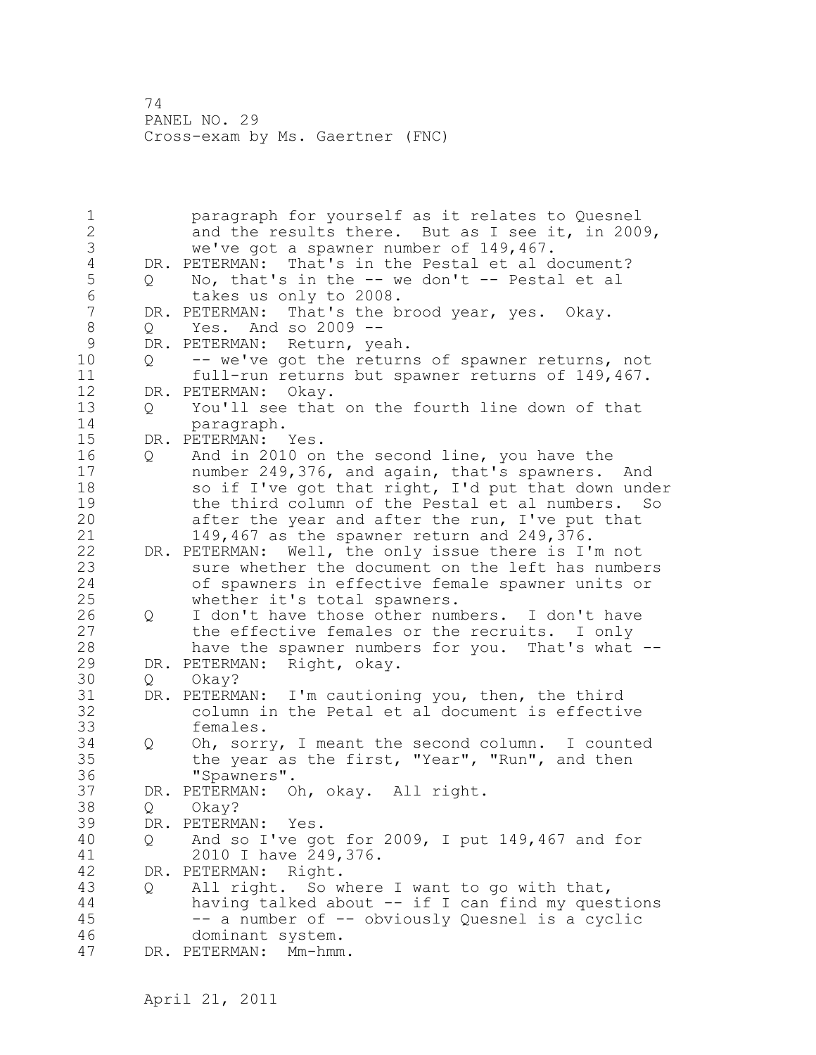paragraph for yourself as it relates to Quesnel and the results there. But as I see it, in 2009, we've got a spawner number of 149,467.

DR. PETERMAN: That's in the Pestal et al document?

Q No, that's in the -- we don't -- Pestal et al takes us only to 2008.

DR. PETERMAN: That's the brood year, yes. Okay.

Q Yes. And so 2009 --

DR. PETERMAN: Return, yeah.

Q -- we've got the returns of spawner returns, not full-run returns but spawner returns of 149,467.

DR. PETERMAN: Okay.

Q You'll see that on the fourth line down of that paragraph.

DR. PETERMAN: Yes.

Q And in 2010 on the second line, you have the number 249,376, and again, that's spawners. And so if I've got that right, I'd put that down under the third column of the Pestal et al numbers. So after the year and after the run, I've put that 149,467 as the spawner return and 249,376.

DR. PETERMAN: Well, the only issue there is I'm not sure whether the document on the left has numbers of spawners in effective female spawner units or whether it's total spawners.

Q I don't have those other numbers. I don't have the effective females or the recruits. I only have the spawner numbers for you. That's what --

DR. PETERMAN: Right, okay.

Q Okay?

DR. PETERMAN: I'm cautioning you, then, the third column in the Petal et al document is effective females.

Q Oh, sorry, I meant the second column. I counted the year as the first, "Year", "Run", and then "Spawners".

DR. PETERMAN: Oh, okay. All right.

Q Okay?

DR. PETERMAN: Yes.

Q And so I've got for 2009, I put 149,467 and for 2010 I have 249,376.

DR. PETERMAN: Right.

Q All right. So where I want to go with that, having talked about -- if I can find my questions -- a number of -- obviously Quesnel is a cyclic dominant system.

DR. PETERMAN: Mm-hmm.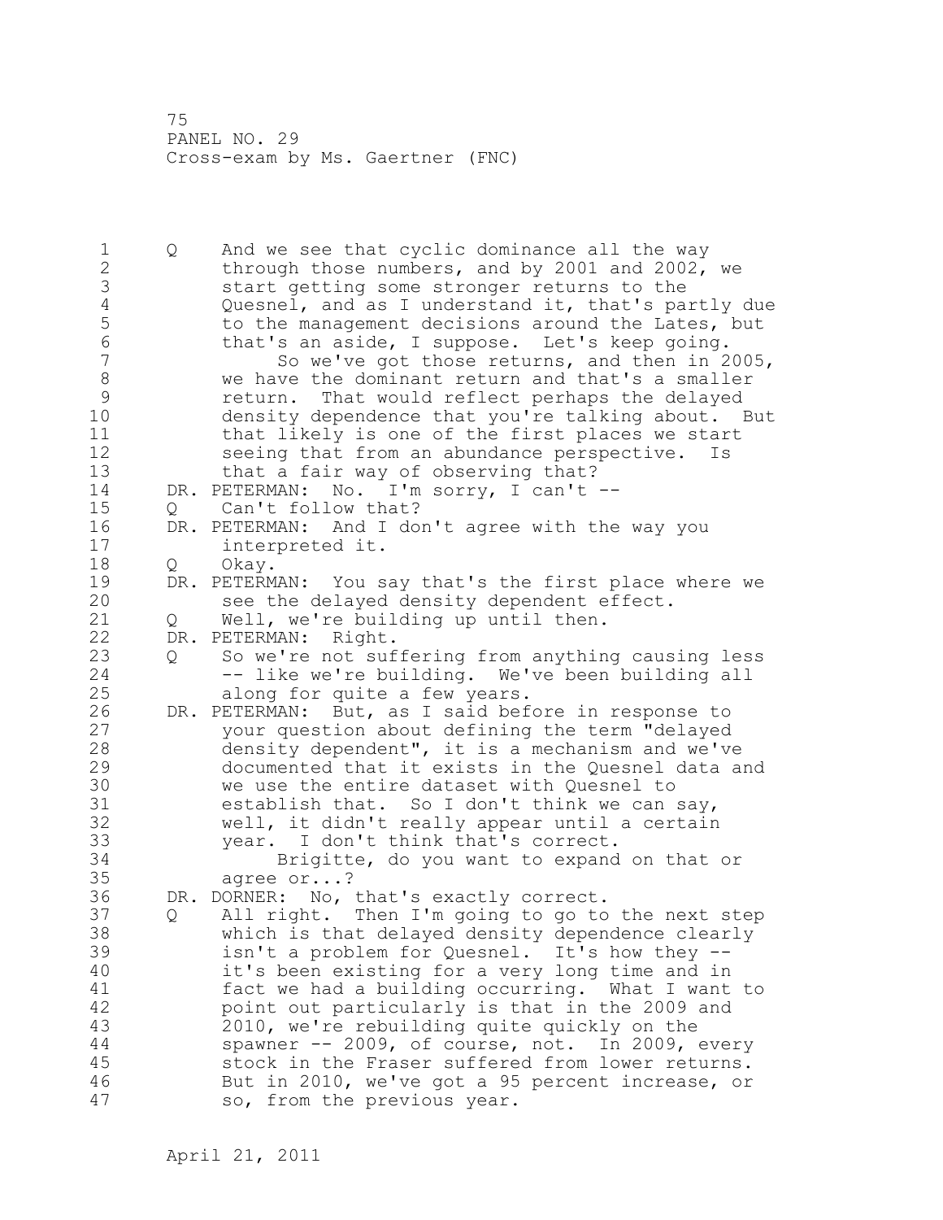Q And we see that cyclic dominance all the way through those numbers, and by 2001 and 2002, we start getting some stronger returns to the Quesnel, and as I understand it, that's partly due to the management decisions around the Lates, but that's an aside, I suppose. Let's keep going.

So we've got those returns, and then in 2005, we have the dominant return and that's a smaller return. That would reflect perhaps the delayed density dependence that you're talking about. But that likely is one of the first places we start seeing that from an abundance perspective. Is that a fair way of observing that?

DR. PETERMAN: No. I'm sorry, I can't --

Q Can't follow that?

DR. PETERMAN: And I don't agree with the way you interpreted it.

Q Okay.

DR. PETERMAN: You say that's the first place where we see the delayed density dependent effect.

Q Well, we're building up until then.

DR. PETERMAN: Right.

Q So we're not suffering from anything causing less -- like we're building. We've been building all along for quite a few years.

DR. PETERMAN: But, as I said before in response to your question about defining the term "delayed density dependent", it is a mechanism and we've documented that it exists in the Quesnel data and we use the entire dataset with Quesnel to establish that. So I don't think we can say, well, it didn't really appear until a certain year. I don't think that's correct.

Brigitte, do you want to expand on that or agree or...?

DR. DORNER: No, that's exactly correct.

Q All right. Then I'm going to go to the next step which is that delayed density dependence clearly isn't a problem for Quesnel. It's how they -- it's been existing for a very long time and in fact we had a building occurring. What I want to point out particularly is that in the 2009 and 2010, we're rebuilding quite quickly on the spawner -- 2009, of course, not. In 2009, every stock in the Fraser suffered from lower returns. But in 2010, we've got a 95 percent increase, or so, from the previous year.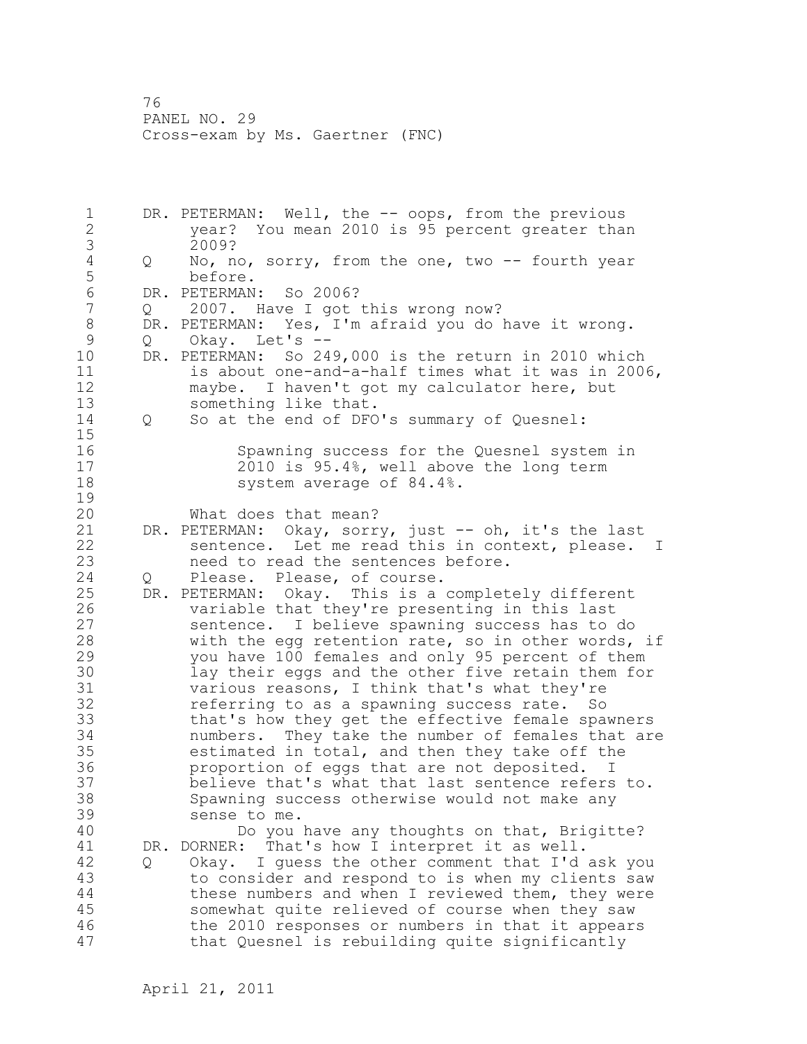DR. PETERMAN: Well, the -- oops, from the previous year? You mean 2010 is 95 percent greater than 2009?

Q No, no, sorry, from the one, two -- fourth year before.

DR. PETERMAN: So 2006?

Q 2007. Have I got this wrong now?

DR. PETERMAN: Yes, I'm afraid you do have it wrong.

Q Okay. Let's --

DR. PETERMAN: So 249,000 is the return in 2010 which is about one-and-a-half times what it was in 2006, maybe. I haven't got my calculator here, but something like that.

Q So at the end of DFO's summary of Quesnel:

> Spawning success for the Quesnel system in 2010 is 95.4%, well above the long term system average of 84.4%.

What does that mean?

DR. PETERMAN: Okay, sorry, just -- oh, it's the last sentence. Let me read this in context, please. I need to read the sentences before.

Q Please. Please, of course.

DR. PETERMAN: Okay. This is a completely different variable that they're presenting in this last sentence. I believe spawning success has to do with the egg retention rate, so in other words, if you have 100 females and only 95 percent of them lay their eggs and the other five retain them for various reasons, I think that's what they're referring to as a spawning success rate. So that's how they get the effective female spawners numbers. They take the number of females that are estimated in total, and then they take off the proportion of eggs that are not deposited. I believe that's what that last sentence refers to. Spawning success otherwise would not make any sense to me.

Do you have any thoughts on that, Brigitte?

DR. DORNER: That's how I interpret it as well.

Q Okay. I guess the other comment that I'd ask you to consider and respond to is when my clients saw these numbers and when I reviewed them, they were somewhat quite relieved of course when they saw the 2010 responses or numbers in that it appears that Quesnel is rebuilding quite significantly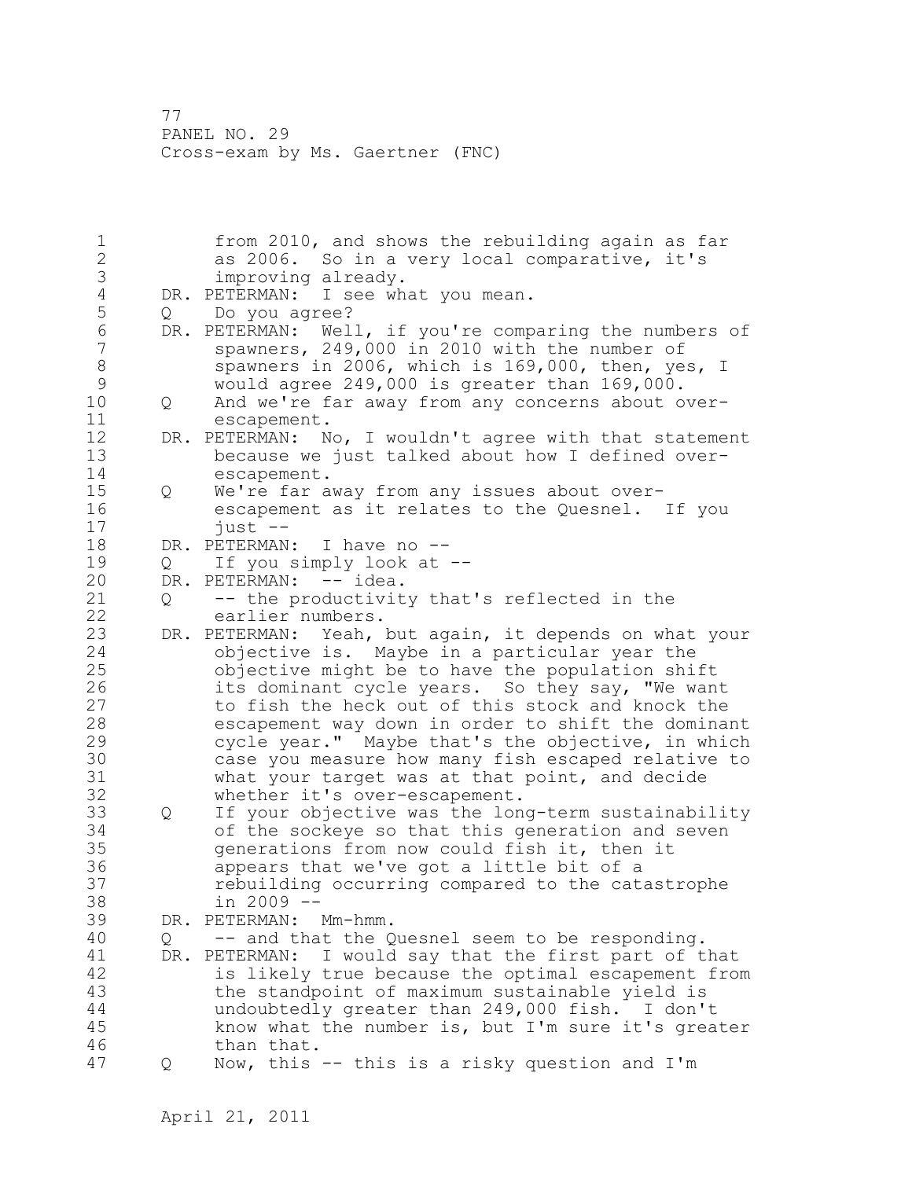from 2010, and shows the rebuilding again as far as 2006. So in a very local comparative, it's improving already.

DR. PETERMAN: I see what you mean.

Q Do you agree?

DR. PETERMAN: Well, if you're comparing the numbers of spawners, 249,000 in 2010 with the number of spawners in 2006, which is 169,000, then, yes, I would agree 249,000 is greater than 169,000.

Q And we're far away from any concerns about over-escapement.

DR. PETERMAN: No, I wouldn't agree with that statement because we just talked about how I defined over-escapement.

Q We're far away from any issues about over-escapement as it relates to the Quesnel. If you just --

DR. PETERMAN: I have no --

Q If you simply look at --

DR. PETERMAN: -- idea.

Q -- the productivity that's reflected in the earlier numbers.

DR. PETERMAN: Yeah, but again, it depends on what your objective is. Maybe in a particular year the objective might be to have the population shift its dominant cycle years. So they say, "We want to fish the heck out of this stock and knock the escapement way down in order to shift the dominant cycle year." Maybe that's the objective, in which case you measure how many fish escaped relative to what your target was at that point, and decide whether it's over-escapement.

Q If your objective was the long-term sustainability of the sockeye so that this generation and seven generations from now could fish it, then it appears that we've got a little bit of a rebuilding occurring compared to the catastrophe in 2009 --

DR. PETERMAN: Mm-hmm.

Q -- and that the Quesnel seem to be responding.

DR. PETERMAN: I would say that the first part of that is likely true because the optimal escapement from the standpoint of maximum sustainable yield is undoubtedly greater than 249,000 fish. I don't know what the number is, but I'm sure it's greater than that.

Q Now, this -- this is a risky question and I'm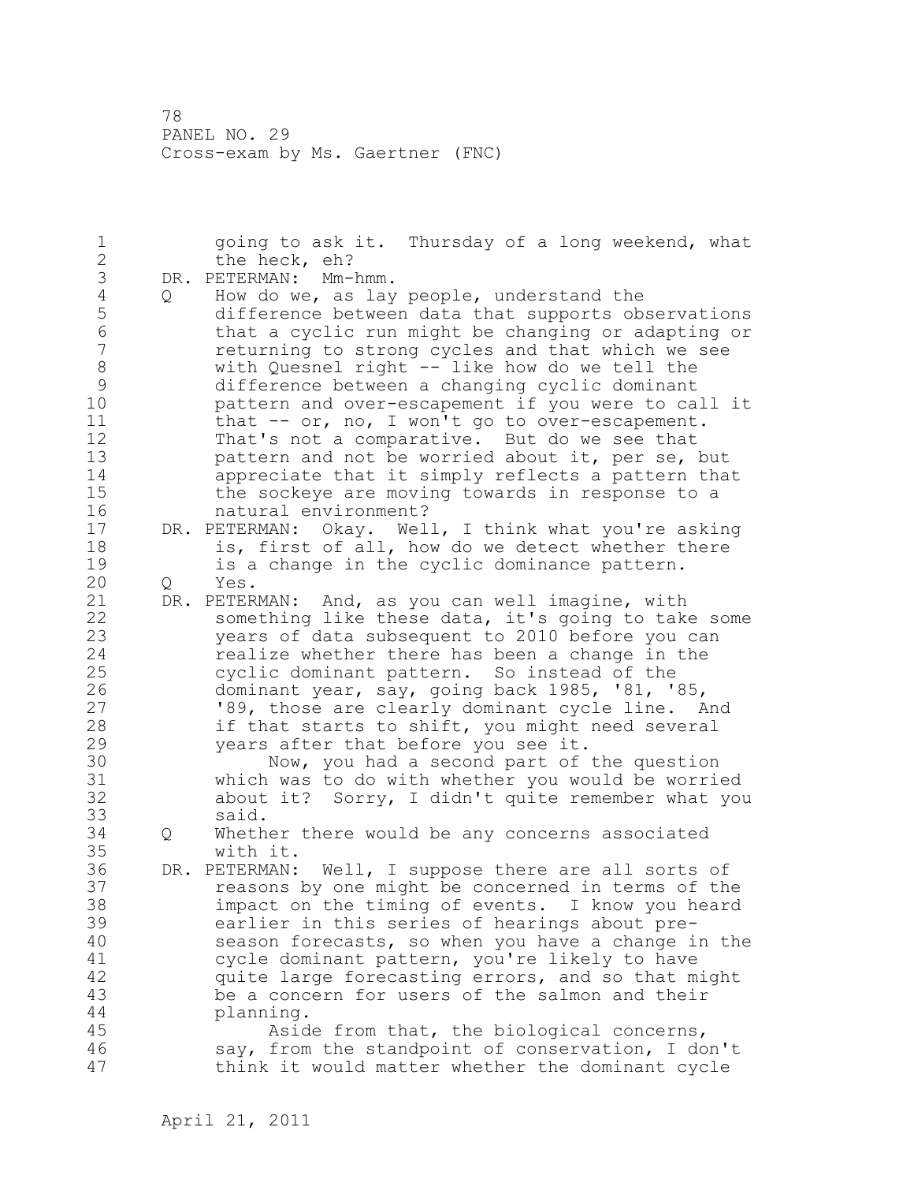going to ask it. Thursday of a long weekend, what the heck, eh?

DR. PETERMAN: Mm-hmm.

Q How do we, as lay people, understand the difference between data that supports observations that a cyclic run might be changing or adapting or returning to strong cycles and that which we see with Quesnel right -- like how do we tell the difference between a changing cyclic dominant pattern and over-escapement if you were to call it that -- or, no, I won't go to over-escapement. That's not a comparative. But do we see that pattern and not be worried about it, per se, but appreciate that it simply reflects a pattern that the sockeye are moving towards in response to a natural environment?

DR. PETERMAN: Okay. Well, I think what you're asking is, first of all, how do we detect whether there is a change in the cyclic dominance pattern.

Q Yes.

DR. PETERMAN: And, as you can well imagine, with something like these data, it's going to take some years of data subsequent to 2010 before you can realize whether there has been a change in the cyclic dominant pattern. So instead of the dominant year, say, going back 1985, '81, '85, '89, those are clearly dominant cycle line. And if that starts to shift, you might need several years after that before you see it.

Now, you had a second part of the question which was to do with whether you would be worried about it? Sorry, I didn't quite remember what you said.

Q Whether there would be any concerns associated with it.

DR. PETERMAN: Well, I suppose there are all sorts of reasons by one might be concerned in terms of the impact on the timing of events. I know you heard earlier in this series of hearings about pre-season forecasts, so when you have a change in the cycle dominant pattern, you're likely to have quite large forecasting errors, and so that might be a concern for users of the salmon and their planning.

Aside from that, the biological concerns, say, from the standpoint of conservation, I don't think it would matter whether the dominant cycle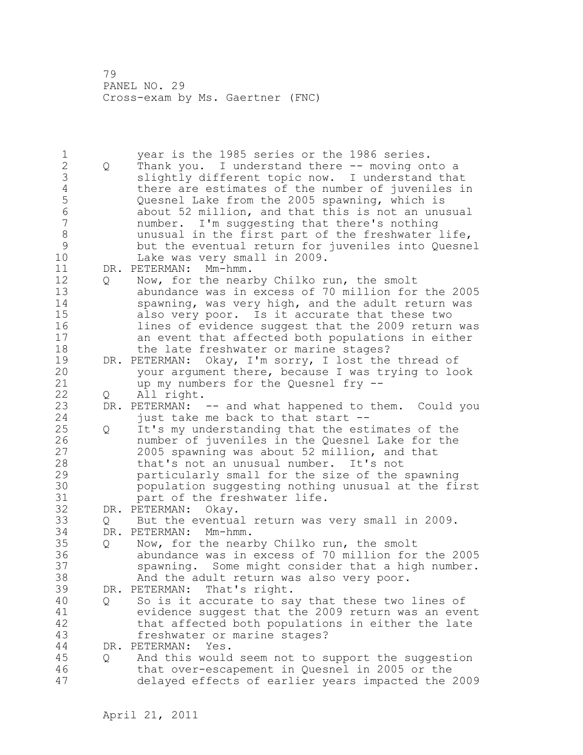year is the 1985 series or the 1986 series.

Q Thank you. I understand there -- moving onto a slightly different topic now. I understand that there are estimates of the number of juveniles in Quesnel Lake from the 2005 spawning, which is about 52 million, and that this is not an unusual number. I'm suggesting that there's nothing unusual in the first part of the freshwater life, but the eventual return for juveniles into Quesnel Lake was very small in 2009.

DR. PETERMAN: Mm-hmm.

Q Now, for the nearby Chilko run, the smolt abundance was in excess of 70 million for the 2005 spawning, was very high, and the adult return was also very poor. Is it accurate that these two lines of evidence suggest that the 2009 return was an event that affected both populations in either the late freshwater or marine stages?

DR. PETERMAN: Okay, I'm sorry, I lost the thread of your argument there, because I was trying to look up my numbers for the Quesnel fry --

Q All right.

DR. PETERMAN: -- and what happened to them. Could you just take me back to that start --

Q It's my understanding that the estimates of the number of juveniles in the Quesnel Lake for the 2005 spawning was about 52 million, and that that's not an unusual number. It's not particularly small for the size of the spawning population suggesting nothing unusual at the first part of the freshwater life.

DR. PETERMAN: Okay.

Q But the eventual return was very small in 2009.

DR. PETERMAN: Mm-hmm.

Q Now, for the nearby Chilko run, the smolt abundance was in excess of 70 million for the 2005 spawning. Some might consider that a high number. And the adult return was also very poor.

DR. PETERMAN: That's right.

Q So is it accurate to say that these two lines of evidence suggest that the 2009 return was an event that affected both populations in either the late freshwater or marine stages?

DR. PETERMAN: Yes.

Q And this would seem not to support the suggestion that over-escapement in Quesnel in 2005 or the delayed effects of earlier years impacted the 2009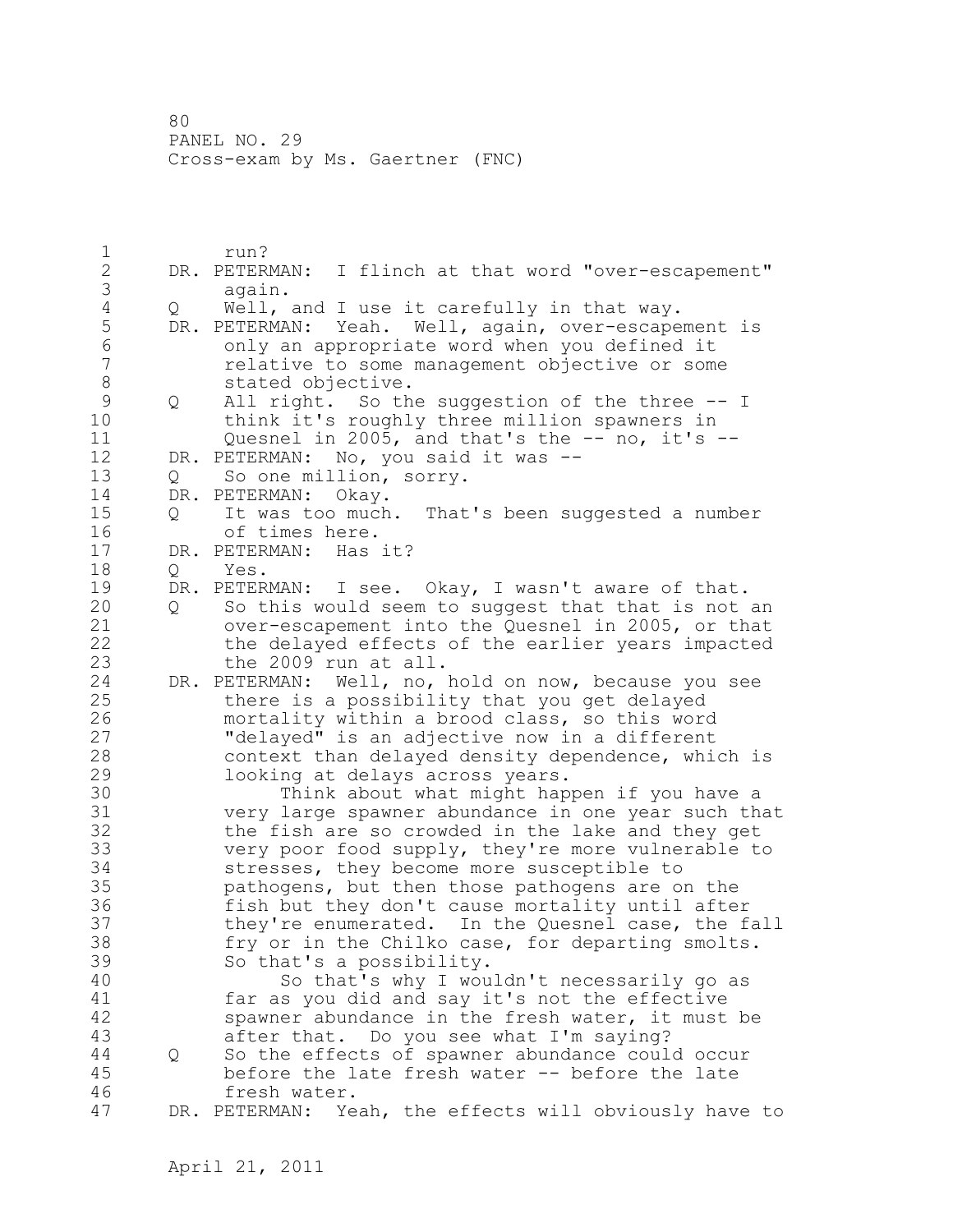run?

DR. PETERMAN: I flinch at that word "over-escapement" again.

Q Well, and I use it carefully in that way.

DR. PETERMAN: Yeah. Well, again, over-escapement is only an appropriate word when you defined it relative to some management objective or some stated objective.

Q All right. So the suggestion of the three -- I think it's roughly three million spawners in Quesnel in 2005, and that's the -- no, it's --

DR. PETERMAN: No, you said it was --

Q So one million, sorry.

DR. PETERMAN: Okay.

Q It was too much. That's been suggested a number of times here.

DR. PETERMAN: Has it?

Q Yes.

DR. PETERMAN: I see. Okay, I wasn't aware of that.

Q So this would seem to suggest that that is not an over-escapement into the Quesnel in 2005, or that the delayed effects of the earlier years impacted the 2009 run at all.

DR. PETERMAN: Well, no, hold on now, because you see there is a possibility that you get delayed mortality within a brood class, so this word "delayed" is an adjective now in a different context than delayed density dependence, which is looking at delays across years.

Think about what might happen if you have a very large spawner abundance in one year such that the fish are so crowded in the lake and they get very poor food supply, they're more vulnerable to stresses, they become more susceptible to pathogens, but then those pathogens are on the fish but they don't cause mortality until after they're enumerated. In the Quesnel case, the fall fry or in the Chilko case, for departing smolts. So that's a possibility.

So that's why I wouldn't necessarily go as far as you did and say it's not the effective spawner abundance in the fresh water, it must be after that. Do you see what I'm saying?

Q So the effects of spawner abundance could occur before the late fresh water -- before the late fresh water.

DR. PETERMAN: Yeah, the effects will obviously have to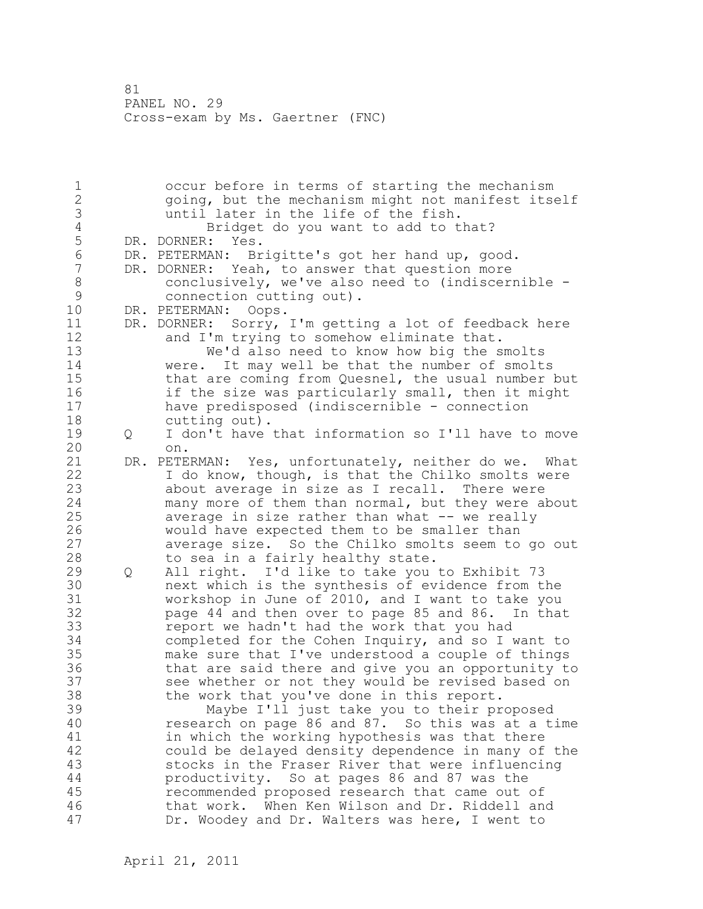occur before in terms of starting the mechanism going, but the mechanism might not manifest itself until later in the life of the fish.

Bridget do you want to add to that?

DR. DORNER: Yes.

DR. PETERMAN: Brigitte's got her hand up, good.

DR. DORNER: Yeah, to answer that question more conclusively, we've also need to (indiscernible - connection cutting out).

DR. PETERMAN: Oops.

DR. DORNER: Sorry, I'm getting a lot of feedback here and I'm trying to somehow eliminate that.

We'd also need to know how big the smolts were. It may well be that the number of smolts that are coming from Quesnel, the usual number but if the size was particularly small, then it might have predisposed (indiscernible - connection cutting out).

Q I don't have that information so I'll have to move on.

DR. PETERMAN: Yes, unfortunately, neither do we. What I do know, though, is that the Chilko smolts were about average in size as I recall. There were many more of them than normal, but they were about average in size rather than what -- we really would have expected them to be smaller than average size. So the Chilko smolts seem to go out to sea in a fairly healthy state.

Q All right. I'd like to take you to Exhibit 73 next which is the synthesis of evidence from the workshop in June of 2010, and I want to take you page 44 and then over to page 85 and 86. In that report we hadn't had the work that you had completed for the Cohen Inquiry, and so I want to make sure that I've understood a couple of things that are said there and give you an opportunity to see whether or not they would be revised based on the work that you've done in this report.

Maybe I'll just take you to their proposed research on page 86 and 87. So this was at a time in which the working hypothesis was that there could be delayed density dependence in many of the stocks in the Fraser River that were influencing productivity. So at pages 86 and 87 was the recommended proposed research that came out of that work. When Ken Wilson and Dr. Riddell and Dr. Woodey and Dr. Walters was here, I went to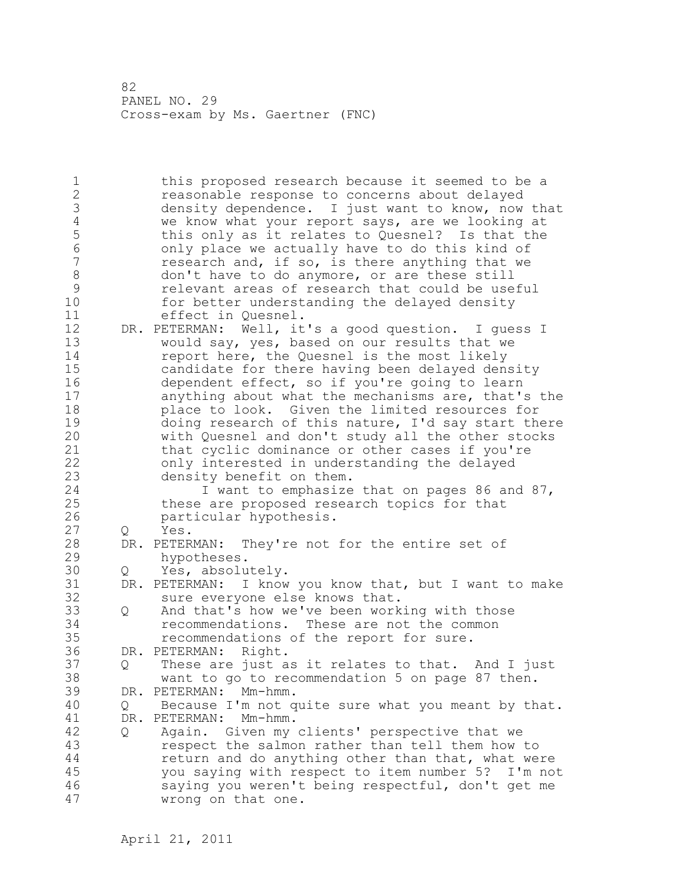this proposed research because it seemed to be a reasonable response to concerns about delayed density dependence. I just want to know, now that we know what your report says, are we looking at this only as it relates to Quesnel? Is that the only place we actually have to do this kind of research and, if so, is there anything that we don't have to do anymore, or are these still relevant areas of research that could be useful for better understanding the delayed density effect in Quesnel.

DR. PETERMAN: Well, it's a good question. I guess I would say, yes, based on our results that we report here, the Quesnel is the most likely candidate for there having been delayed density dependent effect, so if you're going to learn anything about what the mechanisms are, that's the place to look. Given the limited resources for doing research of this nature, I'd say start there with Quesnel and don't study all the other stocks that cyclic dominance or other cases if you're only interested in understanding the delayed density benefit on them.

I want to emphasize that on pages 86 and 87, these are proposed research topics for that particular hypothesis.

Q Yes.

DR. PETERMAN: They're not for the entire set of hypotheses.

Q Yes, absolutely.

DR. PETERMAN: I know you know that, but I want to make sure everyone else knows that.

Q And that's how we've been working with those recommendations. These are not the common recommendations of the report for sure.

DR. PETERMAN: Right.

Q These are just as it relates to that. And I just want to go to recommendation 5 on page 87 then.

DR. PETERMAN: Mm-hmm.

Q Because I'm not quite sure what you meant by that.

DR. PETERMAN: Mm-hmm.

Q Again. Given my clients' perspective that we respect the salmon rather than tell them how to return and do anything other than that, what were you saying with respect to item number 5? I'm not saying you weren't being respectful, don't get me wrong on that one.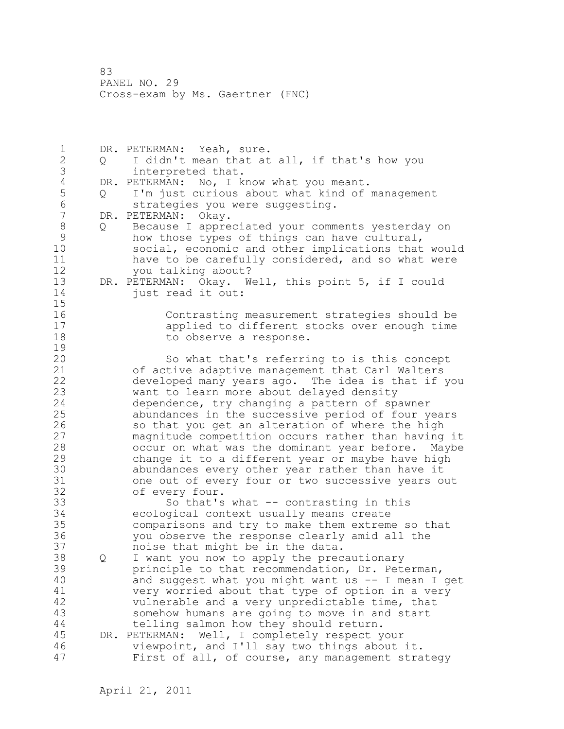DR. PETERMAN: Yeah, sure.

Q I didn't mean that at all, if that's how you interpreted that.

DR. PETERMAN: No, I know what you meant.

Q I'm just curious about what kind of management strategies you were suggesting.

DR. PETERMAN: Okay.

Q Because I appreciated your comments yesterday on how those types of things can have cultural, social, economic and other implications that would have to be carefully considered, and so what were you talking about?

DR. PETERMAN: Okay. Well, this point 5, if I could just read it out:

> Contrasting measurement strategies should be applied to different stocks over enough time to observe a response.
>
> So what that's referring to is this concept of active adaptive management that Carl Walters developed many years ago. The idea is that if you want to learn more about delayed density dependence, try changing a pattern of spawner abundances in the successive period of four years so that you get an alteration of where the high magnitude competition occurs rather than having it occur on what was the dominant year before. Maybe change it to a different year or maybe have high abundances every other year rather than have it one out of every four or two successive years out of every four.
>
> So that's what -- contrasting in this ecological context usually means create comparisons and try to make them extreme so that you observe the response clearly amid all the noise that might be in the data.

Q I want you now to apply the precautionary principle to that recommendation, Dr. Peterman, and suggest what you might want us -- I mean I get very worried about that type of option in a very vulnerable and a very unpredictable time, that somehow humans are going to move in and start telling salmon how they should return.

DR. PETERMAN: Well, I completely respect your viewpoint, and I'll say two things about it. First of all, of course, any management strategy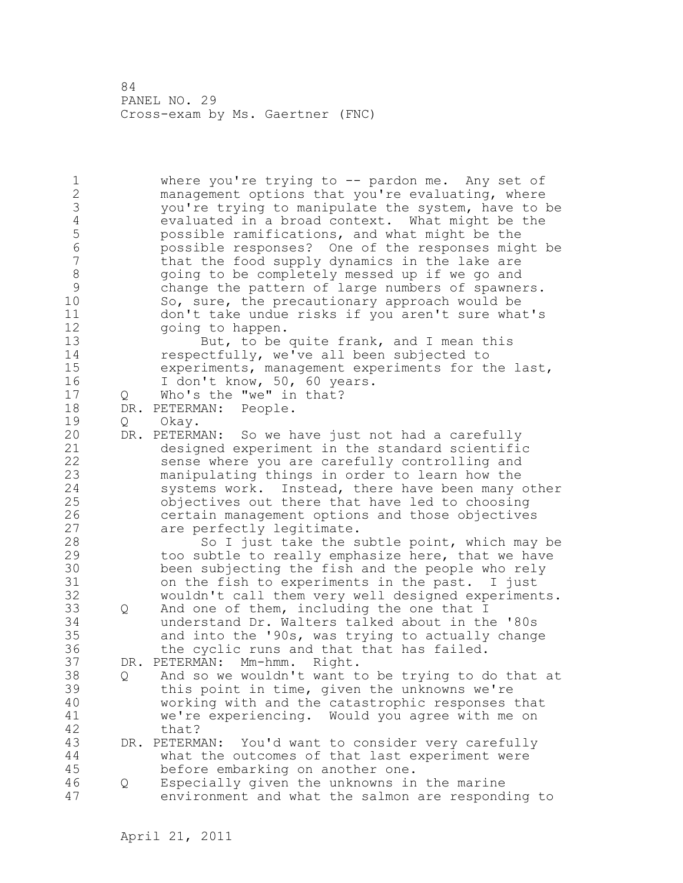where you're trying to -- pardon me. Any set of management options that you're evaluating, where you're trying to manipulate the system, have to be evaluated in a broad context. What might be the possible ramifications, and what might be the possible responses? One of the responses might be that the food supply dynamics in the lake are going to be completely messed up if we go and change the pattern of large numbers of spawners. So, sure, the precautionary approach would be don't take undue risks if you aren't sure what's going to happen.

But, to be quite frank, and I mean this respectfully, we've all been subjected to experiments, management experiments for the last, I don't know, 50, 60 years.

Q Who's the "we" in that?

DR. PETERMAN: People.

Q Okay.

DR. PETERMAN: So we have just not had a carefully designed experiment in the standard scientific sense where you are carefully controlling and manipulating things in order to learn how the systems work. Instead, there have been many other objectives out there that have led to choosing certain management options and those objectives are perfectly legitimate.

So I just take the subtle point, which may be too subtle to really emphasize here, that we have been subjecting the fish and the people who rely on the fish to experiments in the past. I just wouldn't call them very well designed experiments.

Q And one of them, including the one that I understand Dr. Walters talked about in the '80s and into the '90s, was trying to actually change the cyclic runs and that that has failed.

DR. PETERMAN: Mm-hmm. Right.

Q And so we wouldn't want to be trying to do that at this point in time, given the unknowns we're working with and the catastrophic responses that we're experiencing. Would you agree with me on that?

DR. PETERMAN: You'd want to consider very carefully what the outcomes of that last experiment were before embarking on another one.

Q Especially given the unknowns in the marine environment and what the salmon are responding to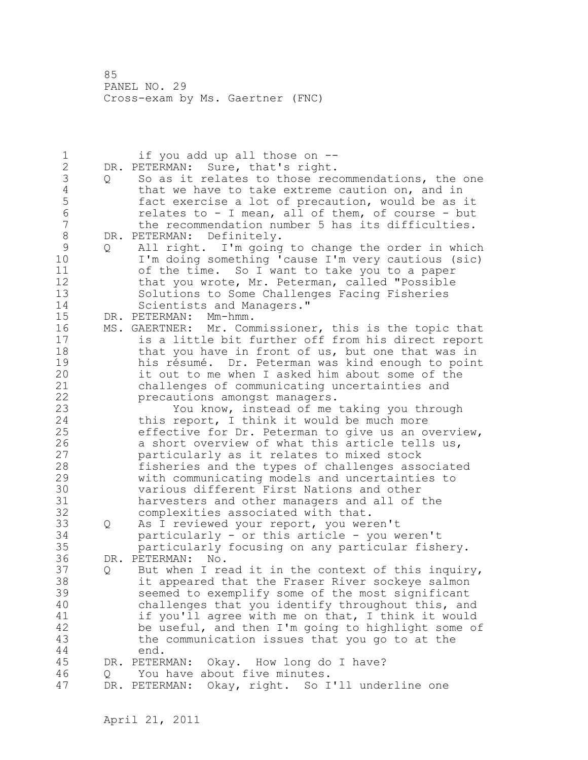if you add up all those on --

DR. PETERMAN: Sure, that's right.

Q So as it relates to those recommendations, the one that we have to take extreme caution on, and in fact exercise a lot of precaution, would be as it relates to - I mean, all of them, of course - but the recommendation number 5 has its difficulties.

DR. PETERMAN: Definitely.

Q All right. I'm going to change the order in which I'm doing something 'cause I'm very cautious (sic) of the time. So I want to take you to a paper that you wrote, Mr. Peterman, called "Possible Solutions to Some Challenges Facing Fisheries Scientists and Managers."

DR. PETERMAN: Mm-hmm.

MS. GAERTNER: Mr. Commissioner, this is the topic that is a little bit further off from his direct report that you have in front of us, but one that was in his résumé. Dr. Peterman was kind enough to point it out to me when I asked him about some of the challenges of communicating uncertainties and precautions amongst managers.

You know, instead of me taking you through this report, I think it would be much more effective for Dr. Peterman to give us an overview, a short overview of what this article tells us, particularly as it relates to mixed stock fisheries and the types of challenges associated with communicating models and uncertainties to various different First Nations and other harvesters and other managers and all of the complexities associated with that.

Q As I reviewed your report, you weren't particularly - or this article - you weren't particularly focusing on any particular fishery.

DR. PETERMAN: No.

Q But when I read it in the context of this inquiry, it appeared that the Fraser River sockeye salmon seemed to exemplify some of the most significant challenges that you identify throughout this, and if you'll agree with me on that, I think it would be useful, and then I'm going to highlight some of the communication issues that you go to at the end.

DR. PETERMAN: Okay. How long do I have?

Q You have about five minutes.

DR. PETERMAN: Okay, right. So I'll underline one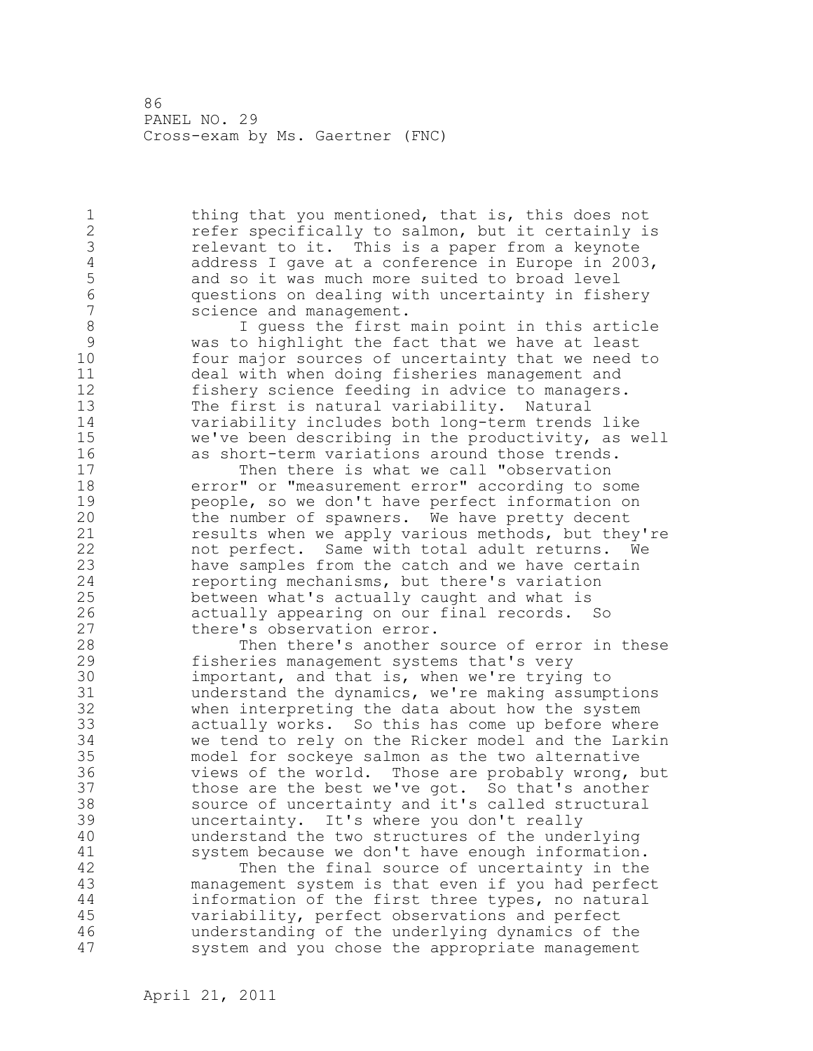thing that you mentioned, that is, this does not refer specifically to salmon, but it certainly is relevant to it. This is a paper from a keynote address I gave at a conference in Europe in 2003, and so it was much more suited to broad level questions on dealing with uncertainty in fishery science and management.

I guess the first main point in this article was to highlight the fact that we have at least four major sources of uncertainty that we need to deal with when doing fisheries management and fishery science feeding in advice to managers. The first is natural variability. Natural variability includes both long-term trends like we've been describing in the productivity, as well as short-term variations around those trends.

Then there is what we call "observation error" or "measurement error" according to some people, so we don't have perfect information on the number of spawners. We have pretty decent results when we apply various methods, but they're not perfect. Same with total adult returns. We have samples from the catch and we have certain reporting mechanisms, but there's variation between what's actually caught and what is actually appearing on our final records. So there's observation error.

Then there's another source of error in these fisheries management systems that's very important, and that is, when we're trying to understand the dynamics, we're making assumptions when interpreting the data about how the system actually works. So this has come up before where we tend to rely on the Ricker model and the Larkin model for sockeye salmon as the two alternative views of the world. Those are probably wrong, but those are the best we've got. So that's another source of uncertainty and it's called structural uncertainty. It's where you don't really understand the two structures of the underlying system because we don't have enough information.

Then the final source of uncertainty in the management system is that even if you had perfect information of the first three types, no natural variability, perfect observations and perfect understanding of the underlying dynamics of the system and you chose the appropriate management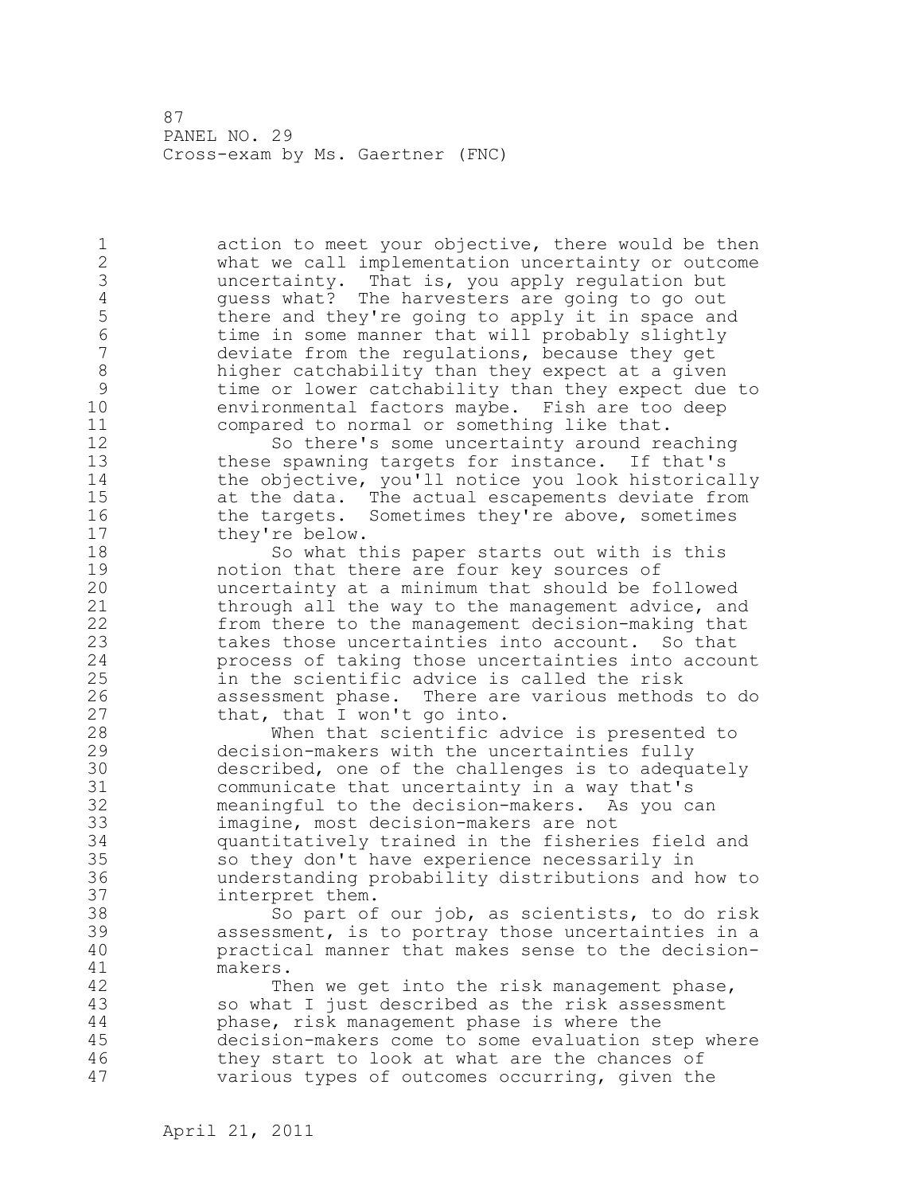action to meet your objective, there would be then what we call implementation uncertainty or outcome uncertainty. That is, you apply regulation but guess what? The harvesters are going to go out there and they're going to apply it in space and time in some manner that will probably slightly deviate from the regulations, because they get higher catchability than they expect at a given time or lower catchability than they expect due to environmental factors maybe. Fish are too deep compared to normal or something like that.

So there's some uncertainty around reaching these spawning targets for instance. If that's the objective, you'll notice you look historically at the data. The actual escapements deviate from the targets. Sometimes they're above, sometimes they're below.

So what this paper starts out with is this notion that there are four key sources of uncertainty at a minimum that should be followed through all the way to the management advice, and from there to the management decision-making that takes those uncertainties into account. So that process of taking those uncertainties into account in the scientific advice is called the risk assessment phase. There are various methods to do that, that I won't go into.

When that scientific advice is presented to decision-makers with the uncertainties fully described, one of the challenges is to adequately communicate that uncertainty in a way that's meaningful to the decision-makers. As you can imagine, most decision-makers are not quantitatively trained in the fisheries field and so they don't have experience necessarily in understanding probability distributions and how to interpret them.

So part of our job, as scientists, to do risk assessment, is to portray those uncertainties in a practical manner that makes sense to the decision-makers.

Then we get into the risk management phase, so what I just described as the risk assessment phase, risk management phase is where the decision-makers come to some evaluation step where they start to look at what are the chances of various types of outcomes occurring, given the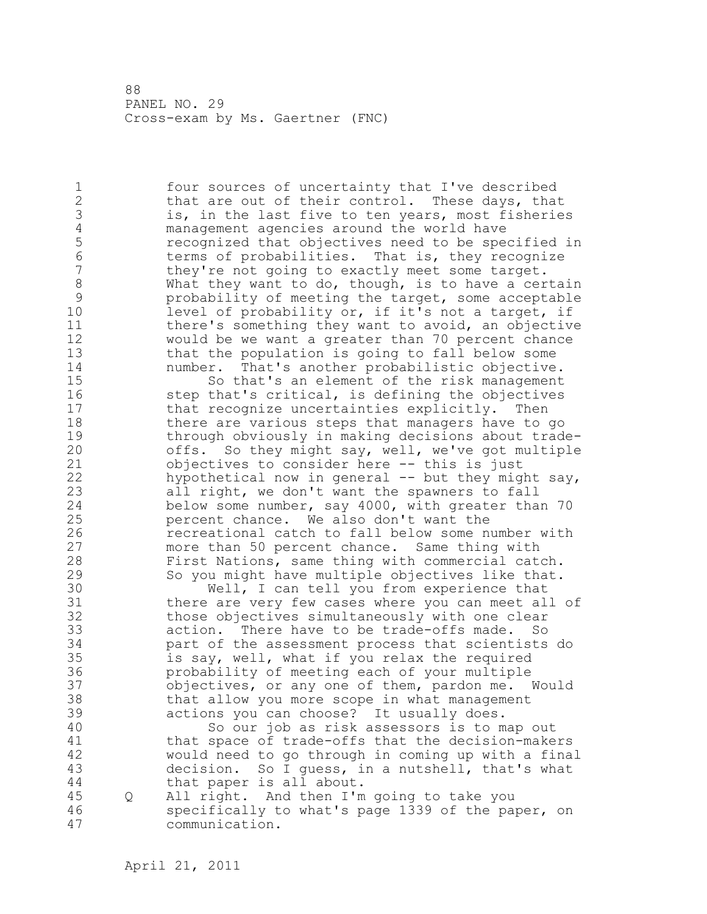four sources of uncertainty that I've described that are out of their control. These days, that is, in the last five to ten years, most fisheries management agencies around the world have recognized that objectives need to be specified in terms of probabilities. That is, they recognize they're not going to exactly meet some target. What they want to do, though, is to have a certain probability of meeting the target, some acceptable level of probability or, if it's not a target, if there's something they want to avoid, an objective would be we want a greater than 70 percent chance that the population is going to fall below some number. That's another probabilistic objective.

So that's an element of the risk management step that's critical, is defining the objectives that recognize uncertainties explicitly. Then there are various steps that managers have to go through obviously in making decisions about trade-offs. So they might say, well, we've got multiple objectives to consider here -- this is just hypothetical now in general -- but they might say, all right, we don't want the spawners to fall below some number, say 4000, with greater than 70 percent chance. We also don't want the recreational catch to fall below some number with more than 50 percent chance. Same thing with First Nations, same thing with commercial catch. So you might have multiple objectives like that.

Well, I can tell you from experience that there are very few cases where you can meet all of those objectives simultaneously with one clear action. There have to be trade-offs made. So part of the assessment process that scientists do is say, well, what if you relax the required probability of meeting each of your multiple objectives, or any one of them, pardon me. Would that allow you more scope in what management actions you can choose? It usually does.

So our job as risk assessors is to map out that space of trade-offs that the decision-makers would need to go through in coming up with a final decision. So I guess, in a nutshell, that's what that paper is all about.

Q All right. And then I'm going to take you specifically to what's page 1339 of the paper, on communication.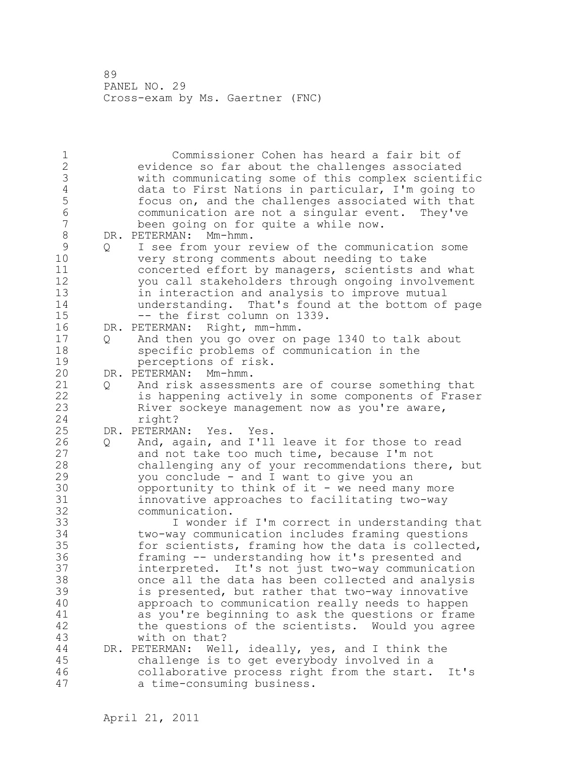Commissioner Cohen has heard a fair bit of evidence so far about the challenges associated with communicating some of this complex scientific data to First Nations in particular, I'm going to focus on, and the challenges associated with that communication are not a singular event. They've been going on for quite a while now.

DR. PETERMAN: Mm-hmm.

Q I see from your review of the communication some very strong comments about needing to take concerted effort by managers, scientists and what you call stakeholders through ongoing involvement in interaction and analysis to improve mutual understanding. That's found at the bottom of page -- the first column on 1339.

DR. PETERMAN: Right, mm-hmm.

Q And then you go over on page 1340 to talk about specific problems of communication in the perceptions of risk.

DR. PETERMAN: Mm-hmm.

Q And risk assessments are of course something that is happening actively in some components of Fraser River sockeye management now as you're aware, right?

DR. PETERMAN: Yes. Yes.

Q And, again, and I'll leave it for those to read and not take too much time, because I'm not challenging any of your recommendations there, but you conclude - and I want to give you an opportunity to think of it - we need many more innovative approaches to facilitating two-way communication.

I wonder if I'm correct in understanding that two-way communication includes framing questions for scientists, framing how the data is collected, framing -- understanding how it's presented and interpreted. It's not just two-way communication once all the data has been collected and analysis is presented, but rather that two-way innovative approach to communication really needs to happen as you're beginning to ask the questions or frame the questions of the scientists. Would you agree with on that?

DR. PETERMAN: Well, ideally, yes, and I think the challenge is to get everybody involved in a collaborative process right from the start. It's a time-consuming business.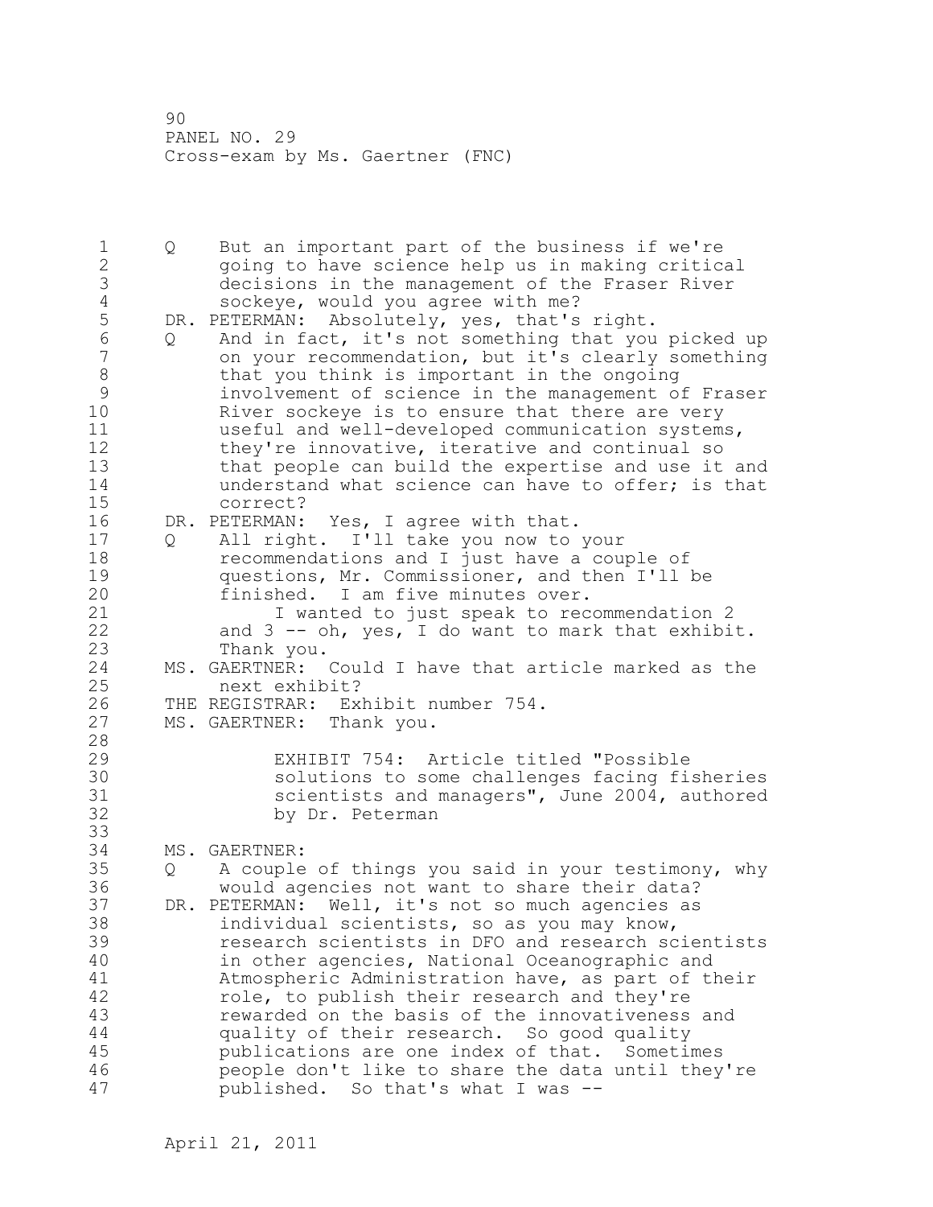Q But an important part of the business if we're going to have science help us in making critical decisions in the management of the Fraser River sockeye, would you agree with me?

DR. PETERMAN: Absolutely, yes, that's right.

Q And in fact, it's not something that you picked up on your recommendation, but it's clearly something that you think is important in the ongoing involvement of science in the management of Fraser River sockeye is to ensure that there are very useful and well-developed communication systems, they're innovative, iterative and continual so that people can build the expertise and use it and understand what science can have to offer; is that correct?

DR. PETERMAN: Yes, I agree with that.

Q All right. I'll take you now to your recommendations and I just have a couple of questions, Mr. Commissioner, and then I'll be finished. I am five minutes over.

I wanted to just speak to recommendation 2 and 3 -- oh, yes, I do want to mark that exhibit. Thank you.

MS. GAERTNER: Could I have that article marked as the next exhibit?

THE REGISTRAR: Exhibit number 754.

MS. GAERTNER: Thank you.

EXHIBIT 754: Article titled "Possible solutions to some challenges facing fisheries scientists and managers", June 2004, authored by Dr. Peterman

MS. GAERTNER:

Q A couple of things you said in your testimony, why would agencies not want to share their data?

DR. PETERMAN: Well, it's not so much agencies as individual scientists, so as you may know, research scientists in DFO and research scientists in other agencies, National Oceanographic and Atmospheric Administration have, as part of their role, to publish their research and they're rewarded on the basis of the innovativeness and quality of their research. So good quality publications are one index of that. Sometimes people don't like to share the data until they're published. So that's what I was --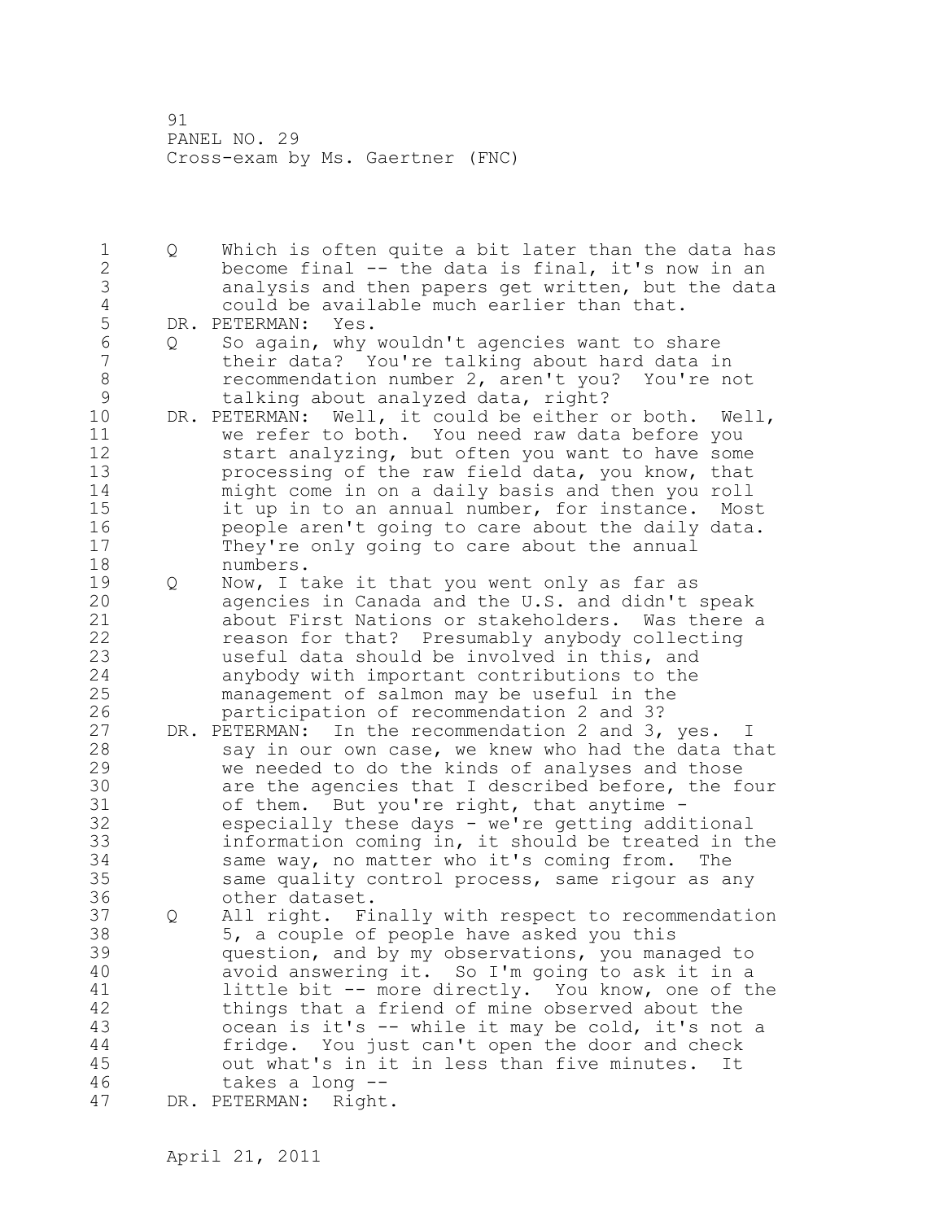Q Which is often quite a bit later than the data has become final -- the data is final, it's now in an analysis and then papers get written, but the data could be available much earlier than that.

DR. PETERMAN: Yes.

Q So again, why wouldn't agencies want to share their data? You're talking about hard data in recommendation number 2, aren't you? You're not talking about analyzed data, right?

DR. PETERMAN: Well, it could be either or both. Well, we refer to both. You need raw data before you start analyzing, but often you want to have some processing of the raw field data, you know, that might come in on a daily basis and then you roll it up in to an annual number, for instance. Most people aren't going to care about the daily data. They're only going to care about the annual numbers.

Q Now, I take it that you went only as far as agencies in Canada and the U.S. and didn't speak about First Nations or stakeholders. Was there a reason for that? Presumably anybody collecting useful data should be involved in this, and anybody with important contributions to the management of salmon may be useful in the participation of recommendation 2 and 3?

DR. PETERMAN: In the recommendation 2 and 3, yes. I say in our own case, we knew who had the data that we needed to do the kinds of analyses and those are the agencies that I described before, the four of them. But you're right, that anytime - especially these days - we're getting additional information coming in, it should be treated in the same way, no matter who it's coming from. The same quality control process, same rigour as any other dataset.

Q All right. Finally with respect to recommendation 5, a couple of people have asked you this question, and by my observations, you managed to avoid answering it. So I'm going to ask it in a little bit -- more directly. You know, one of the things that a friend of mine observed about the ocean is it's -- while it may be cold, it's not a fridge. You just can't open the door and check out what's in it in less than five minutes. It takes a long --

DR. PETERMAN: Right.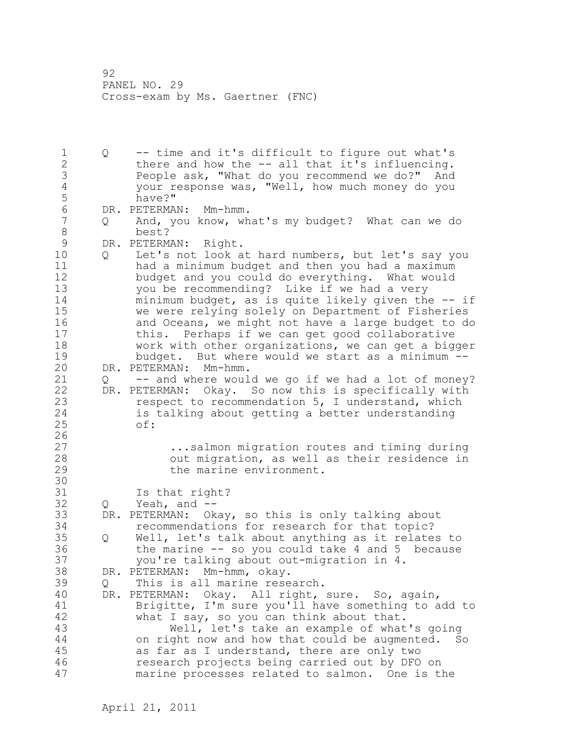Q -- time and it's difficult to figure out what's there and how the -- all that it's influencing. People ask, "What do you recommend we do?" And your response was, "Well, how much money do you have?"

DR. PETERMAN: Mm-hmm.

Q And, you know, what's my budget? What can we do best?

DR. PETERMAN: Right.

Q Let's not look at hard numbers, but let's say you had a minimum budget and then you had a maximum budget and you could do everything. What would you be recommending? Like if we had a very minimum budget, as is quite likely given the -- if we were relying solely on Department of Fisheries and Oceans, we might not have a large budget to do this. Perhaps if we can get good collaborative work with other organizations, we can get a bigger budget. But where would we start as a minimum --

DR. PETERMAN: Mm-hmm.

Q -- and where would we go if we had a lot of money?

DR. PETERMAN: Okay. So now this is specifically with respect to recommendation 5, I understand, which is talking about getting a better understanding of:

> ...salmon migration routes and timing during out migration, as well as their residence in the marine environment.

Is that right?

Q Yeah, and --

DR. PETERMAN: Okay, so this is only talking about recommendations for research for that topic?

Q Well, let's talk about anything as it relates to the marine -- so you could take 4 and 5 because you're talking about out-migration in 4.

DR. PETERMAN: Mm-hmm, okay.

Q This is all marine research.

DR. PETERMAN: Okay. All right, sure. So, again, Brigitte, I'm sure you'll have something to add to what I say, so you can think about that.

Well, let's take an example of what's going on right now and how that could be augmented. So as far as I understand, there are only two research projects being carried out by DFO on marine processes related to salmon. One is the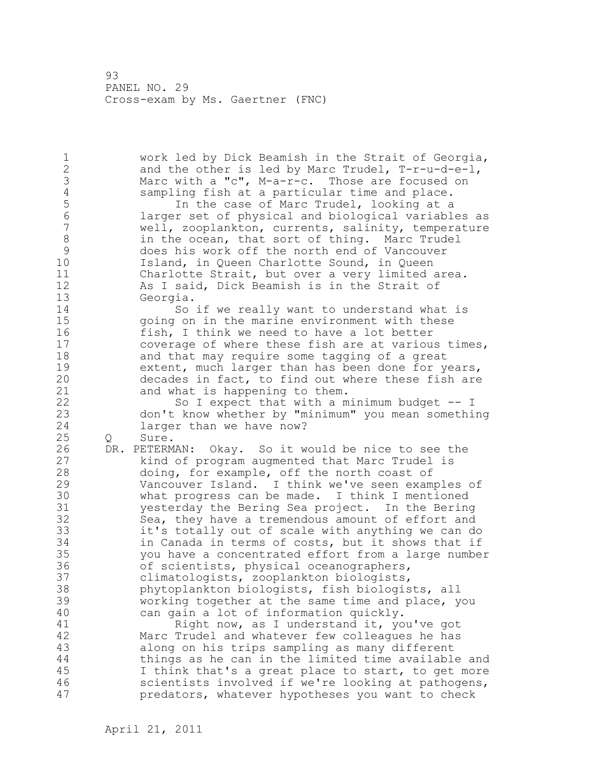work led by Dick Beamish in the Strait of Georgia, and the other is led by Marc Trudel, T-r-u-d-e-l, Marc with a "c", M-a-r-c. Those are focused on sampling fish at a particular time and place.

In the case of Marc Trudel, looking at a larger set of physical and biological variables as well, zooplankton, currents, salinity, temperature in the ocean, that sort of thing. Marc Trudel does his work off the north end of Vancouver Island, in Queen Charlotte Sound, in Queen Charlotte Strait, but over a very limited area. As I said, Dick Beamish is in the Strait of Georgia.

So if we really want to understand what is going on in the marine environment with these fish, I think we need to have a lot better coverage of where these fish are at various times, and that may require some tagging of a great extent, much larger than has been done for years, decades in fact, to find out where these fish are and what is happening to them.

So I expect that with a minimum budget -- I don't know whether by "minimum" you mean something larger than we have now?

Q Sure.

DR. PETERMAN: Okay. So it would be nice to see the kind of program augmented that Marc Trudel is doing, for example, off the north coast of Vancouver Island. I think we've seen examples of what progress can be made. I think I mentioned yesterday the Bering Sea project. In the Bering Sea, they have a tremendous amount of effort and it's totally out of scale with anything we can do in Canada in terms of costs, but it shows that if you have a concentrated effort from a large number of scientists, physical oceanographers, climatologists, zooplankton biologists, phytoplankton biologists, fish biologists, all working together at the same time and place, you can gain a lot of information quickly.

Right now, as I understand it, you've got Marc Trudel and whatever few colleagues he has along on his trips sampling as many different things as he can in the limited time available and I think that's a great place to start, to get more scientists involved if we're looking at pathogens, predators, whatever hypotheses you want to check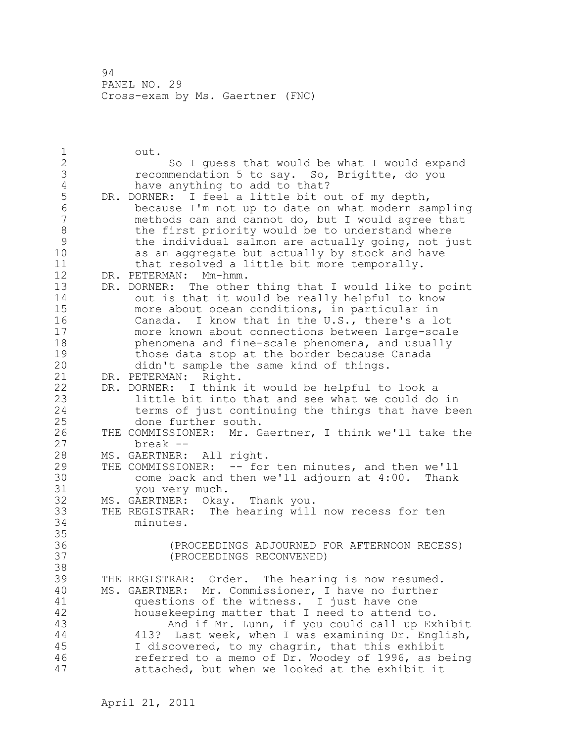out.

So I guess that would be what I would expand recommendation 5 to say. So, Brigitte, do you have anything to add to that?

DR. DORNER: I feel a little bit out of my depth, because I'm not up to date on what modern sampling methods can and cannot do, but I would agree that the first priority would be to understand where the individual salmon are actually going, not just as an aggregate but actually by stock and have that resolved a little bit more temporally.

DR. PETERMAN: Mm-hmm.

DR. DORNER: The other thing that I would like to point out is that it would be really helpful to know more about ocean conditions, in particular in Canada. I know that in the U.S., there's a lot more known about connections between large-scale phenomena and fine-scale phenomena, and usually those data stop at the border because Canada didn't sample the same kind of things.

DR. PETERMAN: Right.

DR. DORNER: I think it would be helpful to look a little bit into that and see what we could do in terms of just continuing the things that have been done further south.

THE COMMISSIONER: Mr. Gaertner, I think we'll take the break --

MS. GAERTNER: All right.

THE COMMISSIONER: -- for ten minutes, and then we'll come back and then we'll adjourn at 4:00. Thank you very much.

MS. GAERTNER: Okay. Thank you.

THE REGISTRAR: The hearing will now recess for ten minutes.

(PROCEEDINGS ADJOURNED FOR AFTERNOON RECESS)
(PROCEEDINGS RECONVENED)

THE REGISTRAR: Order. The hearing is now resumed.

MS. GAERTNER: Mr. Commissioner, I have no further questions of the witness. I just have one housekeeping matter that I need to attend to.

And if Mr. Lunn, if you could call up Exhibit 413? Last week, when I was examining Dr. English, I discovered, to my chagrin, that this exhibit referred to a memo of Dr. Woodey of 1996, as being attached, but when we looked at the exhibit it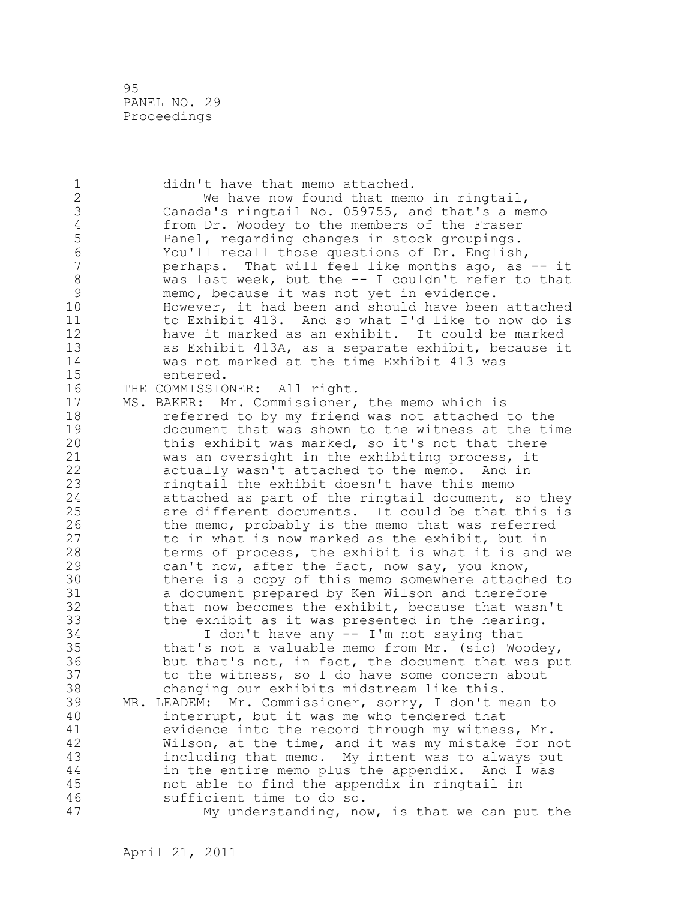didn't have that memo attached.

We have now found that memo in ringtail, Canada's ringtail No. 059755, and that's a memo from Dr. Woodey to the members of the Fraser Panel, regarding changes in stock groupings. You'll recall those questions of Dr. English, perhaps. That will feel like months ago, as -- it was last week, but the -- I couldn't refer to that memo, because it was not yet in evidence. However, it had been and should have been attached to Exhibit 413. And so what I'd like to now do is have it marked as an exhibit. It could be marked as Exhibit 413A, as a separate exhibit, because it was not marked at the time Exhibit 413 was entered.

THE COMMISSIONER: All right.

MS. BAKER: Mr. Commissioner, the memo which is referred to by my friend was not attached to the document that was shown to the witness at the time this exhibit was marked, so it's not that there was an oversight in the exhibiting process, it actually wasn't attached to the memo. And in ringtail the exhibit doesn't have this memo attached as part of the ringtail document, so they are different documents. It could be that this is the memo, probably is the memo that was referred to in what is now marked as the exhibit, but in terms of process, the exhibit is what it is and we can't now, after the fact, now say, you know, there is a copy of this memo somewhere attached to a document prepared by Ken Wilson and therefore that now becomes the exhibit, because that wasn't the exhibit as it was presented in the hearing.

I don't have any -- I'm not saying that that's not a valuable memo from Mr. (sic) Woodey, but that's not, in fact, the document that was put to the witness, so I do have some concern about changing our exhibits midstream like this.

MR. LEADEM: Mr. Commissioner, sorry, I don't mean to interrupt, but it was me who tendered that evidence into the record through my witness, Mr. Wilson, at the time, and it was my mistake for not including that memo. My intent was to always put in the entire memo plus the appendix. And I was not able to find the appendix in ringtail in sufficient time to do so.

My understanding, now, is that we can put the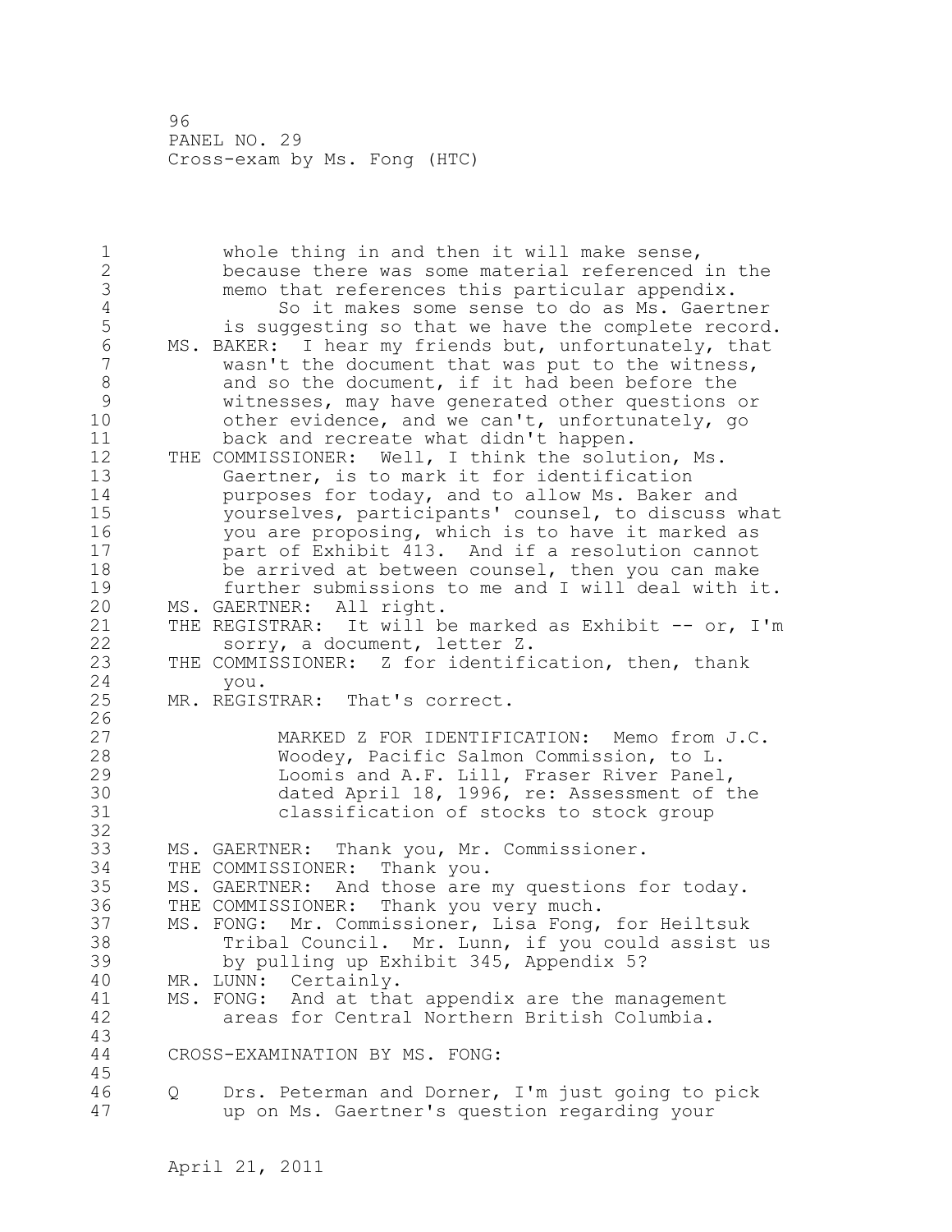whole thing in and then it will make sense, because there was some material referenced in the memo that references this particular appendix.

So it makes some sense to do as Ms. Gaertner is suggesting so that we have the complete record.

MS. BAKER: I hear my friends but, unfortunately, that wasn't the document that was put to the witness, and so the document, if it had been before the witnesses, may have generated other questions or other evidence, and we can't, unfortunately, go back and recreate what didn't happen.

THE COMMISSIONER: Well, I think the solution, Ms. Gaertner, is to mark it for identification purposes for today, and to allow Ms. Baker and yourselves, participants' counsel, to discuss what you are proposing, which is to have it marked as part of Exhibit 413. And if a resolution cannot be arrived at between counsel, then you can make further submissions to me and I will deal with it.

MS. GAERTNER: All right.

THE REGISTRAR: It will be marked as Exhibit -- or, I'm sorry, a document, letter Z.

THE COMMISSIONER: Z for identification, then, thank you.

MR. REGISTRAR: That's correct.

> MARKED Z FOR IDENTIFICATION: Memo from J.C. Woodey, Pacific Salmon Commission, to L. Loomis and A.F. Lill, Fraser River Panel, dated April 18, 1996, re: Assessment of the classification of stocks to stock group

MS. GAERTNER: Thank you, Mr. Commissioner.

THE COMMISSIONER: Thank you.

MS. GAERTNER: And those are my questions for today.

THE COMMISSIONER: Thank you very much.

MS. FONG: Mr. Commissioner, Lisa Fong, for Heiltsuk Tribal Council. Mr. Lunn, if you could assist us by pulling up Exhibit 345, Appendix 5?

MR. LUNN: Certainly.

MS. FONG: And at that appendix are the management areas for Central Northern British Columbia.

CROSS-EXAMINATION BY MS. FONG:

Q Drs. Peterman and Dorner, I'm just going to pick up on Ms. Gaertner's question regarding your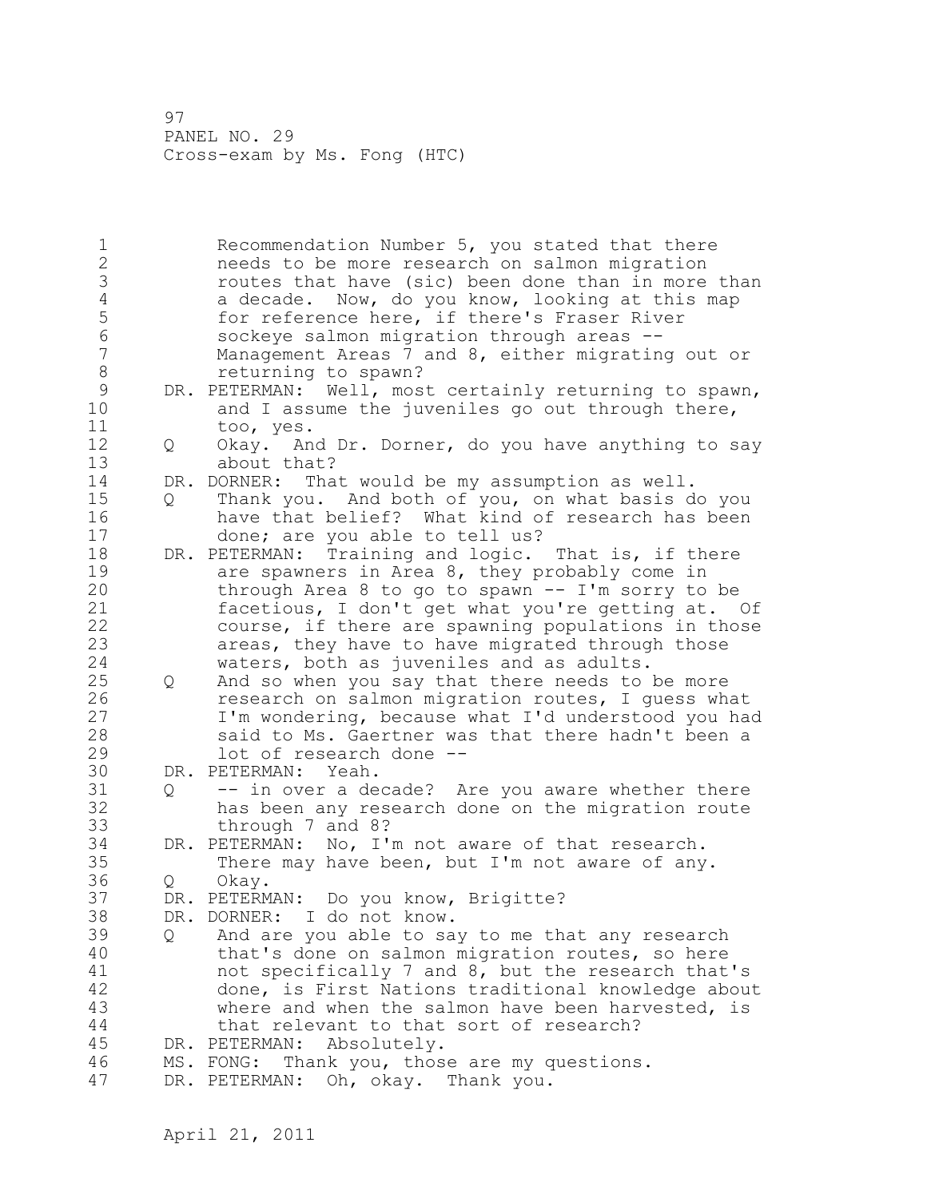Recommendation Number 5, you stated that there needs to be more research on salmon migration routes that have (sic) been done than in more than a decade. Now, do you know, looking at this map for reference here, if there's Fraser River sockeye salmon migration through areas -- Management Areas 7 and 8, either migrating out or returning to spawn?

DR. PETERMAN: Well, most certainly returning to spawn, and I assume the juveniles go out through there, too, yes.

Q Okay. And Dr. Dorner, do you have anything to say about that?

DR. DORNER: That would be my assumption as well.

Q Thank you. And both of you, on what basis do you have that belief? What kind of research has been done; are you able to tell us?

DR. PETERMAN: Training and logic. That is, if there are spawners in Area 8, they probably come in through Area 8 to go to spawn -- I'm sorry to be facetious, I don't get what you're getting at. Of course, if there are spawning populations in those areas, they have to have migrated through those waters, both as juveniles and as adults.

Q And so when you say that there needs to be more research on salmon migration routes, I guess what I'm wondering, because what I'd understood you had said to Ms. Gaertner was that there hadn't been a lot of research done --

DR. PETERMAN: Yeah.

Q -- in over a decade? Are you aware whether there has been any research done on the migration route through 7 and 8?

DR. PETERMAN: No, I'm not aware of that research. There may have been, but I'm not aware of any.

Q Okay.

DR. PETERMAN: Do you know, Brigitte?

DR. DORNER: I do not know.

Q And are you able to say to me that any research that's done on salmon migration routes, so here not specifically 7 and 8, but the research that's done, is First Nations traditional knowledge about where and when the salmon have been harvested, is that relevant to that sort of research?

DR. PETERMAN: Absolutely.

MS. FONG: Thank you, those are my questions.

DR. PETERMAN: Oh, okay. Thank you.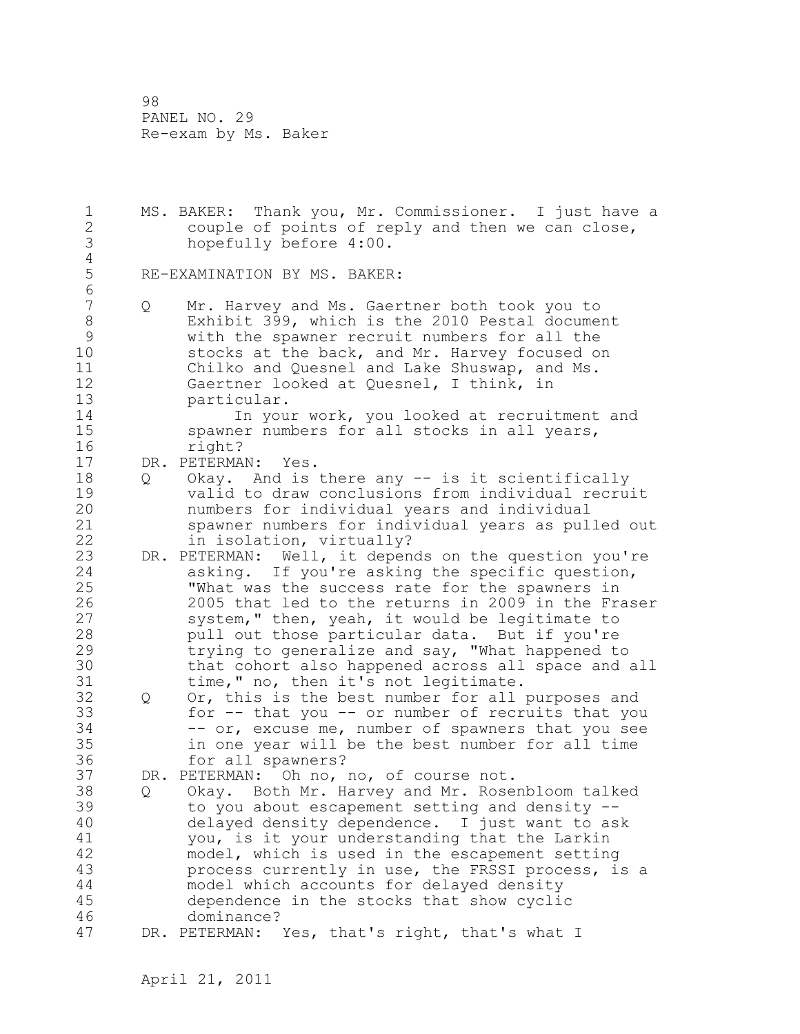MS. BAKER: Thank you, Mr. Commissioner. I just have a couple of points of reply and then we can close, hopefully before 4:00.

RE-EXAMINATION BY MS. BAKER:

Q Mr. Harvey and Ms. Gaertner both took you to Exhibit 399, which is the 2010 Pestal document with the spawner recruit numbers for all the stocks at the back, and Mr. Harvey focused on Chilko and Quesnel and Lake Shuswap, and Ms. Gaertner looked at Quesnel, I think, in particular.

In your work, you looked at recruitment and spawner numbers for all stocks in all years, right?

DR. PETERMAN: Yes.

Q Okay. And is there any -- is it scientifically valid to draw conclusions from individual recruit numbers for individual years and individual spawner numbers for individual years as pulled out in isolation, virtually?

DR. PETERMAN: Well, it depends on the question you're asking. If you're asking the specific question, "What was the success rate for the spawners in 2005 that led to the returns in 2009 in the Fraser system," then, yeah, it would be legitimate to pull out those particular data. But if you're trying to generalize and say, "What happened to that cohort also happened across all space and all time," no, then it's not legitimate.

Q Or, this is the best number for all purposes and for -- that you -- or number of recruits that you -- or, excuse me, number of spawners that you see in one year will be the best number for all time for all spawners?

DR. PETERMAN: Oh no, no, of course not.

Q Okay. Both Mr. Harvey and Mr. Rosenbloom talked to you about escapement setting and density -- delayed density dependence. I just want to ask you, is it your understanding that the Larkin model, which is used in the escapement setting process currently in use, the FRSSI process, is a model which accounts for delayed density dependence in the stocks that show cyclic dominance?

DR. PETERMAN: Yes, that's right, that's what I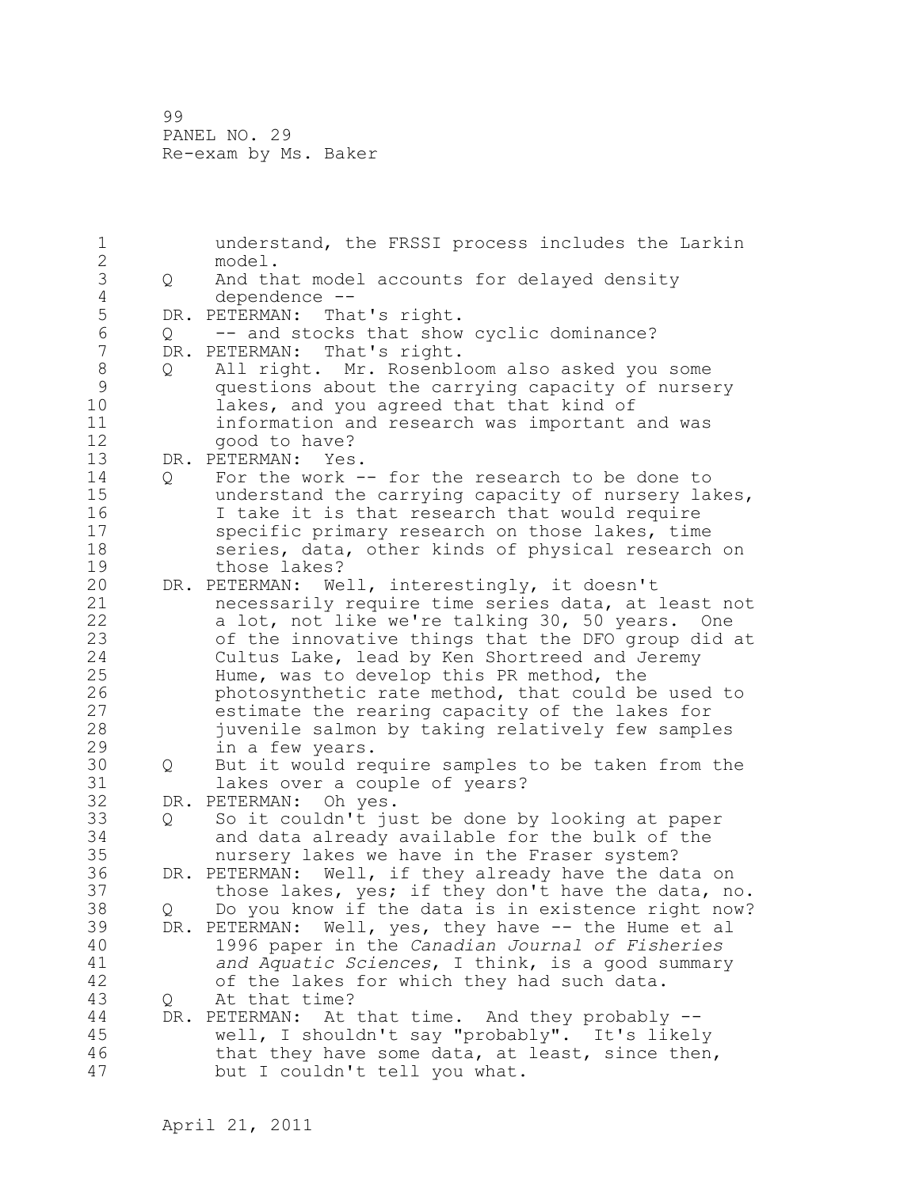understand, the FRSSI process includes the Larkin model.

Q And that model accounts for delayed density dependence --

DR. PETERMAN: That's right.

Q -- and stocks that show cyclic dominance?

DR. PETERMAN: That's right.

Q All right. Mr. Rosenbloom also asked you some questions about the carrying capacity of nursery lakes, and you agreed that that kind of information and research was important and was good to have?

DR. PETERMAN: Yes.

Q For the work -- for the research to be done to understand the carrying capacity of nursery lakes, I take it is that research that would require specific primary research on those lakes, time series, data, other kinds of physical research on those lakes?

DR. PETERMAN: Well, interestingly, it doesn't necessarily require time series data, at least not a lot, not like we're talking 30, 50 years. One of the innovative things that the DFO group did at Cultus Lake, lead by Ken Shortreed and Jeremy Hume, was to develop this PR method, the photosynthetic rate method, that could be used to estimate the rearing capacity of the lakes for juvenile salmon by taking relatively few samples in a few years.

Q But it would require samples to be taken from the lakes over a couple of years?

DR. PETERMAN: Oh yes.

Q So it couldn't just be done by looking at paper and data already available for the bulk of the nursery lakes we have in the Fraser system?

DR. PETERMAN: Well, if they already have the data on those lakes, yes; if they don't have the data, no.

Q Do you know if the data is in existence right now?

DR. PETERMAN: Well, yes, they have -- the Hume et al 1996 paper in the *Canadian Journal of Fisheries and Aquatic Sciences*, I think, is a good summary of the lakes for which they had such data.

Q At that time?

DR. PETERMAN: At that time. And they probably -- well, I shouldn't say "probably". It's likely that they have some data, at least, since then, but I couldn't tell you what.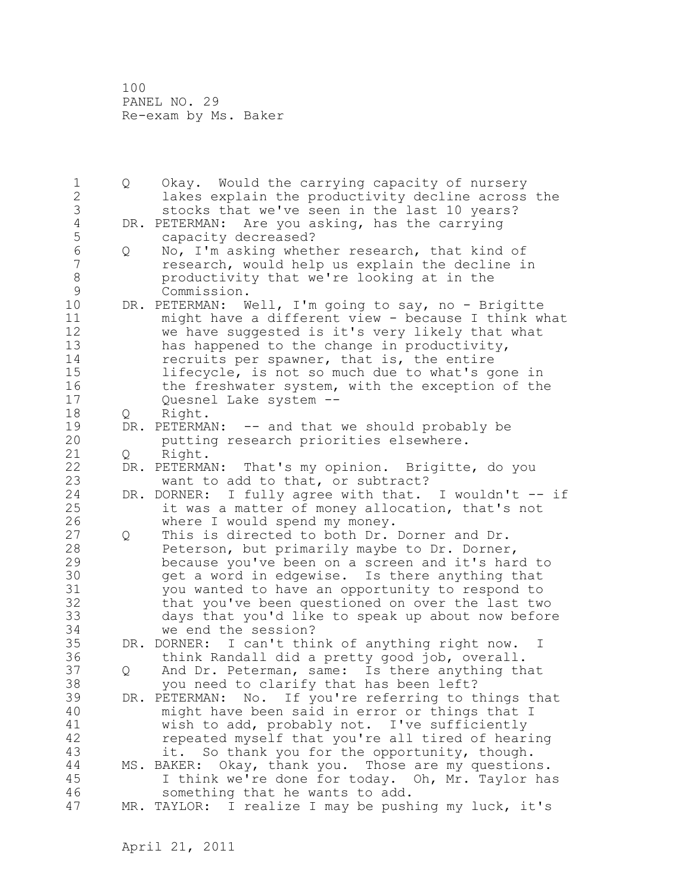Q Okay. Would the carrying capacity of nursery lakes explain the productivity decline across the stocks that we've seen in the last 10 years?

DR. PETERMAN: Are you asking, has the carrying capacity decreased?

Q No, I'm asking whether research, that kind of research, would help us explain the decline in productivity that we're looking at in the Commission.

DR. PETERMAN: Well, I'm going to say, no - Brigitte might have a different view - because I think what we have suggested is it's very likely that what has happened to the change in productivity, recruits per spawner, that is, the entire lifecycle, is not so much due to what's gone in the freshwater system, with the exception of the Quesnel Lake system --

Q Right.

DR. PETERMAN: -- and that we should probably be putting research priorities elsewhere.

Q Right.

DR. PETERMAN: That's my opinion. Brigitte, do you want to add to that, or subtract?

DR. DORNER: I fully agree with that. I wouldn't -- if it was a matter of money allocation, that's not where I would spend my money.

Q This is directed to both Dr. Dorner and Dr. Peterson, but primarily maybe to Dr. Dorner, because you've been on a screen and it's hard to get a word in edgewise. Is there anything that you wanted to have an opportunity to respond to that you've been questioned on over the last two days that you'd like to speak up about now before we end the session?

DR. DORNER: I can't think of anything right now. I think Randall did a pretty good job, overall.

Q And Dr. Peterman, same: Is there anything that you need to clarify that has been left?

DR. PETERMAN: No. If you're referring to things that might have been said in error or things that I wish to add, probably not. I've sufficiently repeated myself that you're all tired of hearing it. So thank you for the opportunity, though.

MS. BAKER: Okay, thank you. Those are my questions. I think we're done for today. Oh, Mr. Taylor has something that he wants to add.

MR. TAYLOR: I realize I may be pushing my luck, it's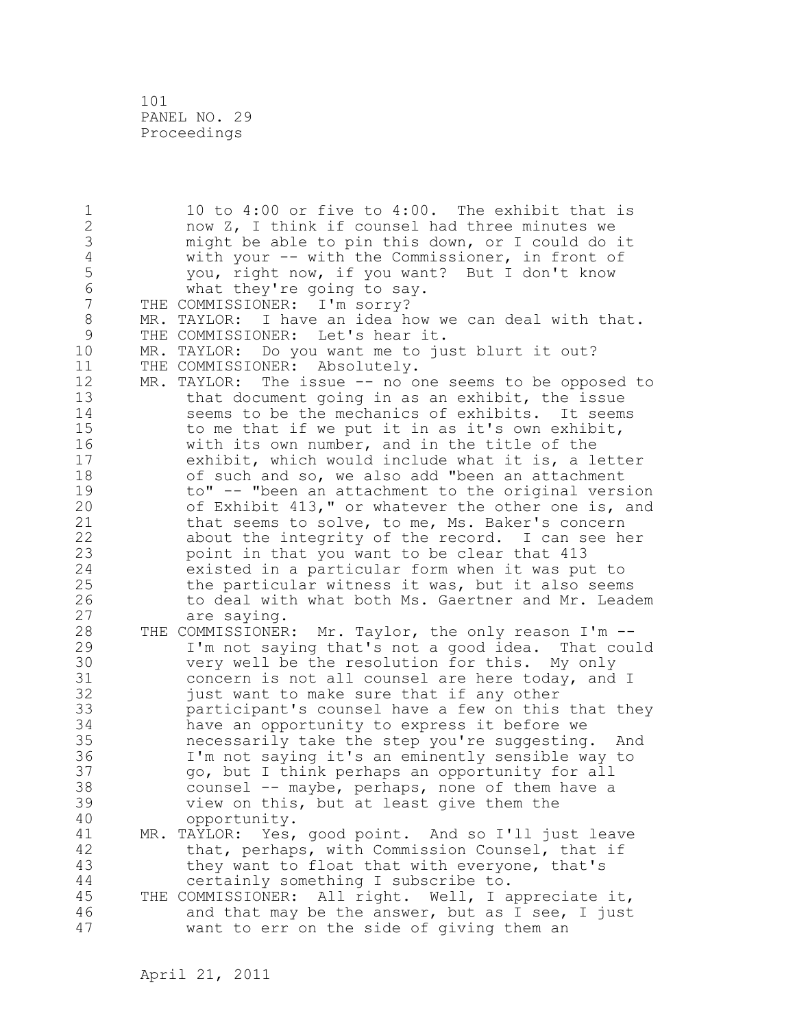10 to 4:00 or five to 4:00. The exhibit that is now Z, I think if counsel had three minutes we might be able to pin this down, or I could do it with your -- with the Commissioner, in front of you, right now, if you want? But I don't know what they're going to say.

THE COMMISSIONER: I'm sorry?

MR. TAYLOR: I have an idea how we can deal with that.

THE COMMISSIONER: Let's hear it.

MR. TAYLOR: Do you want me to just blurt it out?

THE COMMISSIONER: Absolutely.

MR. TAYLOR: The issue -- no one seems to be opposed to that document going in as an exhibit, the issue seems to be the mechanics of exhibits. It seems to me that if we put it in as it's own exhibit, with its own number, and in the title of the exhibit, which would include what it is, a letter of such and so, we also add "been an attachment to" -- "been an attachment to the original version of Exhibit 413," or whatever the other one is, and that seems to solve, to me, Ms. Baker's concern about the integrity of the record. I can see her point in that you want to be clear that 413 existed in a particular form when it was put to the particular witness it was, but it also seems to deal with what both Ms. Gaertner and Mr. Leadem are saying.

THE COMMISSIONER: Mr. Taylor, the only reason I'm -- I'm not saying that's not a good idea. That could very well be the resolution for this. My only concern is not all counsel are here today, and I just want to make sure that if any other participant's counsel have a few on this that they have an opportunity to express it before we necessarily take the step you're suggesting. And I'm not saying it's an eminently sensible way to go, but I think perhaps an opportunity for all counsel -- maybe, perhaps, none of them have a view on this, but at least give them the opportunity.

MR. TAYLOR: Yes, good point. And so I'll just leave that, perhaps, with Commission Counsel, that if they want to float that with everyone, that's certainly something I subscribe to.

THE COMMISSIONER: All right. Well, I appreciate it, and that may be the answer, but as I see, I just want to err on the side of giving them an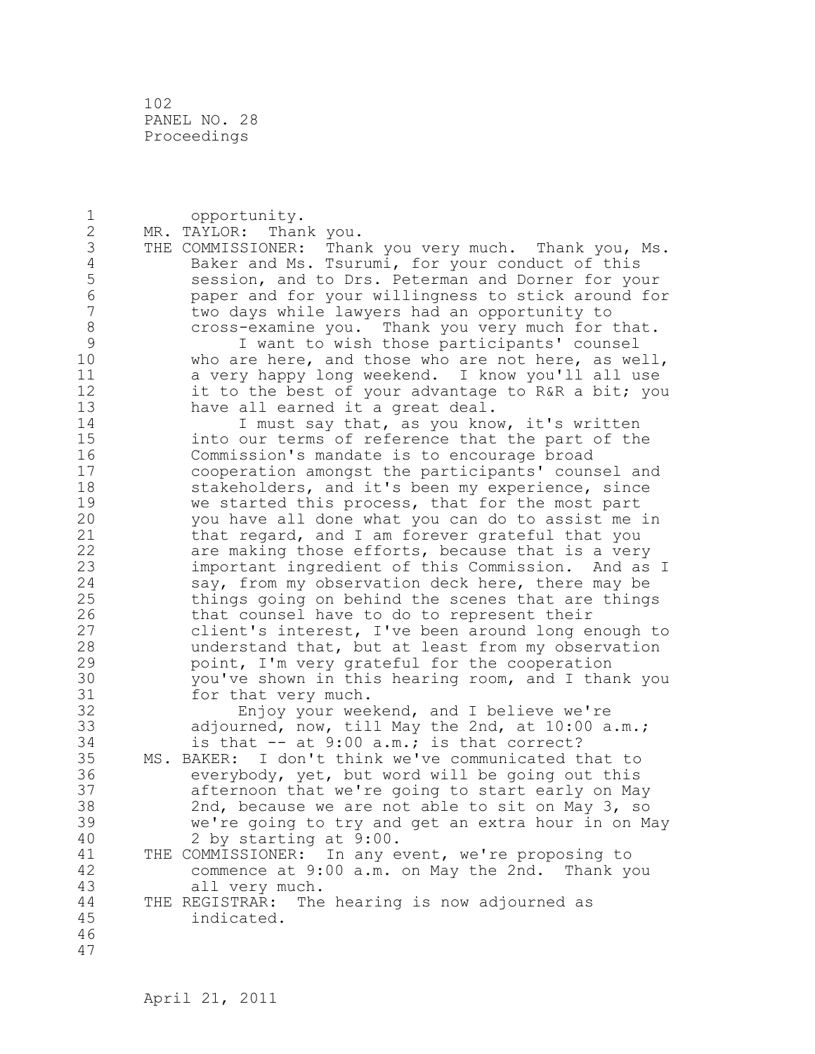opportunity.

MR. TAYLOR: Thank you.

THE COMMISSIONER: Thank you very much. Thank you, Ms. Baker and Ms. Tsurumi, for your conduct of this session, and to Drs. Peterman and Dorner for your paper and for your willingness to stick around for two days while lawyers had an opportunity to cross-examine you. Thank you very much for that.

I want to wish those participants' counsel who are here, and those who are not here, as well, a very happy long weekend. I know you'll all use it to the best of your advantage to R&R a bit; you have all earned it a great deal.

I must say that, as you know, it's written into our terms of reference that the part of the Commission's mandate is to encourage broad cooperation amongst the participants' counsel and stakeholders, and it's been my experience, since we started this process, that for the most part you have all done what you can do to assist me in that regard, and I am forever grateful that you are making those efforts, because that is a very important ingredient of this Commission. And as I say, from my observation deck here, there may be things going on behind the scenes that are things that counsel have to do to represent their client's interest, I've been around long enough to understand that, but at least from my observation point, I'm very grateful for the cooperation you've shown in this hearing room, and I thank you for that very much.

Enjoy your weekend, and I believe we're adjourned, now, till May the 2nd, at 10:00 a.m.; is that -- at 9:00 a.m.; is that correct?

MS. BAKER: I don't think we've communicated that to everybody, yet, but word will be going out this afternoon that we're going to start early on May 2nd, because we are not able to sit on May 3, so we're going to try and get an extra hour in on May 2 by starting at 9:00.

THE COMMISSIONER: In any event, we're proposing to commence at 9:00 a.m. on May the 2nd. Thank you all very much.

THE REGISTRAR: The hearing is now adjourned as indicated.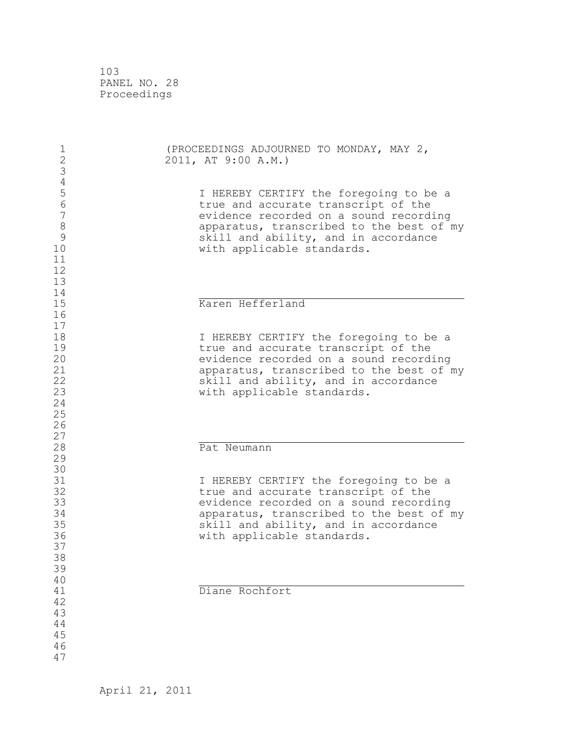(PROCEEDINGS ADJOURNED TO MONDAY, MAY 2, 2011, AT 9:00 A.M.)

I HEREBY CERTIFY the foregoing to be a true and accurate transcript of the evidence recorded on a sound recording apparatus, transcribed to the best of my skill and ability, and in accordance with applicable standards.

Karen Hefferland

I HEREBY CERTIFY the foregoing to be a true and accurate transcript of the evidence recorded on a sound recording apparatus, transcribed to the best of my skill and ability, and in accordance with applicable standards.

Pat Neumann

I HEREBY CERTIFY the foregoing to be a true and accurate transcript of the evidence recorded on a sound recording apparatus, transcribed to the best of my skill and ability, and in accordance with applicable standards.

Diane Rochfort